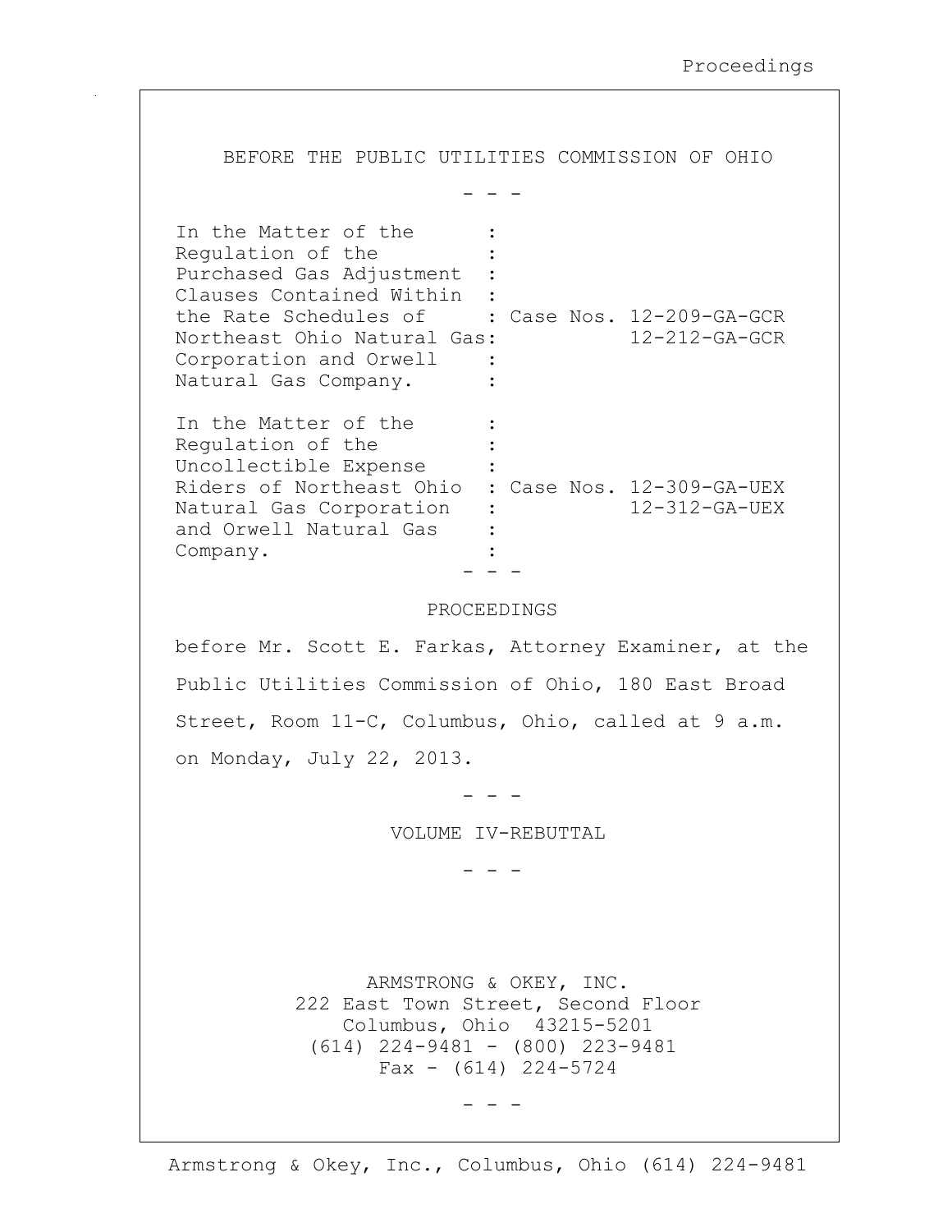BEFORE THE PUBLIC UTILITIES COMMISSION OF OHIO

\- - -

In the Matter of the Regulation of the Purchased Gas Adjustment Clauses Contained Within the Rate Schedules of Northeast Ohio Natural Gas Corporation and Orwell Natural Gas Company. : Case Nos. 12-209-GA-GCR, 12-212-GA-GCR

In the Matter of the Regulation of the Uncollectible Expense Riders of Northeast Ohio Natural Gas Corporation and Orwell Natural Gas Company. : Case Nos. 12-309-GA-UEX, 12-312-GA-UEX

\- - -

PROCEEDINGS

before Mr. Scott E. Farkas, Attorney Examiner, at the Public Utilities Commission of Ohio, 180 East Broad Street, Room 11-C, Columbus, Ohio, called at 9 a.m. on Monday, July 22, 2013.

\- - -

VOLUME IV-REBUTTAL

\- - -

ARMSTRONG & OKEY, INC.
222 East Town Street, Second Floor
Columbus, Ohio 43215-5201
(614) 224-9481 - (800) 223-9481
Fax - (614) 224-5724

\- - -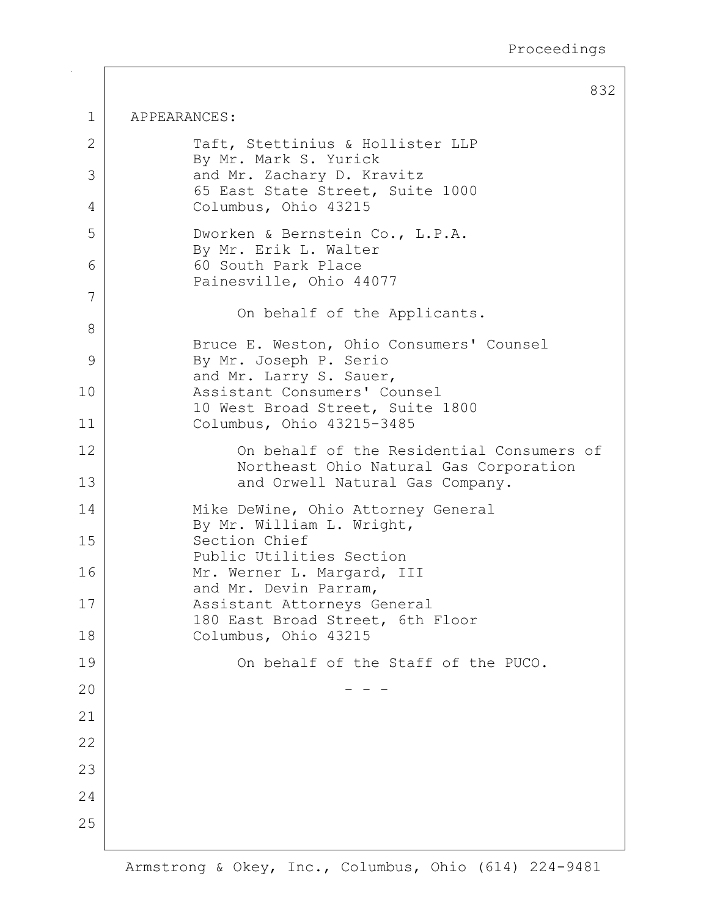APPEARANCES:

Taft, Stettinius & Hollister LLP
By Mr. Mark S. Yurick
and Mr. Zachary D. Kravitz
65 East State Street, Suite 1000
Columbus, Ohio 43215

Dworken & Bernstein Co., L.P.A.
By Mr. Erik L. Walter
60 South Park Place
Painesville, Ohio 44077

On behalf of the Applicants.

Bruce E. Weston, Ohio Consumers' Counsel
By Mr. Joseph P. Serio
and Mr. Larry S. Sauer,
Assistant Consumers' Counsel
10 West Broad Street, Suite 1800
Columbus, Ohio 43215-3485

On behalf of the Residential Consumers of Northeast Ohio Natural Gas Corporation and Orwell Natural Gas Company.

Mike DeWine, Ohio Attorney General
By Mr. William L. Wright,
Section Chief
Public Utilities Section
Mr. Werner L. Margard, III
and Mr. Devin Parram,
Assistant Attorneys General
180 East Broad Street, 6th Floor
Columbus, Ohio 43215

On behalf of the Staff of the PUCO.

- - -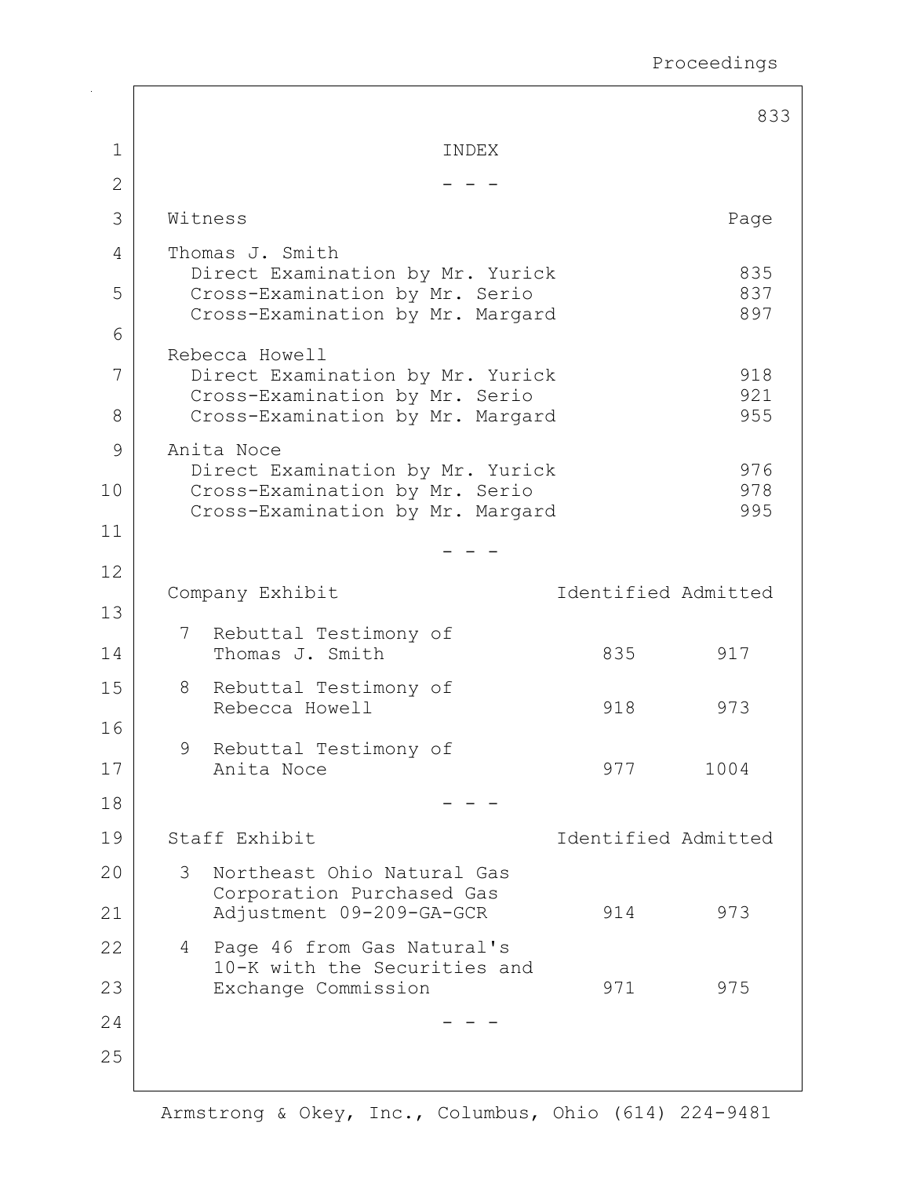# INDEX

- - -

| Witness | Page |
|---|---|
| **Thomas J. Smith** | |
| Direct Examination by Mr. Yurick | 835 |
| Cross-Examination by Mr. Serio | 837 |
| Cross-Examination by Mr. Margard | 897 |
| **Rebecca Howell** | |
| Direct Examination by Mr. Yurick | 918 |
| Cross-Examination by Mr. Serio | 921 |
| Cross-Examination by Mr. Margard | 955 |
| **Anita Noce** | |
| Direct Examination by Mr. Yurick | 976 |
| Cross-Examination by Mr. Serio | 978 |
| Cross-Examination by Mr. Margard | 995 |

- - -

| Company Exhibit | Identified | Admitted |
|---|---|---|
| 7 Rebuttal Testimony of Thomas J. Smith | 835 | 917 |
| 8 Rebuttal Testimony of Rebecca Howell | 918 | 973 |
| 9 Rebuttal Testimony of Anita Noce | 977 | 1004 |

- - -

| Staff Exhibit | Identified | Admitted |
|---|---|---|
| 3 Northeast Ohio Natural Gas Corporation Purchased Gas Adjustment 09-209-GA-GCR | 914 | 973 |
| 4 Page 46 from Gas Natural's 10-K with the Securities and Exchange Commission | 971 | 975 |

- - -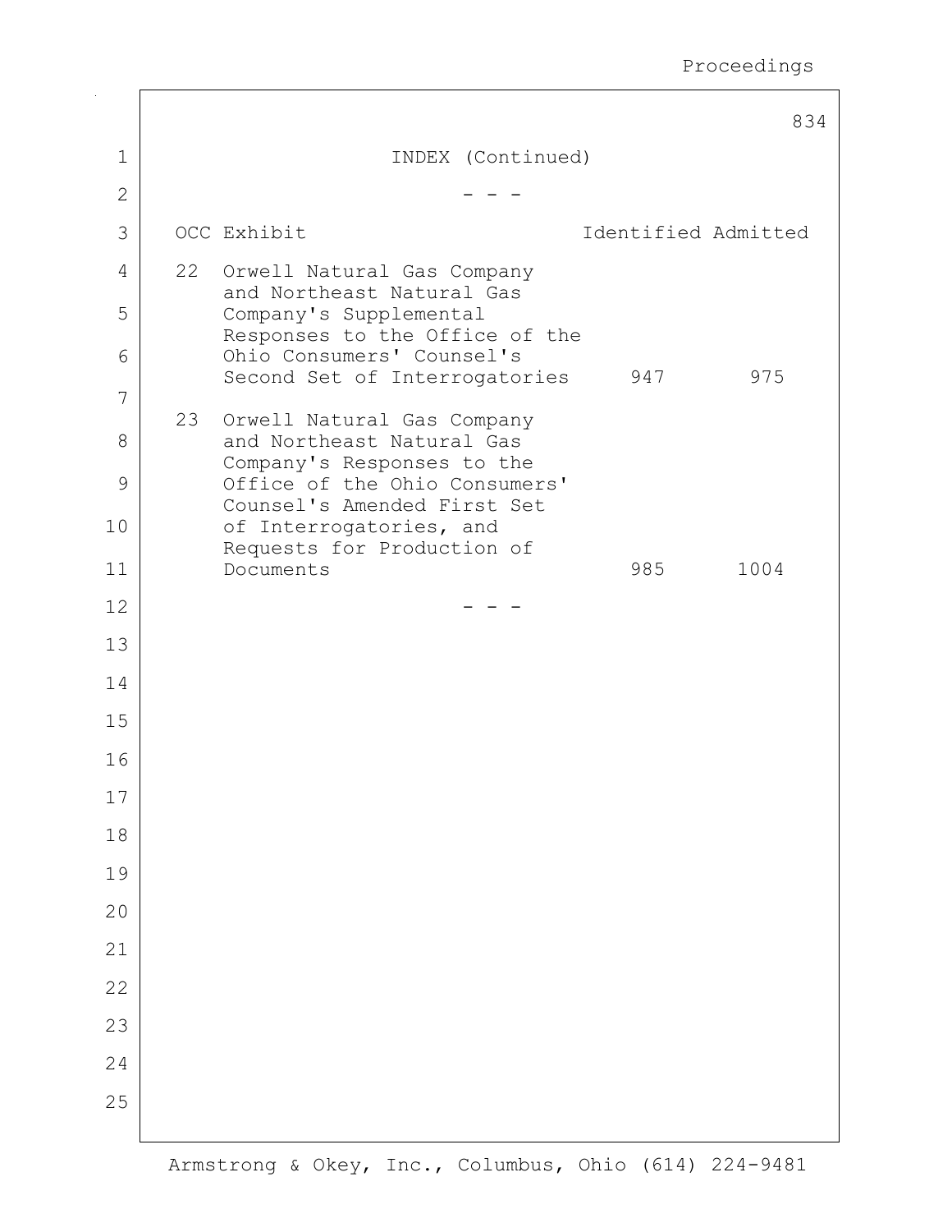INDEX (Continued)

- - -

| OCC Exhibit | | Identified | Admitted |
|---|---|---|---|
| 22 | Orwell Natural Gas Company and Northeast Natural Gas Company's Supplemental Responses to the Office of the Ohio Consumers' Counsel's Second Set of Interrogatories | 947 | 975 |
| 23 | Orwell Natural Gas Company and Northeast Natural Gas Company's Responses to the Office of the Ohio Consumers' Counsel's Amended First Set of Interrogatories, and Requests for Production of Documents | 985 | 1004 |

- - -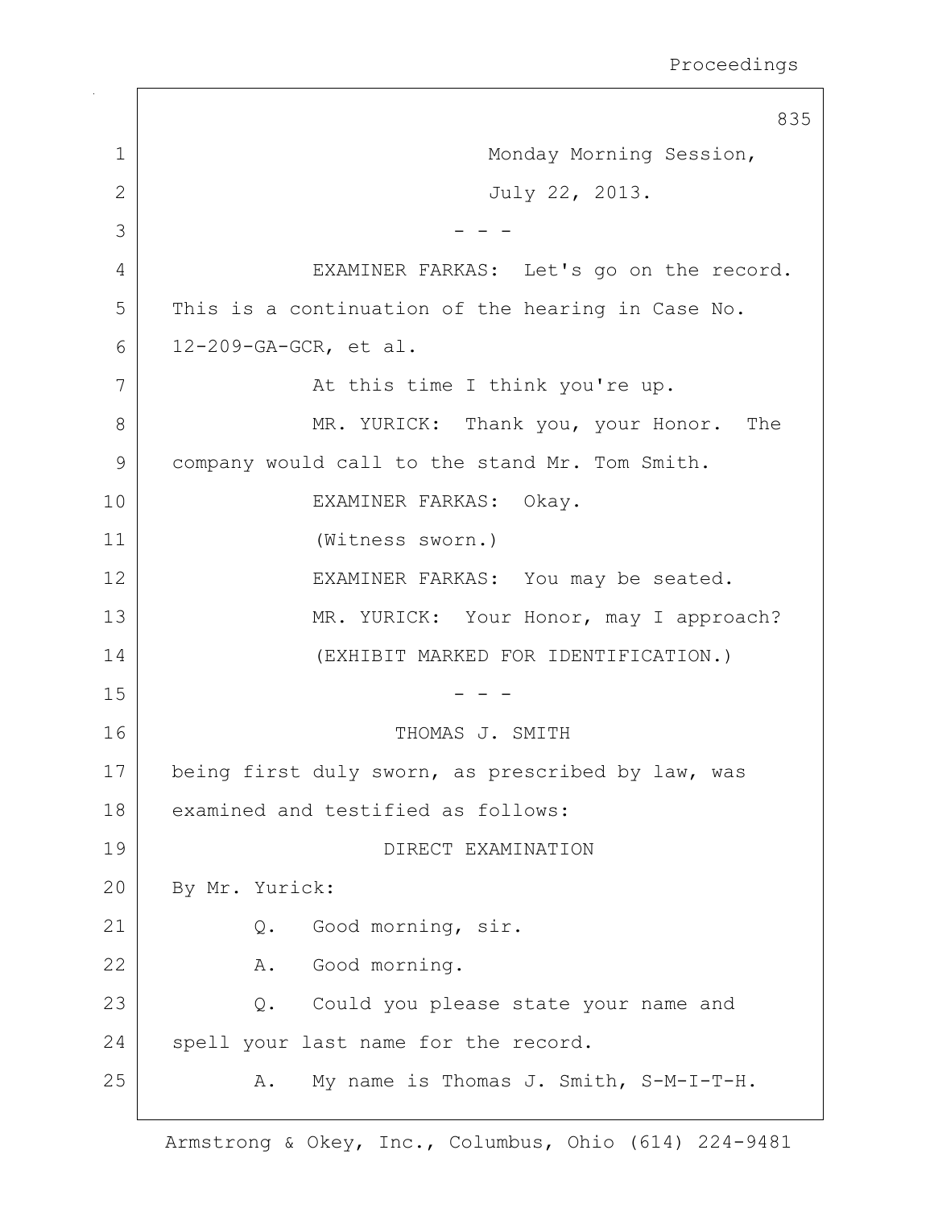Monday Morning Session,

July 22, 2013.

\- - -

EXAMINER FARKAS: Let's go on the record. This is a continuation of the hearing in Case No. 12-209-GA-GCR, et al.

At this time I think you're up.

MR. YURICK: Thank you, your Honor. The company would call to the stand Mr. Tom Smith.

EXAMINER FARKAS: Okay.

(Witness sworn.)

EXAMINER FARKAS: You may be seated.

MR. YURICK: Your Honor, may I approach?

(EXHIBIT MARKED FOR IDENTIFICATION.)

\- - -

THOMAS J. SMITH

being first duly sworn, as prescribed by law, was examined and testified as follows:

DIRECT EXAMINATION

By Mr. Yurick:

Q. Good morning, sir.

A. Good morning.

Q. Could you please state your name and spell your last name for the record.

A. My name is Thomas J. Smith, S-M-I-T-H.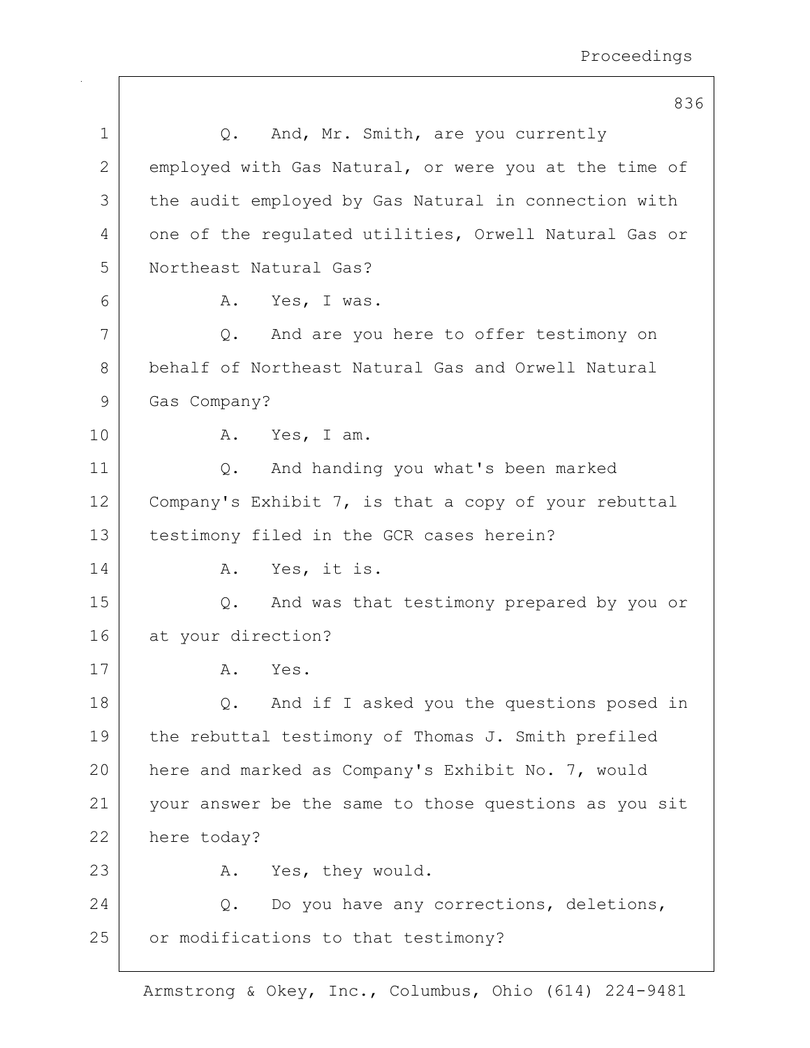Q. And, Mr. Smith, are you currently employed with Gas Natural, or were you at the time of the audit employed by Gas Natural in connection with one of the regulated utilities, Orwell Natural Gas or Northeast Natural Gas?

A. Yes, I was.

Q. And are you here to offer testimony on behalf of Northeast Natural Gas and Orwell Natural Gas Company?

A. Yes, I am.

Q. And handing you what's been marked Company's Exhibit 7, is that a copy of your rebuttal testimony filed in the GCR cases herein?

A. Yes, it is.

Q. And was that testimony prepared by you or at your direction?

A. Yes.

Q. And if I asked you the questions posed in the rebuttal testimony of Thomas J. Smith prefiled here and marked as Company's Exhibit No. 7, would your answer be the same to those questions as you sit here today?

A. Yes, they would.

Q. Do you have any corrections, deletions, or modifications to that testimony?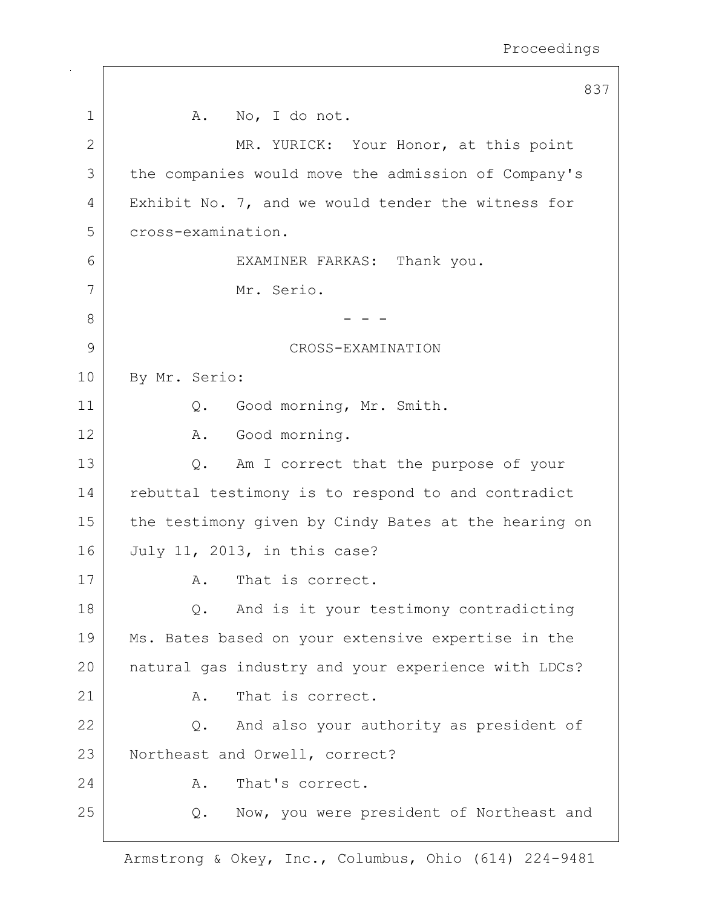A. No, I do not.

MR. YURICK: Your Honor, at this point the companies would move the admission of Company's Exhibit No. 7, and we would tender the witness for cross-examination.

EXAMINER FARKAS: Thank you.

Mr. Serio.

- - -

CROSS-EXAMINATION

By Mr. Serio:

Q. Good morning, Mr. Smith.

A. Good morning.

Q. Am I correct that the purpose of your rebuttal testimony is to respond to and contradict the testimony given by Cindy Bates at the hearing on July 11, 2013, in this case?

A. That is correct.

Q. And is it your testimony contradicting Ms. Bates based on your extensive expertise in the natural gas industry and your experience with LDCs?

A. That is correct.

Q. And also your authority as president of Northeast and Orwell, correct?

A. That's correct.

Q. Now, you were president of Northeast and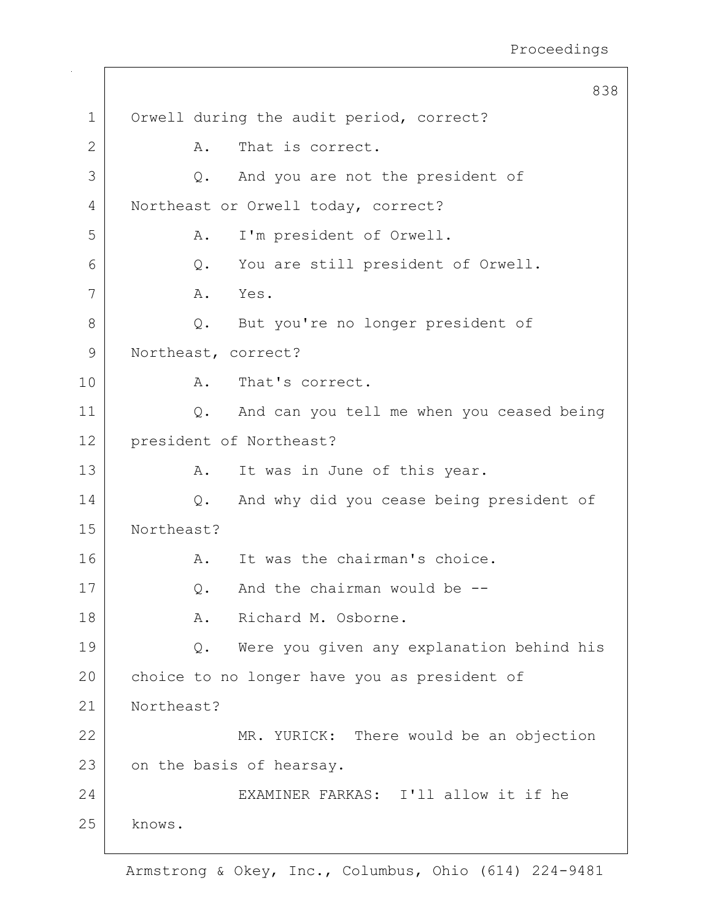Orwell during the audit period, correct?

A. That is correct.

Q. And you are not the president of Northeast or Orwell today, correct?

A. I'm president of Orwell.

Q. You are still president of Orwell.

A. Yes.

Q. But you're no longer president of Northeast, correct?

A. That's correct.

Q. And can you tell me when you ceased being president of Northeast?

A. It was in June of this year.

Q. And why did you cease being president of Northeast?

A. It was the chairman's choice.

Q. And the chairman would be --

A. Richard M. Osborne.

Q. Were you given any explanation behind his choice to no longer have you as president of Northeast?

MR. YURICK: There would be an objection on the basis of hearsay.

EXAMINER FARKAS: I'll allow it if he knows.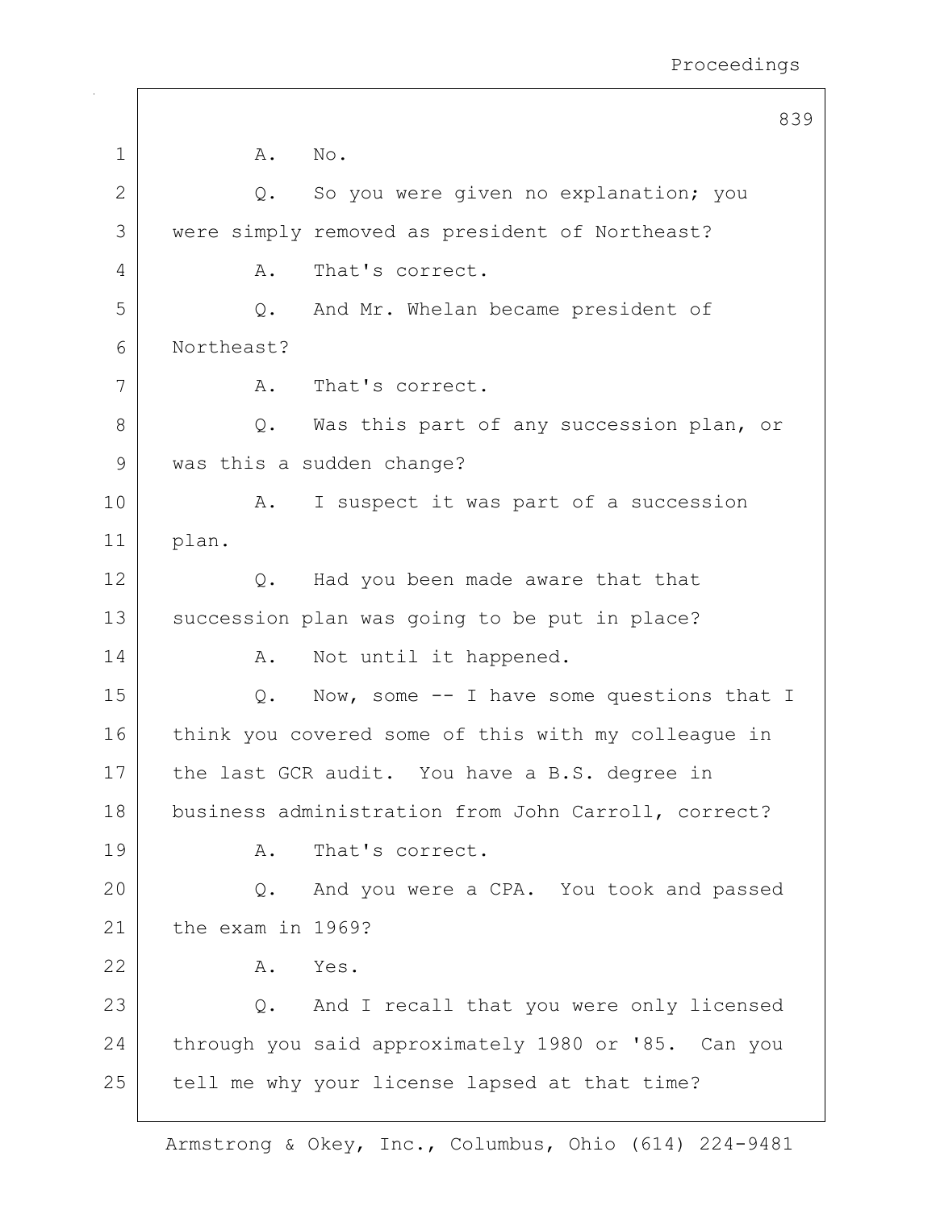A. No.

Q. So you were given no explanation; you were simply removed as president of Northeast?

A. That's correct.

Q. And Mr. Whelan became president of Northeast?

A. That's correct.

Q. Was this part of any succession plan, or was this a sudden change?

A. I suspect it was part of a succession plan.

Q. Had you been made aware that that succession plan was going to be put in place?

A. Not until it happened.

Q. Now, some -- I have some questions that I think you covered some of this with my colleague in the last GCR audit. You have a B.S. degree in business administration from John Carroll, correct?

A. That's correct.

Q. And you were a CPA. You took and passed the exam in 1969?

A. Yes.

Q. And I recall that you were only licensed through you said approximately 1980 or '85. Can you tell me why your license lapsed at that time?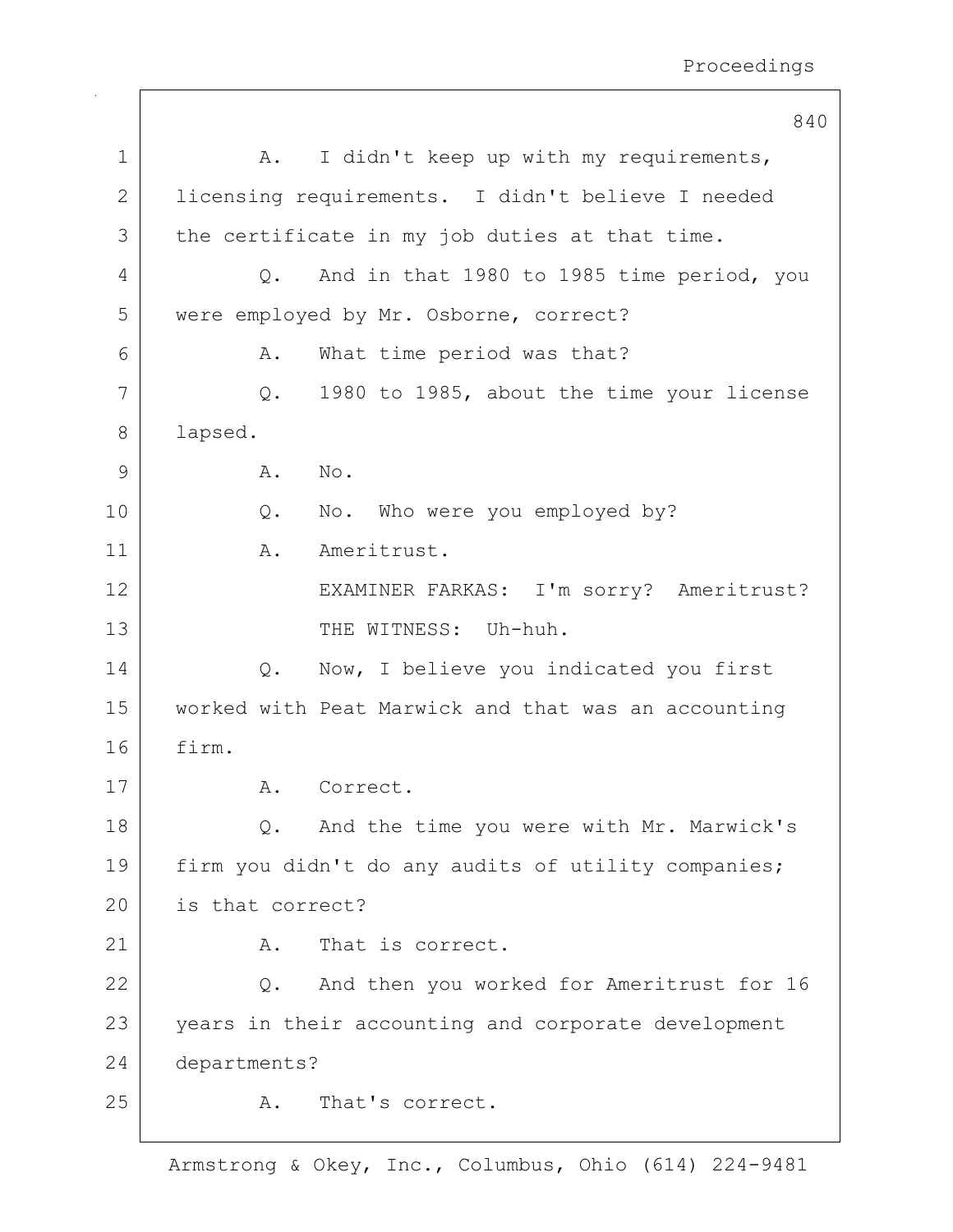A. I didn't keep up with my requirements, licensing requirements. I didn't believe I needed the certificate in my job duties at that time.

Q. And in that 1980 to 1985 time period, you were employed by Mr. Osborne, correct?

A. What time period was that?

Q. 1980 to 1985, about the time your license lapsed.

A. No.

Q. No. Who were you employed by?

A. Ameritrust.

EXAMINER FARKAS: I'm sorry? Ameritrust?

THE WITNESS: Uh-huh.

Q. Now, I believe you indicated you first worked with Peat Marwick and that was an accounting firm.

A. Correct.

Q. And the time you were with Mr. Marwick's firm you didn't do any audits of utility companies; is that correct?

A. That is correct.

Q. And then you worked for Ameritrust for 16 years in their accounting and corporate development departments?

A. That's correct.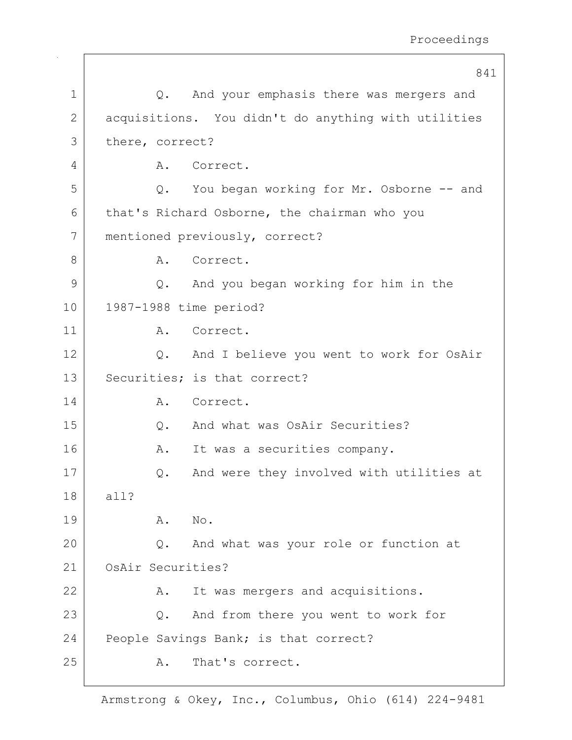Q. And your emphasis there was mergers and acquisitions. You didn't do anything with utilities there, correct?

A. Correct.

Q. You began working for Mr. Osborne -- and that's Richard Osborne, the chairman who you mentioned previously, correct?

A. Correct.

Q. And you began working for him in the 1987-1988 time period?

A. Correct.

Q. And I believe you went to work for OsAir Securities; is that correct?

A. Correct.

Q. And what was OsAir Securities?

A. It was a securities company.

Q. And were they involved with utilities at all?

A. No.

Q. And what was your role or function at OsAir Securities?

A. It was mergers and acquisitions.

Q. And from there you went to work for People Savings Bank; is that correct?

A. That's correct.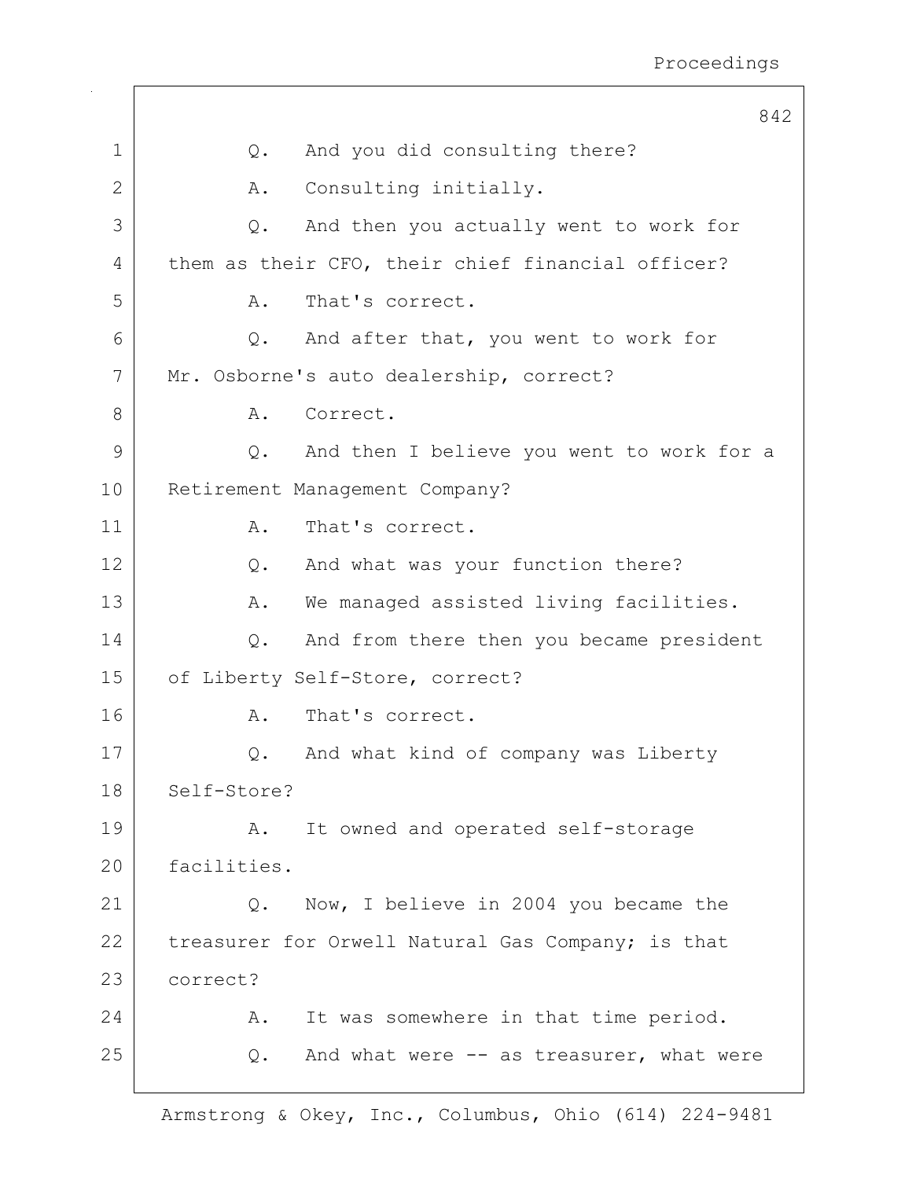Q. And you did consulting there?

A. Consulting initially.

Q. And then you actually went to work for them as their CFO, their chief financial officer?

A. That's correct.

Q. And after that, you went to work for Mr. Osborne's auto dealership, correct?

A. Correct.

Q. And then I believe you went to work for a Retirement Management Company?

A. That's correct.

Q. And what was your function there?

A. We managed assisted living facilities.

Q. And from there then you became president of Liberty Self-Store, correct?

A. That's correct.

Q. And what kind of company was Liberty Self-Store?

A. It owned and operated self-storage facilities.

Q. Now, I believe in 2004 you became the treasurer for Orwell Natural Gas Company; is that correct?

A. It was somewhere in that time period.

Q. And what were -- as treasurer, what were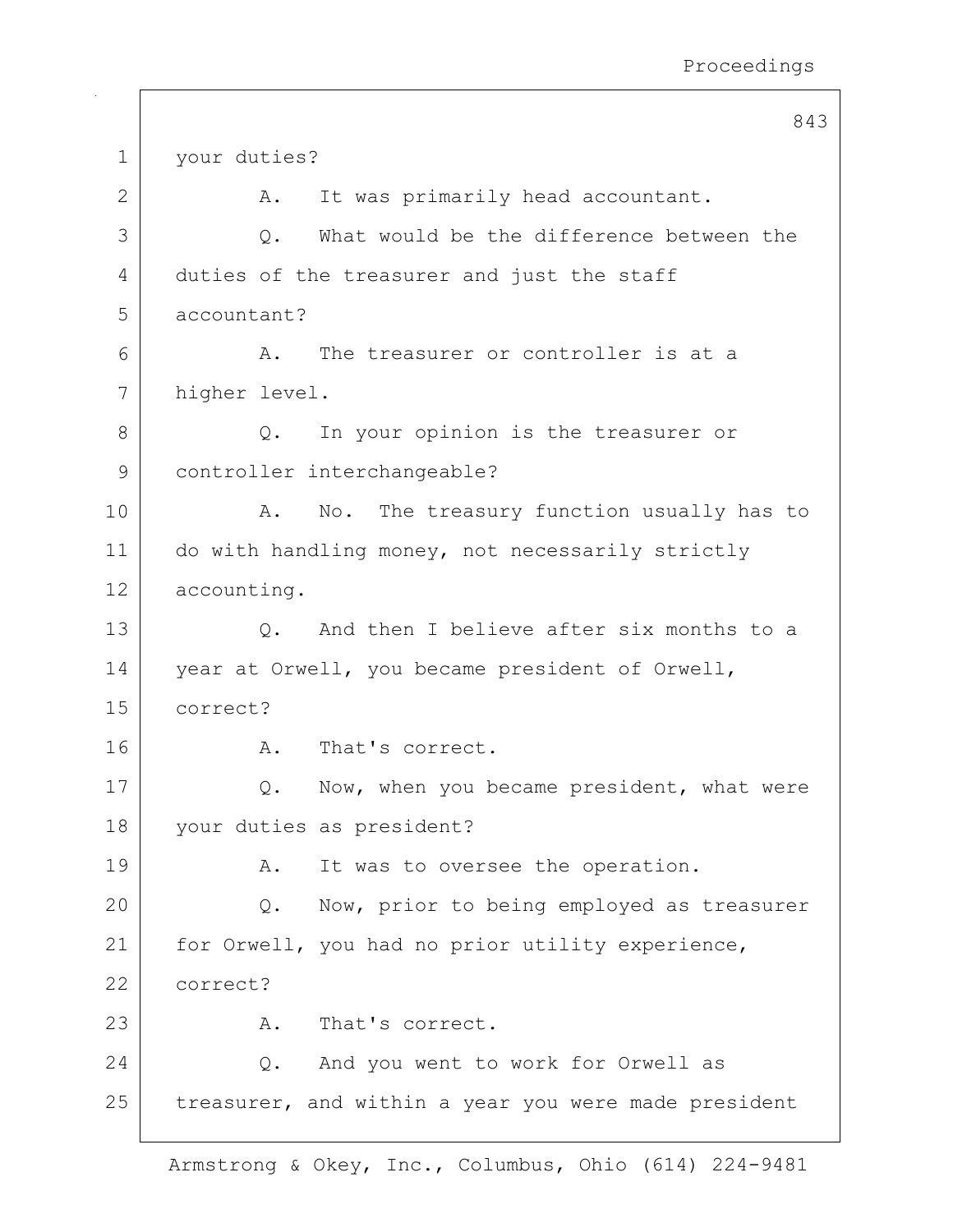your duties?

A. It was primarily head accountant.

Q. What would be the difference between the duties of the treasurer and just the staff accountant?

A. The treasurer or controller is at a higher level.

Q. In your opinion is the treasurer or controller interchangeable?

A. No. The treasury function usually has to do with handling money, not necessarily strictly accounting.

Q. And then I believe after six months to a year at Orwell, you became president of Orwell, correct?

A. That's correct.

Q. Now, when you became president, what were your duties as president?

A. It was to oversee the operation.

Q. Now, prior to being employed as treasurer for Orwell, you had no prior utility experience, correct?

A. That's correct.

Q. And you went to work for Orwell as treasurer, and within a year you were made president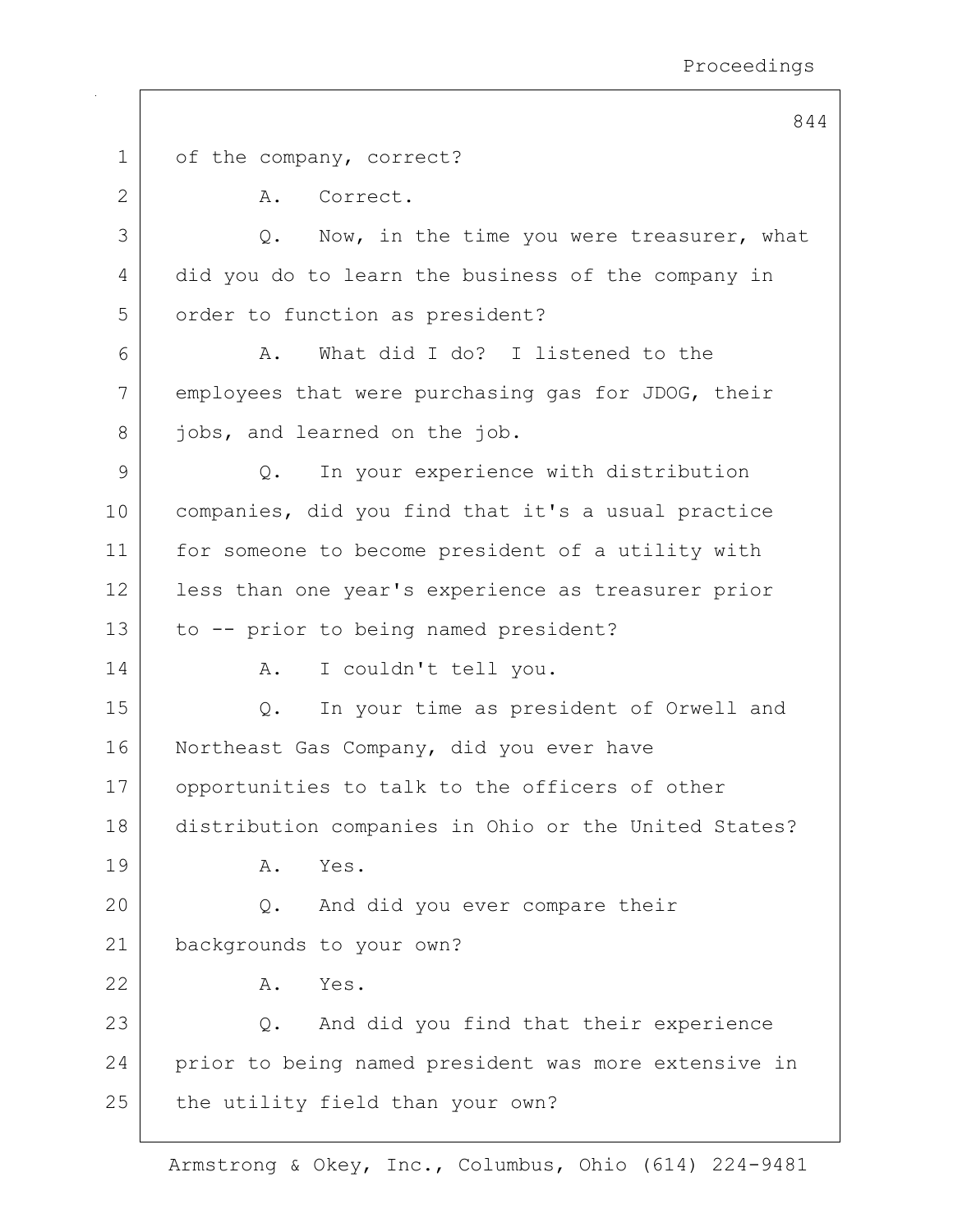of the company, correct?

A. Correct.

Q. Now, in the time you were treasurer, what did you do to learn the business of the company in order to function as president?

A. What did I do? I listened to the employees that were purchasing gas for JDOG, their jobs, and learned on the job.

Q. In your experience with distribution companies, did you find that it's a usual practice for someone to become president of a utility with less than one year's experience as treasurer prior to -- prior to being named president?

A. I couldn't tell you.

Q. In your time as president of Orwell and Northeast Gas Company, did you ever have opportunities to talk to the officers of other distribution companies in Ohio or the United States?

A. Yes.

Q. And did you ever compare their backgrounds to your own?

A. Yes.

Q. And did you find that their experience prior to being named president was more extensive in the utility field than your own?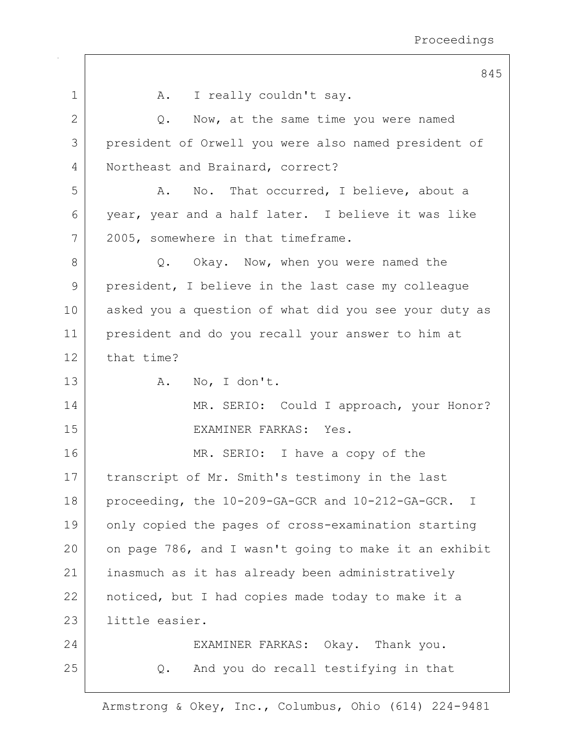A. I really couldn't say.

Q. Now, at the same time you were named president of Orwell you were also named president of Northeast and Brainard, correct?

A. No. That occurred, I believe, about a year, year and a half later. I believe it was like 2005, somewhere in that timeframe.

Q. Okay. Now, when you were named the president, I believe in the last case my colleague asked you a question of what did you see your duty as president and do you recall your answer to him at that time?

A. No, I don't.

MR. SERIO: Could I approach, your Honor?

EXAMINER FARKAS: Yes.

MR. SERIO: I have a copy of the transcript of Mr. Smith's testimony in the last proceeding, the 10-209-GA-GCR and 10-212-GA-GCR. I only copied the pages of cross-examination starting on page 786, and I wasn't going to make it an exhibit inasmuch as it has already been administratively noticed, but I had copies made today to make it a little easier.

EXAMINER FARKAS: Okay. Thank you.

Q. And you do recall testifying in that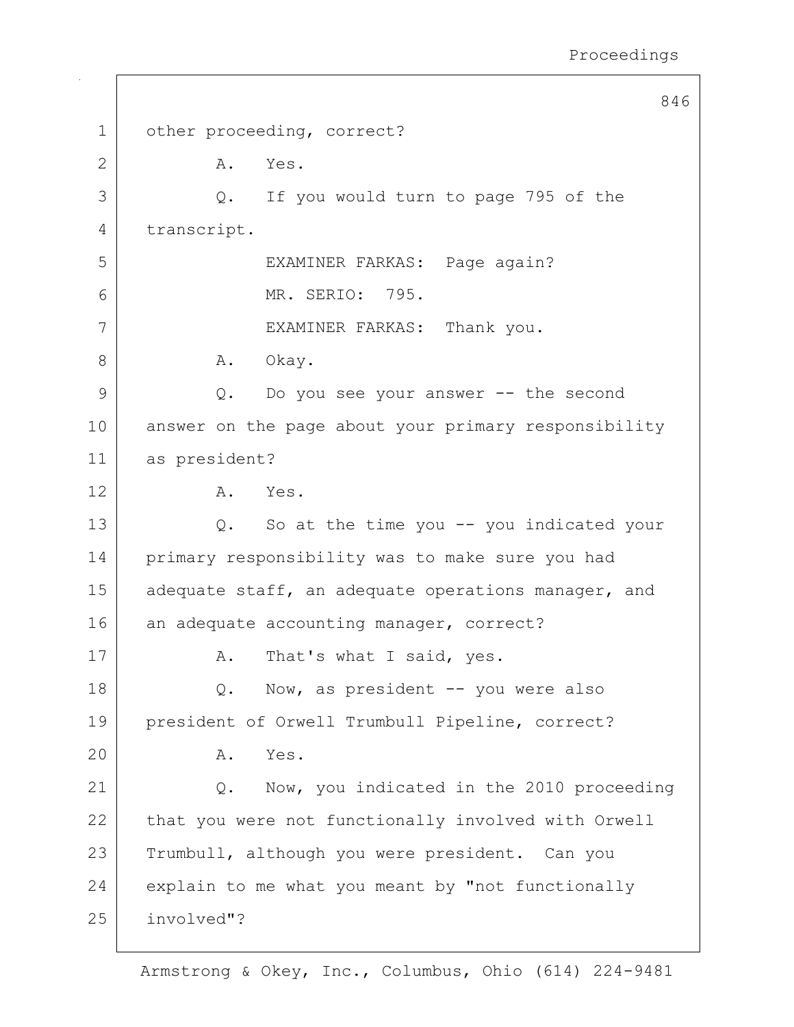other proceeding, correct?

A. Yes.

Q. If you would turn to page 795 of the transcript.

EXAMINER FARKAS: Page again?

MR. SERIO: 795.

EXAMINER FARKAS: Thank you.

A. Okay.

Q. Do you see your answer -- the second answer on the page about your primary responsibility as president?

A. Yes.

Q. So at the time you -- you indicated your primary responsibility was to make sure you had adequate staff, an adequate operations manager, and an adequate accounting manager, correct?

A. That's what I said, yes.

Q. Now, as president -- you were also president of Orwell Trumbull Pipeline, correct?

A. Yes.

Q. Now, you indicated in the 2010 proceeding that you were not functionally involved with Orwell Trumbull, although you were president. Can you explain to me what you meant by "not functionally involved"?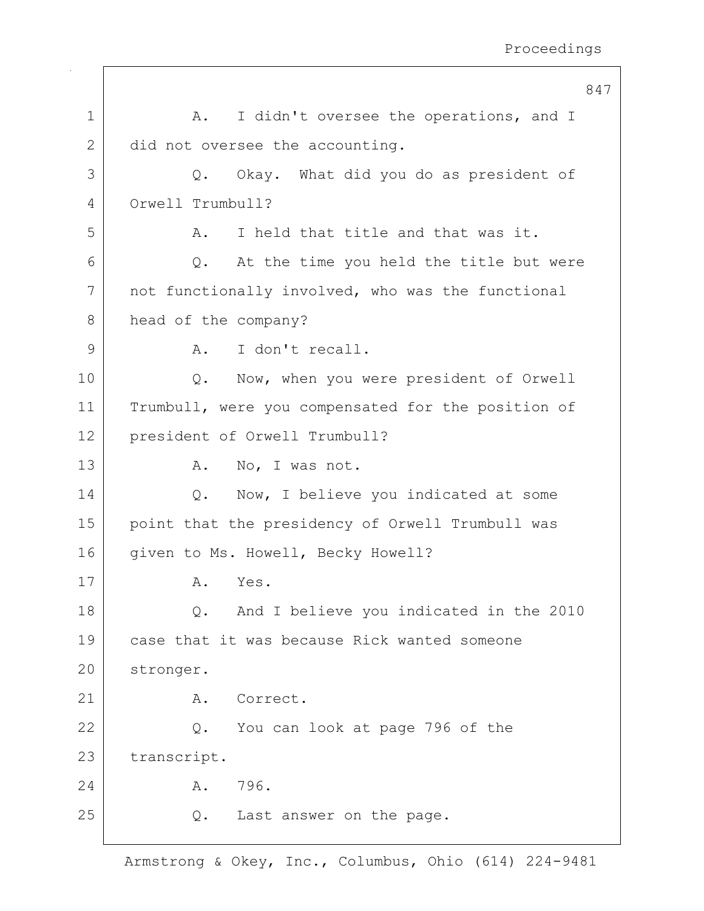1 A. I didn't oversee the operations, and I
2 did not oversee the accounting.
3 Q. Okay. What did you do as president of
4 Orwell Trumbull?
5 A. I held that title and that was it.
6 Q. At the time you held the title but were
7 not functionally involved, who was the functional
8 head of the company?
9 A. I don't recall.
10 Q. Now, when you were president of Orwell
11 Trumbull, were you compensated for the position of
12 president of Orwell Trumbull?
13 A. No, I was not.
14 Q. Now, I believe you indicated at some
15 point that the presidency of Orwell Trumbull was
16 given to Ms. Howell, Becky Howell?
17 A. Yes.
18 Q. And I believe you indicated in the 2010
19 case that it was because Rick wanted someone
20 stronger.
21 A. Correct.
22 Q. You can look at page 796 of the
23 transcript.
24 A. 796.
25 Q. Last answer on the page.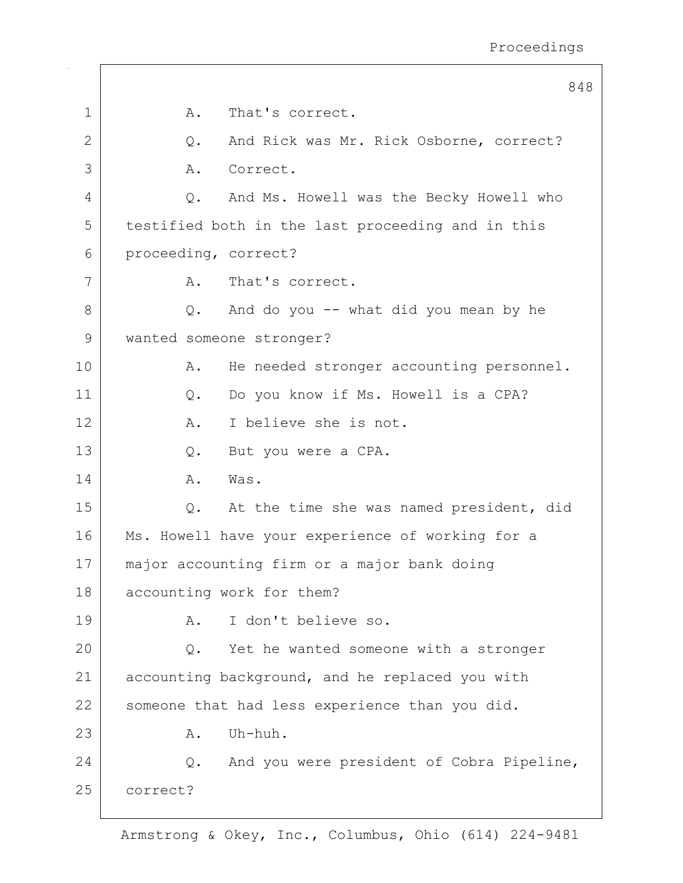A. That's correct.

Q. And Rick was Mr. Rick Osborne, correct?

A. Correct.

Q. And Ms. Howell was the Becky Howell who testified both in the last proceeding and in this proceeding, correct?

A. That's correct.

Q. And do you -- what did you mean by he wanted someone stronger?

A. He needed stronger accounting personnel.

Q. Do you know if Ms. Howell is a CPA?

A. I believe she is not.

Q. But you were a CPA.

A. Was.

Q. At the time she was named president, did Ms. Howell have your experience of working for a major accounting firm or a major bank doing accounting work for them?

A. I don't believe so.

Q. Yet he wanted someone with a stronger accounting background, and he replaced you with someone that had less experience than you did.

A. Uh-huh.

Q. And you were president of Cobra Pipeline, correct?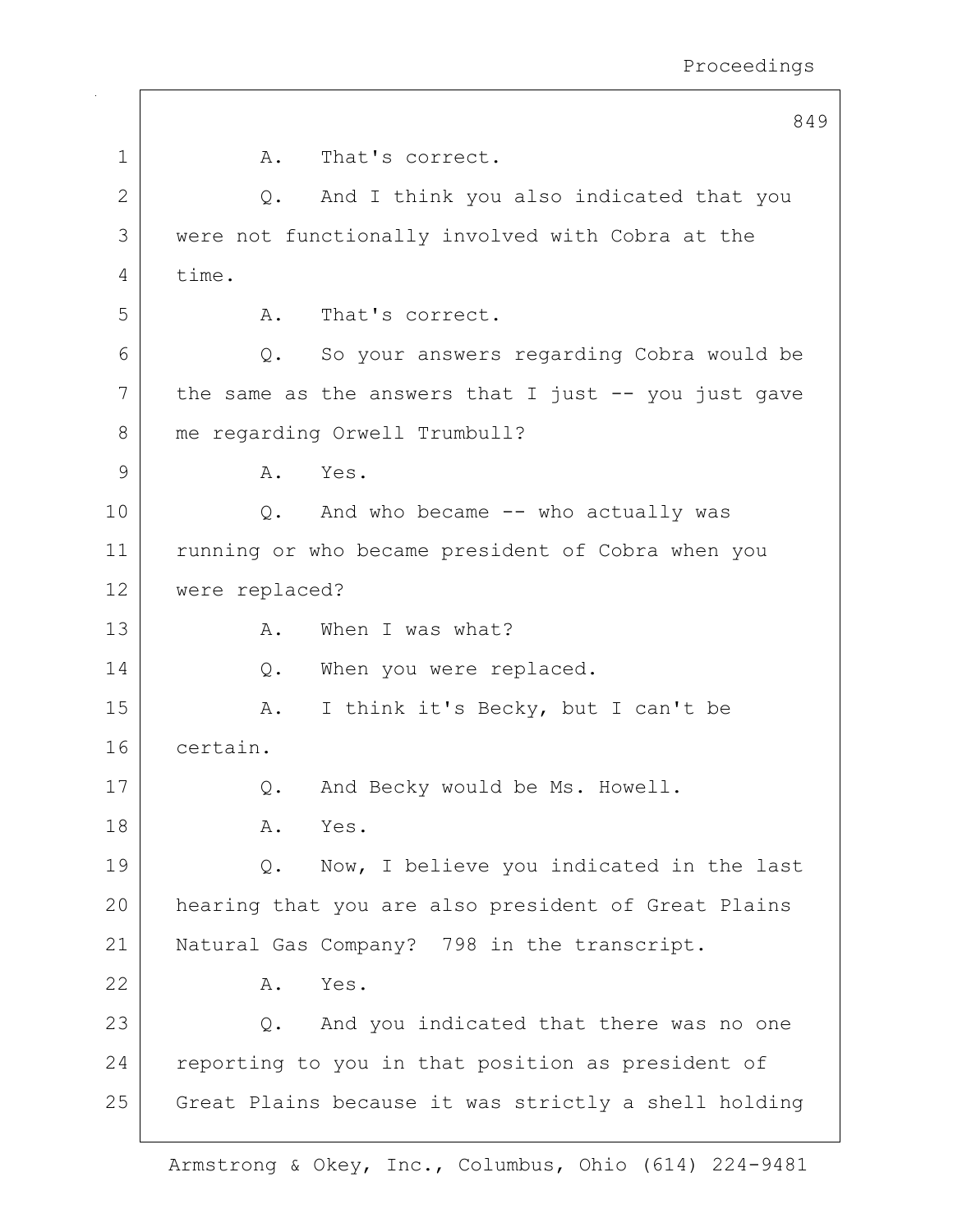A. That's correct.

Q. And I think you also indicated that you were not functionally involved with Cobra at the time.

A. That's correct.

Q. So your answers regarding Cobra would be the same as the answers that I just -- you just gave me regarding Orwell Trumbull?

A. Yes.

Q. And who became -- who actually was running or who became president of Cobra when you were replaced?

A. When I was what?

Q. When you were replaced.

A. I think it's Becky, but I can't be certain.

Q. And Becky would be Ms. Howell.

A. Yes.

Q. Now, I believe you indicated in the last hearing that you are also president of Great Plains Natural Gas Company? 798 in the transcript.

A. Yes.

Q. And you indicated that there was no one reporting to you in that position as president of Great Plains because it was strictly a shell holding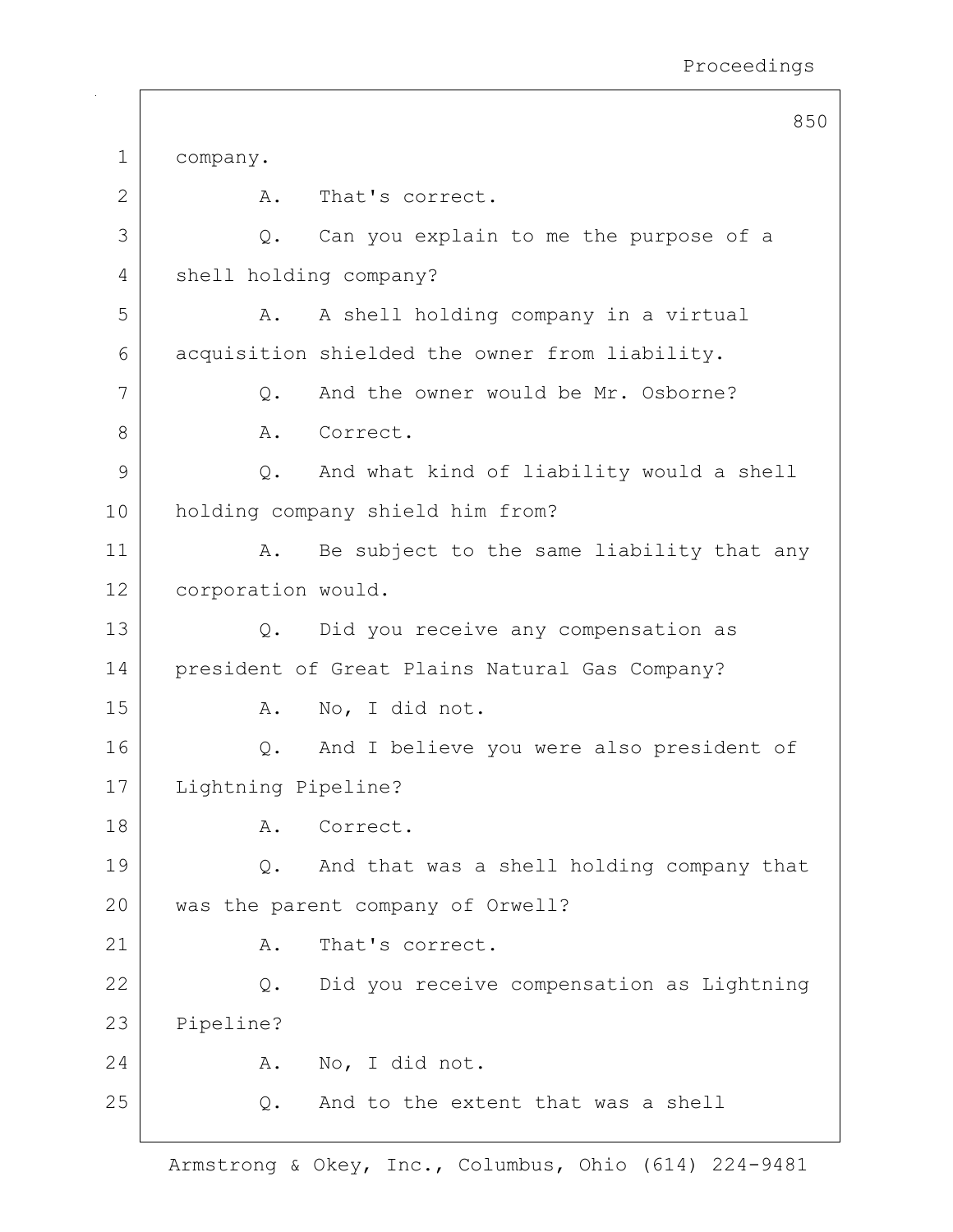company.

A. That's correct.

Q. Can you explain to me the purpose of a shell holding company?

A. A shell holding company in a virtual acquisition shielded the owner from liability.

Q. And the owner would be Mr. Osborne?

A. Correct.

Q. And what kind of liability would a shell holding company shield him from?

A. Be subject to the same liability that any corporation would.

Q. Did you receive any compensation as president of Great Plains Natural Gas Company?

A. No, I did not.

Q. And I believe you were also president of Lightning Pipeline?

A. Correct.

Q. And that was a shell holding company that was the parent company of Orwell?

A. That's correct.

Q. Did you receive compensation as Lightning Pipeline?

A. No, I did not.

Q. And to the extent that was a shell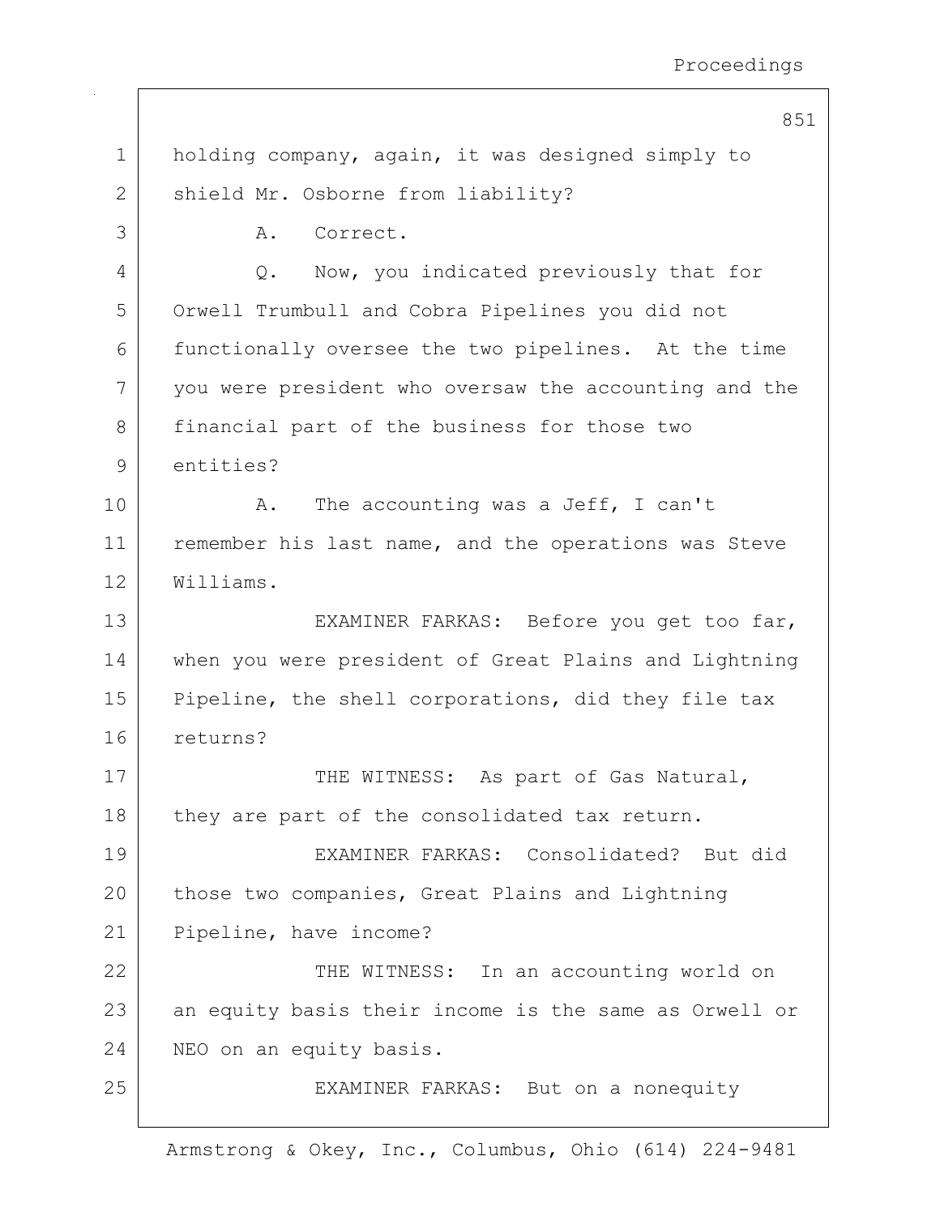holding company, again, it was designed simply to shield Mr. Osborne from liability?

A. Correct.

Q. Now, you indicated previously that for Orwell Trumbull and Cobra Pipelines you did not functionally oversee the two pipelines. At the time you were president who oversaw the accounting and the financial part of the business for those two entities?

A. The accounting was a Jeff, I can't remember his last name, and the operations was Steve Williams.

EXAMINER FARKAS: Before you get too far, when you were president of Great Plains and Lightning Pipeline, the shell corporations, did they file tax returns?

THE WITNESS: As part of Gas Natural, they are part of the consolidated tax return.

EXAMINER FARKAS: Consolidated? But did those two companies, Great Plains and Lightning Pipeline, have income?

THE WITNESS: In an accounting world on an equity basis their income is the same as Orwell or NEO on an equity basis.

EXAMINER FARKAS: But on a nonequity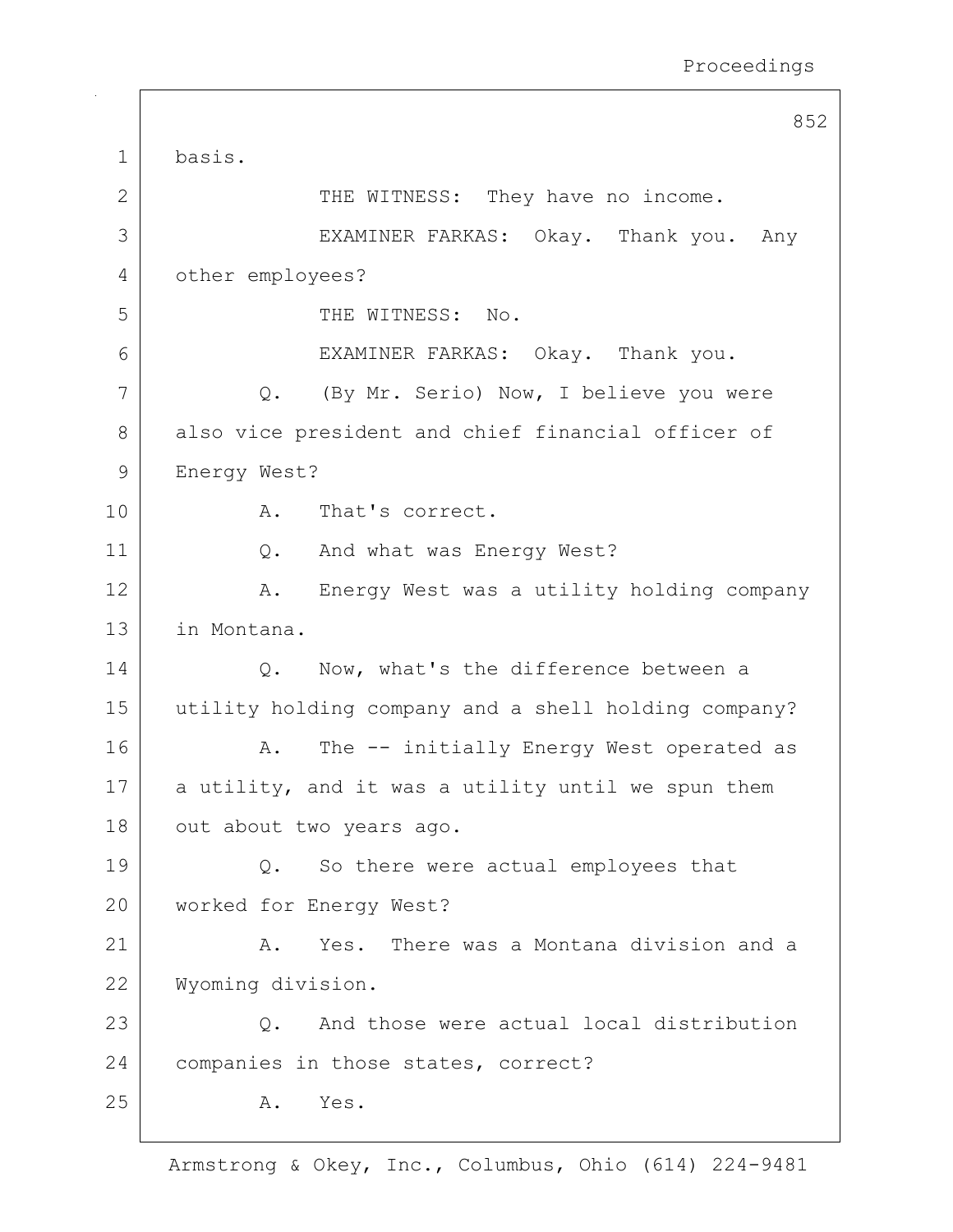1 basis.

2 THE WITNESS: They have no income.

3 EXAMINER FARKAS: Okay. Thank you. Any

4 other employees?

5 THE WITNESS: No.

6 EXAMINER FARKAS: Okay. Thank you.

7 Q. (By Mr. Serio) Now, I believe you were

8 also vice president and chief financial officer of

9 Energy West?

10 A. That's correct.

11 Q. And what was Energy West?

12 A. Energy West was a utility holding company

13 in Montana.

14 Q. Now, what's the difference between a

15 utility holding company and a shell holding company?

16 A. The -- initially Energy West operated as

17 a utility, and it was a utility until we spun them

18 out about two years ago.

19 Q. So there were actual employees that

20 worked for Energy West?

21 A. Yes. There was a Montana division and a

22 Wyoming division.

23 Q. And those were actual local distribution

24 companies in those states, correct?

25 A. Yes.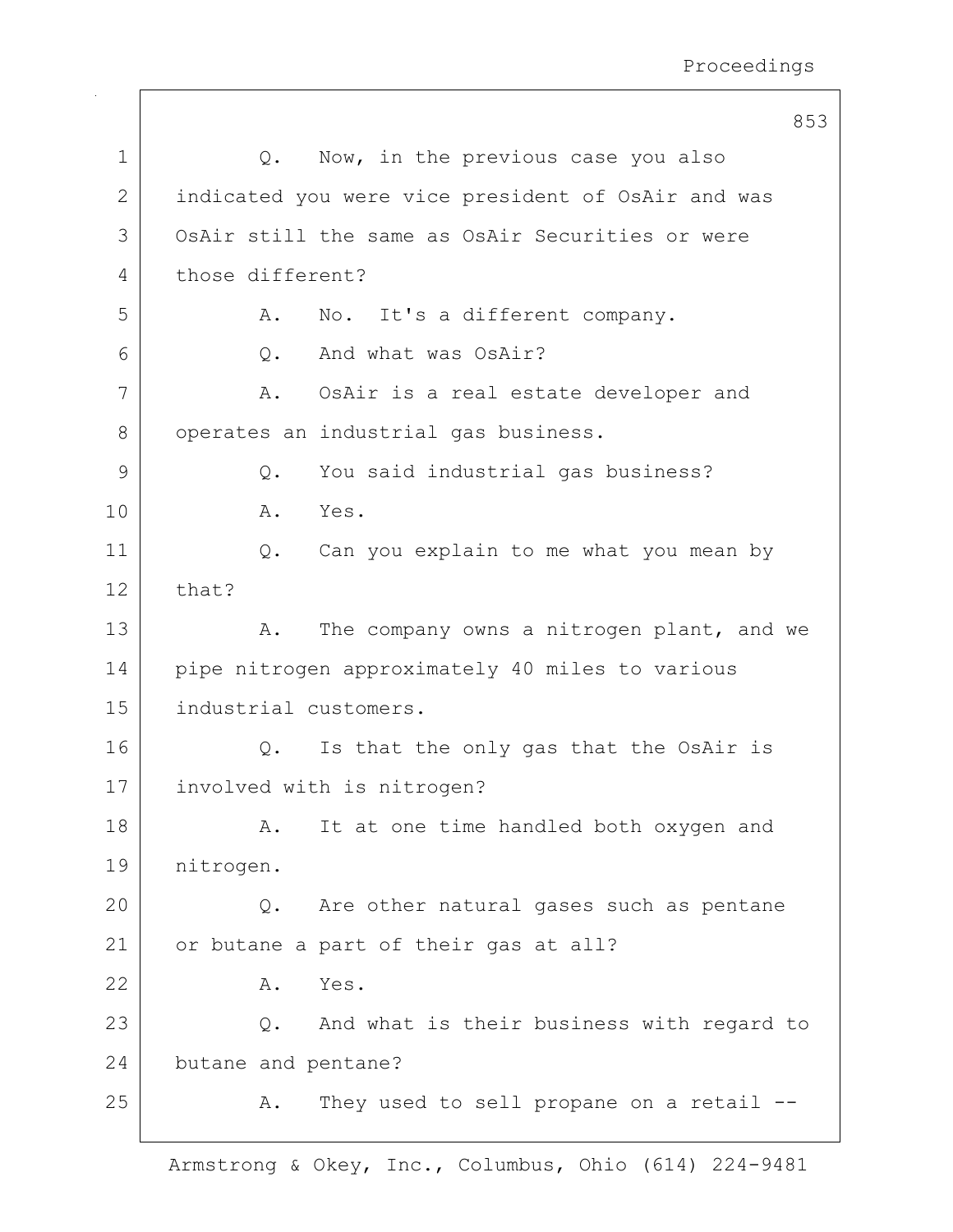Q. Now, in the previous case you also indicated you were vice president of OsAir and was OsAir still the same as OsAir Securities or were those different?

A. No. It's a different company.

Q. And what was OsAir?

A. OsAir is a real estate developer and operates an industrial gas business.

Q. You said industrial gas business?

A. Yes.

Q. Can you explain to me what you mean by that?

A. The company owns a nitrogen plant, and we pipe nitrogen approximately 40 miles to various industrial customers.

Q. Is that the only gas that the OsAir is involved with is nitrogen?

A. It at one time handled both oxygen and nitrogen.

Q. Are other natural gases such as pentane or butane a part of their gas at all?

A. Yes.

Q. And what is their business with regard to butane and pentane?

A. They used to sell propane on a retail --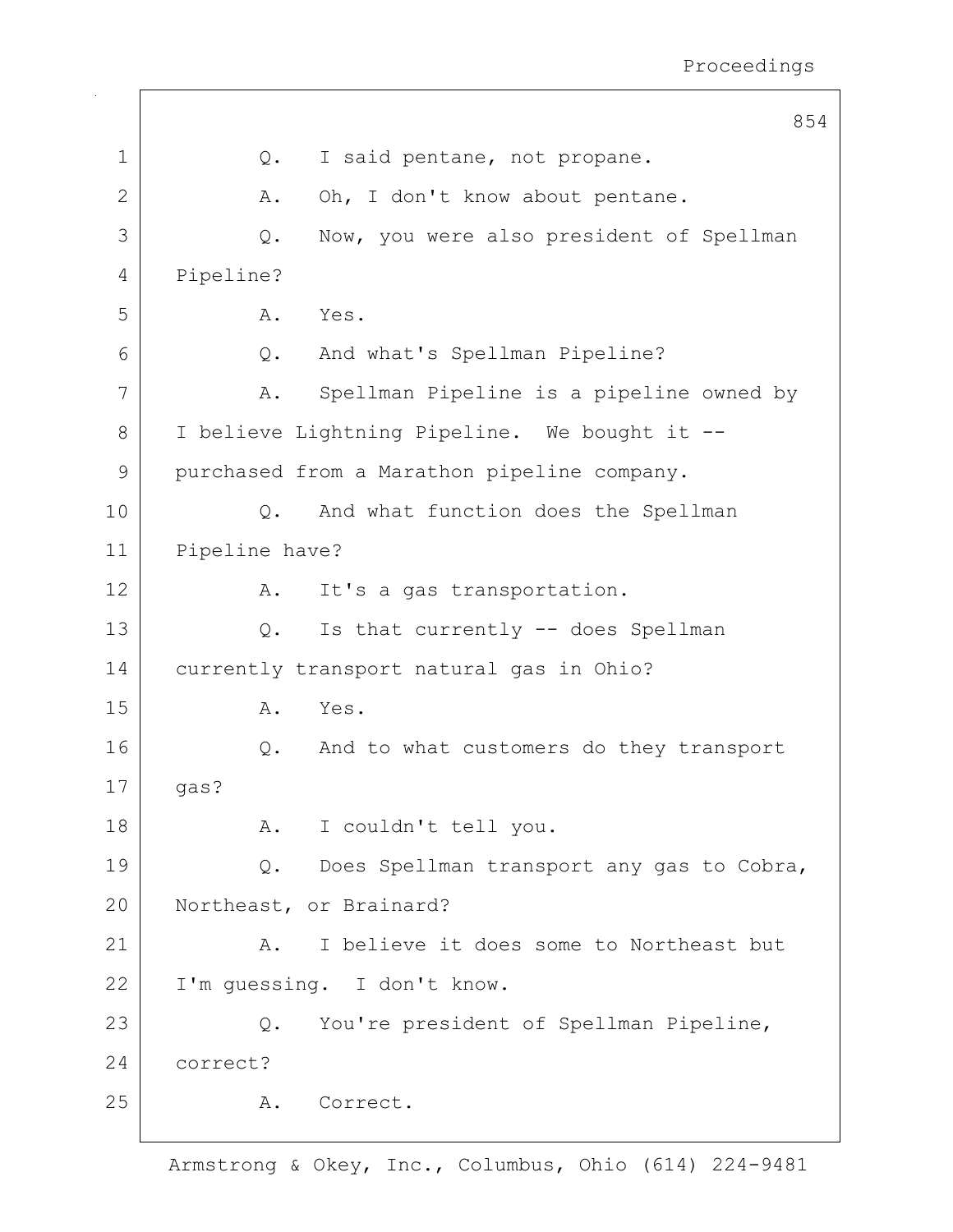Q. I said pentane, not propane.

A. Oh, I don't know about pentane.

Q. Now, you were also president of Spellman Pipeline?

A. Yes.

Q. And what's Spellman Pipeline?

A. Spellman Pipeline is a pipeline owned by I believe Lightning Pipeline. We bought it -- purchased from a Marathon pipeline company.

Q. And what function does the Spellman Pipeline have?

A. It's a gas transportation.

Q. Is that currently -- does Spellman currently transport natural gas in Ohio?

A. Yes.

Q. And to what customers do they transport gas?

A. I couldn't tell you.

Q. Does Spellman transport any gas to Cobra, Northeast, or Brainard?

A. I believe it does some to Northeast but I'm guessing. I don't know.

Q. You're president of Spellman Pipeline, correct?

A. Correct.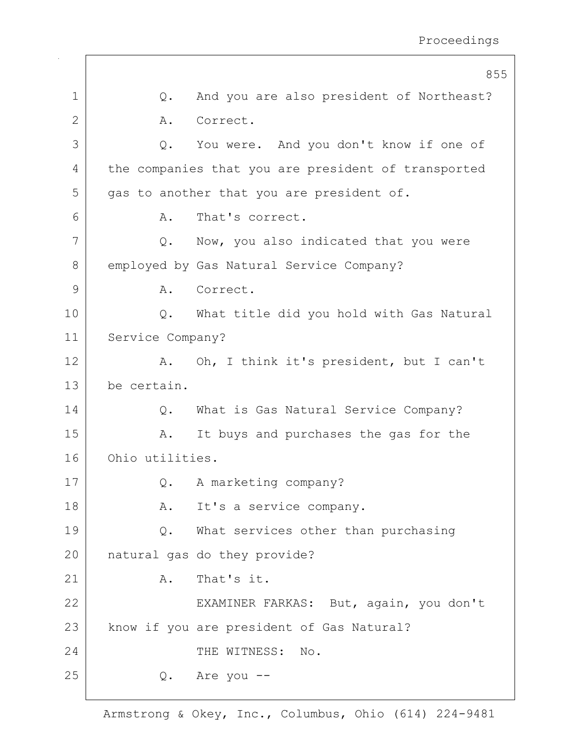Q. And you are also president of Northeast?

A. Correct.

Q. You were. And you don't know if one of the companies that you are president of transported gas to another that you are president of.

A. That's correct.

Q. Now, you also indicated that you were employed by Gas Natural Service Company?

A. Correct.

Q. What title did you hold with Gas Natural Service Company?

A. Oh, I think it's president, but I can't be certain.

Q. What is Gas Natural Service Company?

A. It buys and purchases the gas for the Ohio utilities.

Q. A marketing company?

A. It's a service company.

Q. What services other than purchasing natural gas do they provide?

A. That's it.

EXAMINER FARKAS: But, again, you don't know if you are president of Gas Natural?

THE WITNESS: No.

Q. Are you --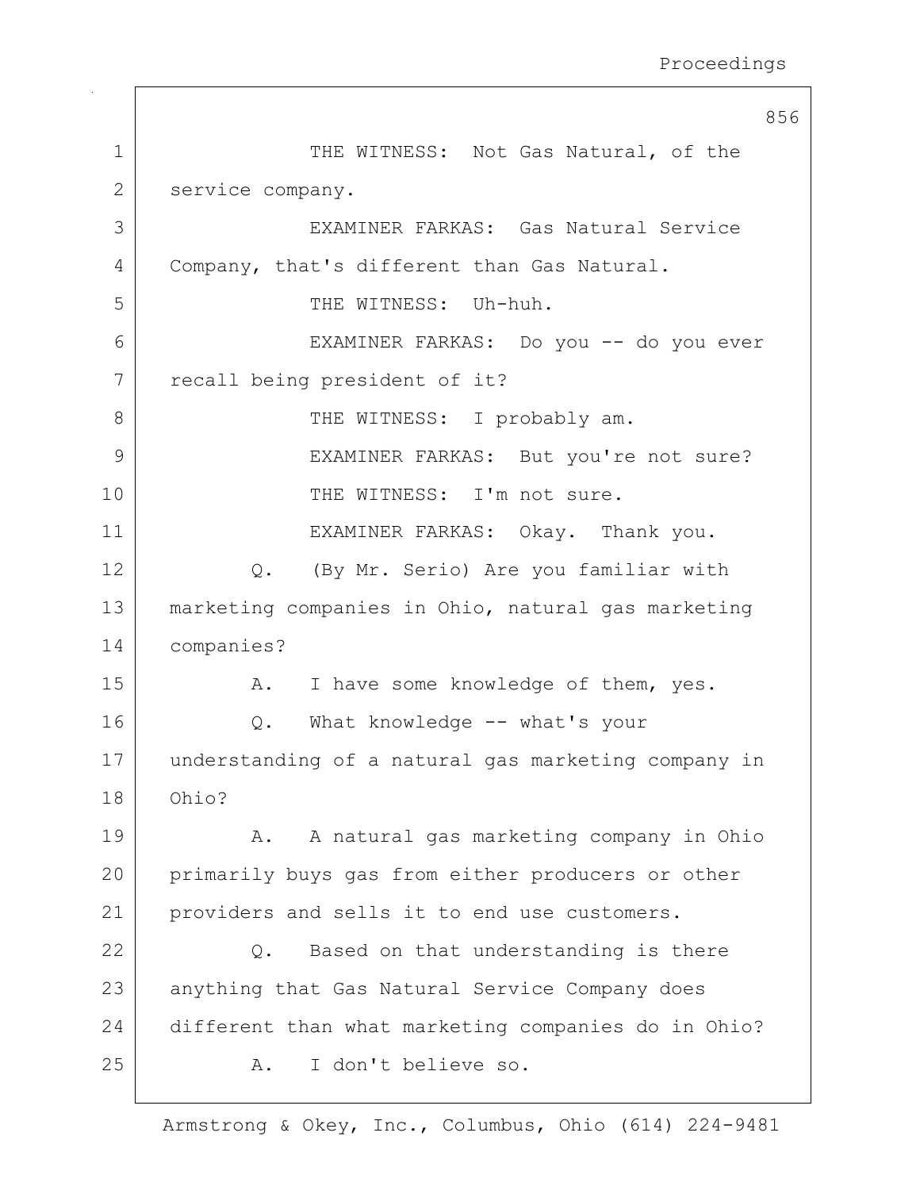THE WITNESS: Not Gas Natural, of the service company.

EXAMINER FARKAS: Gas Natural Service Company, that's different than Gas Natural.

THE WITNESS: Uh-huh.

EXAMINER FARKAS: Do you -- do you ever recall being president of it?

THE WITNESS: I probably am.

EXAMINER FARKAS: But you're not sure?

THE WITNESS: I'm not sure.

EXAMINER FARKAS: Okay. Thank you.

Q. (By Mr. Serio) Are you familiar with marketing companies in Ohio, natural gas marketing companies?

A. I have some knowledge of them, yes.

Q. What knowledge -- what's your understanding of a natural gas marketing company in Ohio?

A. A natural gas marketing company in Ohio primarily buys gas from either producers or other providers and sells it to end use customers.

Q. Based on that understanding is there anything that Gas Natural Service Company does different than what marketing companies do in Ohio?

A. I don't believe so.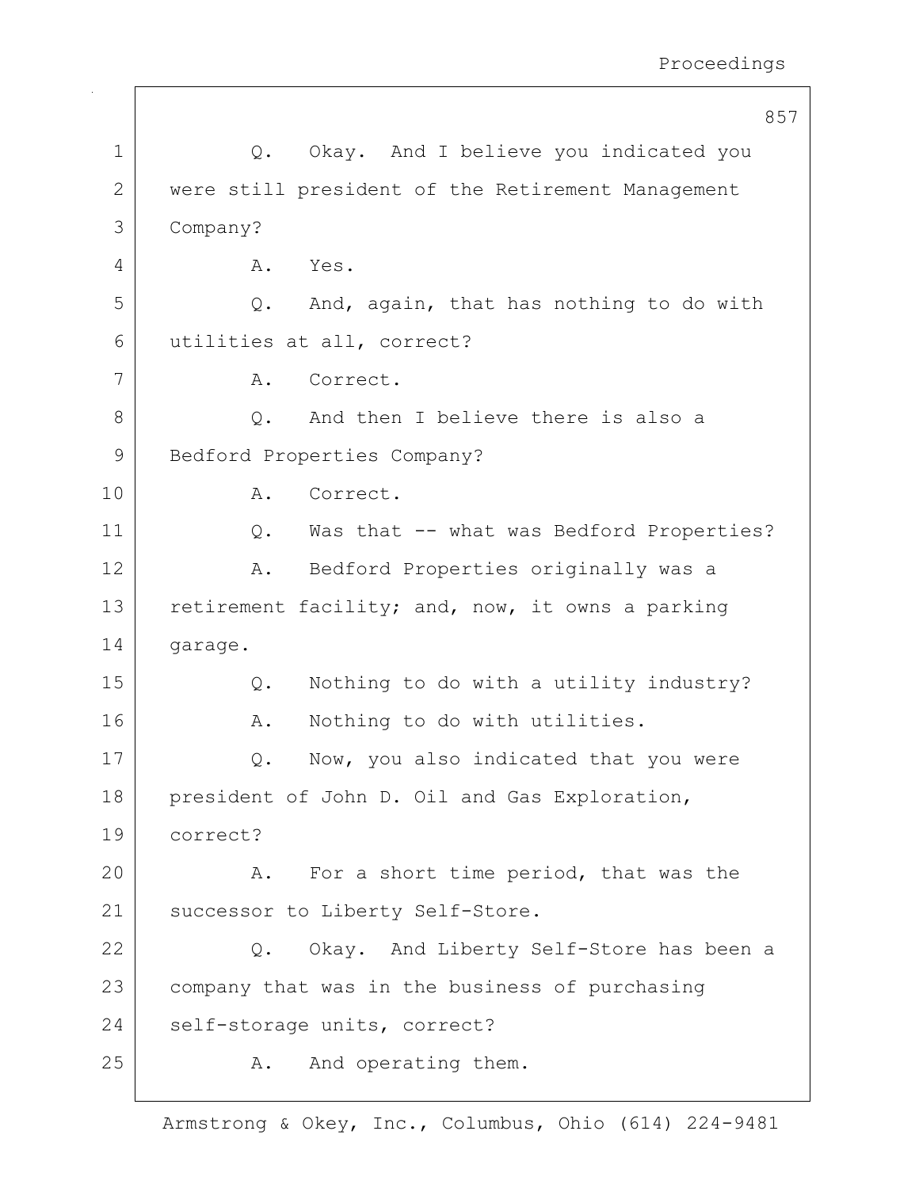Q. Okay. And I believe you indicated you were still president of the Retirement Management Company?

A. Yes.

Q. And, again, that has nothing to do with utilities at all, correct?

A. Correct.

Q. And then I believe there is also a Bedford Properties Company?

A. Correct.

Q. Was that -- what was Bedford Properties?

A. Bedford Properties originally was a retirement facility; and, now, it owns a parking garage.

Q. Nothing to do with a utility industry?

A. Nothing to do with utilities.

Q. Now, you also indicated that you were president of John D. Oil and Gas Exploration, correct?

A. For a short time period, that was the successor to Liberty Self-Store.

Q. Okay. And Liberty Self-Store has been a company that was in the business of purchasing self-storage units, correct?

A. And operating them.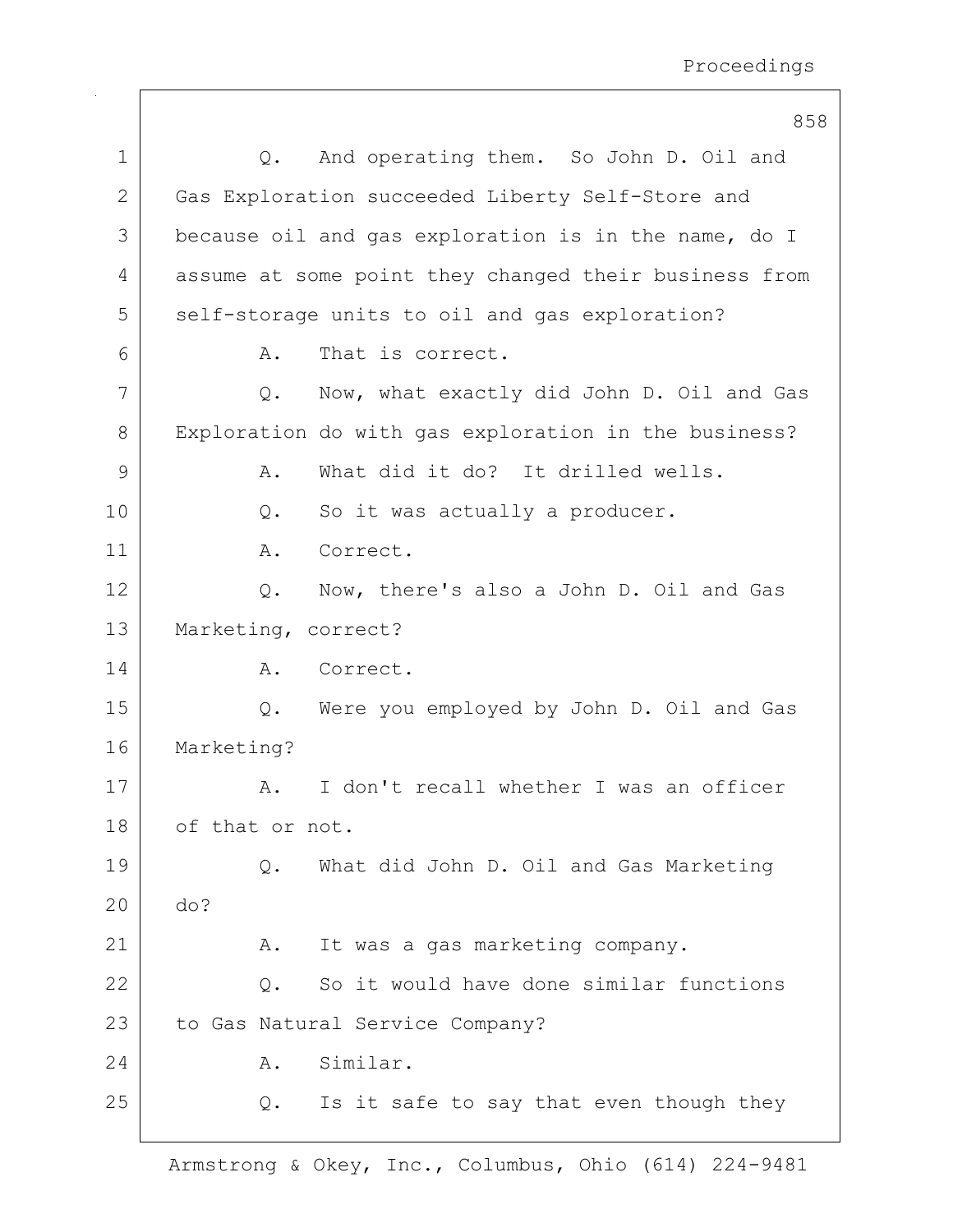Q. And operating them. So John D. Oil and Gas Exploration succeeded Liberty Self-Store and because oil and gas exploration is in the name, do I assume at some point they changed their business from self-storage units to oil and gas exploration?

A. That is correct.

Q. Now, what exactly did John D. Oil and Gas Exploration do with gas exploration in the business?

A. What did it do? It drilled wells.

Q. So it was actually a producer.

A. Correct.

Q. Now, there's also a John D. Oil and Gas Marketing, correct?

A. Correct.

Q. Were you employed by John D. Oil and Gas Marketing?

A. I don't recall whether I was an officer of that or not.

Q. What did John D. Oil and Gas Marketing do?

A. It was a gas marketing company.

Q. So it would have done similar functions to Gas Natural Service Company?

A. Similar.

Q. Is it safe to say that even though they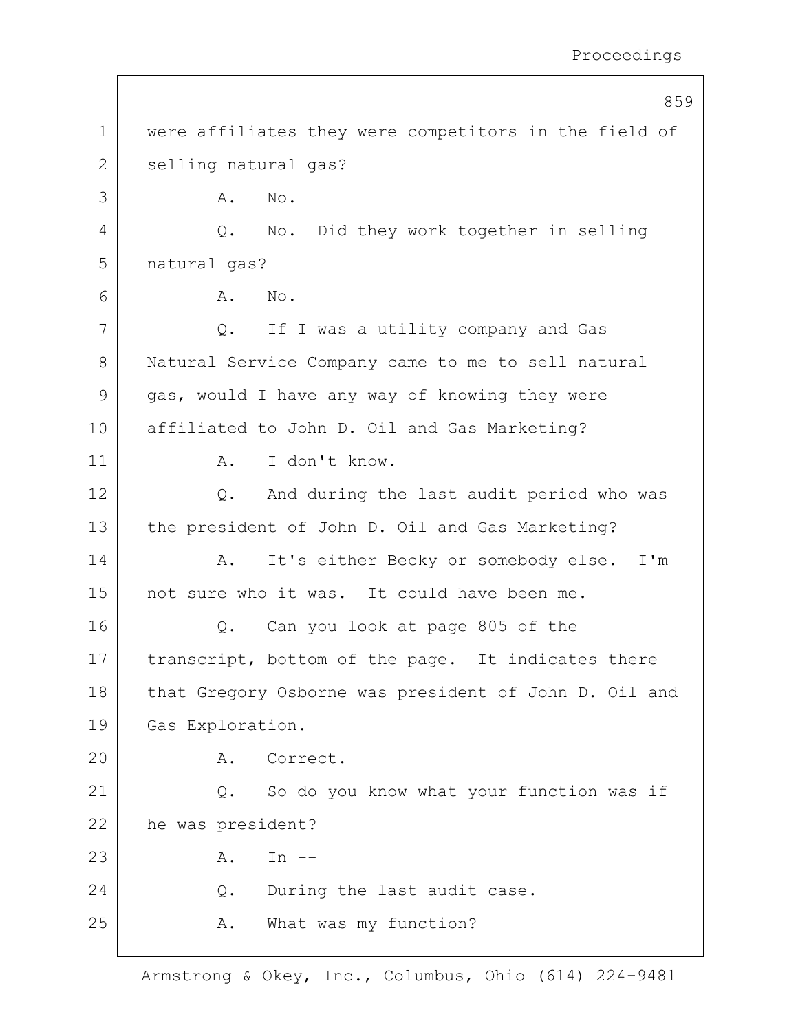were affiliates they were competitors in the field of selling natural gas?

A. No.

Q. No. Did they work together in selling natural gas?

A. No.

Q. If I was a utility company and Gas Natural Service Company came to me to sell natural gas, would I have any way of knowing they were affiliated to John D. Oil and Gas Marketing?

A. I don't know.

Q. And during the last audit period who was the president of John D. Oil and Gas Marketing?

A. It's either Becky or somebody else. I'm not sure who it was. It could have been me.

Q. Can you look at page 805 of the transcript, bottom of the page. It indicates there that Gregory Osborne was president of John D. Oil and Gas Exploration.

A. Correct.

Q. So do you know what your function was if he was president?

A. In --

Q. During the last audit case.

A. What was my function?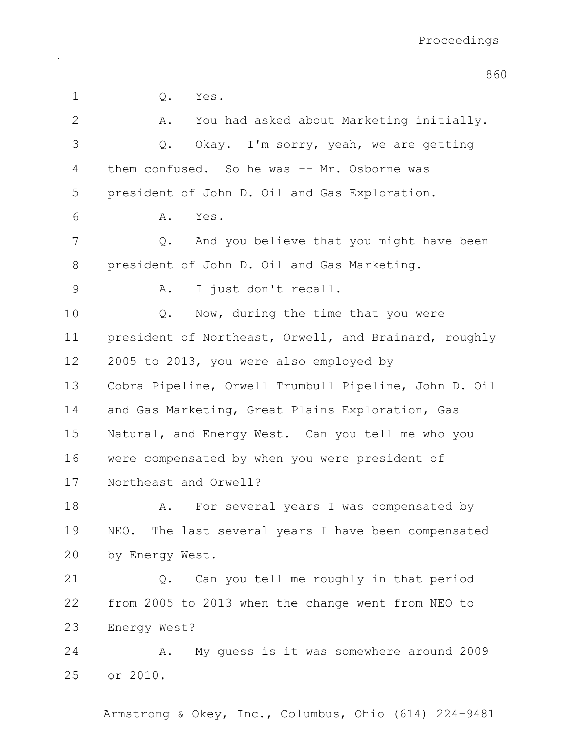Q. Yes.

A. You had asked about Marketing initially.

Q. Okay. I'm sorry, yeah, we are getting them confused. So he was -- Mr. Osborne was president of John D. Oil and Gas Exploration.

A. Yes.

Q. And you believe that you might have been president of John D. Oil and Gas Marketing.

A. I just don't recall.

Q. Now, during the time that you were president of Northeast, Orwell, and Brainard, roughly 2005 to 2013, you were also employed by Cobra Pipeline, Orwell Trumbull Pipeline, John D. Oil and Gas Marketing, Great Plains Exploration, Gas Natural, and Energy West. Can you tell me who you were compensated by when you were president of Northeast and Orwell?

A. For several years I was compensated by NEO. The last several years I have been compensated by Energy West.

Q. Can you tell me roughly in that period from 2005 to 2013 when the change went from NEO to Energy West?

A. My guess is it was somewhere around 2009 or 2010.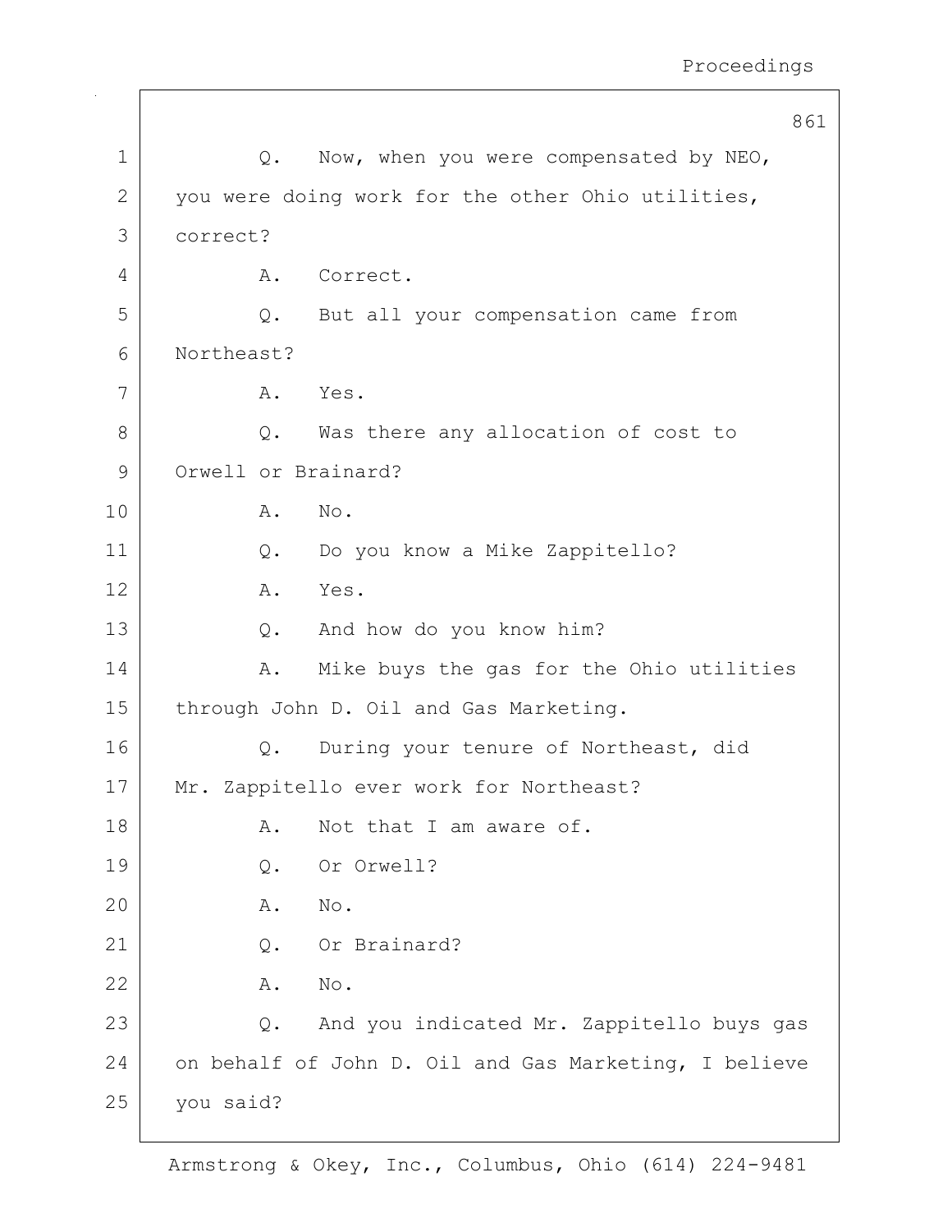Q. Now, when you were compensated by NEO, you were doing work for the other Ohio utilities, correct?

A. Correct.

Q. But all your compensation came from Northeast?

A. Yes.

Q. Was there any allocation of cost to Orwell or Brainard?

A. No.

Q. Do you know a Mike Zappitello?

A. Yes.

Q. And how do you know him?

A. Mike buys the gas for the Ohio utilities through John D. Oil and Gas Marketing.

Q. During your tenure of Northeast, did Mr. Zappitello ever work for Northeast?

A. Not that I am aware of.

Q. Or Orwell?

A. No.

Q. Or Brainard?

A. No.

Q. And you indicated Mr. Zappitello buys gas on behalf of John D. Oil and Gas Marketing, I believe you said?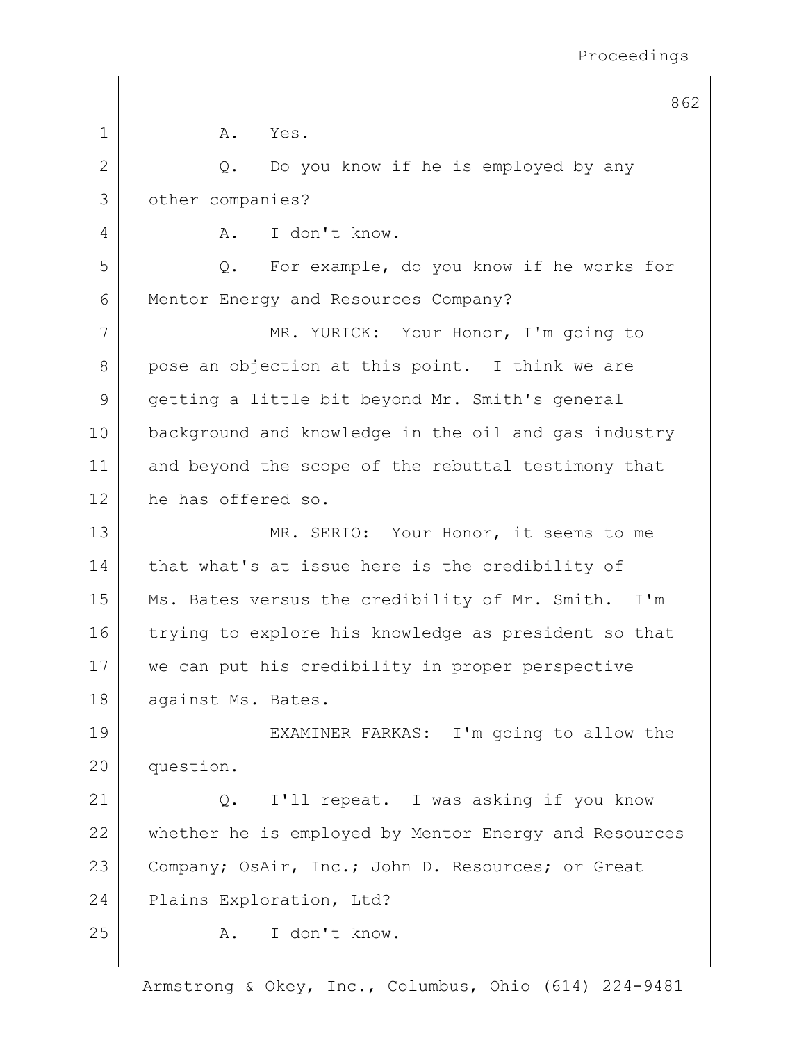A. Yes.

Q. Do you know if he is employed by any other companies?

A. I don't know.

Q. For example, do you know if he works for Mentor Energy and Resources Company?

MR. YURICK: Your Honor, I'm going to pose an objection at this point. I think we are getting a little bit beyond Mr. Smith's general background and knowledge in the oil and gas industry and beyond the scope of the rebuttal testimony that he has offered so.

MR. SERIO: Your Honor, it seems to me that what's at issue here is the credibility of Ms. Bates versus the credibility of Mr. Smith. I'm trying to explore his knowledge as president so that we can put his credibility in proper perspective against Ms. Bates.

EXAMINER FARKAS: I'm going to allow the question.

Q. I'll repeat. I was asking if you know whether he is employed by Mentor Energy and Resources Company; OsAir, Inc.; John D. Resources; or Great Plains Exploration, Ltd?

A. I don't know.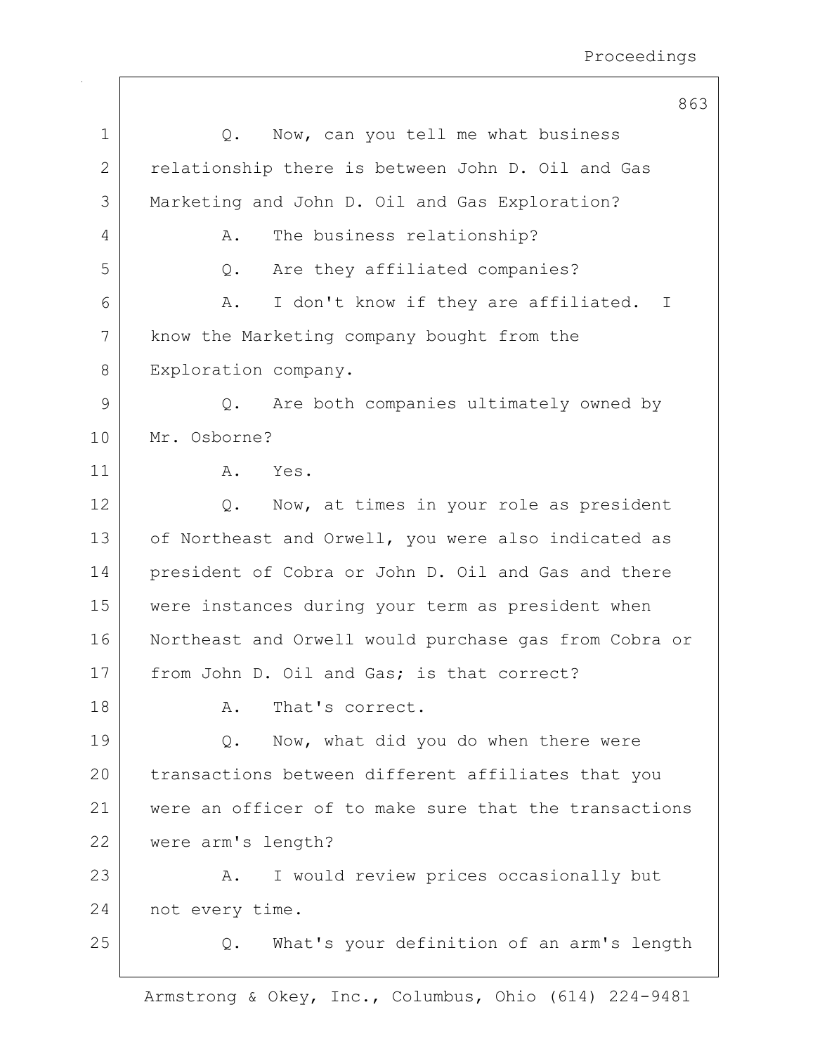Q. Now, can you tell me what business relationship there is between John D. Oil and Gas Marketing and John D. Oil and Gas Exploration?

A. The business relationship?

Q. Are they affiliated companies?

A. I don't know if they are affiliated. I know the Marketing company bought from the Exploration company.

Q. Are both companies ultimately owned by Mr. Osborne?

A. Yes.

Q. Now, at times in your role as president of Northeast and Orwell, you were also indicated as president of Cobra or John D. Oil and Gas and there were instances during your term as president when Northeast and Orwell would purchase gas from Cobra or from John D. Oil and Gas; is that correct?

A. That's correct.

Q. Now, what did you do when there were transactions between different affiliates that you were an officer of to make sure that the transactions were arm's length?

A. I would review prices occasionally but not every time.

Q. What's your definition of an arm's length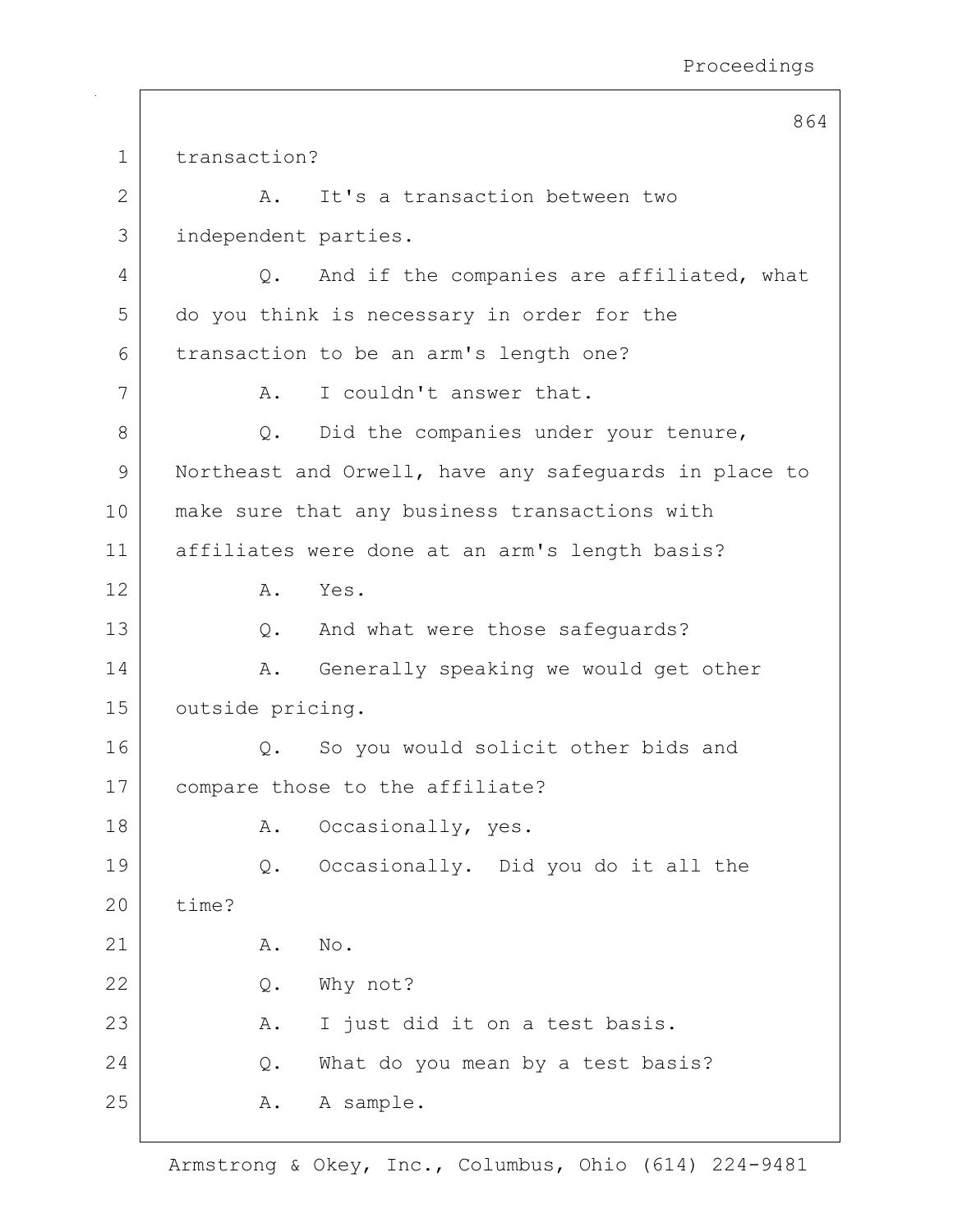transaction?

A. It's a transaction between two independent parties.

Q. And if the companies are affiliated, what do you think is necessary in order for the transaction to be an arm's length one?

A. I couldn't answer that.

Q. Did the companies under your tenure, Northeast and Orwell, have any safeguards in place to make sure that any business transactions with affiliates were done at an arm's length basis?

A. Yes.

Q. And what were those safeguards?

A. Generally speaking we would get other outside pricing.

Q. So you would solicit other bids and compare those to the affiliate?

A. Occasionally, yes.

Q. Occasionally. Did you do it all the time?

A. No.

Q. Why not?

A. I just did it on a test basis.

Q. What do you mean by a test basis?

A. A sample.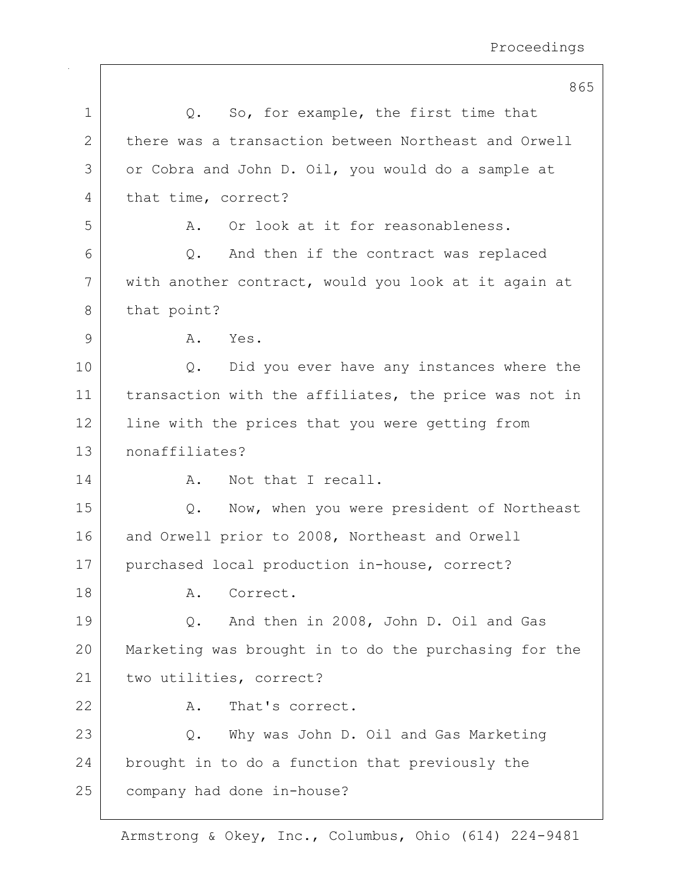Q. So, for example, the first time that there was a transaction between Northeast and Orwell or Cobra and John D. Oil, you would do a sample at that time, correct?

A. Or look at it for reasonableness.

Q. And then if the contract was replaced with another contract, would you look at it again at that point?

A. Yes.

Q. Did you ever have any instances where the transaction with the affiliates, the price was not in line with the prices that you were getting from nonaffiliates?

A. Not that I recall.

Q. Now, when you were president of Northeast and Orwell prior to 2008, Northeast and Orwell purchased local production in-house, correct?

A. Correct.

Q. And then in 2008, John D. Oil and Gas Marketing was brought in to do the purchasing for the two utilities, correct?

A. That's correct.

Q. Why was John D. Oil and Gas Marketing brought in to do a function that previously the company had done in-house?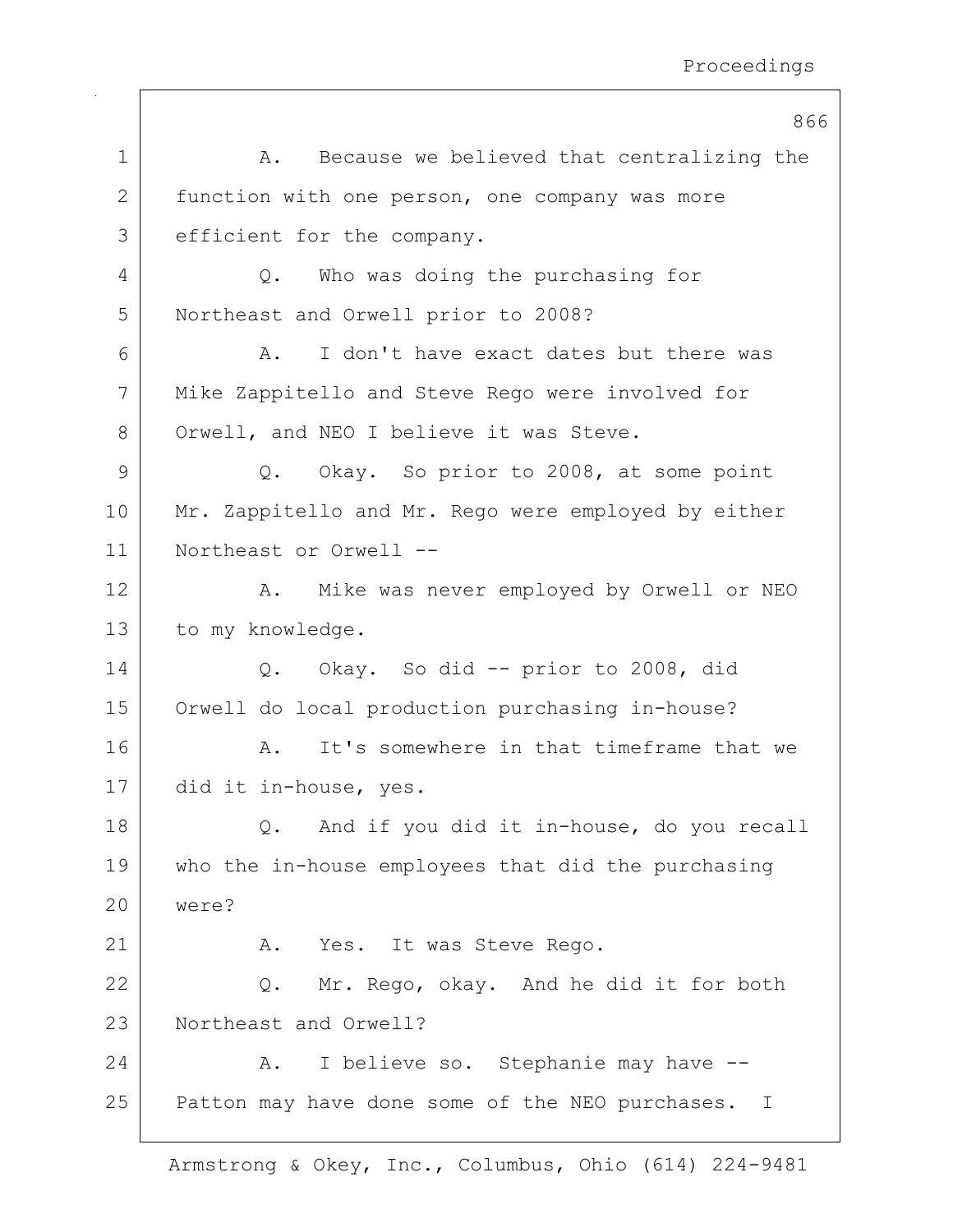1 A. Because we believed that centralizing the
2 function with one person, one company was more
3 efficient for the company.
4 Q. Who was doing the purchasing for
5 Northeast and Orwell prior to 2008?
6 A. I don't have exact dates but there was
7 Mike Zappitello and Steve Rego were involved for
8 Orwell, and NEO I believe it was Steve.
9 Q. Okay. So prior to 2008, at some point
10 Mr. Zappitello and Mr. Rego were employed by either
11 Northeast or Orwell --
12 A. Mike was never employed by Orwell or NEO
13 to my knowledge.
14 Q. Okay. So did -- prior to 2008, did
15 Orwell do local production purchasing in-house?
16 A. It's somewhere in that timeframe that we
17 did it in-house, yes.
18 Q. And if you did it in-house, do you recall
19 who the in-house employees that did the purchasing
20 were?
21 A. Yes. It was Steve Rego.
22 Q. Mr. Rego, okay. And he did it for both
23 Northeast and Orwell?
24 A. I believe so. Stephanie may have --
25 Patton may have done some of the NEO purchases. I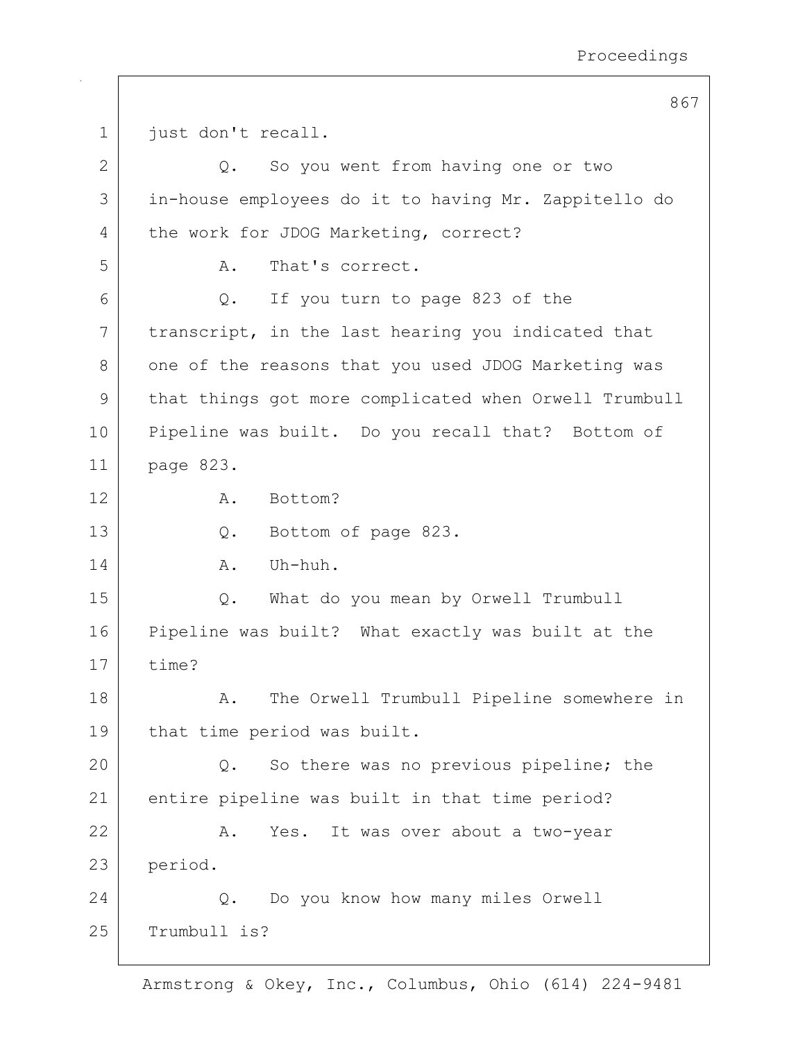just don't recall.

Q. So you went from having one or two in-house employees do it to having Mr. Zappitello do the work for JDOG Marketing, correct?

A. That's correct.

Q. If you turn to page 823 of the transcript, in the last hearing you indicated that one of the reasons that you used JDOG Marketing was that things got more complicated when Orwell Trumbull Pipeline was built. Do you recall that? Bottom of page 823.

A. Bottom?

Q. Bottom of page 823.

A. Uh-huh.

Q. What do you mean by Orwell Trumbull Pipeline was built? What exactly was built at the time?

A. The Orwell Trumbull Pipeline somewhere in that time period was built.

Q. So there was no previous pipeline; the entire pipeline was built in that time period?

A. Yes. It was over about a two-year period.

Q. Do you know how many miles Orwell Trumbull is?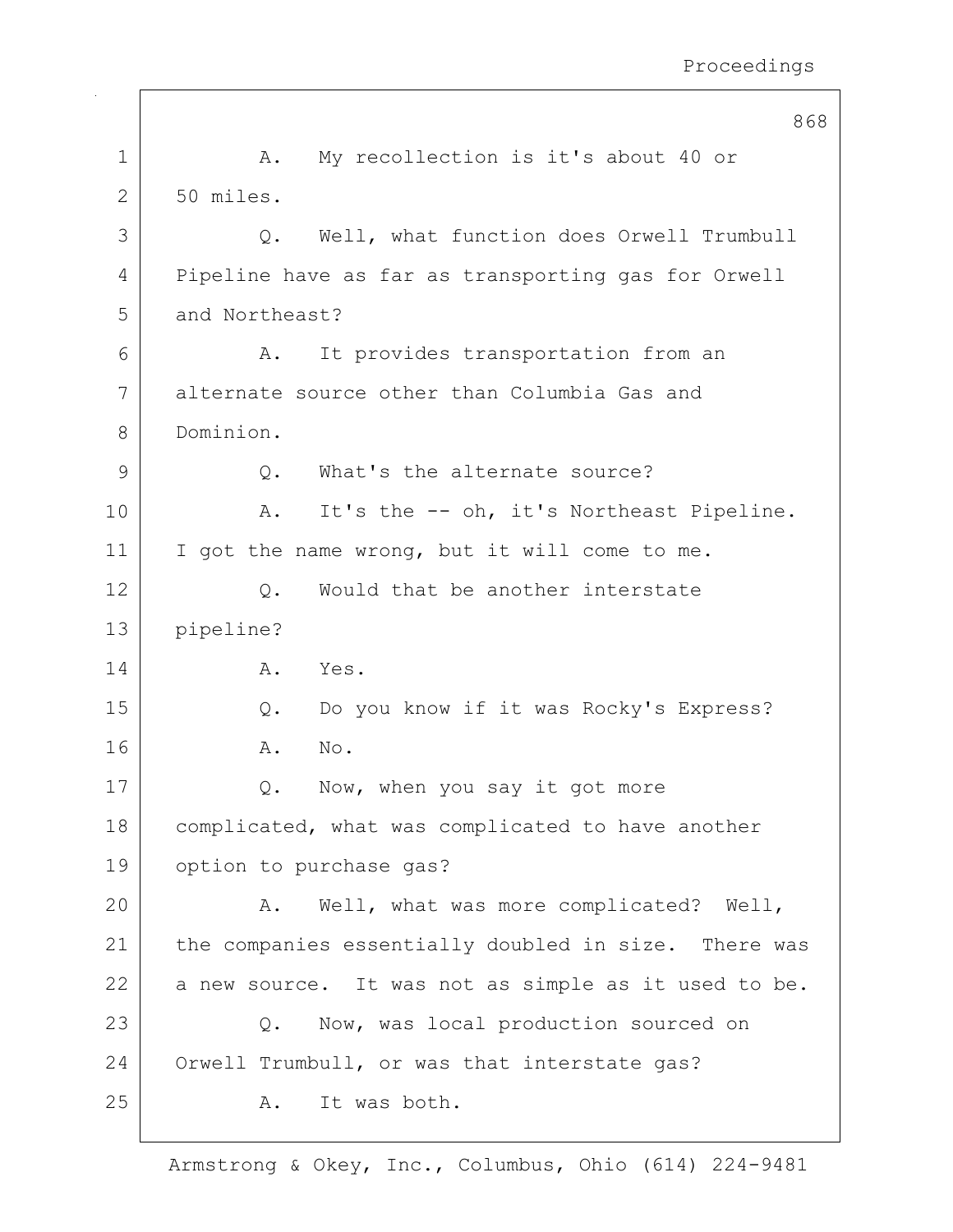1 A. My recollection is it's about 40 or
2 50 miles.
3 Q. Well, what function does Orwell Trumbull
4 Pipeline have as far as transporting gas for Orwell
5 and Northeast?
6 A. It provides transportation from an
7 alternate source other than Columbia Gas and
8 Dominion.
9 Q. What's the alternate source?
10 A. It's the -- oh, it's Northeast Pipeline.
11 I got the name wrong, but it will come to me.
12 Q. Would that be another interstate
13 pipeline?
14 A. Yes.
15 Q. Do you know if it was Rocky's Express?
16 A. No.
17 Q. Now, when you say it got more
18 complicated, what was complicated to have another
19 option to purchase gas?
20 A. Well, what was more complicated? Well,
21 the companies essentially doubled in size. There was
22 a new source. It was not as simple as it used to be.
23 Q. Now, was local production sourced on
24 Orwell Trumbull, or was that interstate gas?
25 A. It was both.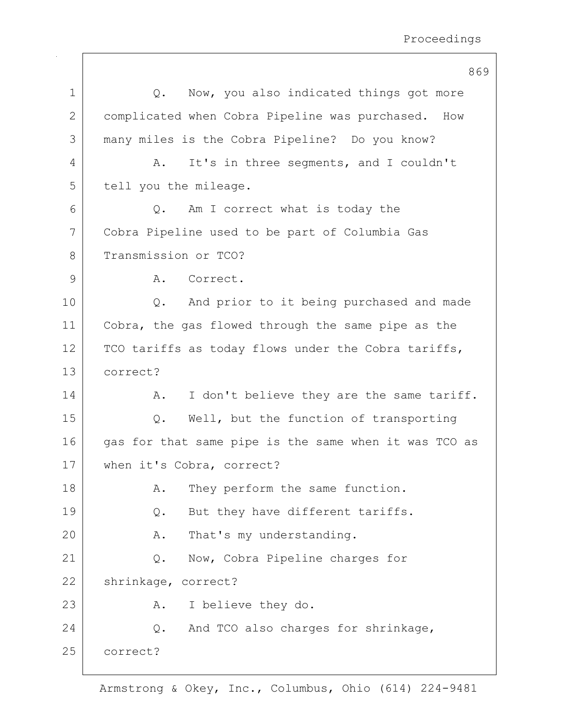Q. Now, you also indicated things got more complicated when Cobra Pipeline was purchased. How many miles is the Cobra Pipeline? Do you know?

A. It's in three segments, and I couldn't tell you the mileage.

Q. Am I correct what is today the Cobra Pipeline used to be part of Columbia Gas Transmission or TCO?

A. Correct.

Q. And prior to it being purchased and made Cobra, the gas flowed through the same pipe as the TCO tariffs as today flows under the Cobra tariffs, correct?

A. I don't believe they are the same tariff.

Q. Well, but the function of transporting gas for that same pipe is the same when it was TCO as when it's Cobra, correct?

A. They perform the same function.

Q. But they have different tariffs.

A. That's my understanding.

Q. Now, Cobra Pipeline charges for shrinkage, correct?

A. I believe they do.

Q. And TCO also charges for shrinkage, correct?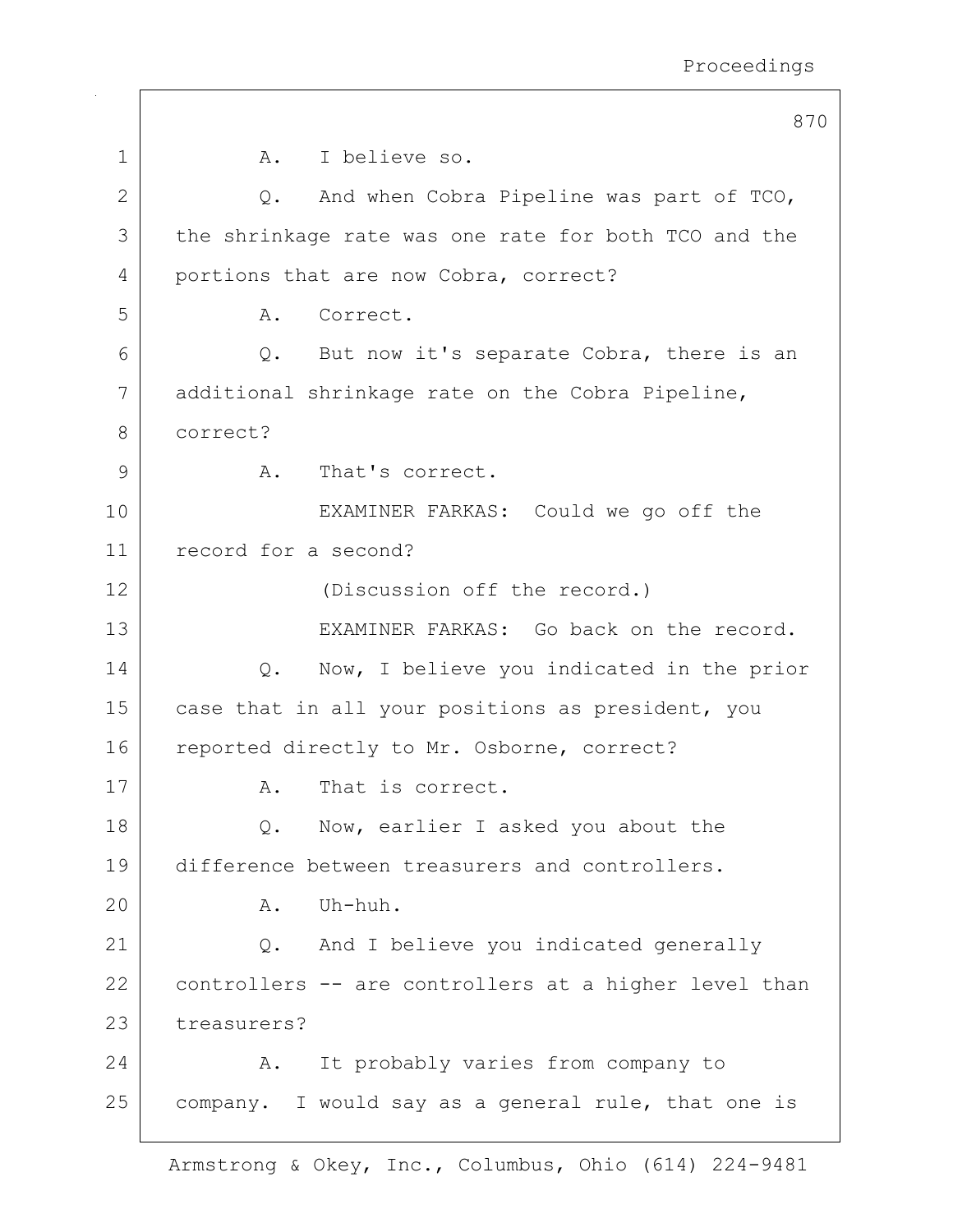A. I believe so.

Q. And when Cobra Pipeline was part of TCO, the shrinkage rate was one rate for both TCO and the portions that are now Cobra, correct?

A. Correct.

Q. But now it's separate Cobra, there is an additional shrinkage rate on the Cobra Pipeline, correct?

A. That's correct.

EXAMINER FARKAS: Could we go off the record for a second?

(Discussion off the record.)

EXAMINER FARKAS: Go back on the record.

Q. Now, I believe you indicated in the prior case that in all your positions as president, you reported directly to Mr. Osborne, correct?

A. That is correct.

Q. Now, earlier I asked you about the difference between treasurers and controllers.

A. Uh-huh.

Q. And I believe you indicated generally controllers -- are controllers at a higher level than treasurers?

A. It probably varies from company to company. I would say as a general rule, that one is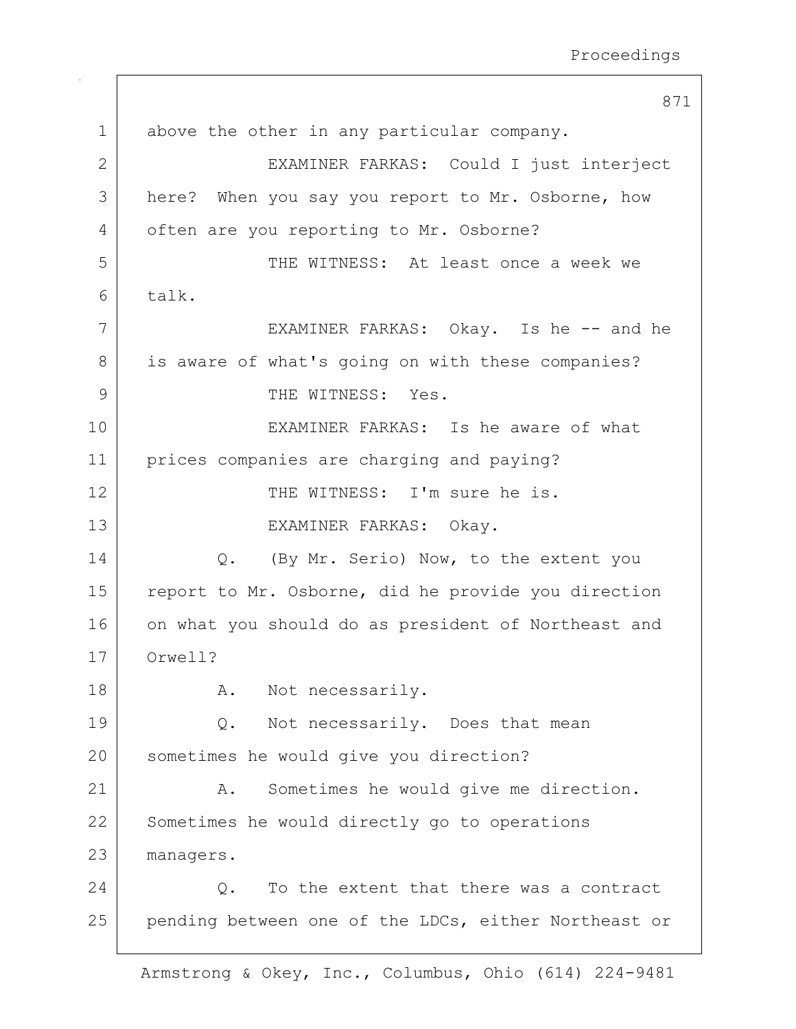1 above the other in any particular company.

2 EXAMINER FARKAS: Could I just interject

3 here? When you say you report to Mr. Osborne, how

4 often are you reporting to Mr. Osborne?

5 THE WITNESS: At least once a week we

6 talk.

7 EXAMINER FARKAS: Okay. Is he -- and he

8 is aware of what's going on with these companies?

9 THE WITNESS: Yes.

10 EXAMINER FARKAS: Is he aware of what

11 prices companies are charging and paying?

12 THE WITNESS: I'm sure he is.

13 EXAMINER FARKAS: Okay.

14 Q. (By Mr. Serio) Now, to the extent you

15 report to Mr. Osborne, did he provide you direction

16 on what you should do as president of Northeast and

17 Orwell?

18 A. Not necessarily.

19 Q. Not necessarily. Does that mean

20 sometimes he would give you direction?

21 A. Sometimes he would give me direction.

22 Sometimes he would directly go to operations

23 managers.

24 Q. To the extent that there was a contract

25 pending between one of the LDCs, either Northeast or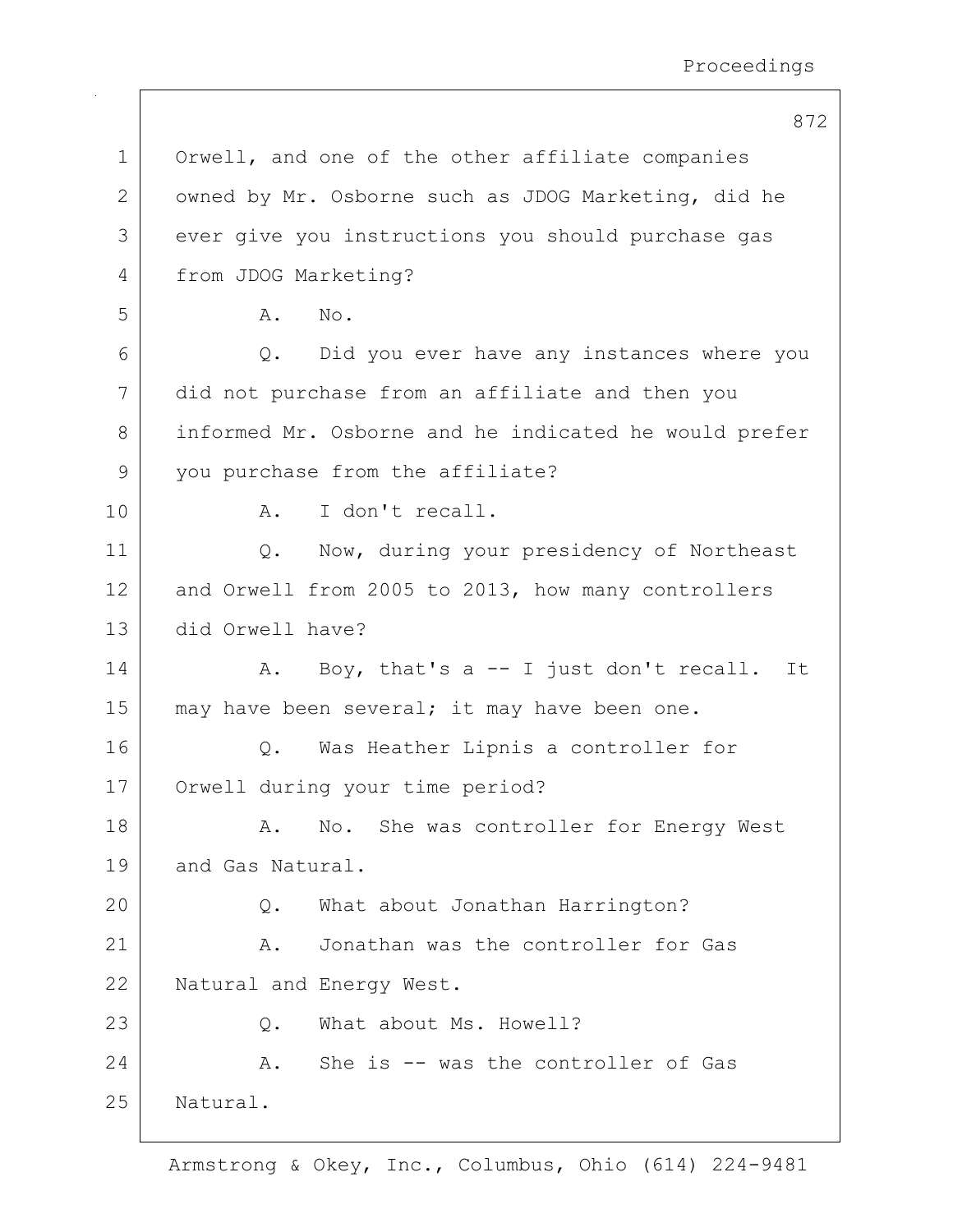Orwell, and one of the other affiliate companies owned by Mr. Osborne such as JDOG Marketing, did he ever give you instructions you should purchase gas from JDOG Marketing?

A. No.

Q. Did you ever have any instances where you did not purchase from an affiliate and then you informed Mr. Osborne and he indicated he would prefer you purchase from the affiliate?

A. I don't recall.

Q. Now, during your presidency of Northeast and Orwell from 2005 to 2013, how many controllers did Orwell have?

A. Boy, that's a -- I just don't recall. It may have been several; it may have been one.

Q. Was Heather Lipnis a controller for Orwell during your time period?

A. No. She was controller for Energy West and Gas Natural.

Q. What about Jonathan Harrington?

A. Jonathan was the controller for Gas Natural and Energy West.

Q. What about Ms. Howell?

A. She is -- was the controller of Gas Natural.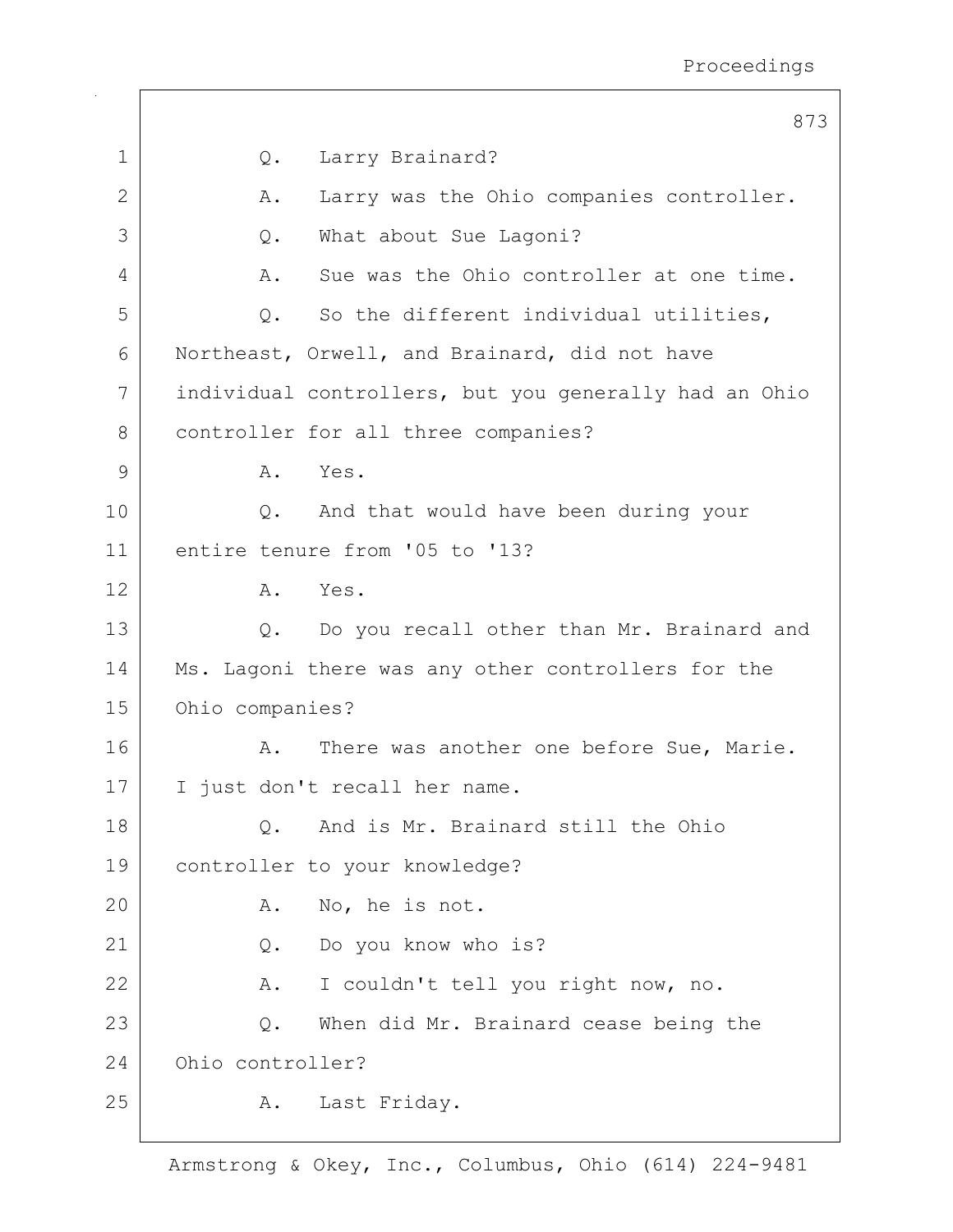Q. Larry Brainard?

A. Larry was the Ohio companies controller.

Q. What about Sue Lagoni?

A. Sue was the Ohio controller at one time.

Q. So the different individual utilities, Northeast, Orwell, and Brainard, did not have individual controllers, but you generally had an Ohio controller for all three companies?

A. Yes.

Q. And that would have been during your entire tenure from '05 to '13?

A. Yes.

Q. Do you recall other than Mr. Brainard and Ms. Lagoni there was any other controllers for the Ohio companies?

A. There was another one before Sue, Marie. I just don't recall her name.

Q. And is Mr. Brainard still the Ohio controller to your knowledge?

A. No, he is not.

Q. Do you know who is?

A. I couldn't tell you right now, no.

Q. When did Mr. Brainard cease being the Ohio controller?

A. Last Friday.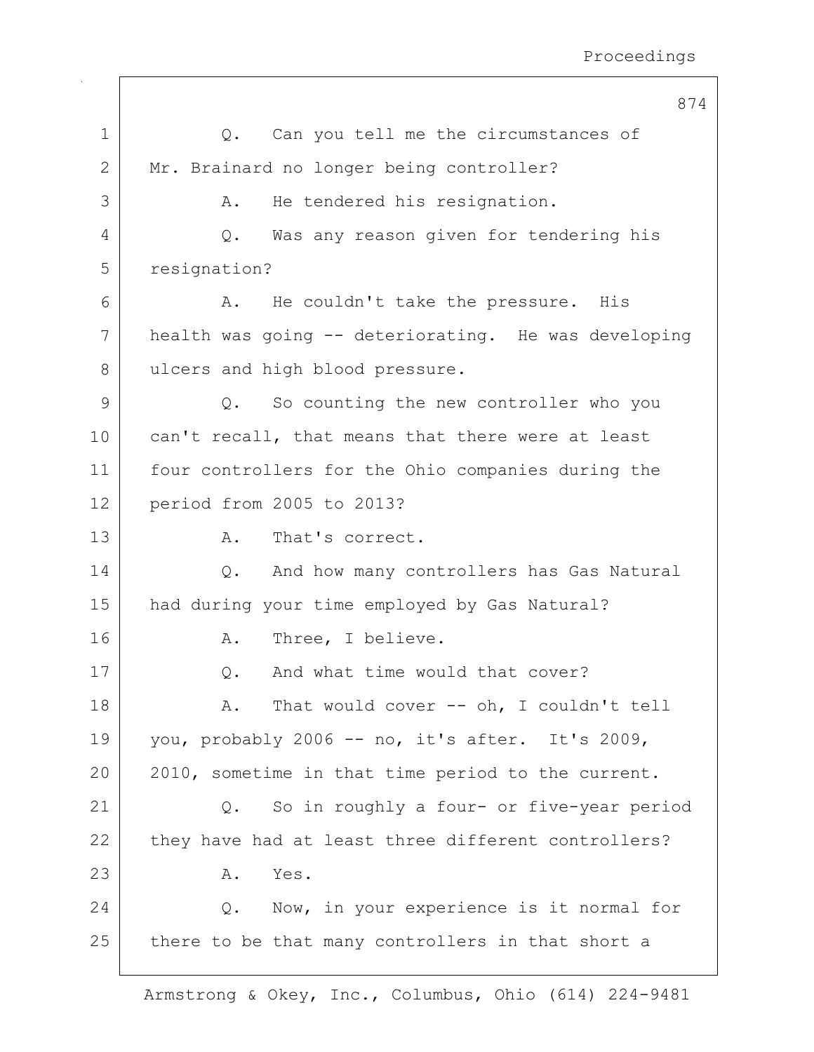1 Q. Can you tell me the circumstances of
2 Mr. Brainard no longer being controller?
3 A. He tendered his resignation.
4 Q. Was any reason given for tendering his
5 resignation?
6 A. He couldn't take the pressure. His
7 health was going -- deteriorating. He was developing
8 ulcers and high blood pressure.
9 Q. So counting the new controller who you
10 can't recall, that means that there were at least
11 four controllers for the Ohio companies during the
12 period from 2005 to 2013?
13 A. That's correct.
14 Q. And how many controllers has Gas Natural
15 had during your time employed by Gas Natural?
16 A. Three, I believe.
17 Q. And what time would that cover?
18 A. That would cover -- oh, I couldn't tell
19 you, probably 2006 -- no, it's after. It's 2009,
20 2010, sometime in that time period to the current.
21 Q. So in roughly a four- or five-year period
22 they have had at least three different controllers?
23 A. Yes.
24 Q. Now, in your experience is it normal for
25 there to be that many controllers in that short a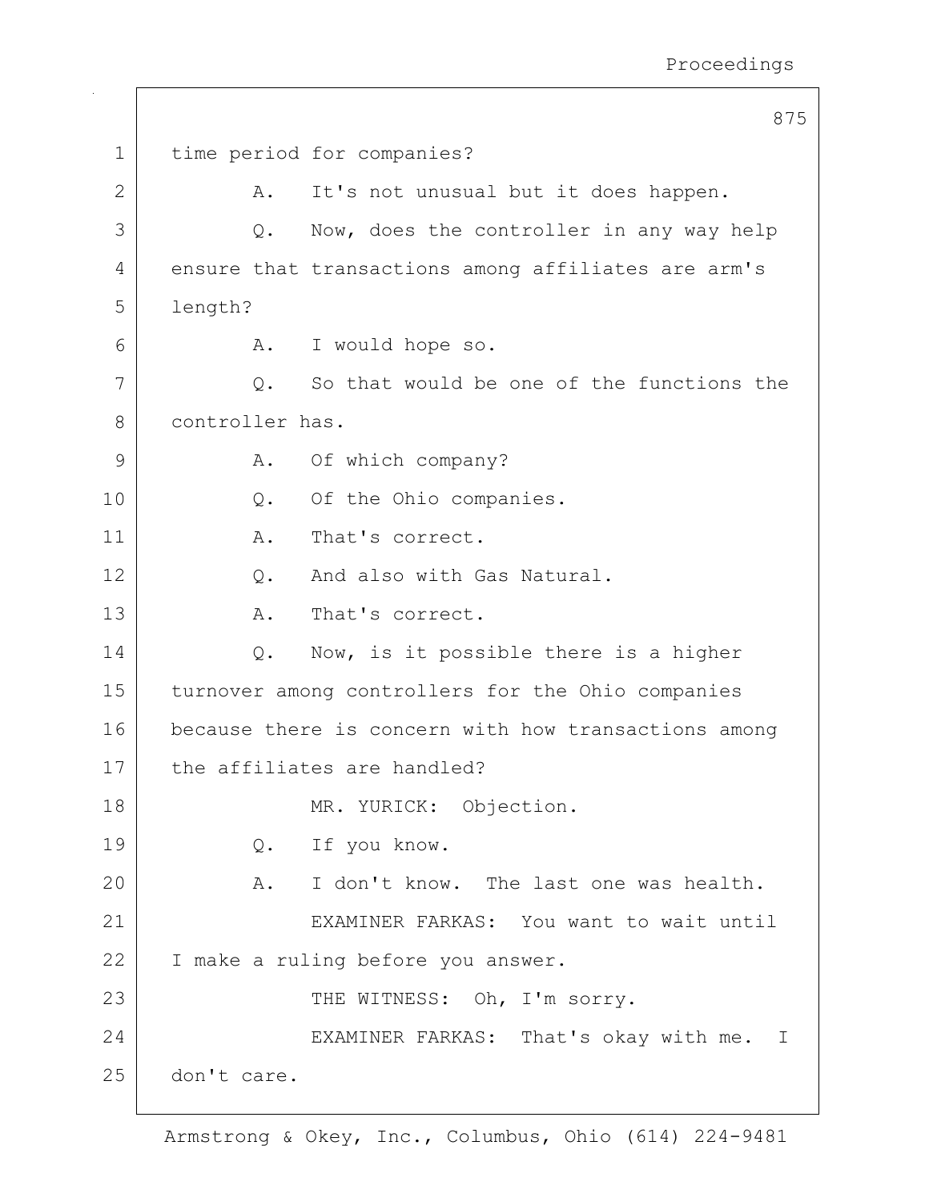time period for companies?

A. It's not unusual but it does happen.

Q. Now, does the controller in any way help ensure that transactions among affiliates are arm's length?

A. I would hope so.

Q. So that would be one of the functions the controller has.

A. Of which company?

Q. Of the Ohio companies.

A. That's correct.

Q. And also with Gas Natural.

A. That's correct.

Q. Now, is it possible there is a higher turnover among controllers for the Ohio companies because there is concern with how transactions among the affiliates are handled?

MR. YURICK: Objection.

Q. If you know.

A. I don't know. The last one was health.

EXAMINER FARKAS: You want to wait until I make a ruling before you answer.

THE WITNESS: Oh, I'm sorry.

EXAMINER FARKAS: That's okay with me. I don't care.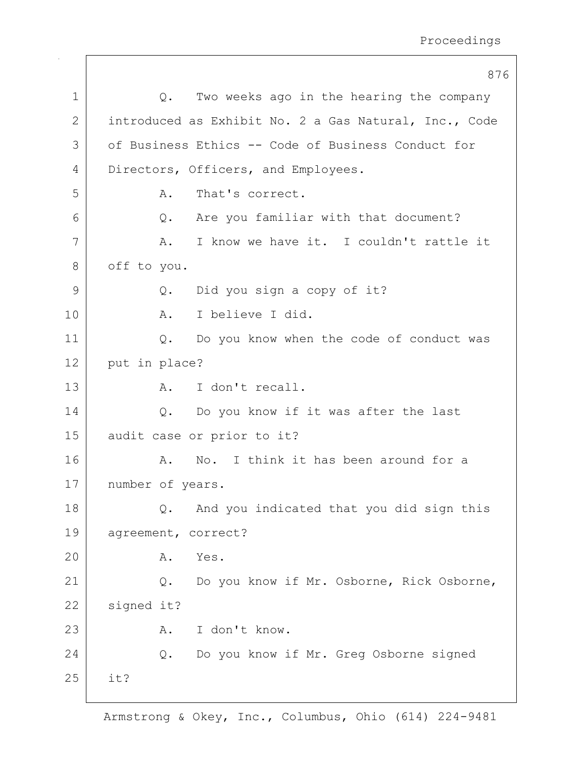Q. Two weeks ago in the hearing the company introduced as Exhibit No. 2 a Gas Natural, Inc., Code of Business Ethics -- Code of Business Conduct for Directors, Officers, and Employees.

A. That's correct.

Q. Are you familiar with that document?

A. I know we have it. I couldn't rattle it off to you.

Q. Did you sign a copy of it?

A. I believe I did.

Q. Do you know when the code of conduct was put in place?

A. I don't recall.

Q. Do you know if it was after the last audit case or prior to it?

A. No. I think it has been around for a number of years.

Q. And you indicated that you did sign this agreement, correct?

A. Yes.

Q. Do you know if Mr. Osborne, Rick Osborne, signed it?

A. I don't know.

Q. Do you know if Mr. Greg Osborne signed it?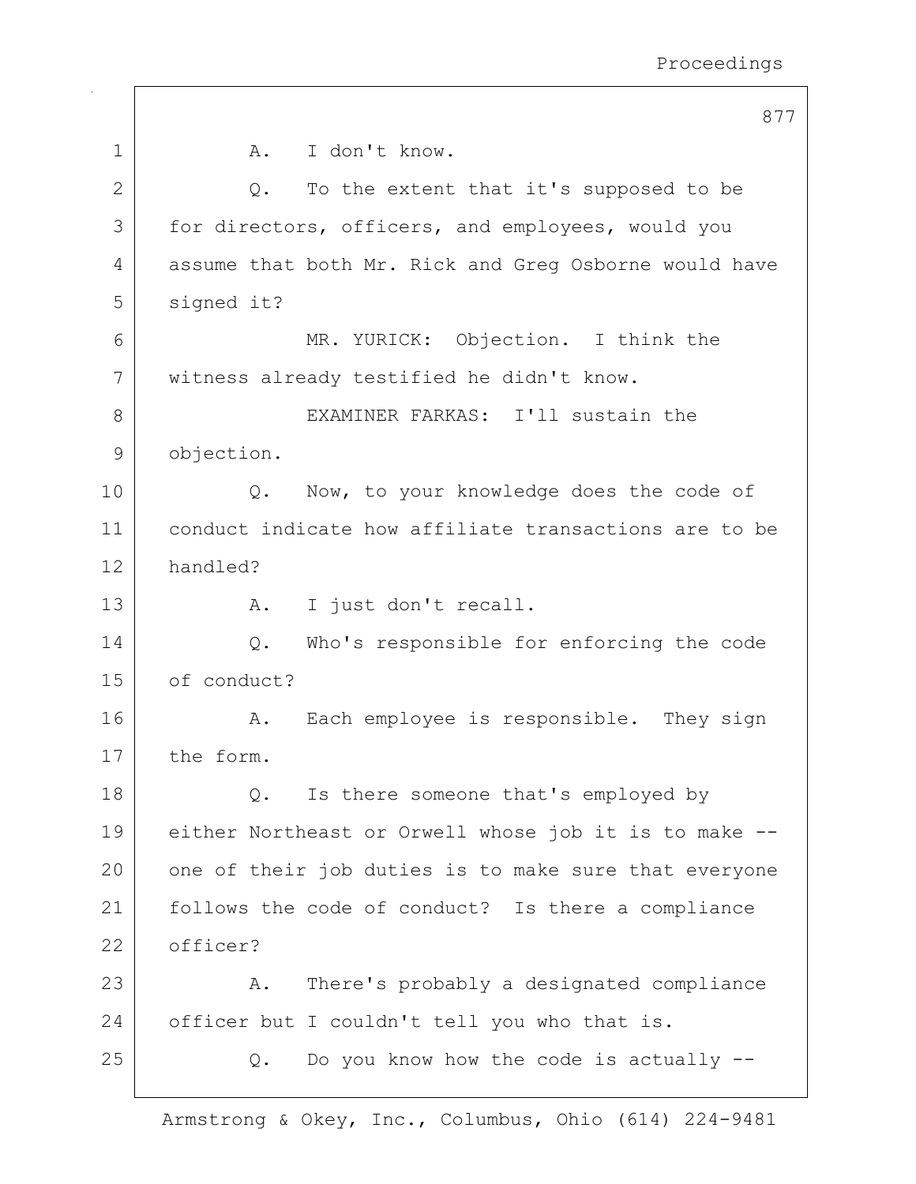A. I don't know.

Q. To the extent that it's supposed to be for directors, officers, and employees, would you assume that both Mr. Rick and Greg Osborne would have signed it?

MR. YURICK: Objection. I think the witness already testified he didn't know.

EXAMINER FARKAS: I'll sustain the objection.

Q. Now, to your knowledge does the code of conduct indicate how affiliate transactions are to be handled?

A. I just don't recall.

Q. Who's responsible for enforcing the code of conduct?

A. Each employee is responsible. They sign the form.

Q. Is there someone that's employed by either Northeast or Orwell whose job it is to make -- one of their job duties is to make sure that everyone follows the code of conduct? Is there a compliance officer?

A. There's probably a designated compliance officer but I couldn't tell you who that is.

Q. Do you know how the code is actually --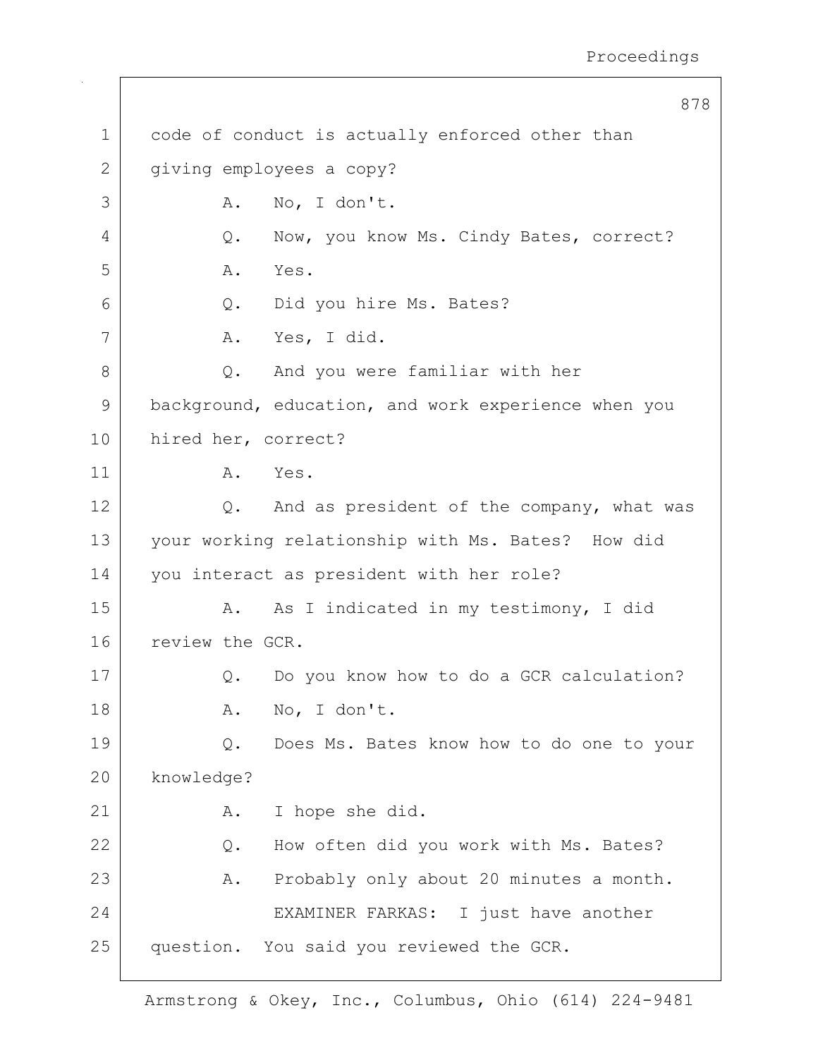code of conduct is actually enforced other than giving employees a copy?

A. No, I don't.

Q. Now, you know Ms. Cindy Bates, correct?

A. Yes.

Q. Did you hire Ms. Bates?

A. Yes, I did.

Q. And you were familiar with her background, education, and work experience when you hired her, correct?

A. Yes.

Q. And as president of the company, what was your working relationship with Ms. Bates? How did you interact as president with her role?

A. As I indicated in my testimony, I did review the GCR.

Q. Do you know how to do a GCR calculation?

A. No, I don't.

Q. Does Ms. Bates know how to do one to your knowledge?

A. I hope she did.

Q. How often did you work with Ms. Bates?

A. Probably only about 20 minutes a month.

EXAMINER FARKAS: I just have another question. You said you reviewed the GCR.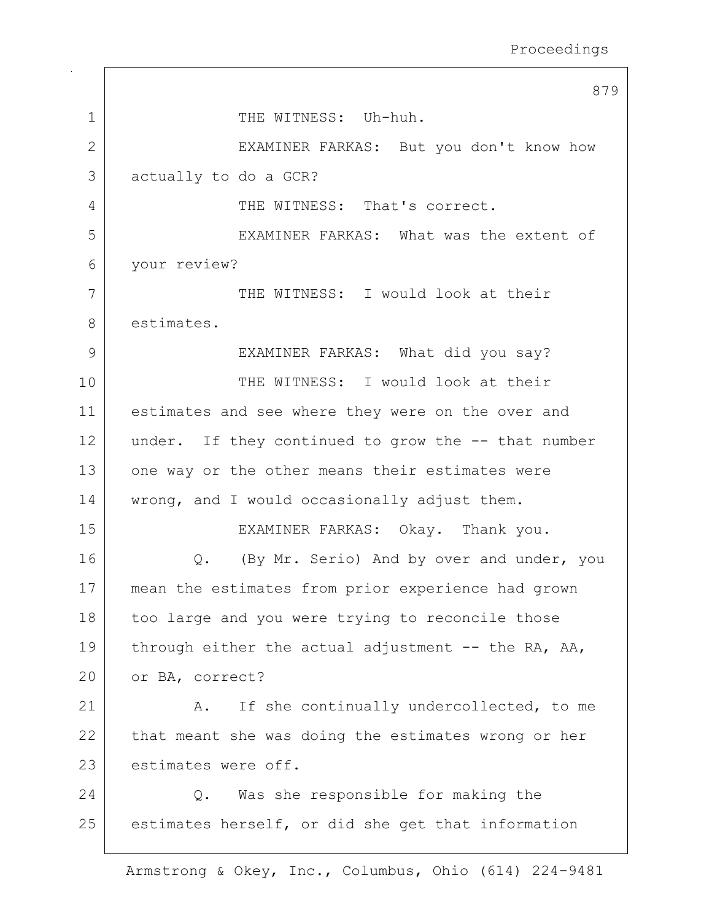THE WITNESS: Uh-huh.

EXAMINER FARKAS: But you don't know how actually to do a GCR?

THE WITNESS: That's correct.

EXAMINER FARKAS: What was the extent of your review?

THE WITNESS: I would look at their estimates.

EXAMINER FARKAS: What did you say?

THE WITNESS: I would look at their estimates and see where they were on the over and under. If they continued to grow the -- that number one way or the other means their estimates were wrong, and I would occasionally adjust them.

EXAMINER FARKAS: Okay. Thank you.

Q. (By Mr. Serio) And by over and under, you mean the estimates from prior experience had grown too large and you were trying to reconcile those through either the actual adjustment -- the RA, AA, or BA, correct?

A. If she continually undercollected, to me that meant she was doing the estimates wrong or her estimates were off.

Q. Was she responsible for making the estimates herself, or did she get that information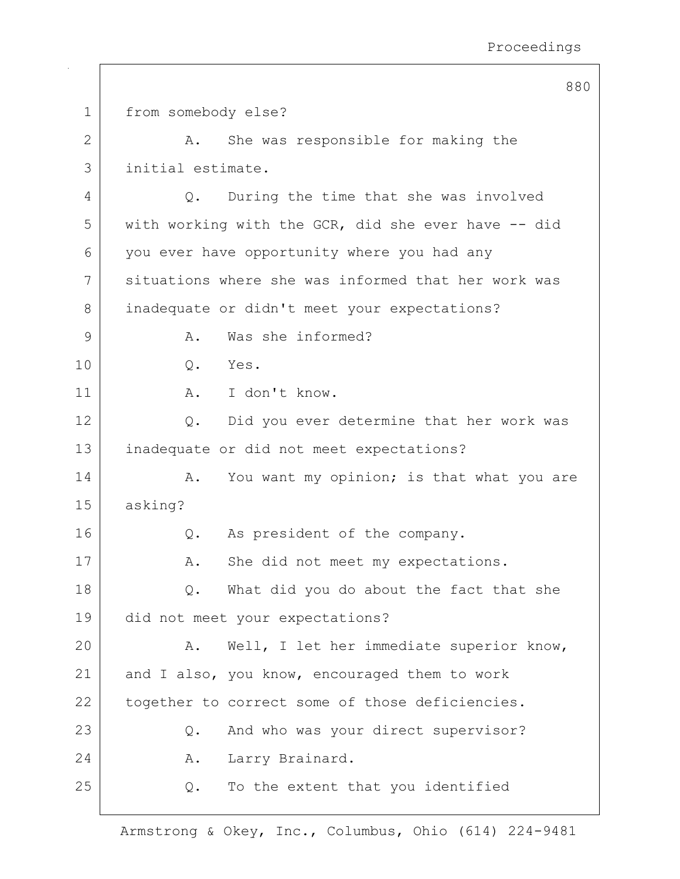from somebody else?

A. She was responsible for making the initial estimate.

Q. During the time that she was involved with working with the GCR, did she ever have -- did you ever have opportunity where you had any situations where she was informed that her work was inadequate or didn't meet your expectations?

A. Was she informed?

Q. Yes.

A. I don't know.

Q. Did you ever determine that her work was inadequate or did not meet expectations?

A. You want my opinion; is that what you are asking?

Q. As president of the company.

A. She did not meet my expectations.

Q. What did you do about the fact that she did not meet your expectations?

A. Well, I let her immediate superior know, and I also, you know, encouraged them to work together to correct some of those deficiencies.

Q. And who was your direct supervisor?

A. Larry Brainard.

Q. To the extent that you identified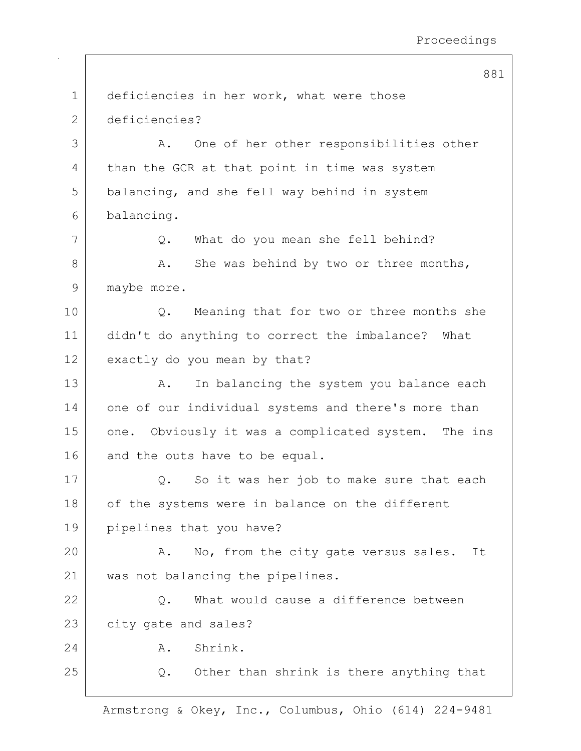deficiencies in her work, what were those deficiencies?

A. One of her other responsibilities other than the GCR at that point in time was system balancing, and she fell way behind in system balancing.

Q. What do you mean she fell behind?

A. She was behind by two or three months, maybe more.

Q. Meaning that for two or three months she didn't do anything to correct the imbalance? What exactly do you mean by that?

A. In balancing the system you balance each one of our individual systems and there's more than one. Obviously it was a complicated system. The ins and the outs have to be equal.

Q. So it was her job to make sure that each of the systems were in balance on the different pipelines that you have?

A. No, from the city gate versus sales. It was not balancing the pipelines.

Q. What would cause a difference between city gate and sales?

A. Shrink.

Q. Other than shrink is there anything that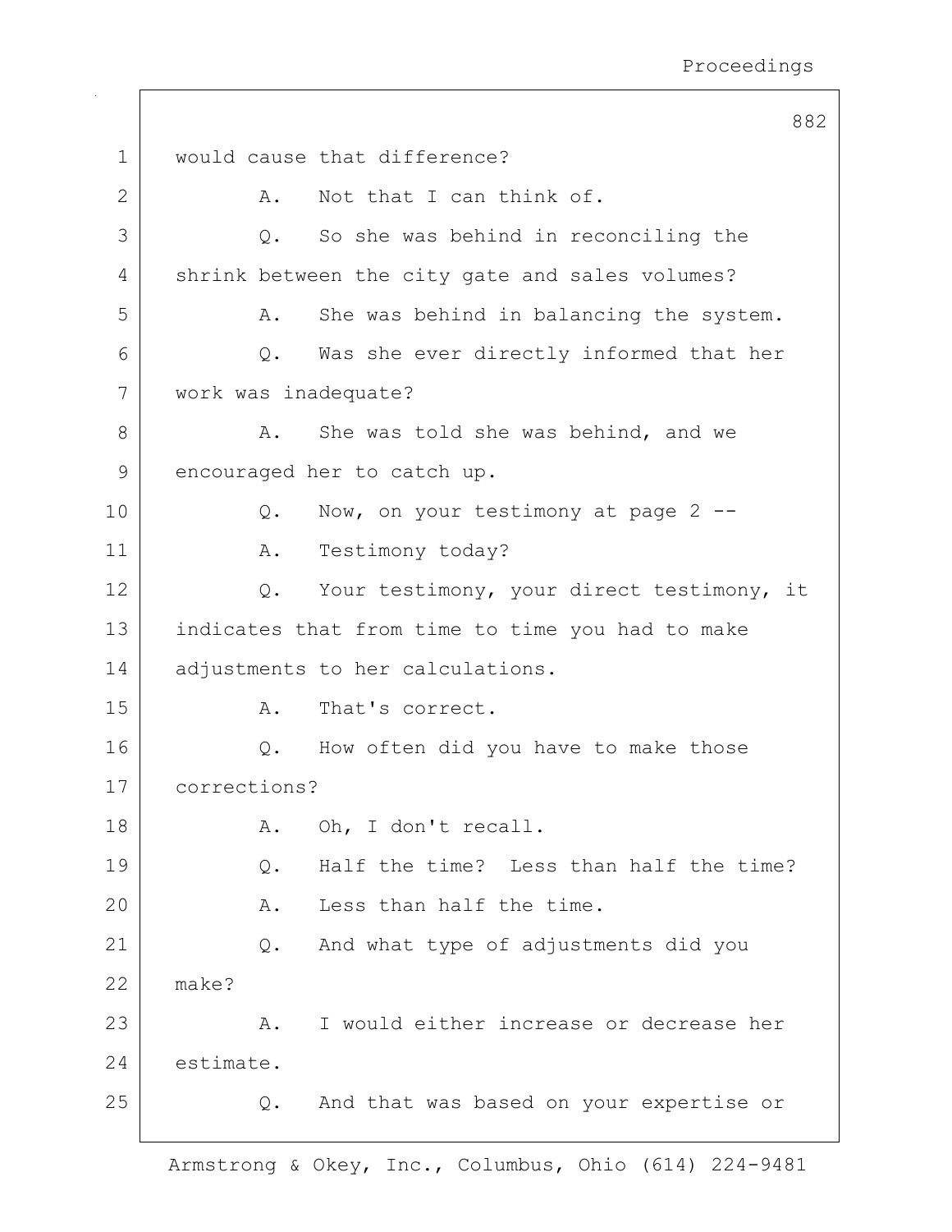1 would cause that difference?

2 A. Not that I can think of.

3 Q. So she was behind in reconciling the

4 shrink between the city gate and sales volumes?

5 A. She was behind in balancing the system.

6 Q. Was she ever directly informed that her

7 work was inadequate?

8 A. She was told she was behind, and we

9 encouraged her to catch up.

10 Q. Now, on your testimony at page 2 --

11 A. Testimony today?

12 Q. Your testimony, your direct testimony, it

13 indicates that from time to time you had to make

14 adjustments to her calculations.

15 A. That's correct.

16 Q. How often did you have to make those

17 corrections?

18 A. Oh, I don't recall.

19 Q. Half the time? Less than half the time?

20 A. Less than half the time.

21 Q. And what type of adjustments did you

22 make?

23 A. I would either increase or decrease her

24 estimate.

25 Q. And that was based on your expertise or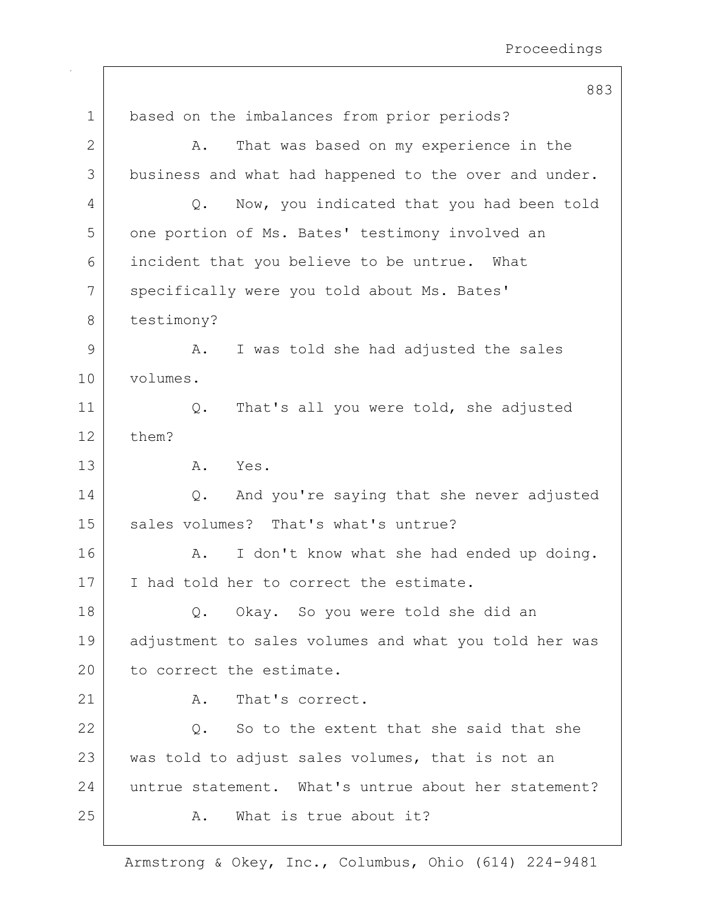based on the imbalances from prior periods?

A. That was based on my experience in the business and what had happened to the over and under.

Q. Now, you indicated that you had been told one portion of Ms. Bates' testimony involved an incident that you believe to be untrue. What specifically were you told about Ms. Bates' testimony?

A. I was told she had adjusted the sales volumes.

Q. That's all you were told, she adjusted them?

A. Yes.

Q. And you're saying that she never adjusted sales volumes? That's what's untrue?

A. I don't know what she had ended up doing. I had told her to correct the estimate.

Q. Okay. So you were told she did an adjustment to sales volumes and what you told her was to correct the estimate.

A. That's correct.

Q. So to the extent that she said that she was told to adjust sales volumes, that is not an untrue statement. What's untrue about her statement?

A. What is true about it?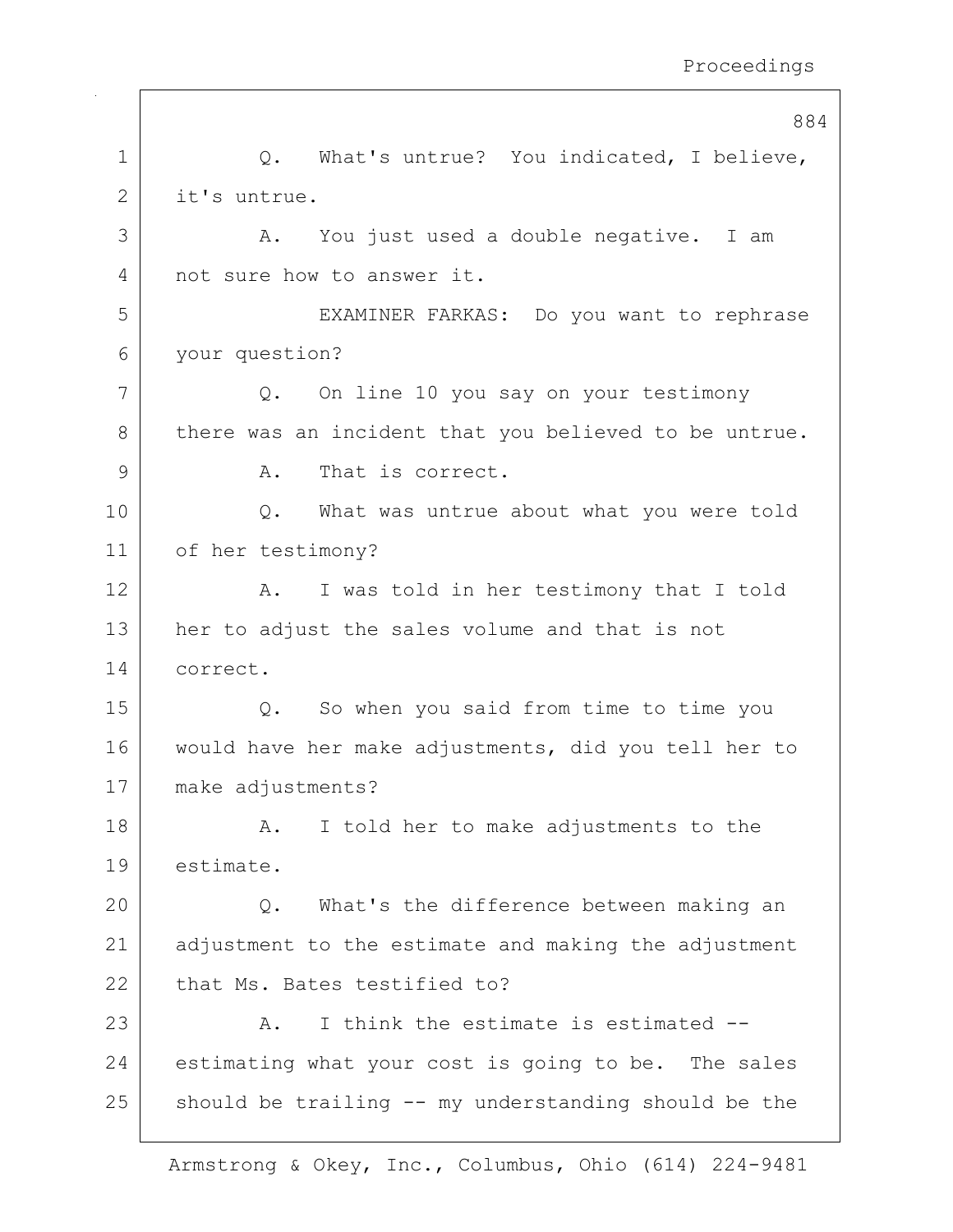Q. What's untrue? You indicated, I believe, it's untrue.

A. You just used a double negative. I am not sure how to answer it.

EXAMINER FARKAS: Do you want to rephrase your question?

Q. On line 10 you say on your testimony there was an incident that you believed to be untrue.

A. That is correct.

Q. What was untrue about what you were told of her testimony?

A. I was told in her testimony that I told her to adjust the sales volume and that is not correct.

Q. So when you said from time to time you would have her make adjustments, did you tell her to make adjustments?

A. I told her to make adjustments to the estimate.

Q. What's the difference between making an adjustment to the estimate and making the adjustment that Ms. Bates testified to?

A. I think the estimate is estimated -- estimating what your cost is going to be. The sales should be trailing -- my understanding should be the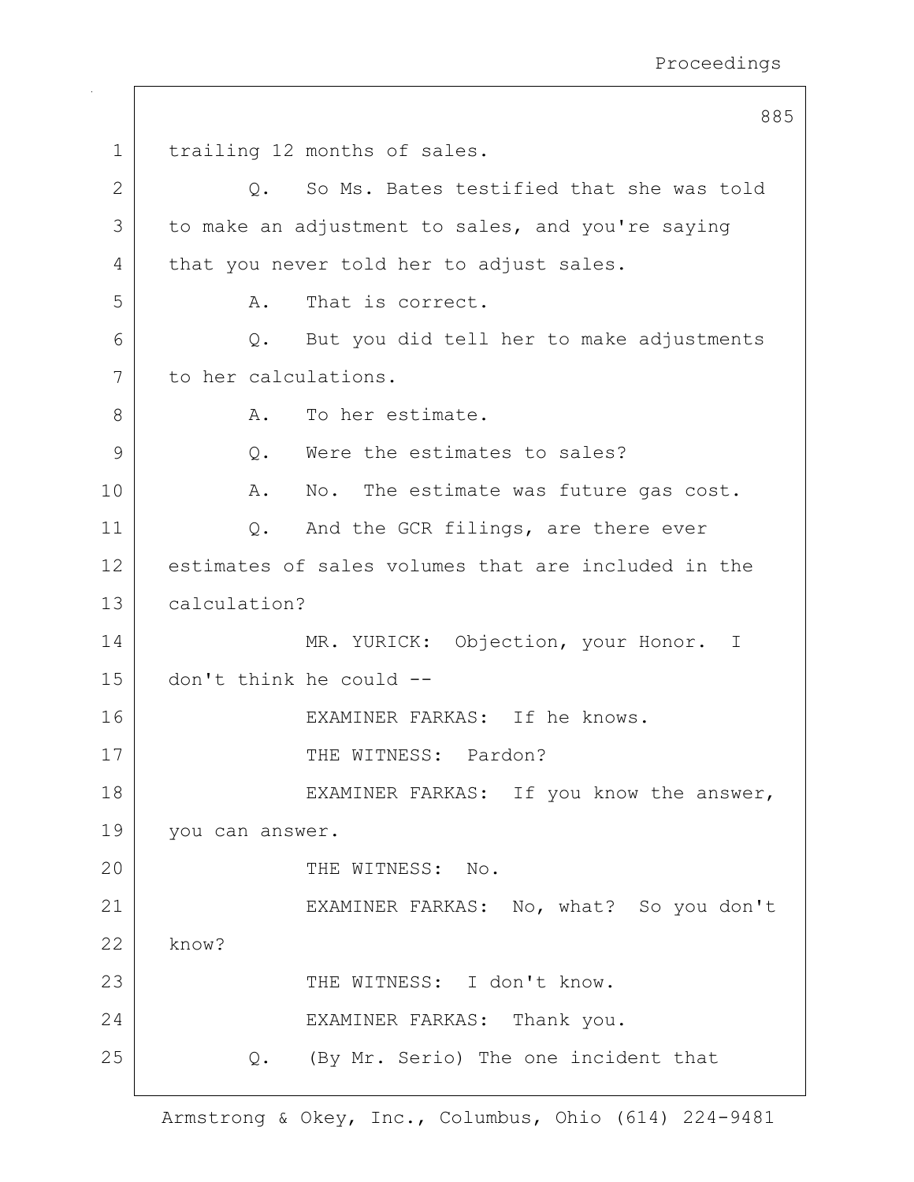trailing 12 months of sales.

Q. So Ms. Bates testified that she was told to make an adjustment to sales, and you're saying that you never told her to adjust sales.

A. That is correct.

Q. But you did tell her to make adjustments to her calculations.

A. To her estimate.

Q. Were the estimates to sales?

A. No. The estimate was future gas cost.

Q. And the GCR filings, are there ever estimates of sales volumes that are included in the calculation?

MR. YURICK: Objection, your Honor. I don't think he could --

EXAMINER FARKAS: If he knows.

THE WITNESS: Pardon?

EXAMINER FARKAS: If you know the answer, you can answer.

THE WITNESS: No.

EXAMINER FARKAS: No, what? So you don't know?

THE WITNESS: I don't know.

EXAMINER FARKAS: Thank you.

Q. (By Mr. Serio) The one incident that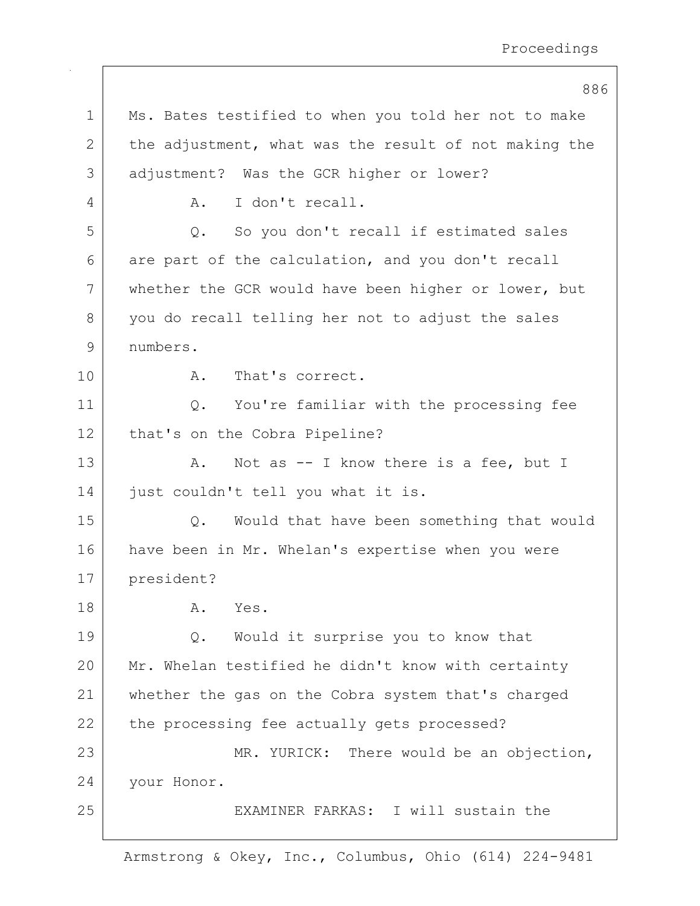Ms. Bates testified to when you told her not to make the adjustment, what was the result of not making the adjustment? Was the GCR higher or lower?

A. I don't recall.

Q. So you don't recall if estimated sales are part of the calculation, and you don't recall whether the GCR would have been higher or lower, but you do recall telling her not to adjust the sales numbers.

A. That's correct.

Q. You're familiar with the processing fee that's on the Cobra Pipeline?

A. Not as -- I know there is a fee, but I just couldn't tell you what it is.

Q. Would that have been something that would have been in Mr. Whelan's expertise when you were president?

A. Yes.

Q. Would it surprise you to know that Mr. Whelan testified he didn't know with certainty whether the gas on the Cobra system that's charged the processing fee actually gets processed?

MR. YURICK: There would be an objection, your Honor.

EXAMINER FARKAS: I will sustain the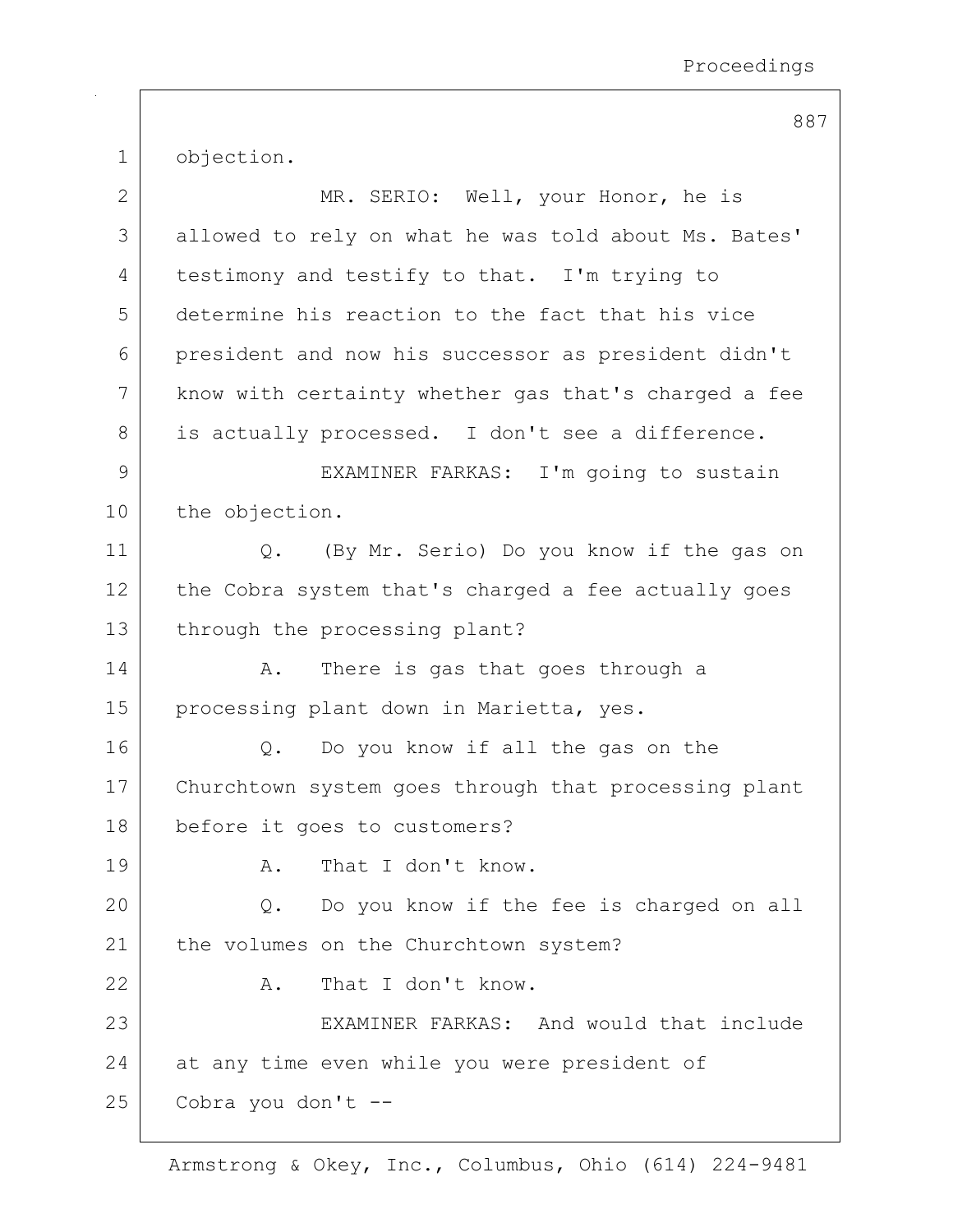objection.

MR. SERIO: Well, your Honor, he is allowed to rely on what he was told about Ms. Bates' testimony and testify to that. I'm trying to determine his reaction to the fact that his vice president and now his successor as president didn't know with certainty whether gas that's charged a fee is actually processed. I don't see a difference.

EXAMINER FARKAS: I'm going to sustain the objection.

Q. (By Mr. Serio) Do you know if the gas on the Cobra system that's charged a fee actually goes through the processing plant?

A. There is gas that goes through a processing plant down in Marietta, yes.

Q. Do you know if all the gas on the Churchtown system goes through that processing plant before it goes to customers?

A. That I don't know.

Q. Do you know if the fee is charged on all the volumes on the Churchtown system?

A. That I don't know.

EXAMINER FARKAS: And would that include at any time even while you were president of Cobra you don't --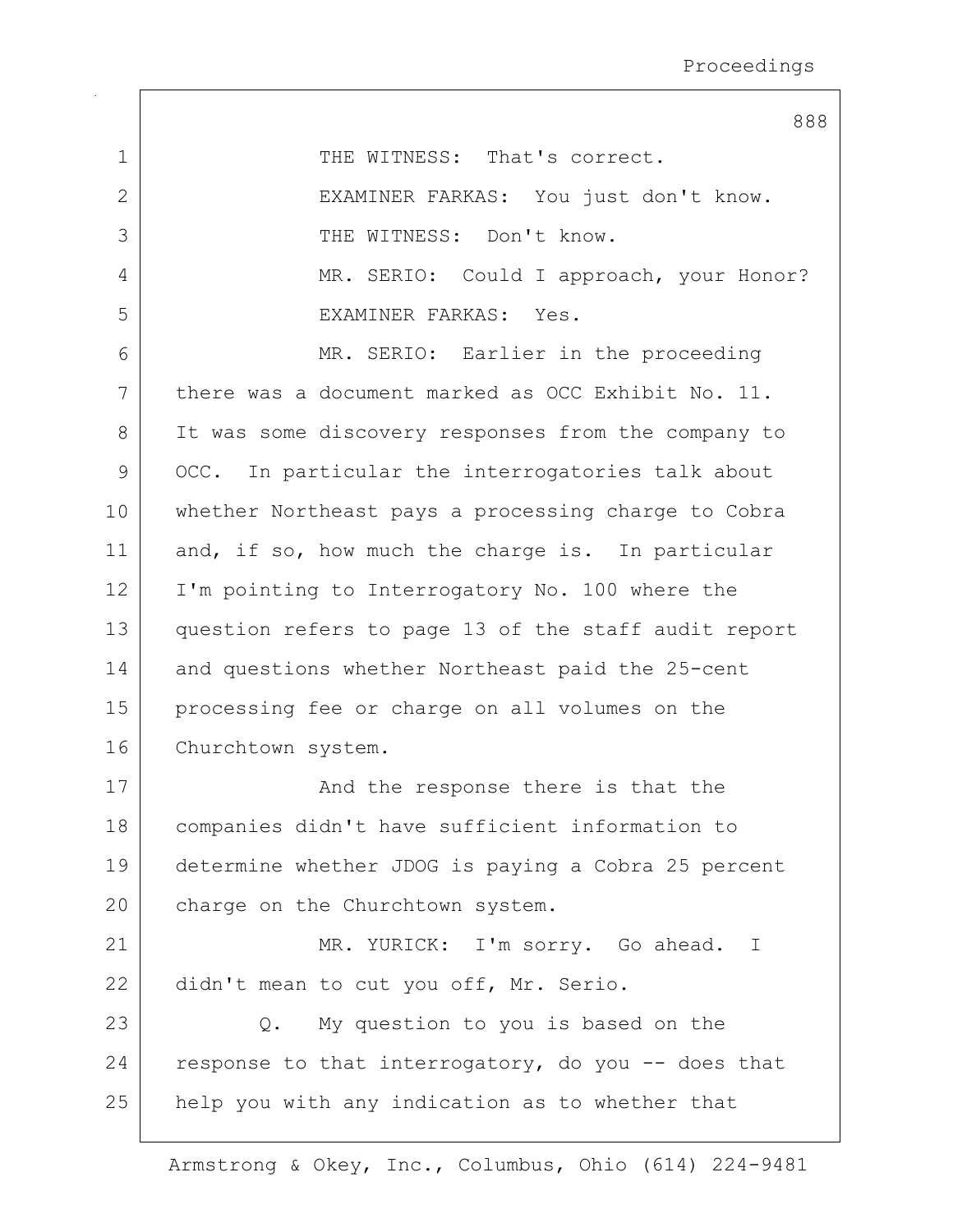THE WITNESS: That's correct.

EXAMINER FARKAS: You just don't know.

THE WITNESS: Don't know.

MR. SERIO: Could I approach, your Honor?

EXAMINER FARKAS: Yes.

MR. SERIO: Earlier in the proceeding there was a document marked as OCC Exhibit No. 11. It was some discovery responses from the company to OCC. In particular the interrogatories talk about whether Northeast pays a processing charge to Cobra and, if so, how much the charge is. In particular I'm pointing to Interrogatory No. 100 where the question refers to page 13 of the staff audit report and questions whether Northeast paid the 25-cent processing fee or charge on all volumes on the Churchtown system.

And the response there is that the companies didn't have sufficient information to determine whether JDOG is paying a Cobra 25 percent charge on the Churchtown system.

MR. YURICK: I'm sorry. Go ahead. I didn't mean to cut you off, Mr. Serio.

Q. My question to you is based on the response to that interrogatory, do you -- does that help you with any indication as to whether that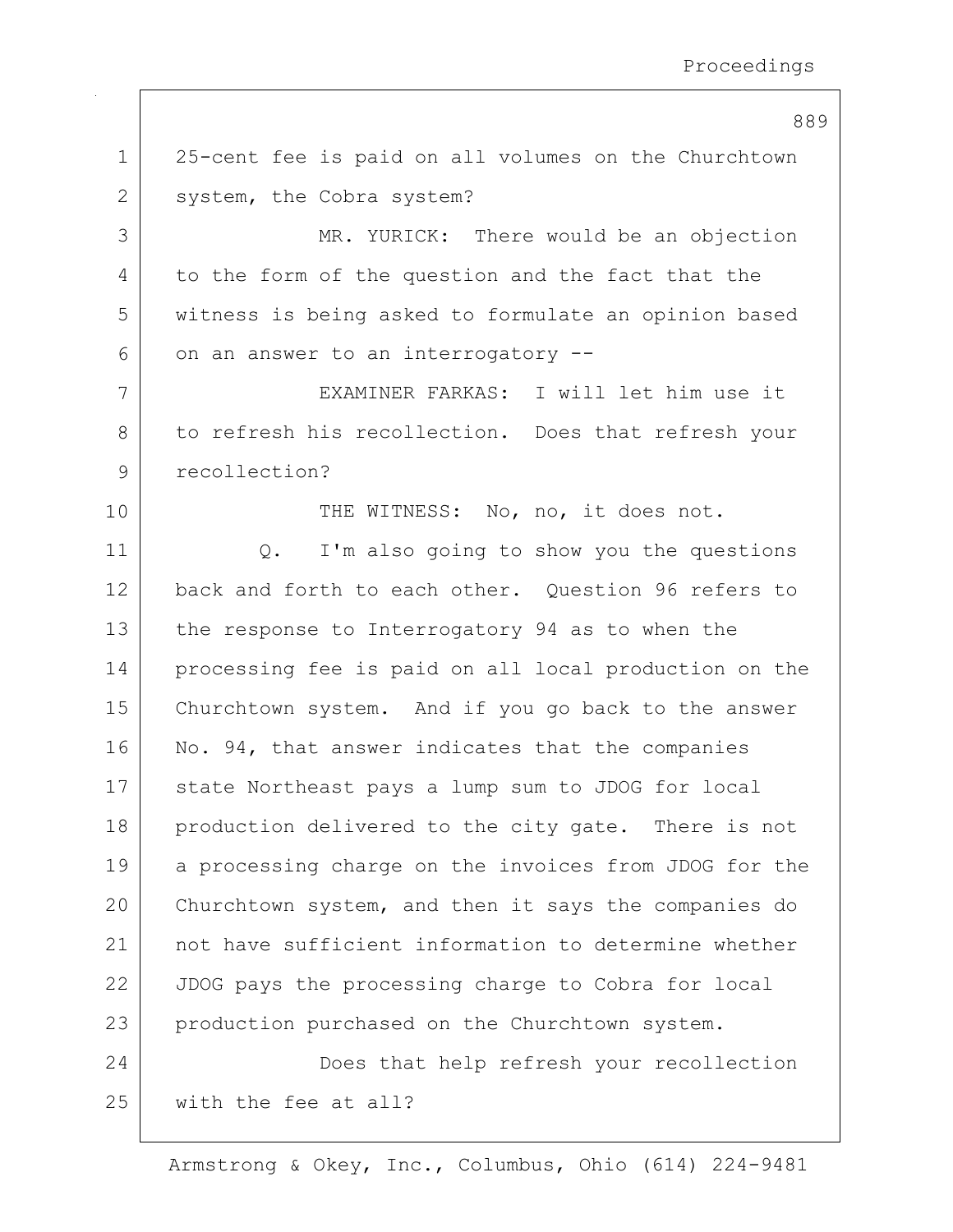25-cent fee is paid on all volumes on the Churchtown system, the Cobra system?

MR. YURICK: There would be an objection to the form of the question and the fact that the witness is being asked to formulate an opinion based on an answer to an interrogatory --

EXAMINER FARKAS: I will let him use it to refresh his recollection. Does that refresh your recollection?

THE WITNESS: No, no, it does not.

Q. I'm also going to show you the questions back and forth to each other. Question 96 refers to the response to Interrogatory 94 as to when the processing fee is paid on all local production on the Churchtown system. And if you go back to the answer No. 94, that answer indicates that the companies state Northeast pays a lump sum to JDOG for local production delivered to the city gate. There is not a processing charge on the invoices from JDOG for the Churchtown system, and then it says the companies do not have sufficient information to determine whether JDOG pays the processing charge to Cobra for local production purchased on the Churchtown system.

Does that help refresh your recollection with the fee at all?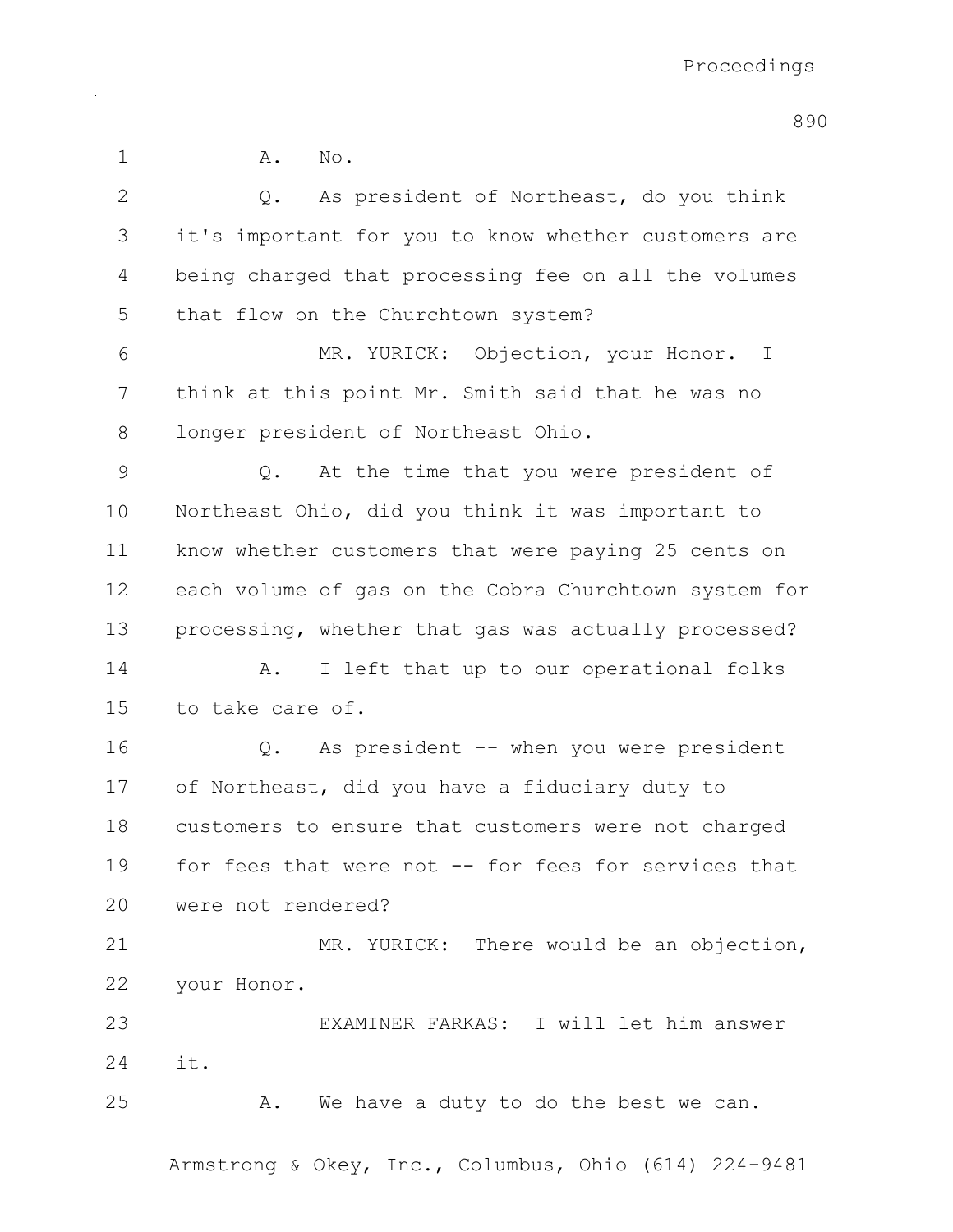A. No.

Q. As president of Northeast, do you think it's important for you to know whether customers are being charged that processing fee on all the volumes that flow on the Churchtown system?

MR. YURICK: Objection, your Honor. I think at this point Mr. Smith said that he was no longer president of Northeast Ohio.

Q. At the time that you were president of Northeast Ohio, did you think it was important to know whether customers that were paying 25 cents on each volume of gas on the Cobra Churchtown system for processing, whether that gas was actually processed?

A. I left that up to our operational folks to take care of.

Q. As president -- when you were president of Northeast, did you have a fiduciary duty to customers to ensure that customers were not charged for fees that were not -- for fees for services that were not rendered?

MR. YURICK: There would be an objection, your Honor.

EXAMINER FARKAS: I will let him answer it.

A. We have a duty to do the best we can.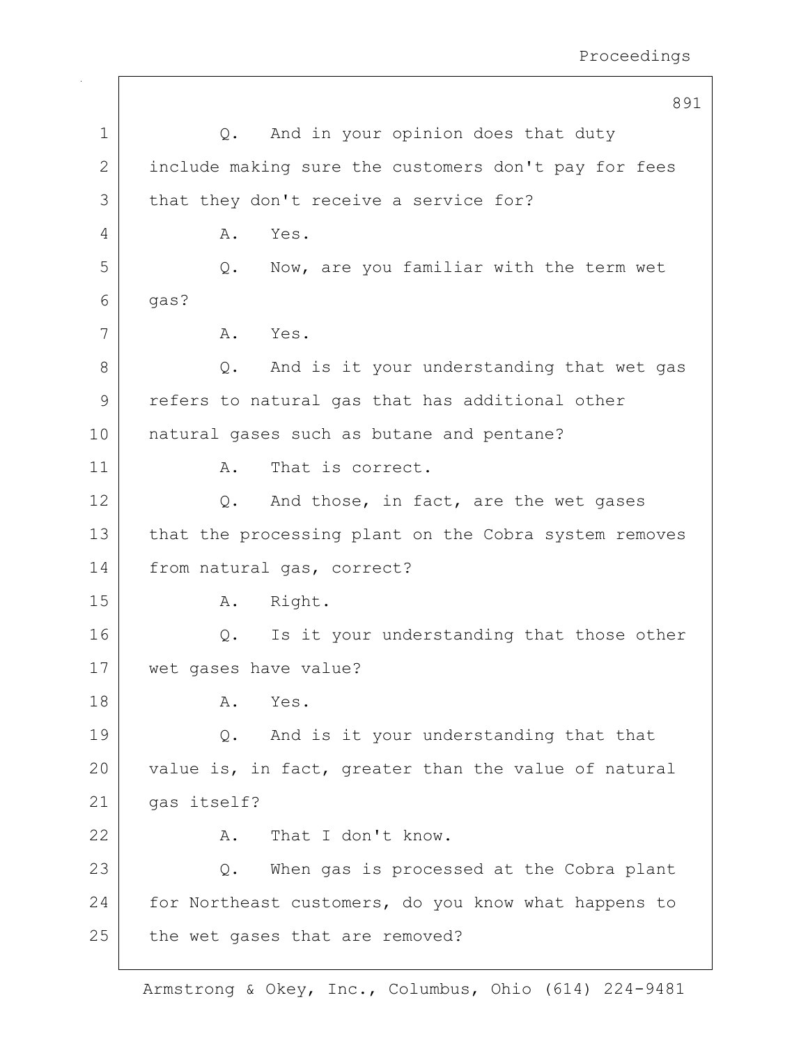Q. And in your opinion does that duty include making sure the customers don't pay for fees that they don't receive a service for?

A. Yes.

Q. Now, are you familiar with the term wet gas?

A. Yes.

Q. And is it your understanding that wet gas refers to natural gas that has additional other natural gases such as butane and pentane?

A. That is correct.

Q. And those, in fact, are the wet gases that the processing plant on the Cobra system removes from natural gas, correct?

A. Right.

Q. Is it your understanding that those other wet gases have value?

A. Yes.

Q. And is it your understanding that that value is, in fact, greater than the value of natural gas itself?

A. That I don't know.

Q. When gas is processed at the Cobra plant for Northeast customers, do you know what happens to the wet gases that are removed?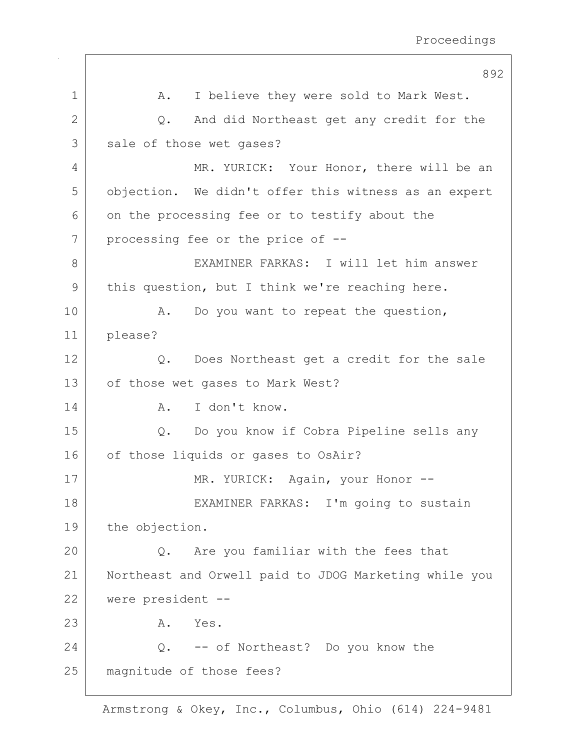A. I believe they were sold to Mark West.

Q. And did Northeast get any credit for the sale of those wet gases?

MR. YURICK: Your Honor, there will be an objection. We didn't offer this witness as an expert on the processing fee or to testify about the processing fee or the price of --

EXAMINER FARKAS: I will let him answer this question, but I think we're reaching here.

A. Do you want to repeat the question, please?

Q. Does Northeast get a credit for the sale of those wet gases to Mark West?

A. I don't know.

Q. Do you know if Cobra Pipeline sells any of those liquids or gases to OsAir?

MR. YURICK: Again, your Honor --

EXAMINER FARKAS: I'm going to sustain the objection.

Q. Are you familiar with the fees that Northeast and Orwell paid to JDOG Marketing while you were president --

A. Yes.

Q. -- of Northeast? Do you know the magnitude of those fees?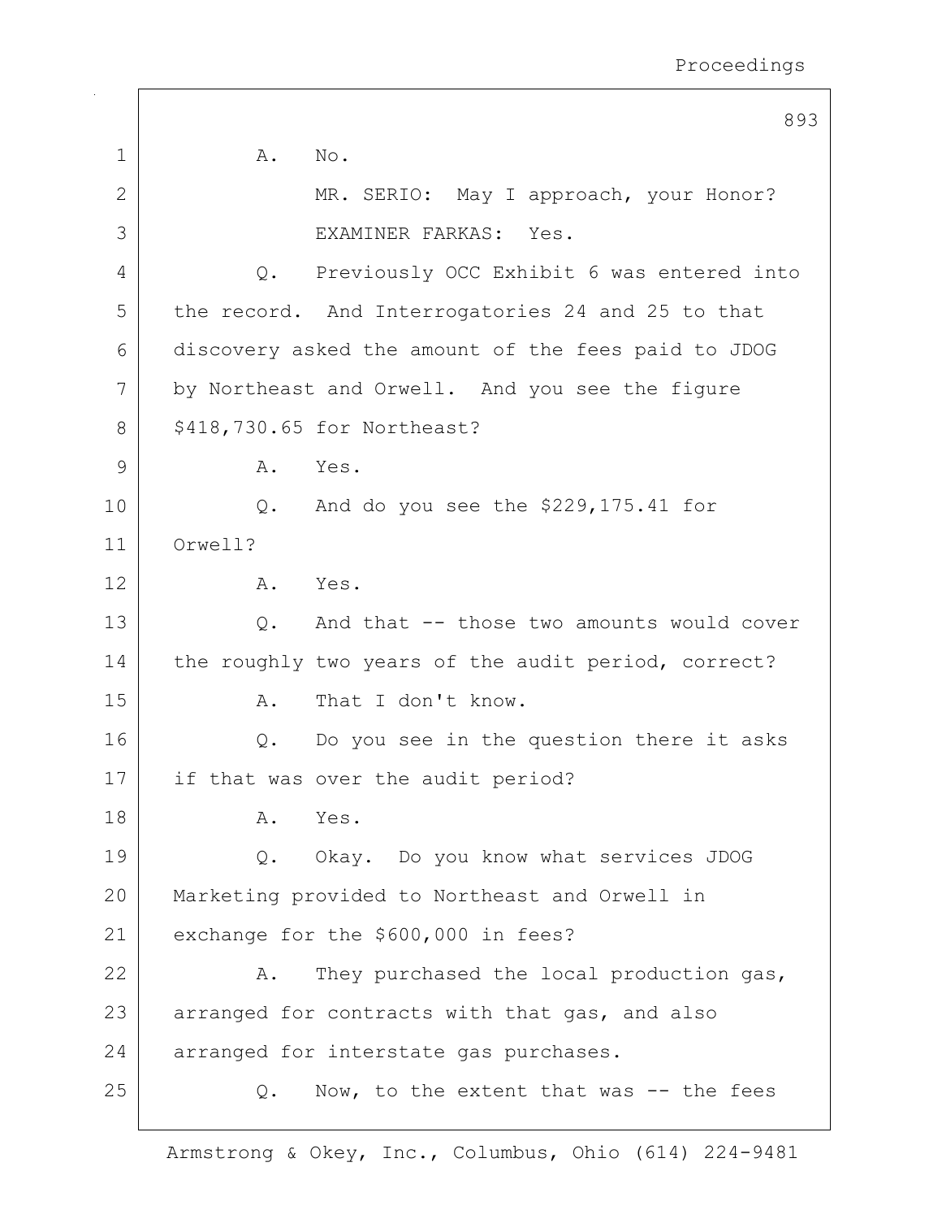A. No.

MR. SERIO: May I approach, your Honor?

EXAMINER FARKAS: Yes.

Q. Previously OCC Exhibit 6 was entered into the record. And Interrogatories 24 and 25 to that discovery asked the amount of the fees paid to JDOG by Northeast and Orwell. And you see the figure $418,730.65 for Northeast?

A. Yes.

Q. And do you see the $229,175.41 for Orwell?

A. Yes.

Q. And that -- those two amounts would cover the roughly two years of the audit period, correct?

A. That I don't know.

Q. Do you see in the question there it asks if that was over the audit period?

A. Yes.

Q. Okay. Do you know what services JDOG Marketing provided to Northeast and Orwell in exchange for the $600,000 in fees?

A. They purchased the local production gas, arranged for contracts with that gas, and also arranged for interstate gas purchases.

Q. Now, to the extent that was -- the fees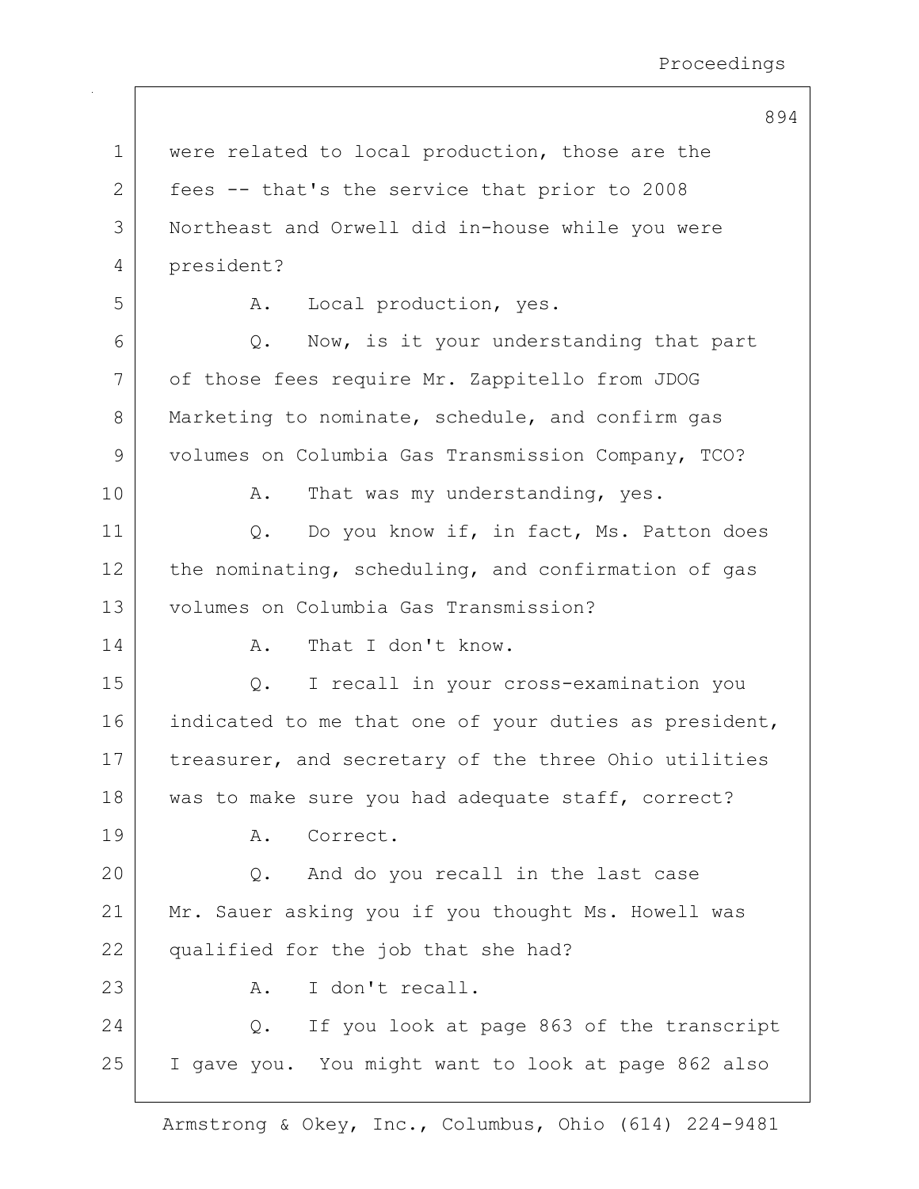1 were related to local production, those are the
2 fees -- that's the service that prior to 2008
3 Northeast and Orwell did in-house while you were
4 president?

5 A. Local production, yes.

6 Q. Now, is it your understanding that part
7 of those fees require Mr. Zappitello from JDOG
8 Marketing to nominate, schedule, and confirm gas
9 volumes on Columbia Gas Transmission Company, TCO?

10 A. That was my understanding, yes.

11 Q. Do you know if, in fact, Ms. Patton does
12 the nominating, scheduling, and confirmation of gas
13 volumes on Columbia Gas Transmission?

14 A. That I don't know.

15 Q. I recall in your cross-examination you
16 indicated to me that one of your duties as president,
17 treasurer, and secretary of the three Ohio utilities
18 was to make sure you had adequate staff, correct?

19 A. Correct.

20 Q. And do you recall in the last case
21 Mr. Sauer asking you if you thought Ms. Howell was
22 qualified for the job that she had?

23 A. I don't recall.

24 Q. If you look at page 863 of the transcript
25 I gave you. You might want to look at page 862 also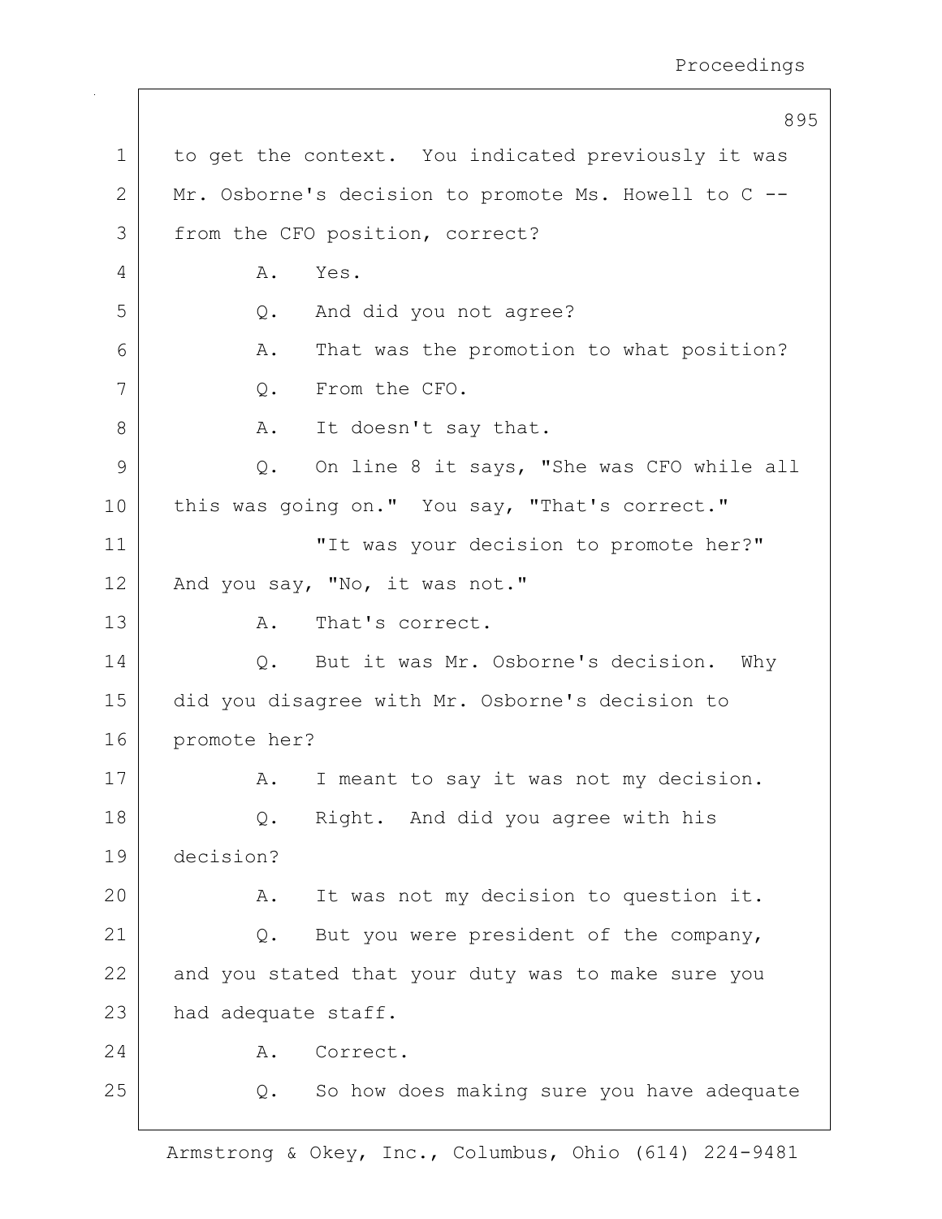1 to get the context. You indicated previously it was
2 Mr. Osborne's decision to promote Ms. Howell to C --
3 from the CFO position, correct?
4 A. Yes.
5 Q. And did you not agree?
6 A. That was the promotion to what position?
7 Q. From the CFO.
8 A. It doesn't say that.
9 Q. On line 8 it says, "She was CFO while all
10 this was going on." You say, "That's correct."
11 "It was your decision to promote her?"
12 And you say, "No, it was not."
13 A. That's correct.
14 Q. But it was Mr. Osborne's decision. Why
15 did you disagree with Mr. Osborne's decision to
16 promote her?
17 A. I meant to say it was not my decision.
18 Q. Right. And did you agree with his
19 decision?
20 A. It was not my decision to question it.
21 Q. But you were president of the company,
22 and you stated that your duty was to make sure you
23 had adequate staff.
24 A. Correct.
25 Q. So how does making sure you have adequate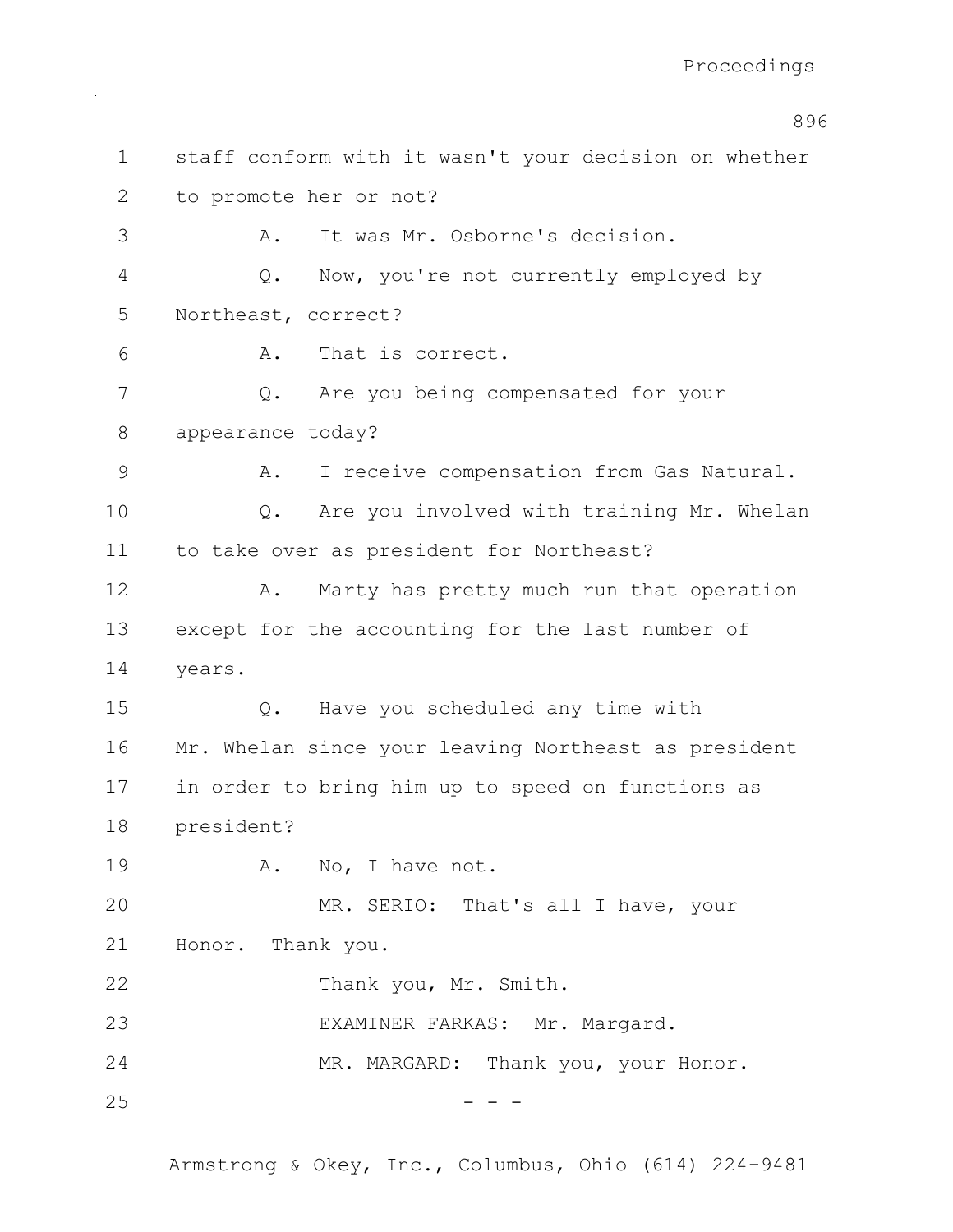staff conform with it wasn't your decision on whether to promote her or not?

A. It was Mr. Osborne's decision.

Q. Now, you're not currently employed by Northeast, correct?

A. That is correct.

Q. Are you being compensated for your appearance today?

A. I receive compensation from Gas Natural.

Q. Are you involved with training Mr. Whelan to take over as president for Northeast?

A. Marty has pretty much run that operation except for the accounting for the last number of years.

Q. Have you scheduled any time with Mr. Whelan since your leaving Northeast as president in order to bring him up to speed on functions as president?

A. No, I have not.

MR. SERIO: That's all I have, your Honor. Thank you.

Thank you, Mr. Smith.

EXAMINER FARKAS: Mr. Margard.

MR. MARGARD: Thank you, your Honor.

- - -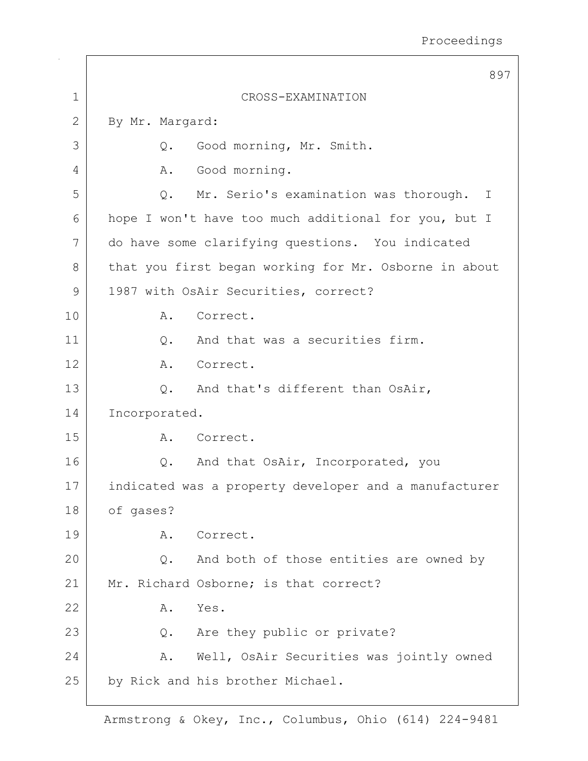## CROSS-EXAMINATION

By Mr. Margard:

Q. Good morning, Mr. Smith.

A. Good morning.

Q. Mr. Serio's examination was thorough. I hope I won't have too much additional for you, but I do have some clarifying questions. You indicated that you first began working for Mr. Osborne in about 1987 with OsAir Securities, correct?

A. Correct.

Q. And that was a securities firm.

A. Correct.

Q. And that's different than OsAir, Incorporated.

A. Correct.

Q. And that OsAir, Incorporated, you indicated was a property developer and a manufacturer of gases?

A. Correct.

Q. And both of those entities are owned by Mr. Richard Osborne; is that correct?

A. Yes.

Q. Are they public or private?

A. Well, OsAir Securities was jointly owned by Rick and his brother Michael.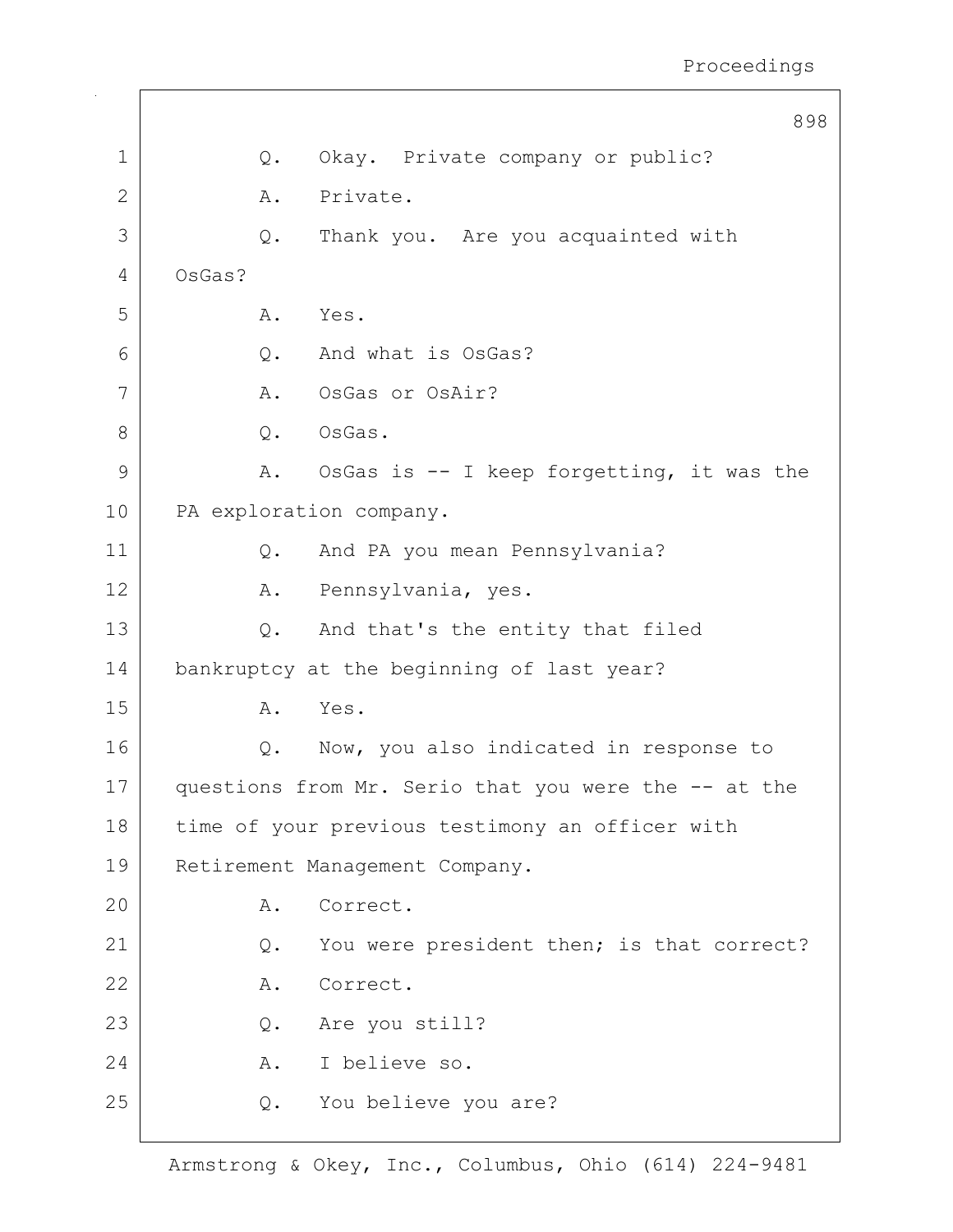Q. Okay. Private company or public?

A. Private.

Q. Thank you. Are you acquainted with OsGas?

A. Yes.

Q. And what is OsGas?

A. OsGas or OsAir?

Q. OsGas.

A. OsGas is -- I keep forgetting, it was the PA exploration company.

Q. And PA you mean Pennsylvania?

A. Pennsylvania, yes.

Q. And that's the entity that filed bankruptcy at the beginning of last year?

A. Yes.

Q. Now, you also indicated in response to questions from Mr. Serio that you were the -- at the time of your previous testimony an officer with Retirement Management Company.

A. Correct.

Q. You were president then; is that correct?

A. Correct.

Q. Are you still?

A. I believe so.

Q. You believe you are?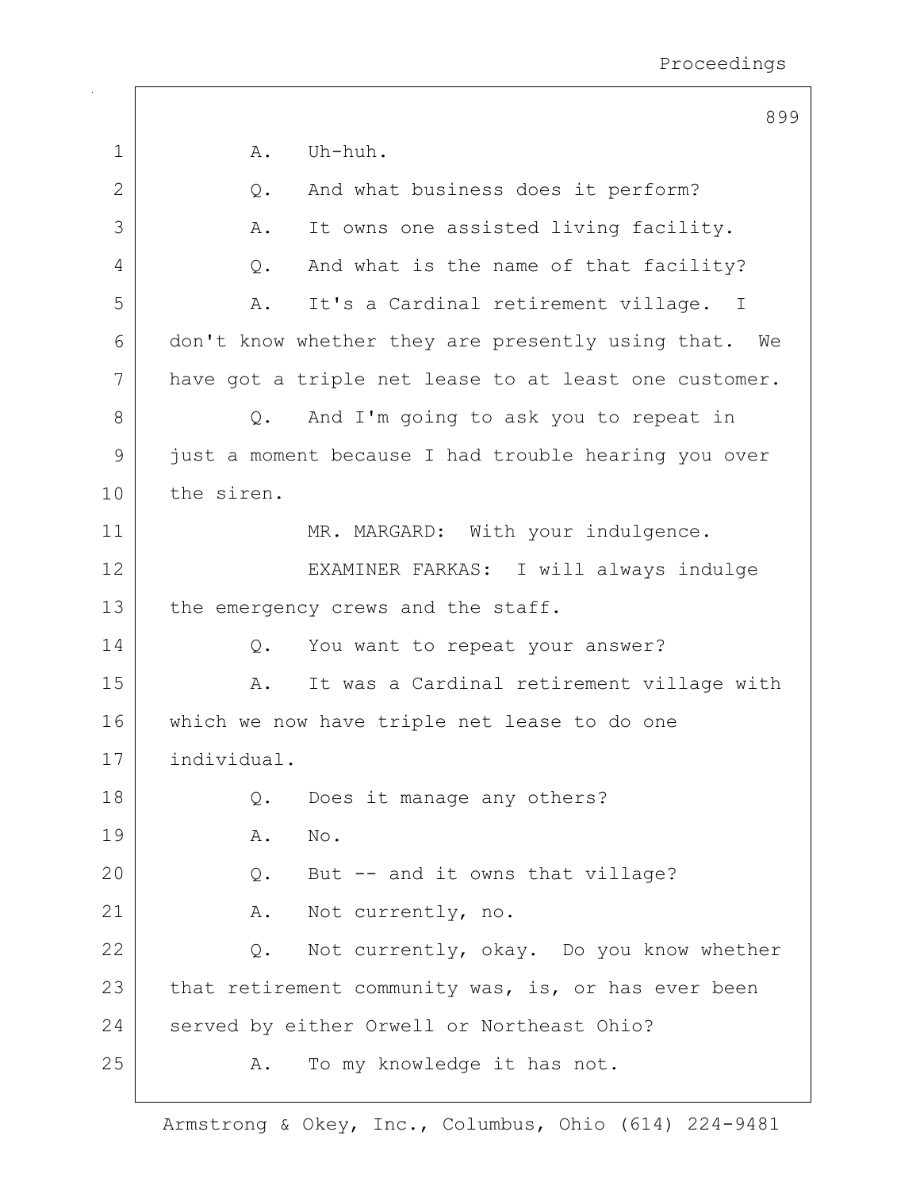A. Uh-huh.

Q. And what business does it perform?

A. It owns one assisted living facility.

Q. And what is the name of that facility?

A. It's a Cardinal retirement village. I don't know whether they are presently using that. We have got a triple net lease to at least one customer.

Q. And I'm going to ask you to repeat in just a moment because I had trouble hearing you over the siren.

MR. MARGARD: With your indulgence.

EXAMINER FARKAS: I will always indulge the emergency crews and the staff.

Q. You want to repeat your answer?

A. It was a Cardinal retirement village with which we now have triple net lease to do one individual.

Q. Does it manage any others?

A. No.

Q. But -- and it owns that village?

A. Not currently, no.

Q. Not currently, okay. Do you know whether that retirement community was, is, or has ever been served by either Orwell or Northeast Ohio?

A. To my knowledge it has not.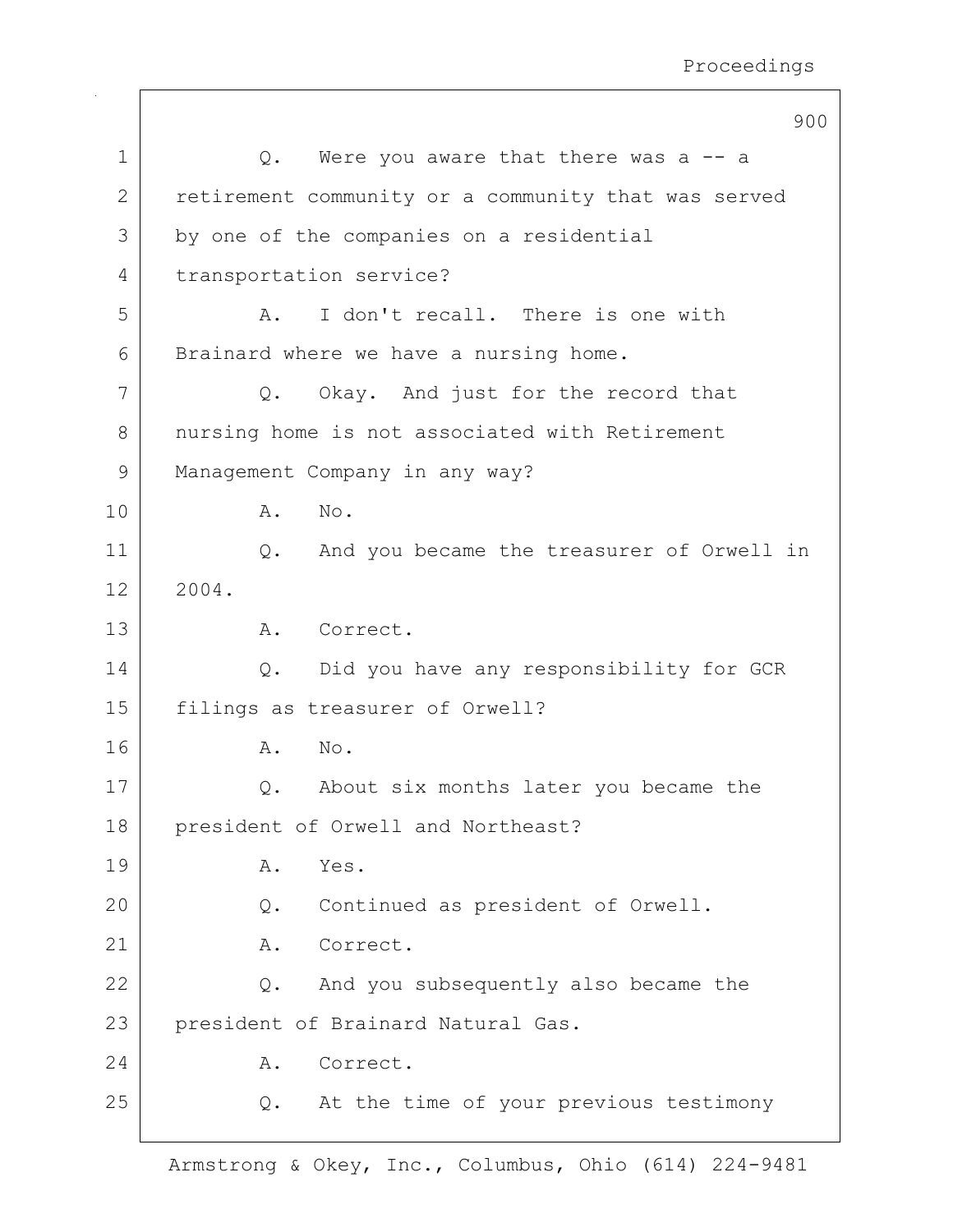1 Q. Were you aware that there was a -- a
2 retirement community or a community that was served
3 by one of the companies on a residential
4 transportation service?

5 A. I don't recall. There is one with
6 Brainard where we have a nursing home.

7 Q. Okay. And just for the record that
8 nursing home is not associated with Retirement
9 Management Company in any way?

10 A. No.

11 Q. And you became the treasurer of Orwell in
12 2004.

13 A. Correct.

14 Q. Did you have any responsibility for GCR
15 filings as treasurer of Orwell?

16 A. No.

17 Q. About six months later you became the
18 president of Orwell and Northeast?

19 A. Yes.

20 Q. Continued as president of Orwell.

21 A. Correct.

22 Q. And you subsequently also became the
23 president of Brainard Natural Gas.

24 A. Correct.

25 Q. At the time of your previous testimony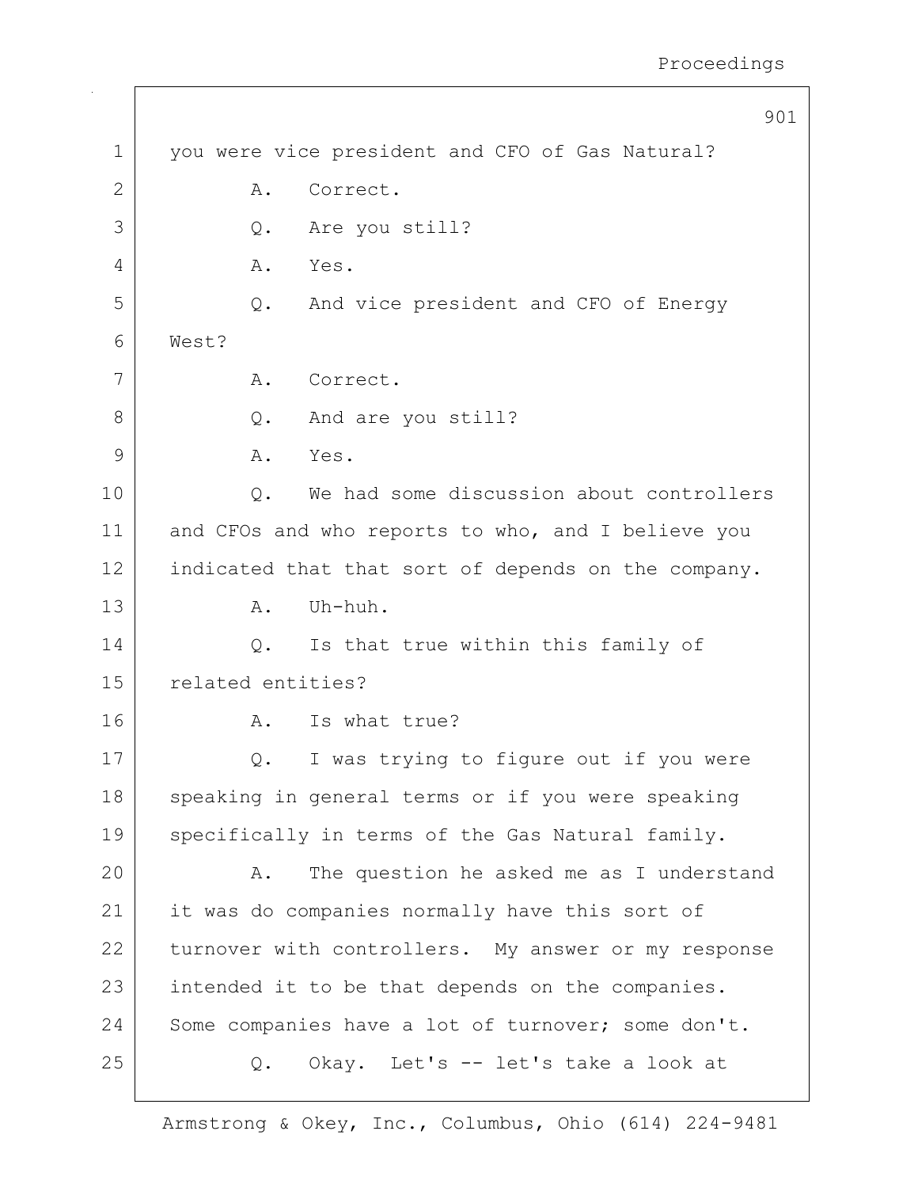you were vice president and CFO of Gas Natural?

A. Correct.

Q. Are you still?

A. Yes.

Q. And vice president and CFO of Energy West?

A. Correct.

Q. And are you still?

A. Yes.

Q. We had some discussion about controllers and CFOs and who reports to who, and I believe you indicated that that sort of depends on the company.

A. Uh-huh.

Q. Is that true within this family of related entities?

A. Is what true?

Q. I was trying to figure out if you were speaking in general terms or if you were speaking specifically in terms of the Gas Natural family.

A. The question he asked me as I understand it was do companies normally have this sort of turnover with controllers. My answer or my response intended it to be that depends on the companies. Some companies have a lot of turnover; some don't.

Q. Okay. Let's -- let's take a look at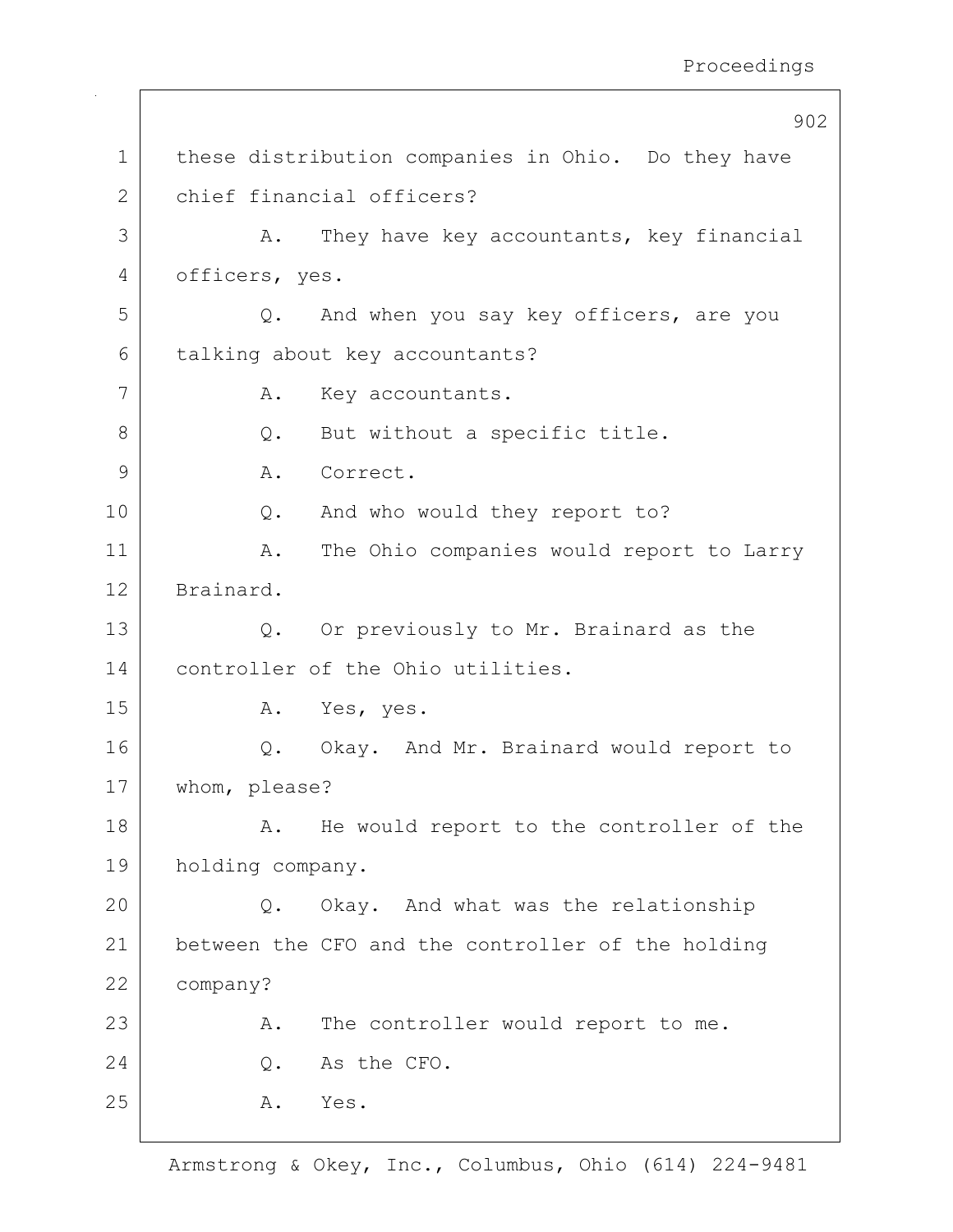these distribution companies in Ohio. Do they have chief financial officers?

A. They have key accountants, key financial officers, yes.

Q. And when you say key officers, are you talking about key accountants?

A. Key accountants.

Q. But without a specific title.

A. Correct.

Q. And who would they report to?

A. The Ohio companies would report to Larry Brainard.

Q. Or previously to Mr. Brainard as the controller of the Ohio utilities.

A. Yes, yes.

Q. Okay. And Mr. Brainard would report to whom, please?

A. He would report to the controller of the holding company.

Q. Okay. And what was the relationship between the CFO and the controller of the holding company?

A. The controller would report to me.

Q. As the CFO.

A. Yes.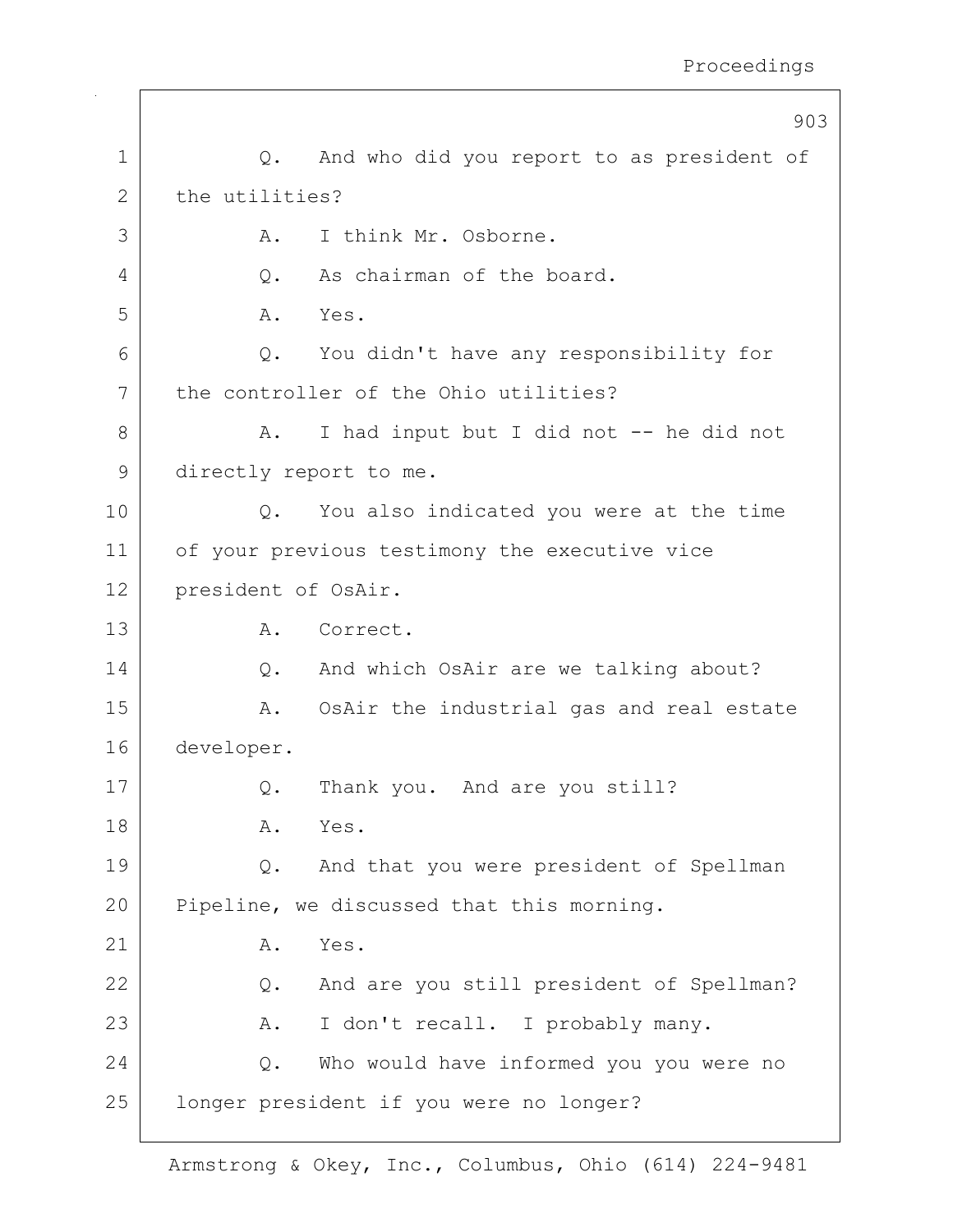Q. And who did you report to as president of the utilities?

A. I think Mr. Osborne.

Q. As chairman of the board.

A. Yes.

Q. You didn't have any responsibility for the controller of the Ohio utilities?

A. I had input but I did not -- he did not directly report to me.

Q. You also indicated you were at the time of your previous testimony the executive vice president of OsAir.

A. Correct.

Q. And which OsAir are we talking about?

A. OsAir the industrial gas and real estate developer.

Q. Thank you. And are you still?

A. Yes.

Q. And that you were president of Spellman Pipeline, we discussed that this morning.

A. Yes.

Q. And are you still president of Spellman?

A. I don't recall. I probably many.

Q. Who would have informed you you were no longer president if you were no longer?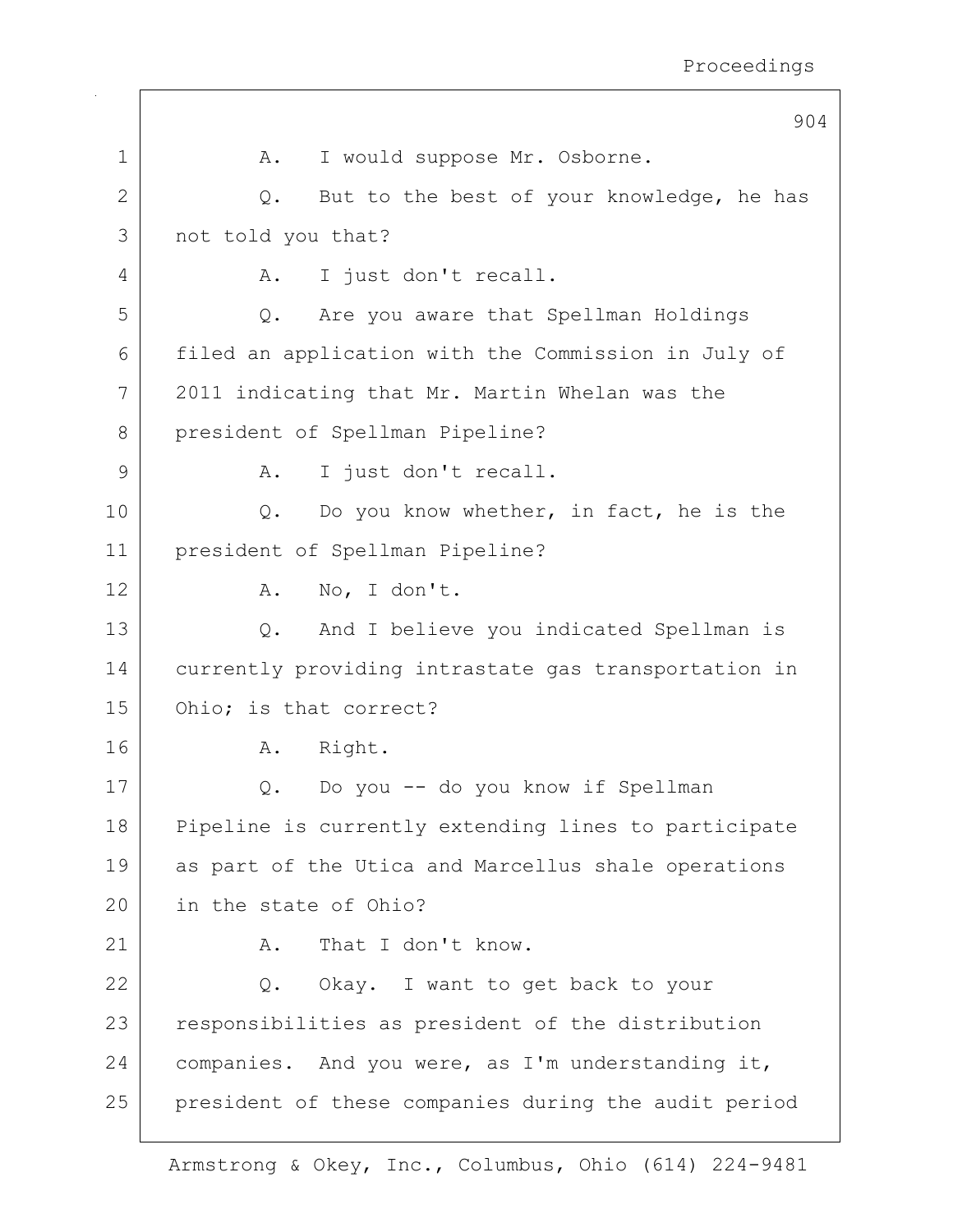1 A. I would suppose Mr. Osborne.

2 Q. But to the best of your knowledge, he has

3 not told you that?

4 A. I just don't recall.

5 Q. Are you aware that Spellman Holdings

6 filed an application with the Commission in July of

7 2011 indicating that Mr. Martin Whelan was the

8 president of Spellman Pipeline?

9 A. I just don't recall.

10 Q. Do you know whether, in fact, he is the

11 president of Spellman Pipeline?

12 A. No, I don't.

13 Q. And I believe you indicated Spellman is

14 currently providing intrastate gas transportation in

15 Ohio; is that correct?

16 A. Right.

17 Q. Do you -- do you know if Spellman

18 Pipeline is currently extending lines to participate

19 as part of the Utica and Marcellus shale operations

20 in the state of Ohio?

21 A. That I don't know.

22 Q. Okay. I want to get back to your

23 responsibilities as president of the distribution

24 companies. And you were, as I'm understanding it,

25 president of these companies during the audit period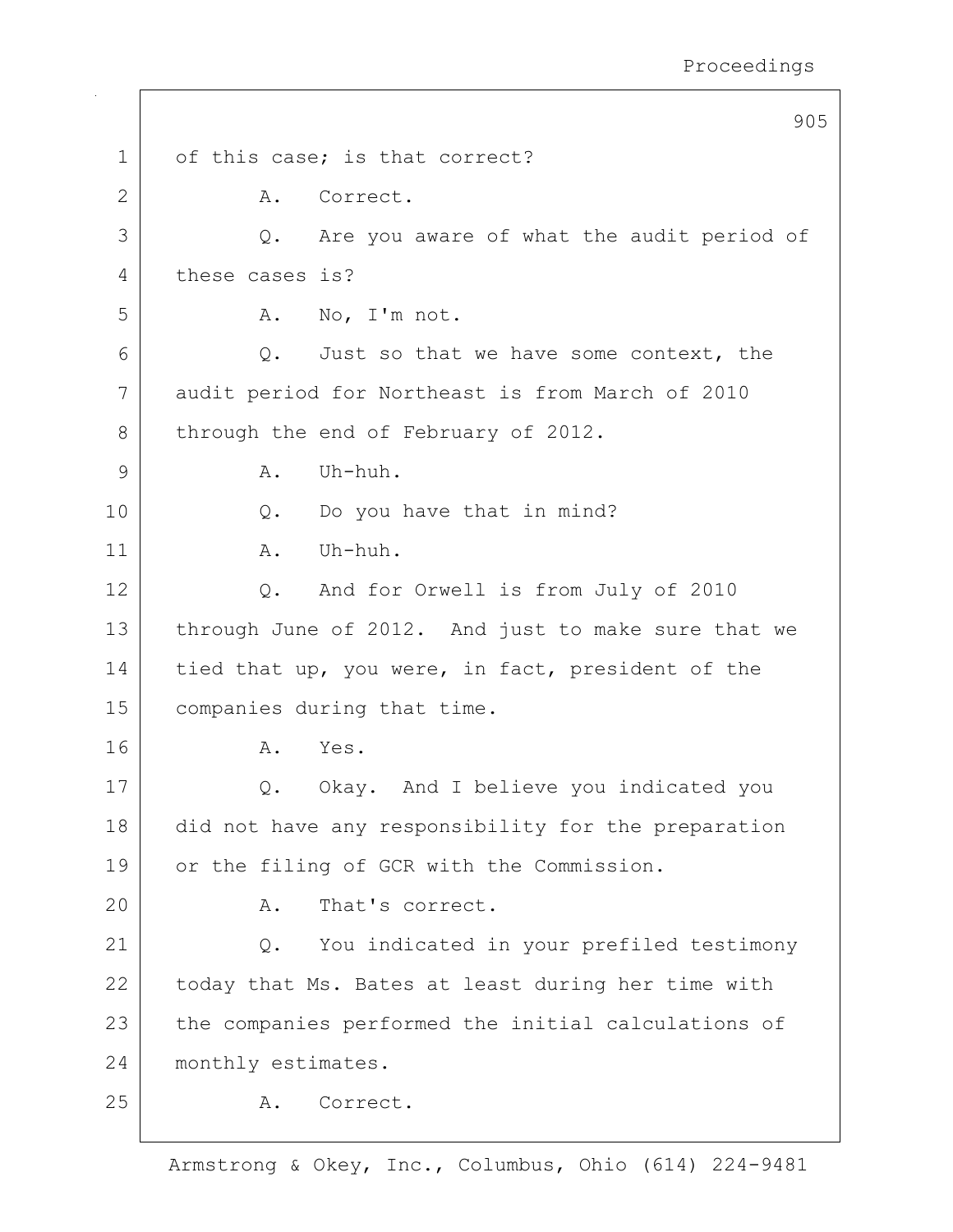of this case; is that correct?

A. Correct.

Q. Are you aware of what the audit period of these cases is?

A. No, I'm not.

Q. Just so that we have some context, the audit period for Northeast is from March of 2010 through the end of February of 2012.

A. Uh-huh.

Q. Do you have that in mind?

A. Uh-huh.

Q. And for Orwell is from July of 2010 through June of 2012. And just to make sure that we tied that up, you were, in fact, president of the companies during that time.

A. Yes.

Q. Okay. And I believe you indicated you did not have any responsibility for the preparation or the filing of GCR with the Commission.

A. That's correct.

Q. You indicated in your prefiled testimony today that Ms. Bates at least during her time with the companies performed the initial calculations of monthly estimates.

A. Correct.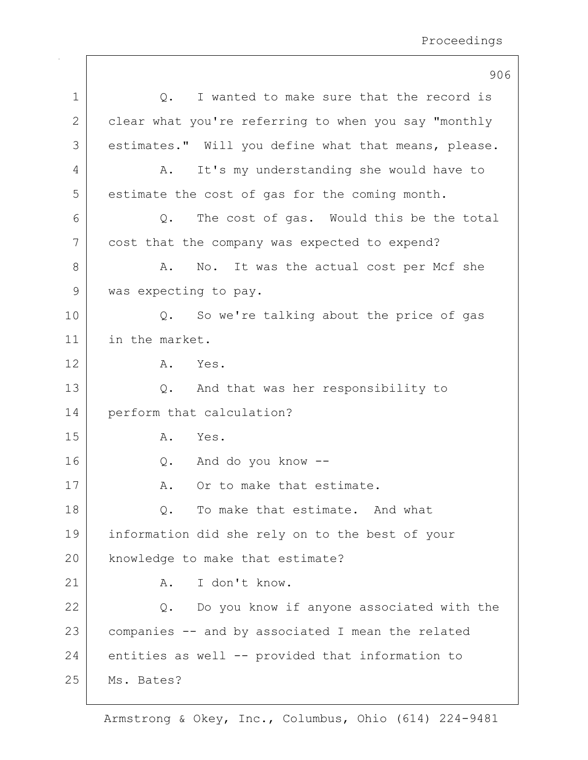Q. I wanted to make sure that the record is clear what you're referring to when you say "monthly estimates." Will you define what that means, please.

A. It's my understanding she would have to estimate the cost of gas for the coming month.

Q. The cost of gas. Would this be the total cost that the company was expected to expend?

A. No. It was the actual cost per Mcf she was expecting to pay.

Q. So we're talking about the price of gas in the market.

A. Yes.

Q. And that was her responsibility to perform that calculation?

A. Yes.

Q. And do you know --

A. Or to make that estimate.

Q. To make that estimate. And what information did she rely on to the best of your knowledge to make that estimate?

A. I don't know.

Q. Do you know if anyone associated with the companies -- and by associated I mean the related entities as well -- provided that information to Ms. Bates?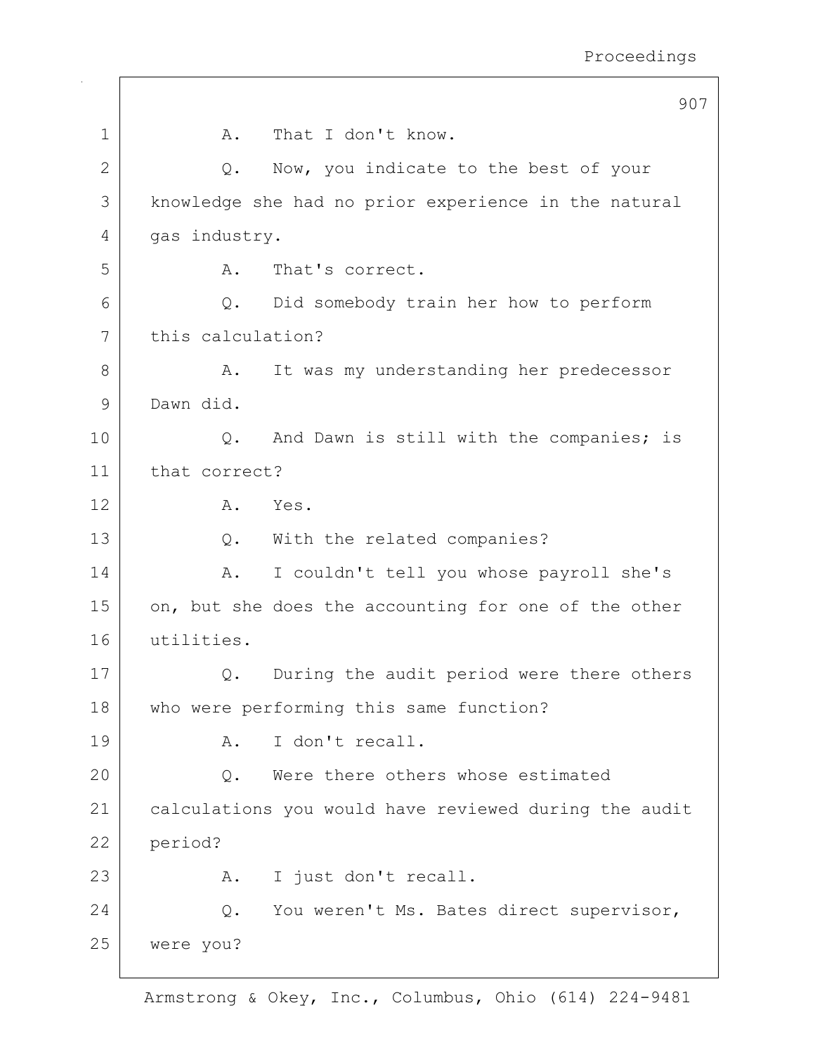A. That I don't know.

Q. Now, you indicate to the best of your knowledge she had no prior experience in the natural gas industry.

A. That's correct.

Q. Did somebody train her how to perform this calculation?

A. It was my understanding her predecessor Dawn did.

Q. And Dawn is still with the companies; is that correct?

A. Yes.

Q. With the related companies?

A. I couldn't tell you whose payroll she's on, but she does the accounting for one of the other utilities.

Q. During the audit period were there others who were performing this same function?

A. I don't recall.

Q. Were there others whose estimated calculations you would have reviewed during the audit period?

A. I just don't recall.

Q. You weren't Ms. Bates direct supervisor, were you?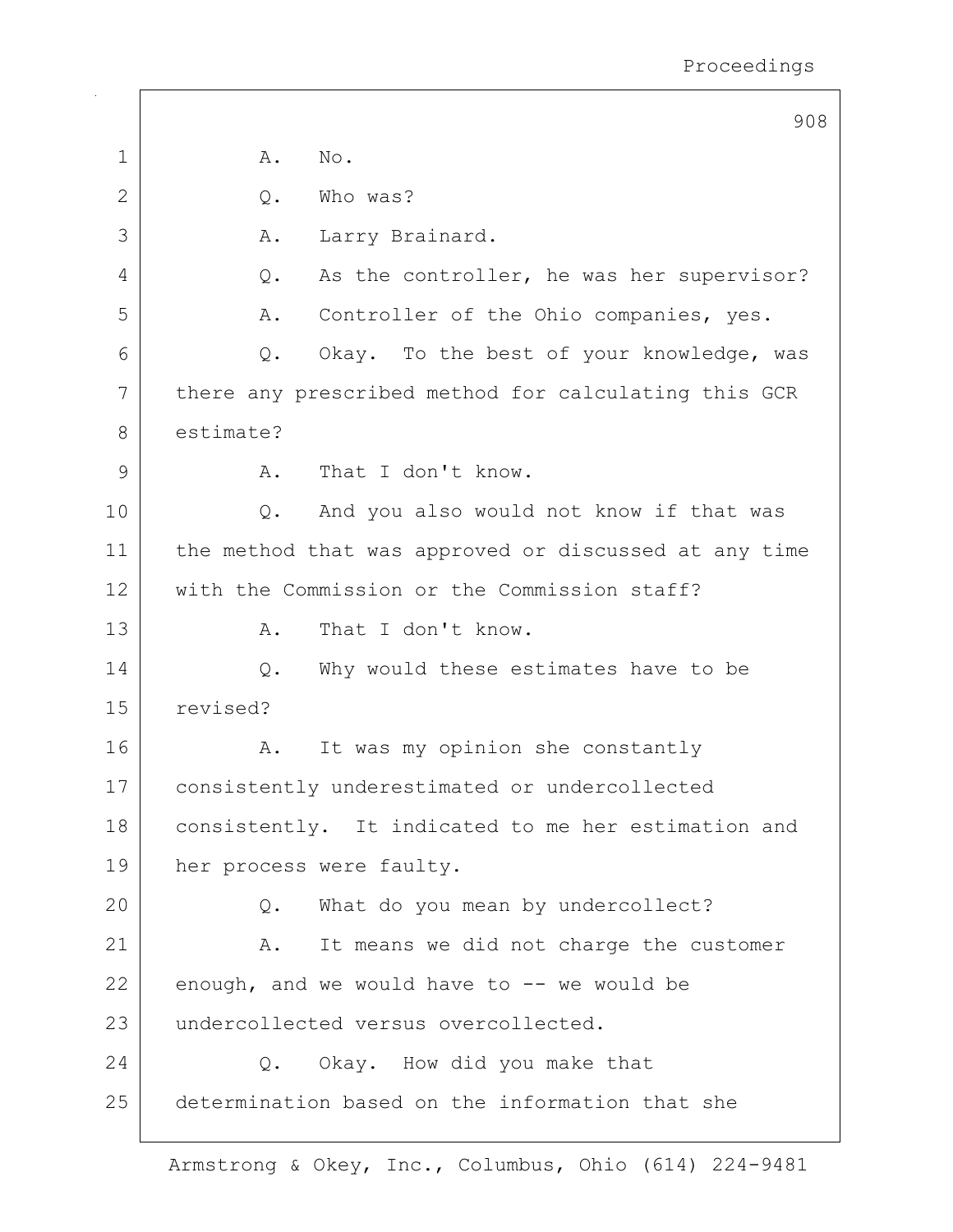A. No.

Q. Who was?

A. Larry Brainard.

Q. As the controller, he was her supervisor?

A. Controller of the Ohio companies, yes.

Q. Okay. To the best of your knowledge, was there any prescribed method for calculating this GCR estimate?

A. That I don't know.

Q. And you also would not know if that was the method that was approved or discussed at any time with the Commission or the Commission staff?

A. That I don't know.

Q. Why would these estimates have to be revised?

A. It was my opinion she constantly consistently underestimated or undercollected consistently. It indicated to me her estimation and her process were faulty.

Q. What do you mean by undercollect?

A. It means we did not charge the customer enough, and we would have to -- we would be undercollected versus overcollected.

Q. Okay. How did you make that determination based on the information that she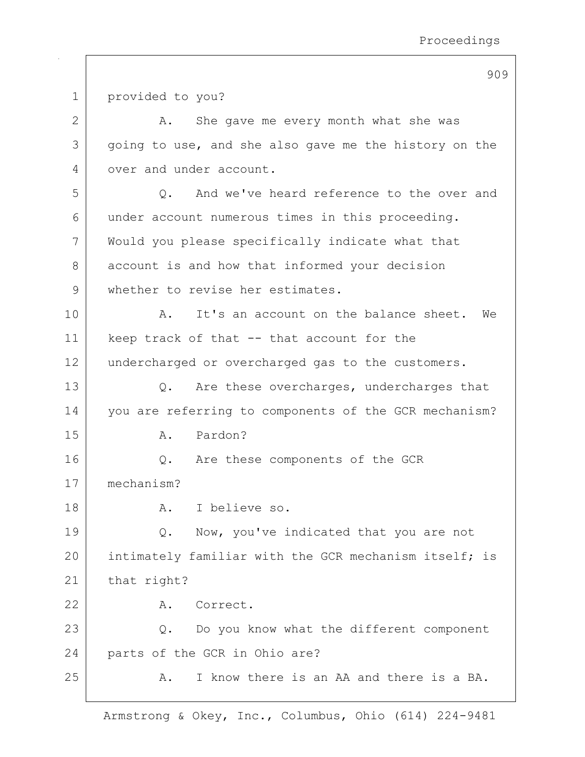provided to you?

A. She gave me every month what she was going to use, and she also gave me the history on the over and under account.

Q. And we've heard reference to the over and under account numerous times in this proceeding. Would you please specifically indicate what that account is and how that informed your decision whether to revise her estimates.

A. It's an account on the balance sheet. We keep track of that -- that account for the undercharged or overcharged gas to the customers.

Q. Are these overcharges, undercharges that you are referring to components of the GCR mechanism?

A. Pardon?

Q. Are these components of the GCR mechanism?

A. I believe so.

Q. Now, you've indicated that you are not intimately familiar with the GCR mechanism itself; is that right?

A. Correct.

Q. Do you know what the different component parts of the GCR in Ohio are?

A. I know there is an AA and there is a BA.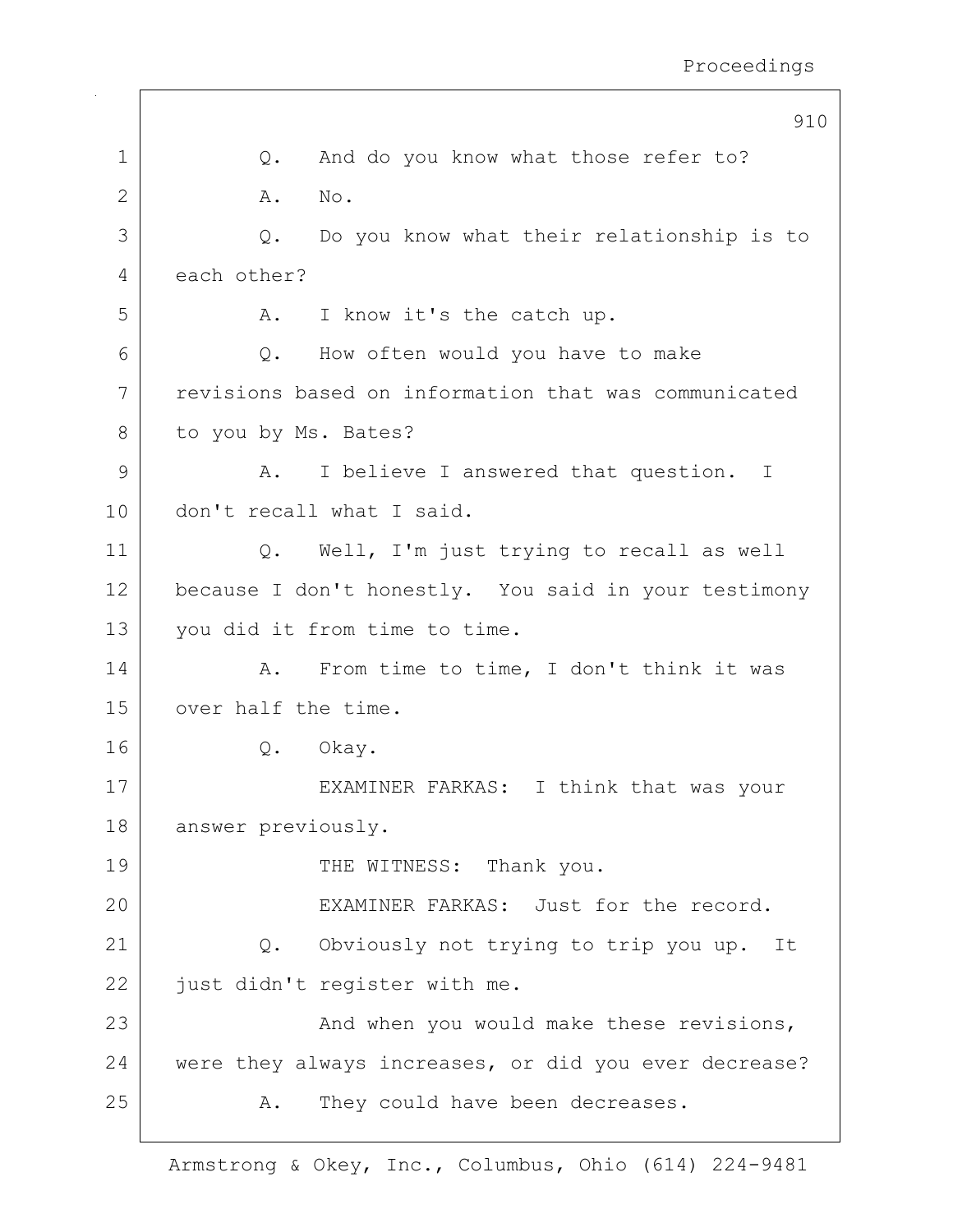Q. And do you know what those refer to?

A. No.

Q. Do you know what their relationship is to each other?

A. I know it's the catch up.

Q. How often would you have to make revisions based on information that was communicated to you by Ms. Bates?

A. I believe I answered that question. I don't recall what I said.

Q. Well, I'm just trying to recall as well because I don't honestly. You said in your testimony you did it from time to time.

A. From time to time, I don't think it was over half the time.

Q. Okay.

EXAMINER FARKAS: I think that was your answer previously.

THE WITNESS: Thank you.

EXAMINER FARKAS: Just for the record.

Q. Obviously not trying to trip you up. It just didn't register with me.

And when you would make these revisions, were they always increases, or did you ever decrease?

A. They could have been decreases.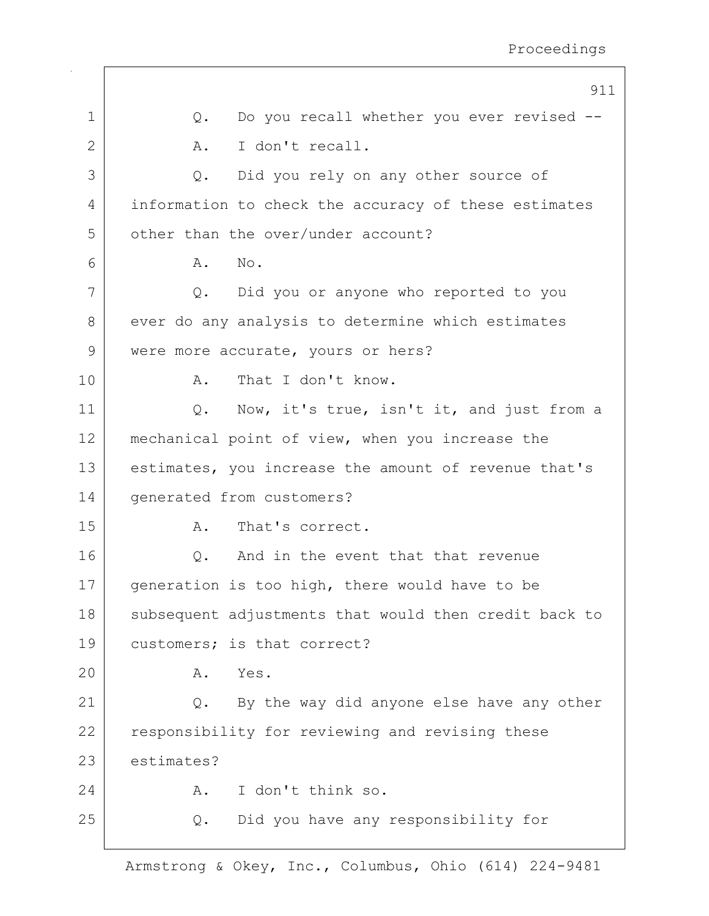Q. Do you recall whether you ever revised --

A. I don't recall.

Q. Did you rely on any other source of information to check the accuracy of these estimates other than the over/under account?

A. No.

Q. Did you or anyone who reported to you ever do any analysis to determine which estimates were more accurate, yours or hers?

A. That I don't know.

Q. Now, it's true, isn't it, and just from a mechanical point of view, when you increase the estimates, you increase the amount of revenue that's generated from customers?

A. That's correct.

Q. And in the event that that revenue generation is too high, there would have to be subsequent adjustments that would then credit back to customers; is that correct?

A. Yes.

Q. By the way did anyone else have any other responsibility for reviewing and revising these estimates?

A. I don't think so.

Q. Did you have any responsibility for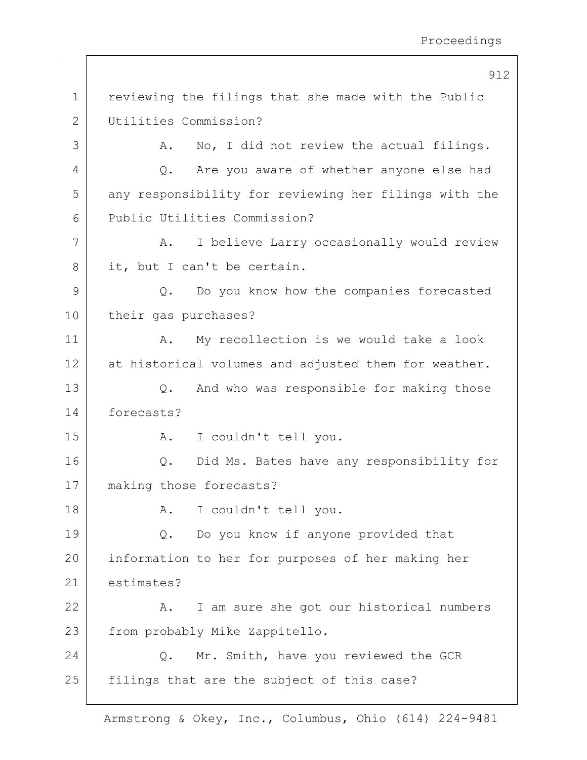reviewing the filings that she made with the Public Utilities Commission?

A. No, I did not review the actual filings.

Q. Are you aware of whether anyone else had any responsibility for reviewing her filings with the Public Utilities Commission?

A. I believe Larry occasionally would review it, but I can't be certain.

Q. Do you know how the companies forecasted their gas purchases?

A. My recollection is we would take a look at historical volumes and adjusted them for weather.

Q. And who was responsible for making those forecasts?

A. I couldn't tell you.

Q. Did Ms. Bates have any responsibility for making those forecasts?

A. I couldn't tell you.

Q. Do you know if anyone provided that information to her for purposes of her making her estimates?

A. I am sure she got our historical numbers from probably Mike Zappitello.

Q. Mr. Smith, have you reviewed the GCR filings that are the subject of this case?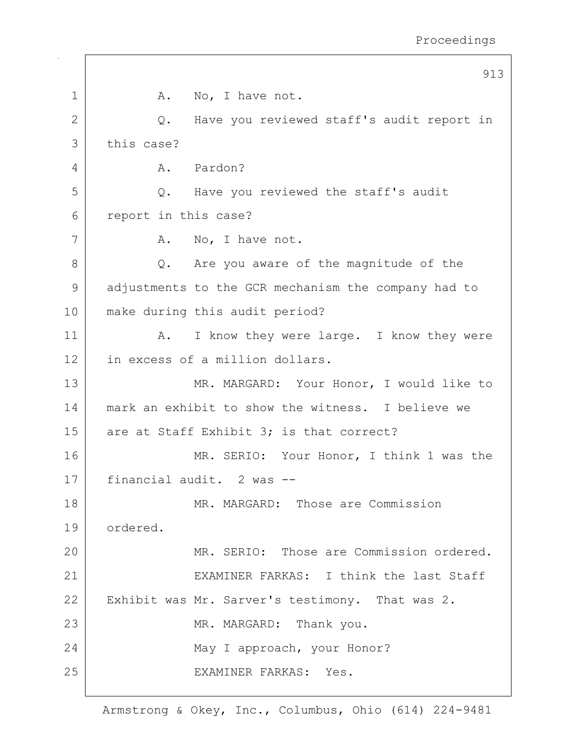A. No, I have not.

Q. Have you reviewed staff's audit report in this case?

A. Pardon?

Q. Have you reviewed the staff's audit report in this case?

A. No, I have not.

Q. Are you aware of the magnitude of the adjustments to the GCR mechanism the company had to make during this audit period?

A. I know they were large. I know they were in excess of a million dollars.

MR. MARGARD: Your Honor, I would like to mark an exhibit to show the witness. I believe we are at Staff Exhibit 3; is that correct?

MR. SERIO: Your Honor, I think 1 was the financial audit. 2 was --

MR. MARGARD: Those are Commission ordered.

MR. SERIO: Those are Commission ordered.

EXAMINER FARKAS: I think the last Staff Exhibit was Mr. Sarver's testimony. That was 2.

MR. MARGARD: Thank you.

May I approach, your Honor?

EXAMINER FARKAS: Yes.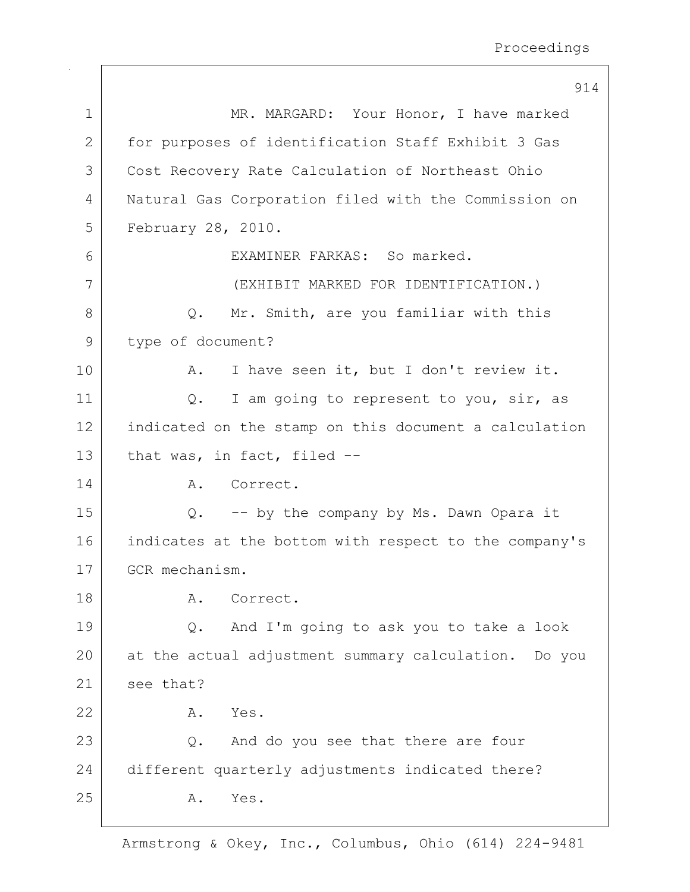MR. MARGARD: Your Honor, I have marked for purposes of identification Staff Exhibit 3 Gas Cost Recovery Rate Calculation of Northeast Ohio Natural Gas Corporation filed with the Commission on February 28, 2010.

EXAMINER FARKAS: So marked.

(EXHIBIT MARKED FOR IDENTIFICATION.)

Q. Mr. Smith, are you familiar with this type of document?

A. I have seen it, but I don't review it.

Q. I am going to represent to you, sir, as indicated on the stamp on this document a calculation that was, in fact, filed --

A. Correct.

Q. -- by the company by Ms. Dawn Opara it indicates at the bottom with respect to the company's GCR mechanism.

A. Correct.

Q. And I'm going to ask you to take a look at the actual adjustment summary calculation. Do you see that?

A. Yes.

Q. And do you see that there are four different quarterly adjustments indicated there?

A. Yes.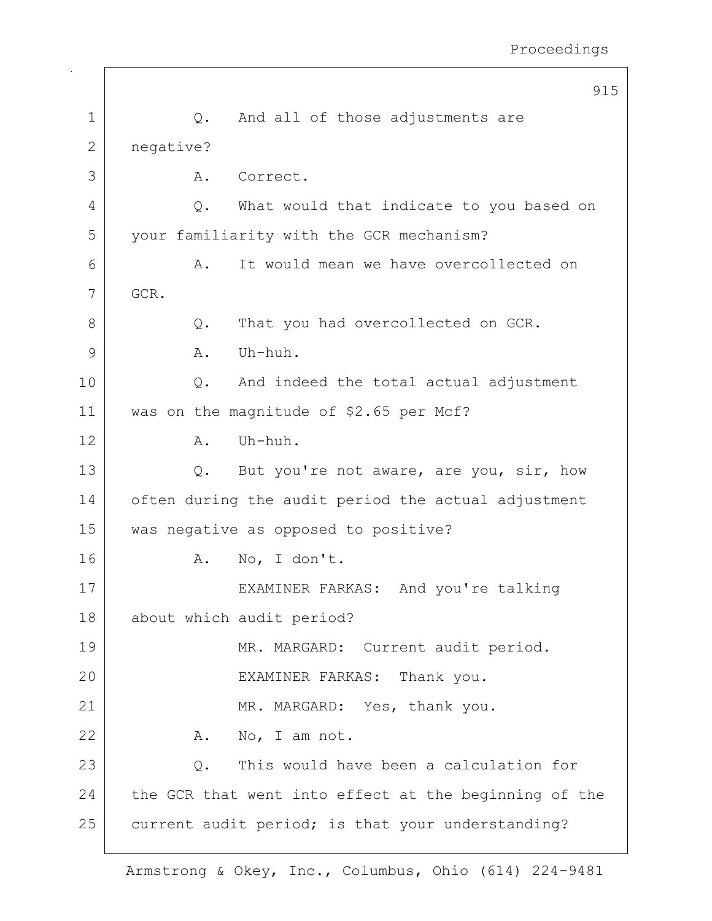Q. And all of those adjustments are negative?

A. Correct.

Q. What would that indicate to you based on your familiarity with the GCR mechanism?

A. It would mean we have overcollected on GCR.

Q. That you had overcollected on GCR.

A. Uh-huh.

Q. And indeed the total actual adjustment was on the magnitude of $2.65 per Mcf?

A. Uh-huh.

Q. But you're not aware, are you, sir, how often during the audit period the actual adjustment was negative as opposed to positive?

A. No, I don't.

EXAMINER FARKAS: And you're talking about which audit period?

MR. MARGARD: Current audit period.

EXAMINER FARKAS: Thank you.

MR. MARGARD: Yes, thank you.

A. No, I am not.

Q. This would have been a calculation for the GCR that went into effect at the beginning of the current audit period; is that your understanding?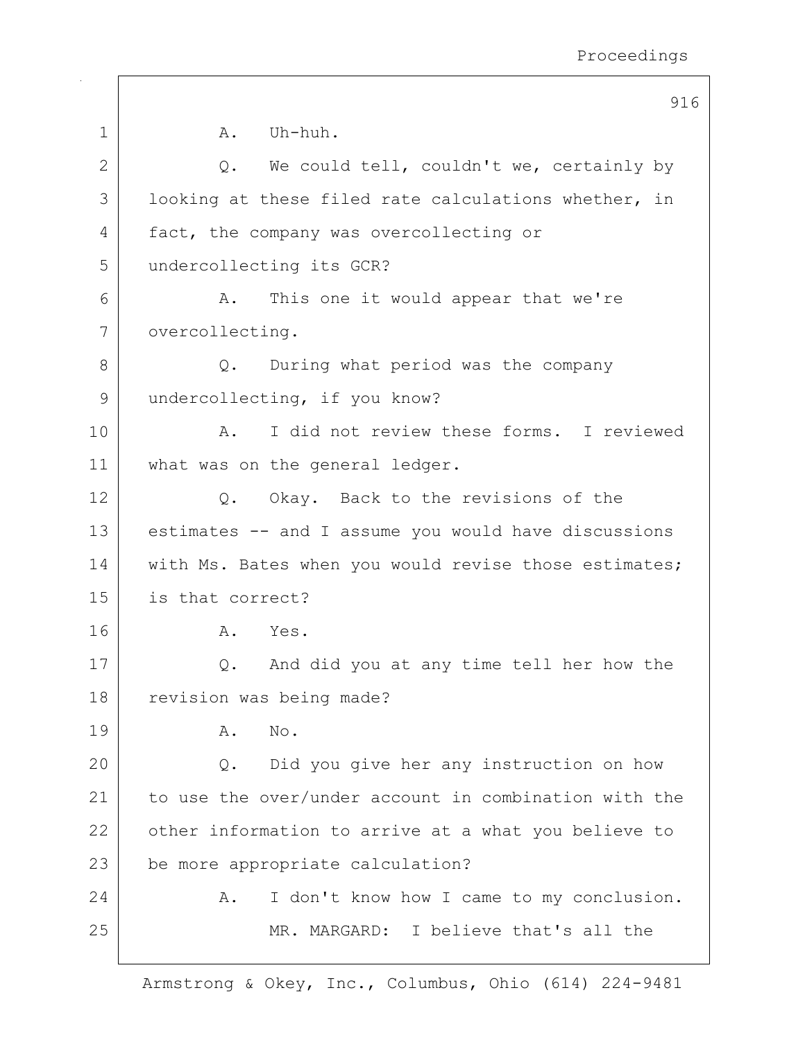A. Uh-huh.

Q. We could tell, couldn't we, certainly by looking at these filed rate calculations whether, in fact, the company was overcollecting or undercollecting its GCR?

A. This one it would appear that we're overcollecting.

Q. During what period was the company undercollecting, if you know?

A. I did not review these forms. I reviewed what was on the general ledger.

Q. Okay. Back to the revisions of the estimates -- and I assume you would have discussions with Ms. Bates when you would revise those estimates; is that correct?

A. Yes.

Q. And did you at any time tell her how the revision was being made?

A. No.

Q. Did you give her any instruction on how to use the over/under account in combination with the other information to arrive at a what you believe to be more appropriate calculation?

A. I don't know how I came to my conclusion.

MR. MARGARD: I believe that's all the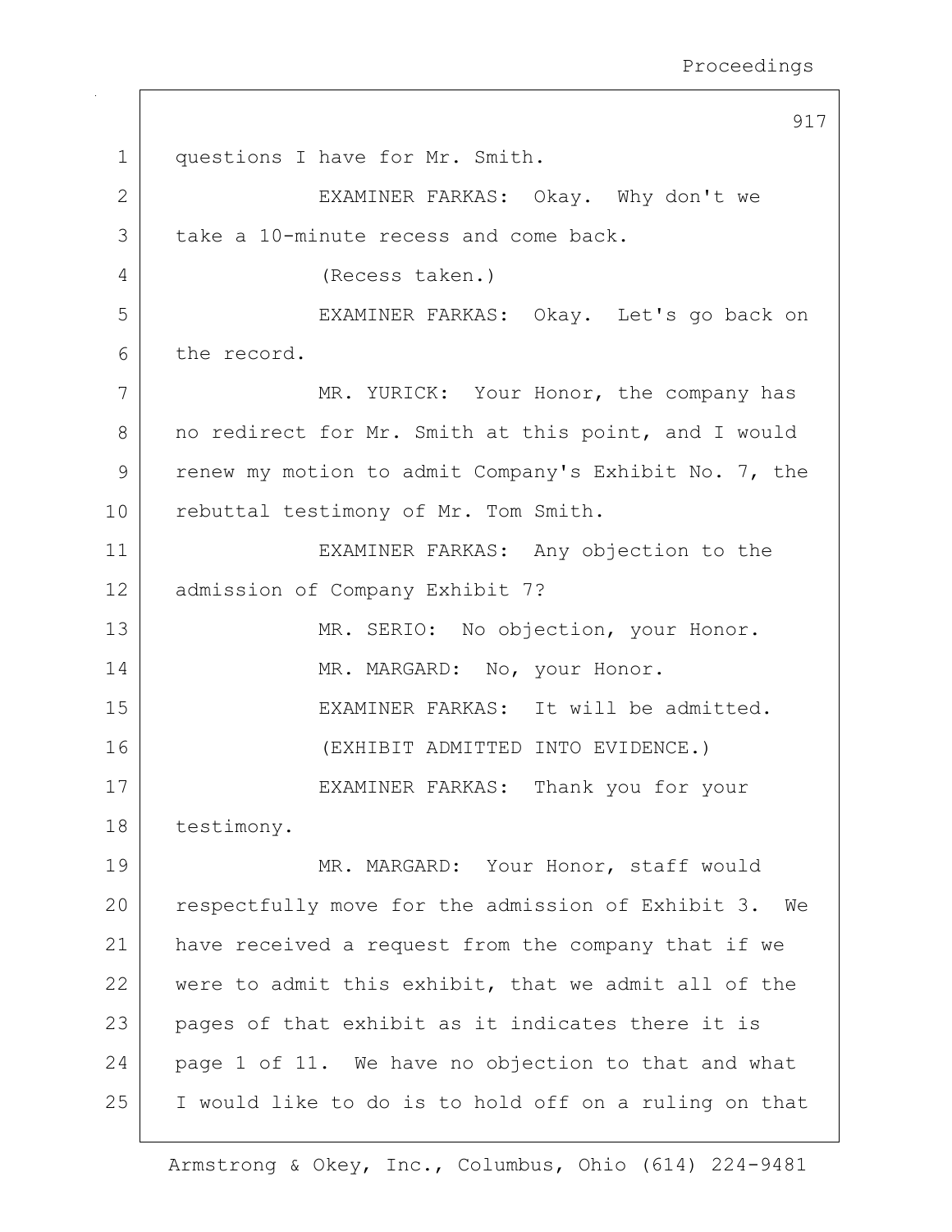questions I have for Mr. Smith.

EXAMINER FARKAS: Okay. Why don't we take a 10-minute recess and come back.

(Recess taken.)

EXAMINER FARKAS: Okay. Let's go back on the record.

MR. YURICK: Your Honor, the company has no redirect for Mr. Smith at this point, and I would renew my motion to admit Company's Exhibit No. 7, the rebuttal testimony of Mr. Tom Smith.

EXAMINER FARKAS: Any objection to the admission of Company Exhibit 7?

MR. SERIO: No objection, your Honor.

MR. MARGARD: No, your Honor.

EXAMINER FARKAS: It will be admitted.

(EXHIBIT ADMITTED INTO EVIDENCE.)

EXAMINER FARKAS: Thank you for your testimony.

MR. MARGARD: Your Honor, staff would respectfully move for the admission of Exhibit 3. We have received a request from the company that if we were to admit this exhibit, that we admit all of the pages of that exhibit as it indicates there it is page 1 of 11. We have no objection to that and what I would like to do is to hold off on a ruling on that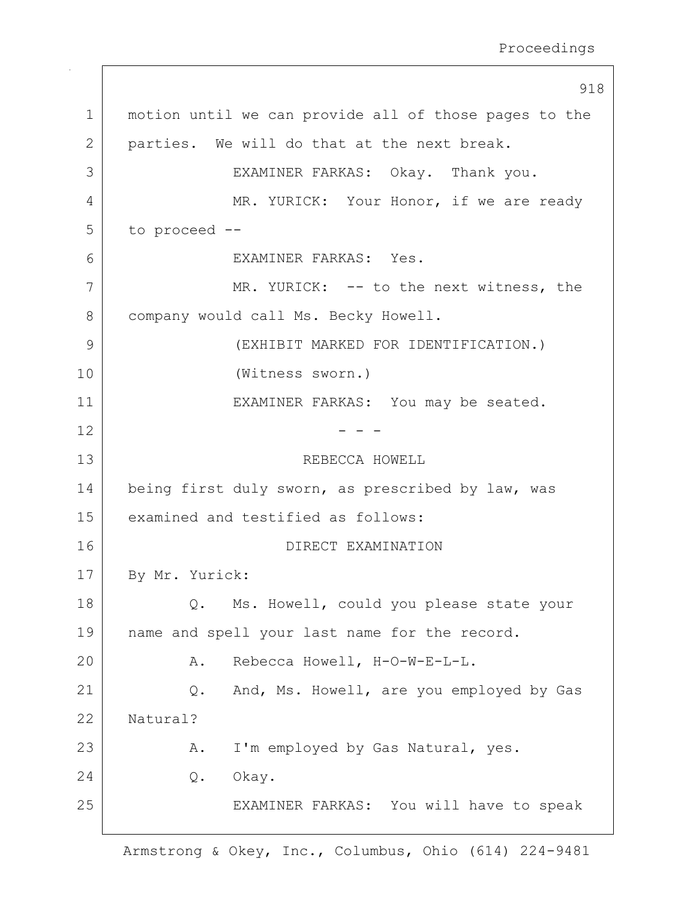motion until we can provide all of those pages to the parties. We will do that at the next break.

EXAMINER FARKAS: Okay. Thank you.

MR. YURICK: Your Honor, if we are ready to proceed --

EXAMINER FARKAS: Yes.

MR. YURICK: -- to the next witness, the company would call Ms. Becky Howell.

(EXHIBIT MARKED FOR IDENTIFICATION.)

(Witness sworn.)

EXAMINER FARKAS: You may be seated.

- - -

REBECCA HOWELL

being first duly sworn, as prescribed by law, was examined and testified as follows:

DIRECT EXAMINATION

By Mr. Yurick:

Q. Ms. Howell, could you please state your name and spell your last name for the record.

A. Rebecca Howell, H-O-W-E-L-L.

Q. And, Ms. Howell, are you employed by Gas Natural?

A. I'm employed by Gas Natural, yes.

Q. Okay.

EXAMINER FARKAS: You will have to speak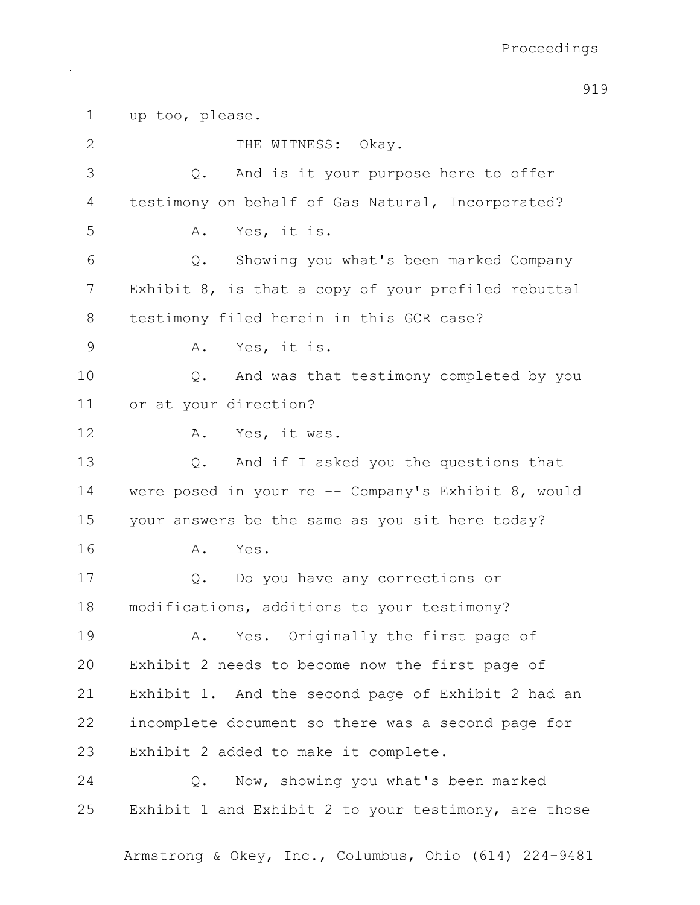1 up too, please.

2 THE WITNESS: Okay.

3 Q. And is it your purpose here to offer
4 testimony on behalf of Gas Natural, Incorporated?

5 A. Yes, it is.

6 Q. Showing you what's been marked Company
7 Exhibit 8, is that a copy of your prefiled rebuttal
8 testimony filed herein in this GCR case?

9 A. Yes, it is.

10 Q. And was that testimony completed by you
11 or at your direction?

12 A. Yes, it was.

13 Q. And if I asked you the questions that
14 were posed in your re -- Company's Exhibit 8, would
15 your answers be the same as you sit here today?

16 A. Yes.

17 Q. Do you have any corrections or
18 modifications, additions to your testimony?

19 A. Yes. Originally the first page of
20 Exhibit 2 needs to become now the first page of
21 Exhibit 1. And the second page of Exhibit 2 had an
22 incomplete document so there was a second page for
23 Exhibit 2 added to make it complete.

24 Q. Now, showing you what's been marked
25 Exhibit 1 and Exhibit 2 to your testimony, are those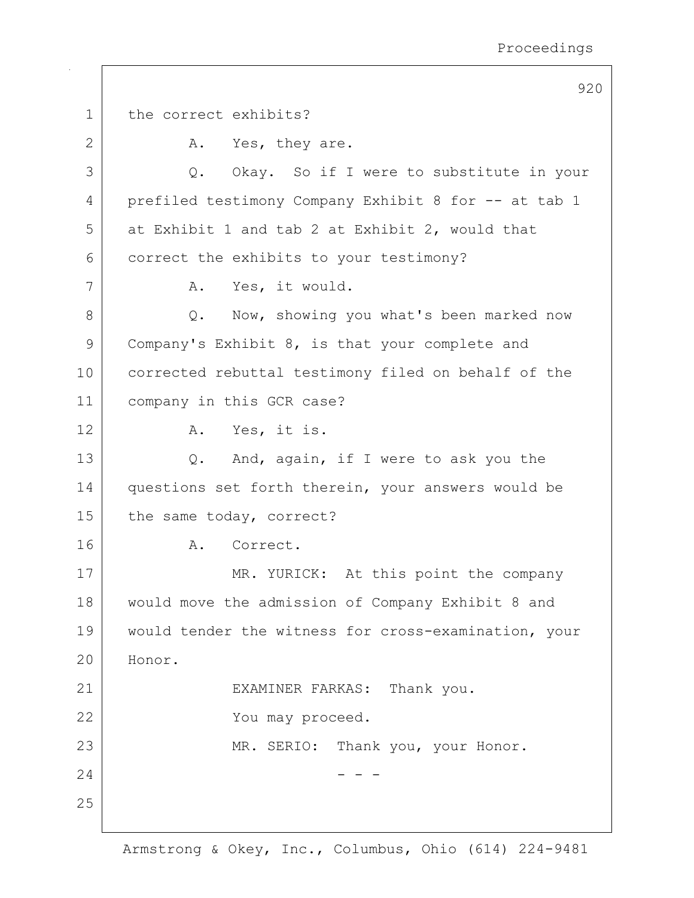the correct exhibits?

A. Yes, they are.

Q. Okay. So if I were to substitute in your prefiled testimony Company Exhibit 8 for -- at tab 1 at Exhibit 1 and tab 2 at Exhibit 2, would that correct the exhibits to your testimony?

A. Yes, it would.

Q. Now, showing you what's been marked now Company's Exhibit 8, is that your complete and corrected rebuttal testimony filed on behalf of the company in this GCR case?

A. Yes, it is.

Q. And, again, if I were to ask you the questions set forth therein, your answers would be the same today, correct?

A. Correct.

MR. YURICK: At this point the company would move the admission of Company Exhibit 8 and would tender the witness for cross-examination, your Honor.

EXAMINER FARKAS: Thank you.

You may proceed.

MR. SERIO: Thank you, your Honor.

\- - -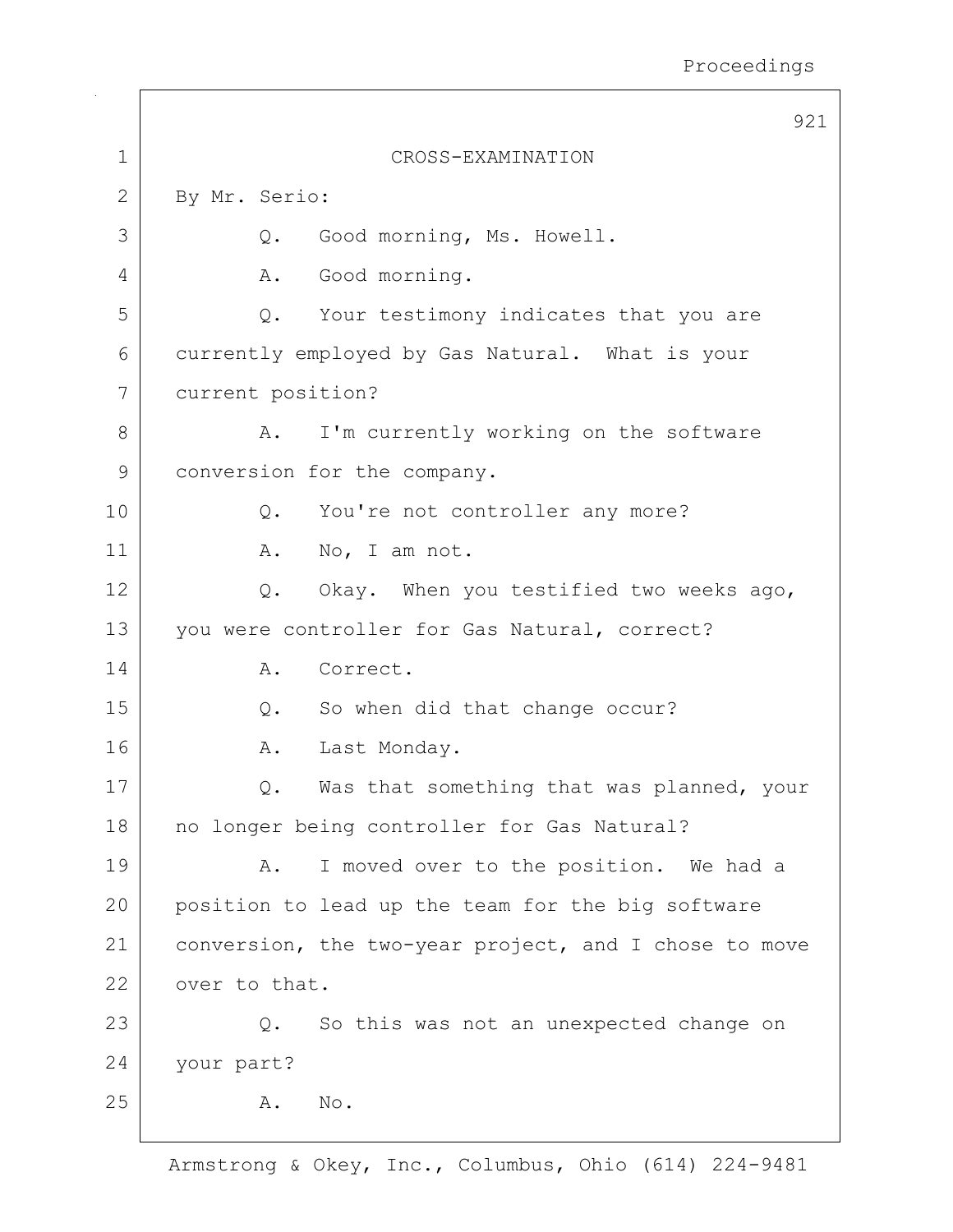CROSS-EXAMINATION

By Mr. Serio:

Q. Good morning, Ms. Howell.

A. Good morning.

Q. Your testimony indicates that you are currently employed by Gas Natural. What is your current position?

A. I'm currently working on the software conversion for the company.

Q. You're not controller any more?

A. No, I am not.

Q. Okay. When you testified two weeks ago, you were controller for Gas Natural, correct?

A. Correct.

Q. So when did that change occur?

A. Last Monday.

Q. Was that something that was planned, your no longer being controller for Gas Natural?

A. I moved over to the position. We had a position to lead up the team for the big software conversion, the two-year project, and I chose to move over to that.

Q. So this was not an unexpected change on your part?

A. No.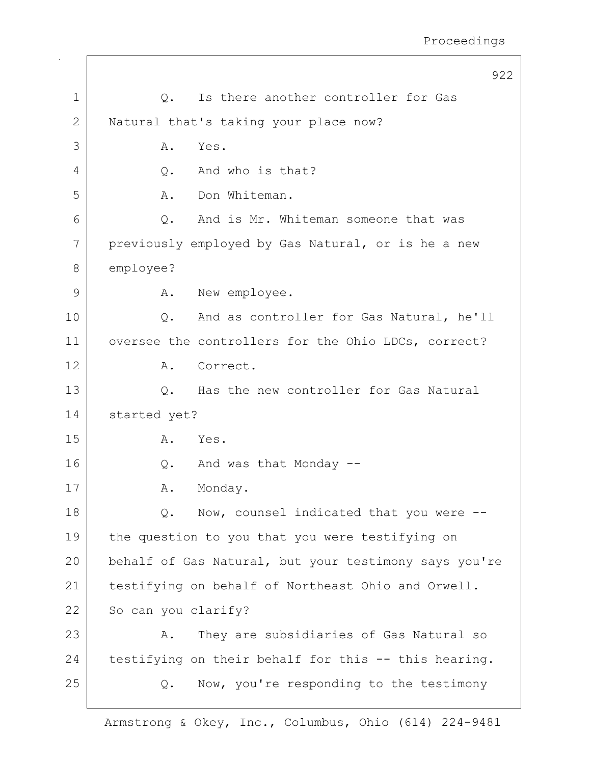Q. Is there another controller for Gas Natural that's taking your place now?

A. Yes.

Q. And who is that?

A. Don Whiteman.

Q. And is Mr. Whiteman someone that was previously employed by Gas Natural, or is he a new employee?

A. New employee.

Q. And as controller for Gas Natural, he'll oversee the controllers for the Ohio LDCs, correct?

A. Correct.

Q. Has the new controller for Gas Natural started yet?

A. Yes.

Q. And was that Monday --

A. Monday.

Q. Now, counsel indicated that you were -- the question to you that you were testifying on behalf of Gas Natural, but your testimony says you're testifying on behalf of Northeast Ohio and Orwell. So can you clarify?

A. They are subsidiaries of Gas Natural so testifying on their behalf for this -- this hearing.

Q. Now, you're responding to the testimony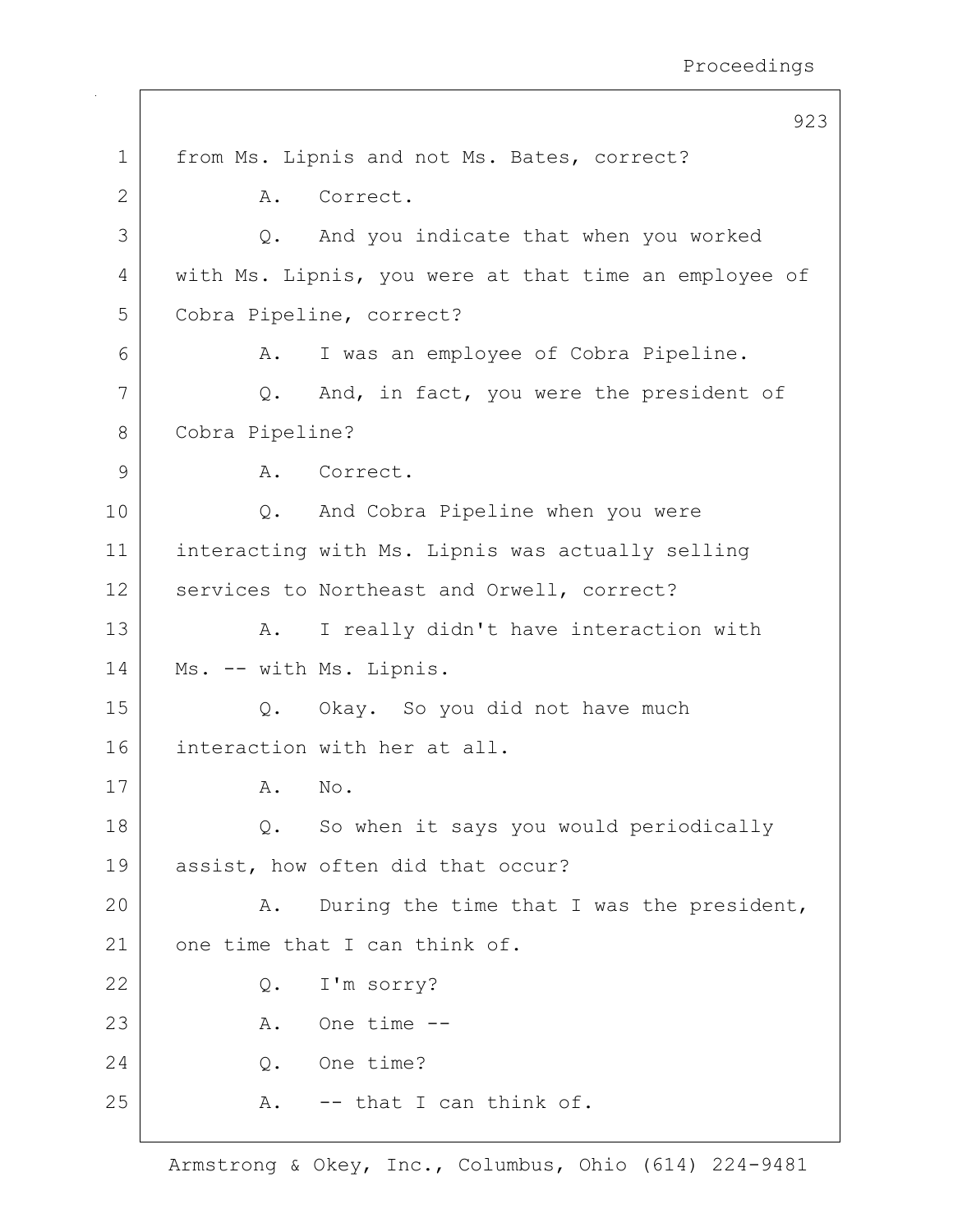from Ms. Lipnis and not Ms. Bates, correct?

A. Correct.

Q. And you indicate that when you worked with Ms. Lipnis, you were at that time an employee of Cobra Pipeline, correct?

A. I was an employee of Cobra Pipeline.

Q. And, in fact, you were the president of Cobra Pipeline?

A. Correct.

Q. And Cobra Pipeline when you were interacting with Ms. Lipnis was actually selling services to Northeast and Orwell, correct?

A. I really didn't have interaction with Ms. -- with Ms. Lipnis.

Q. Okay. So you did not have much interaction with her at all.

A. No.

Q. So when it says you would periodically assist, how often did that occur?

A. During the time that I was the president, one time that I can think of.

Q. I'm sorry?

A. One time --

Q. One time?

A. -- that I can think of.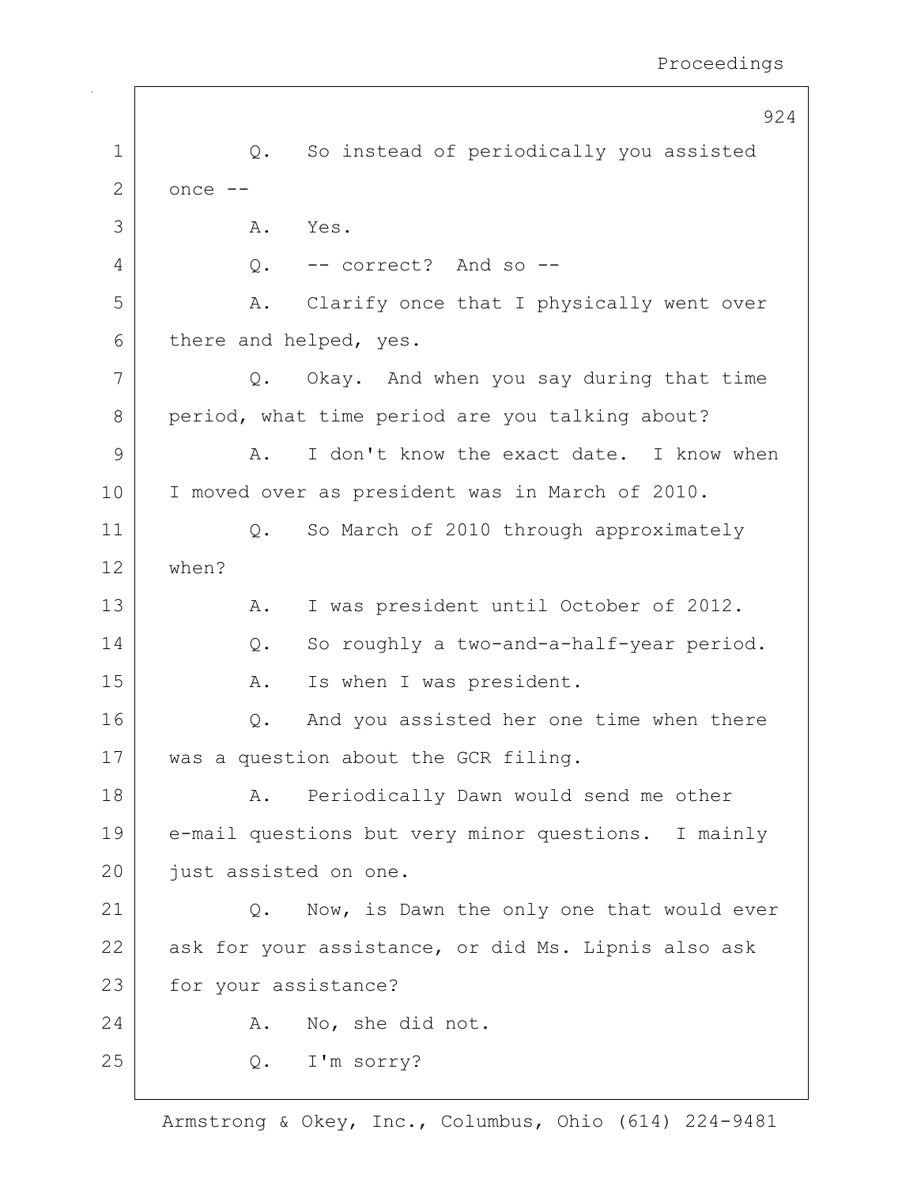Q. So instead of periodically you assisted once --

A. Yes.

Q. -- correct? And so --

A. Clarify once that I physically went over there and helped, yes.

Q. Okay. And when you say during that time period, what time period are you talking about?

A. I don't know the exact date. I know when I moved over as president was in March of 2010.

Q. So March of 2010 through approximately when?

A. I was president until October of 2012.

Q. So roughly a two-and-a-half-year period.

A. Is when I was president.

Q. And you assisted her one time when there was a question about the GCR filing.

A. Periodically Dawn would send me other e-mail questions but very minor questions. I mainly just assisted on one.

Q. Now, is Dawn the only one that would ever ask for your assistance, or did Ms. Lipnis also ask for your assistance?

A. No, she did not.

Q. I'm sorry?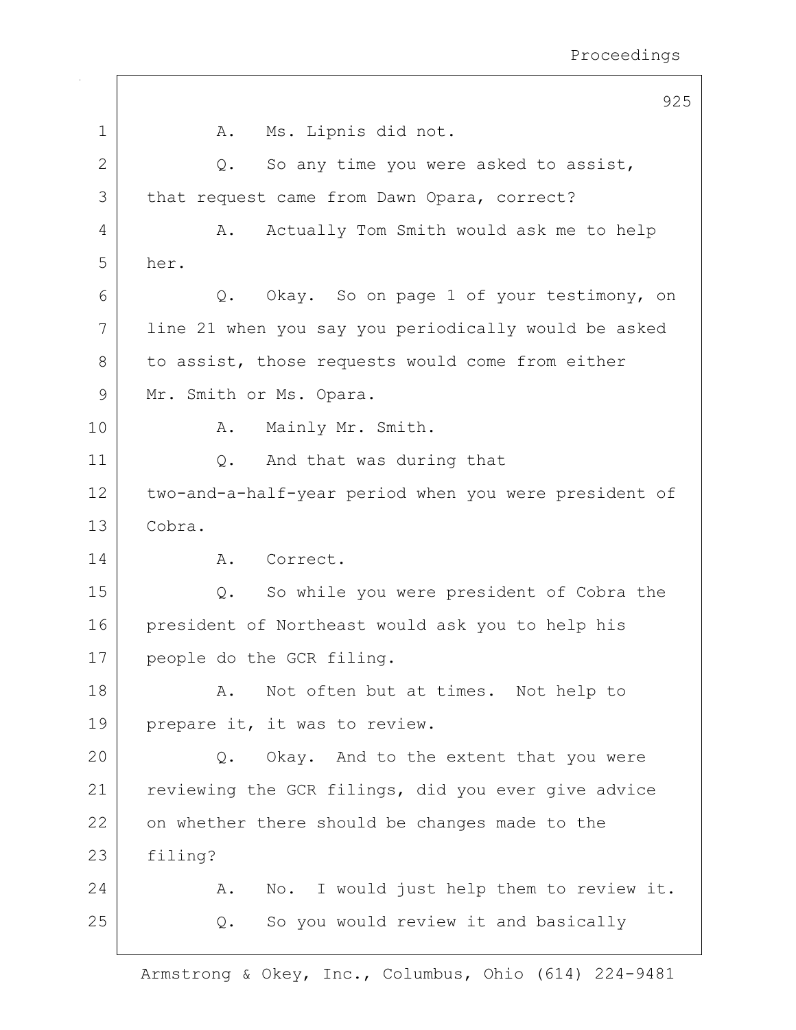A. Ms. Lipnis did not.

Q. So any time you were asked to assist, that request came from Dawn Opara, correct?

A. Actually Tom Smith would ask me to help her.

Q. Okay. So on page 1 of your testimony, on line 21 when you say you periodically would be asked to assist, those requests would come from either Mr. Smith or Ms. Opara.

A. Mainly Mr. Smith.

Q. And that was during that two-and-a-half-year period when you were president of Cobra.

A. Correct.

Q. So while you were president of Cobra the president of Northeast would ask you to help his people do the GCR filing.

A. Not often but at times. Not help to prepare it, it was to review.

Q. Okay. And to the extent that you were reviewing the GCR filings, did you ever give advice on whether there should be changes made to the filing?

A. No. I would just help them to review it.

Q. So you would review it and basically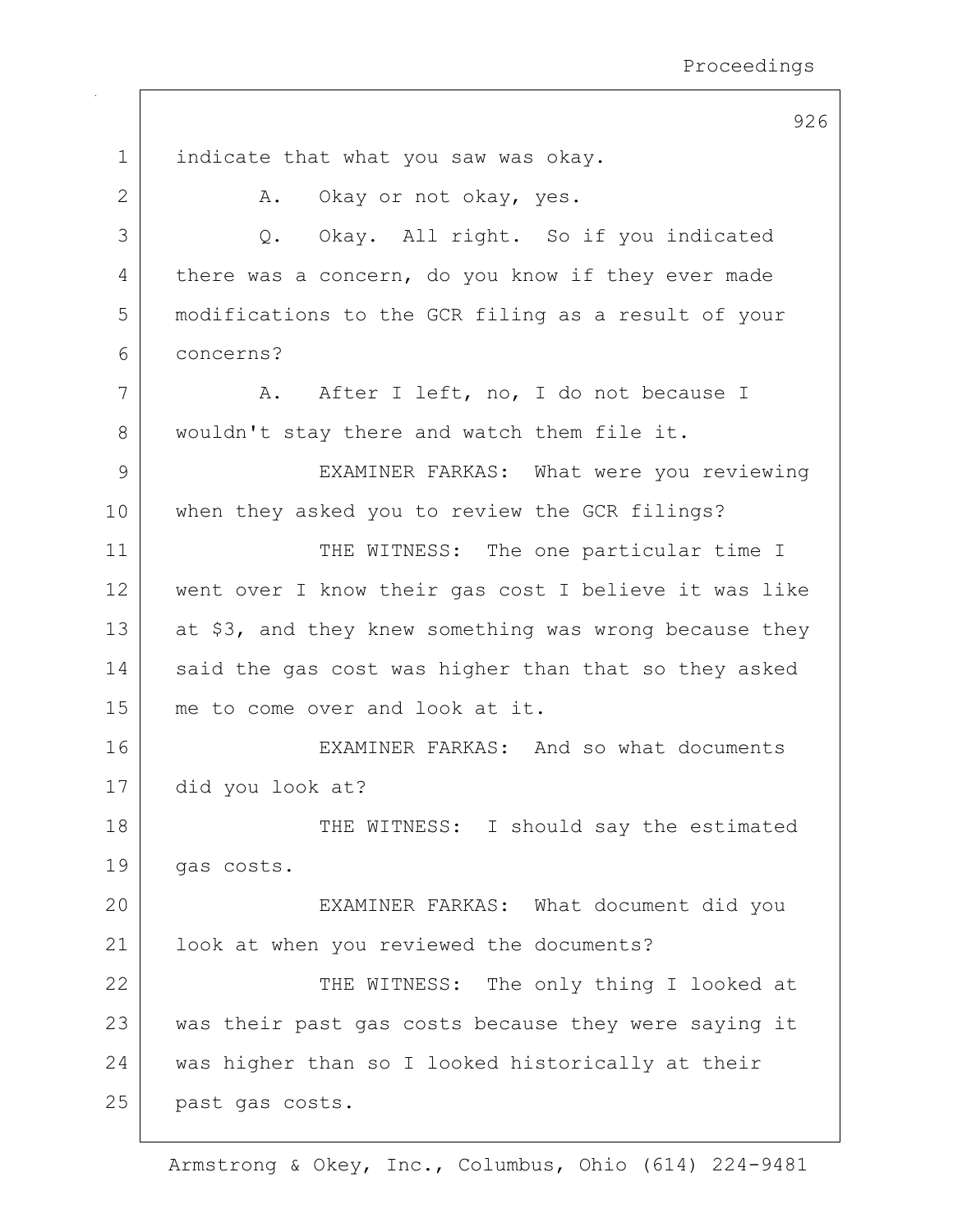indicate that what you saw was okay.

A. Okay or not okay, yes.

Q. Okay. All right. So if you indicated there was a concern, do you know if they ever made modifications to the GCR filing as a result of your concerns?

A. After I left, no, I do not because I wouldn't stay there and watch them file it.

EXAMINER FARKAS: What were you reviewing when they asked you to review the GCR filings?

THE WITNESS: The one particular time I went over I know their gas cost I believe it was like at $3, and they knew something was wrong because they said the gas cost was higher than that so they asked me to come over and look at it.

EXAMINER FARKAS: And so what documents did you look at?

THE WITNESS: I should say the estimated gas costs.

EXAMINER FARKAS: What document did you look at when you reviewed the documents?

THE WITNESS: The only thing I looked at was their past gas costs because they were saying it was higher than so I looked historically at their past gas costs.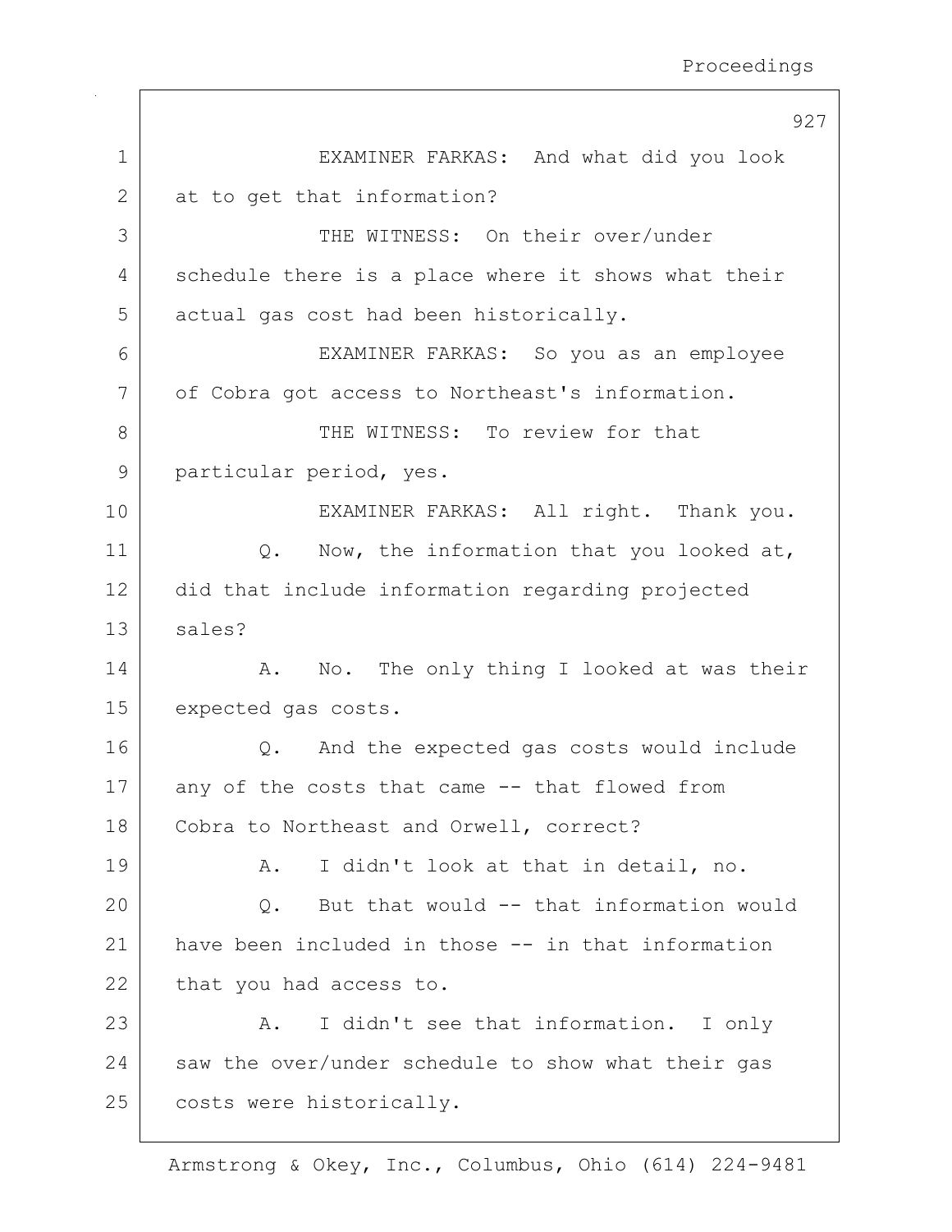EXAMINER FARKAS: And what did you look at to get that information?

THE WITNESS: On their over/under schedule there is a place where it shows what their actual gas cost had been historically.

EXAMINER FARKAS: So you as an employee of Cobra got access to Northeast's information.

THE WITNESS: To review for that particular period, yes.

EXAMINER FARKAS: All right. Thank you.

Q. Now, the information that you looked at, did that include information regarding projected sales?

A. No. The only thing I looked at was their expected gas costs.

Q. And the expected gas costs would include any of the costs that came -- that flowed from Cobra to Northeast and Orwell, correct?

A. I didn't look at that in detail, no.

Q. But that would -- that information would have been included in those -- in that information that you had access to.

A. I didn't see that information. I only saw the over/under schedule to show what their gas costs were historically.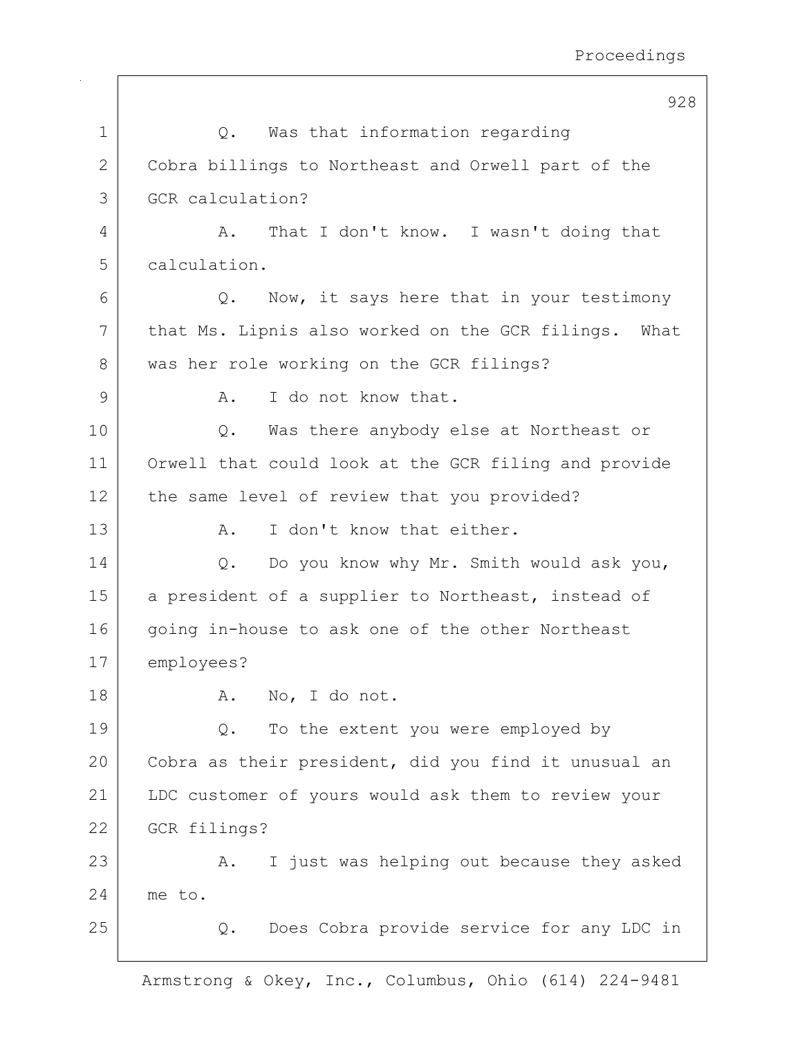Q. Was that information regarding Cobra billings to Northeast and Orwell part of the GCR calculation?

A. That I don't know. I wasn't doing that calculation.

Q. Now, it says here that in your testimony that Ms. Lipnis also worked on the GCR filings. What was her role working on the GCR filings?

A. I do not know that.

Q. Was there anybody else at Northeast or Orwell that could look at the GCR filing and provide the same level of review that you provided?

A. I don't know that either.

Q. Do you know why Mr. Smith would ask you, a president of a supplier to Northeast, instead of going in-house to ask one of the other Northeast employees?

A. No, I do not.

Q. To the extent you were employed by Cobra as their president, did you find it unusual an LDC customer of yours would ask them to review your GCR filings?

A. I just was helping out because they asked me to.

Q. Does Cobra provide service for any LDC in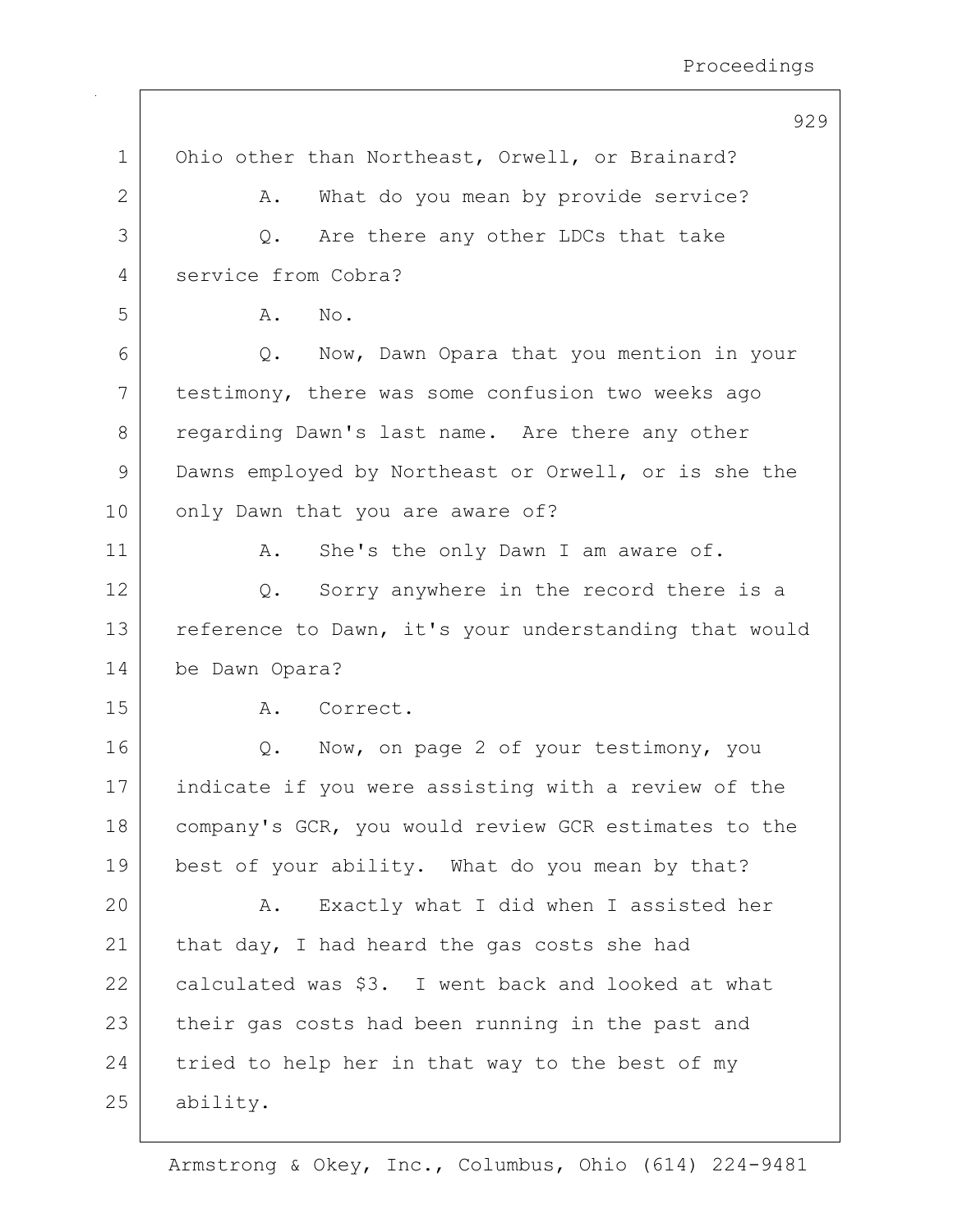Ohio other than Northeast, Orwell, or Brainard?

A. What do you mean by provide service?

Q. Are there any other LDCs that take service from Cobra?

A. No.

Q. Now, Dawn Opara that you mention in your testimony, there was some confusion two weeks ago regarding Dawn's last name. Are there any other Dawns employed by Northeast or Orwell, or is she the only Dawn that you are aware of?

A. She's the only Dawn I am aware of.

Q. Sorry anywhere in the record there is a reference to Dawn, it's your understanding that would be Dawn Opara?

A. Correct.

Q. Now, on page 2 of your testimony, you indicate if you were assisting with a review of the company's GCR, you would review GCR estimates to the best of your ability. What do you mean by that?

A. Exactly what I did when I assisted her that day, I had heard the gas costs she had calculated was $3. I went back and looked at what their gas costs had been running in the past and tried to help her in that way to the best of my ability.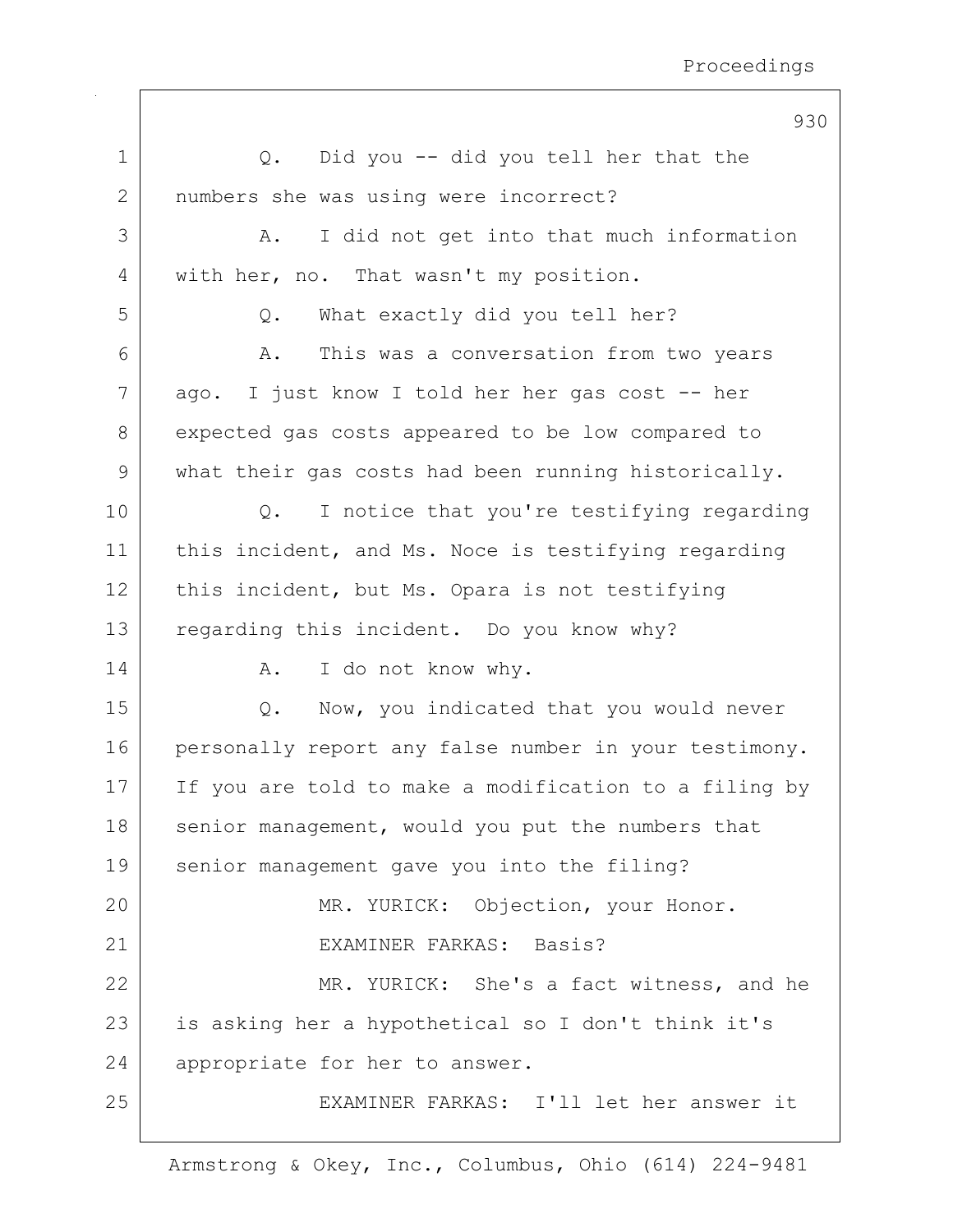Q. Did you -- did you tell her that the numbers she was using were incorrect?

A. I did not get into that much information with her, no. That wasn't my position.

Q. What exactly did you tell her?

A. This was a conversation from two years ago. I just know I told her her gas cost -- her expected gas costs appeared to be low compared to what their gas costs had been running historically.

Q. I notice that you're testifying regarding this incident, and Ms. Noce is testifying regarding this incident, but Ms. Opara is not testifying regarding this incident. Do you know why?

A. I do not know why.

Q. Now, you indicated that you would never personally report any false number in your testimony. If you are told to make a modification to a filing by senior management, would you put the numbers that senior management gave you into the filing?

MR. YURICK: Objection, your Honor.

EXAMINER FARKAS: Basis?

MR. YURICK: She's a fact witness, and he is asking her a hypothetical so I don't think it's appropriate for her to answer.

EXAMINER FARKAS: I'll let her answer it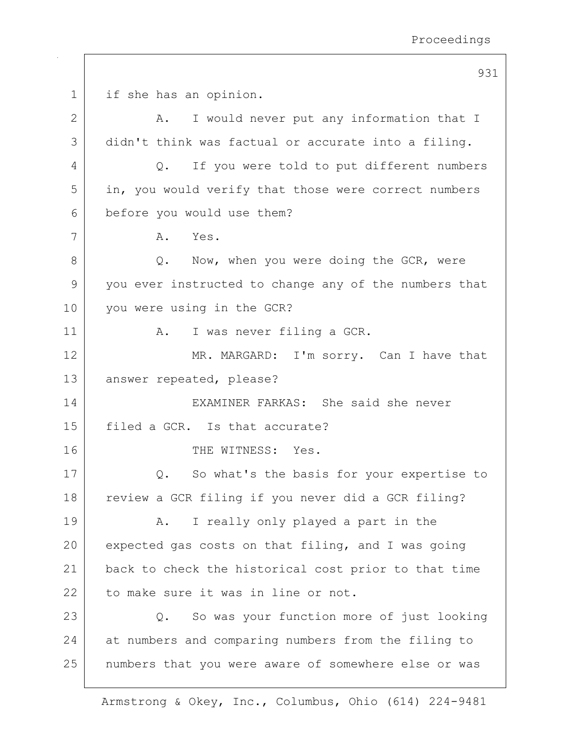if she has an opinion.

A. I would never put any information that I didn't think was factual or accurate into a filing.

Q. If you were told to put different numbers in, you would verify that those were correct numbers before you would use them?

A. Yes.

Q. Now, when you were doing the GCR, were you ever instructed to change any of the numbers that you were using in the GCR?

A. I was never filing a GCR.

MR. MARGARD: I'm sorry. Can I have that answer repeated, please?

EXAMINER FARKAS: She said she never filed a GCR. Is that accurate?

THE WITNESS: Yes.

Q. So what's the basis for your expertise to review a GCR filing if you never did a GCR filing?

A. I really only played a part in the expected gas costs on that filing, and I was going back to check the historical cost prior to that time to make sure it was in line or not.

Q. So was your function more of just looking at numbers and comparing numbers from the filing to numbers that you were aware of somewhere else or was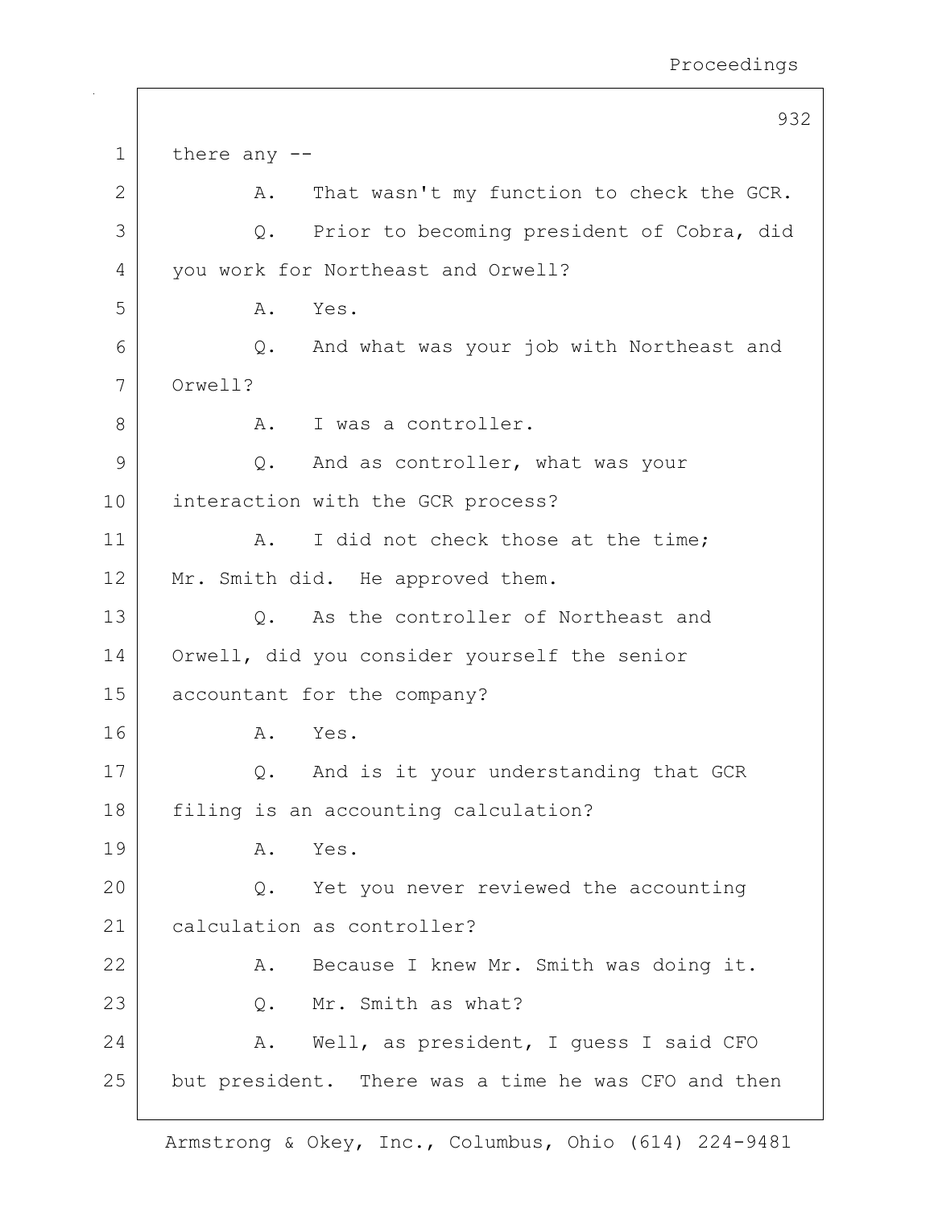there any --

A. That wasn't my function to check the GCR.

Q. Prior to becoming president of Cobra, did you work for Northeast and Orwell?

A. Yes.

Q. And what was your job with Northeast and Orwell?

A. I was a controller.

Q. And as controller, what was your interaction with the GCR process?

A. I did not check those at the time; Mr. Smith did. He approved them.

Q. As the controller of Northeast and Orwell, did you consider yourself the senior accountant for the company?

A. Yes.

Q. And is it your understanding that GCR filing is an accounting calculation?

A. Yes.

Q. Yet you never reviewed the accounting calculation as controller?

A. Because I knew Mr. Smith was doing it.

Q. Mr. Smith as what?

A. Well, as president, I guess I said CFO but president. There was a time he was CFO and then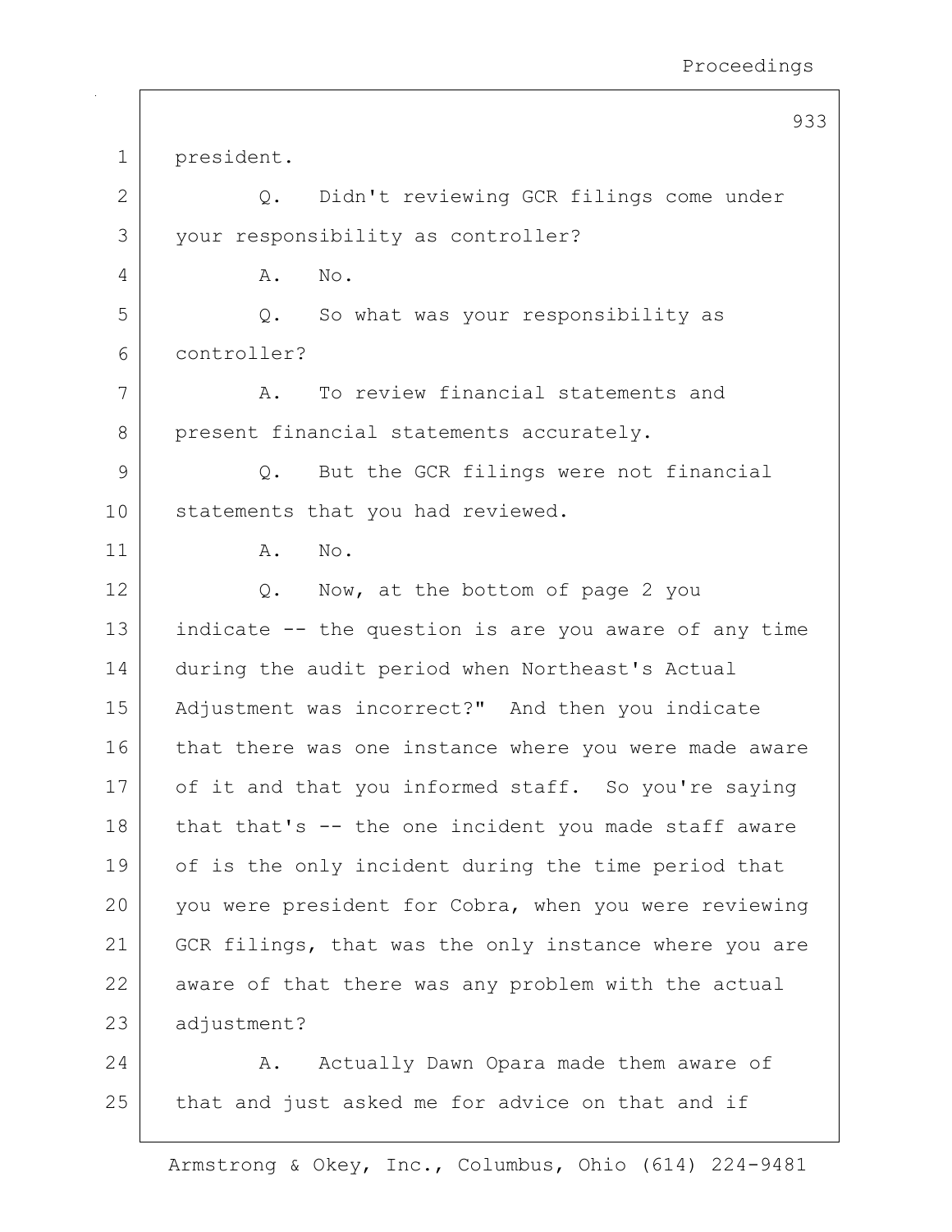president.

Q. Didn't reviewing GCR filings come under your responsibility as controller?

A. No.

Q. So what was your responsibility as controller?

A. To review financial statements and present financial statements accurately.

Q. But the GCR filings were not financial statements that you had reviewed.

A. No.

Q. Now, at the bottom of page 2 you indicate -- the question is are you aware of any time during the audit period when Northeast's Actual Adjustment was incorrect?" And then you indicate that there was one instance where you were made aware of it and that you informed staff. So you're saying that that's -- the one incident you made staff aware of is the only incident during the time period that you were president for Cobra, when you were reviewing GCR filings, that was the only instance where you are aware of that there was any problem with the actual adjustment?

A. Actually Dawn Opara made them aware of that and just asked me for advice on that and if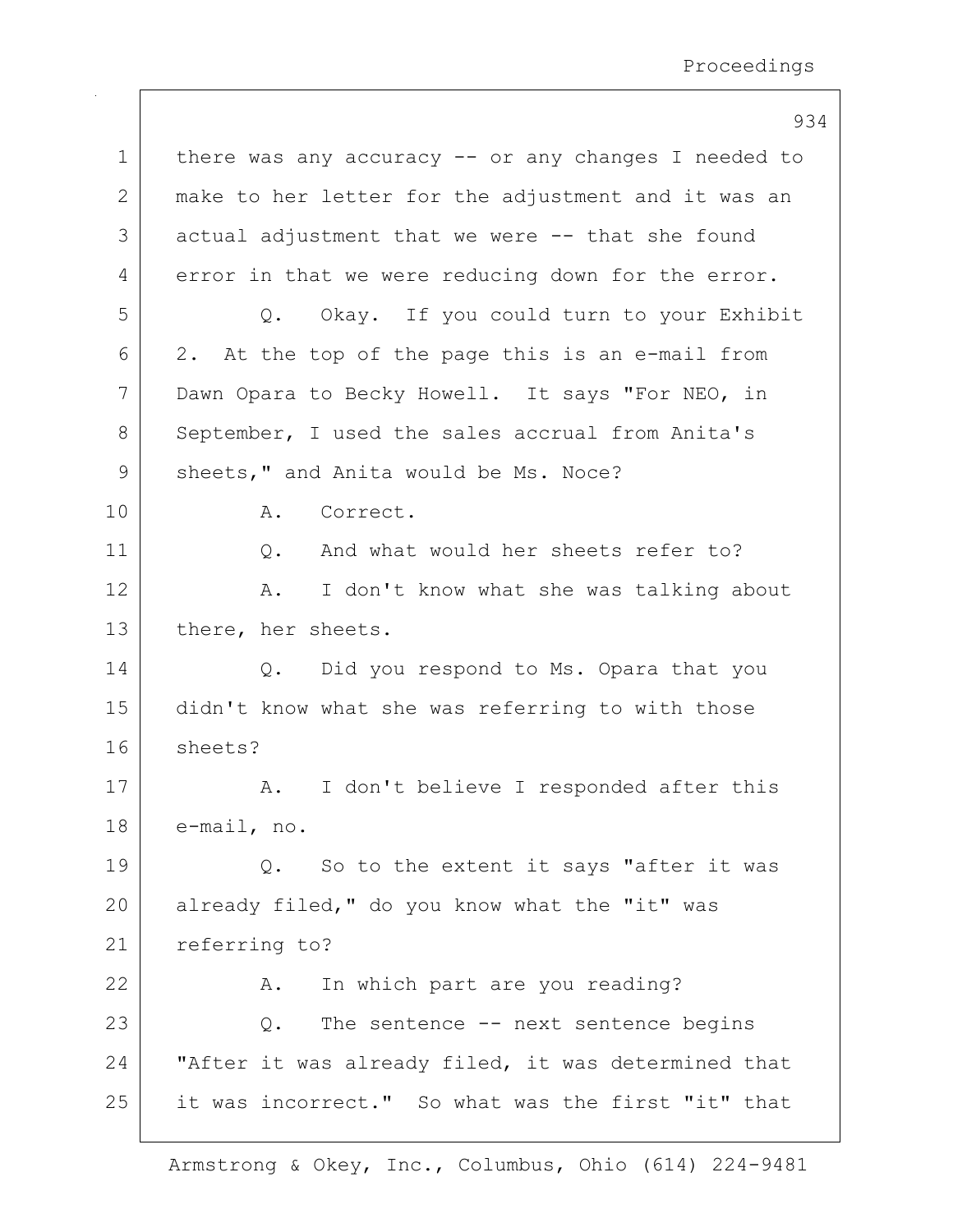there was any accuracy -- or any changes I needed to make to her letter for the adjustment and it was an actual adjustment that we were -- that she found error in that we were reducing down for the error.

Q. Okay. If you could turn to your Exhibit 2. At the top of the page this is an e-mail from Dawn Opara to Becky Howell. It says "For NEO, in September, I used the sales accrual from Anita's sheets," and Anita would be Ms. Noce?

A. Correct.

Q. And what would her sheets refer to?

A. I don't know what she was talking about there, her sheets.

Q. Did you respond to Ms. Opara that you didn't know what she was referring to with those sheets?

A. I don't believe I responded after this e-mail, no.

Q. So to the extent it says "after it was already filed," do you know what the "it" was referring to?

A. In which part are you reading?

Q. The sentence -- next sentence begins "After it was already filed, it was determined that it was incorrect." So what was the first "it" that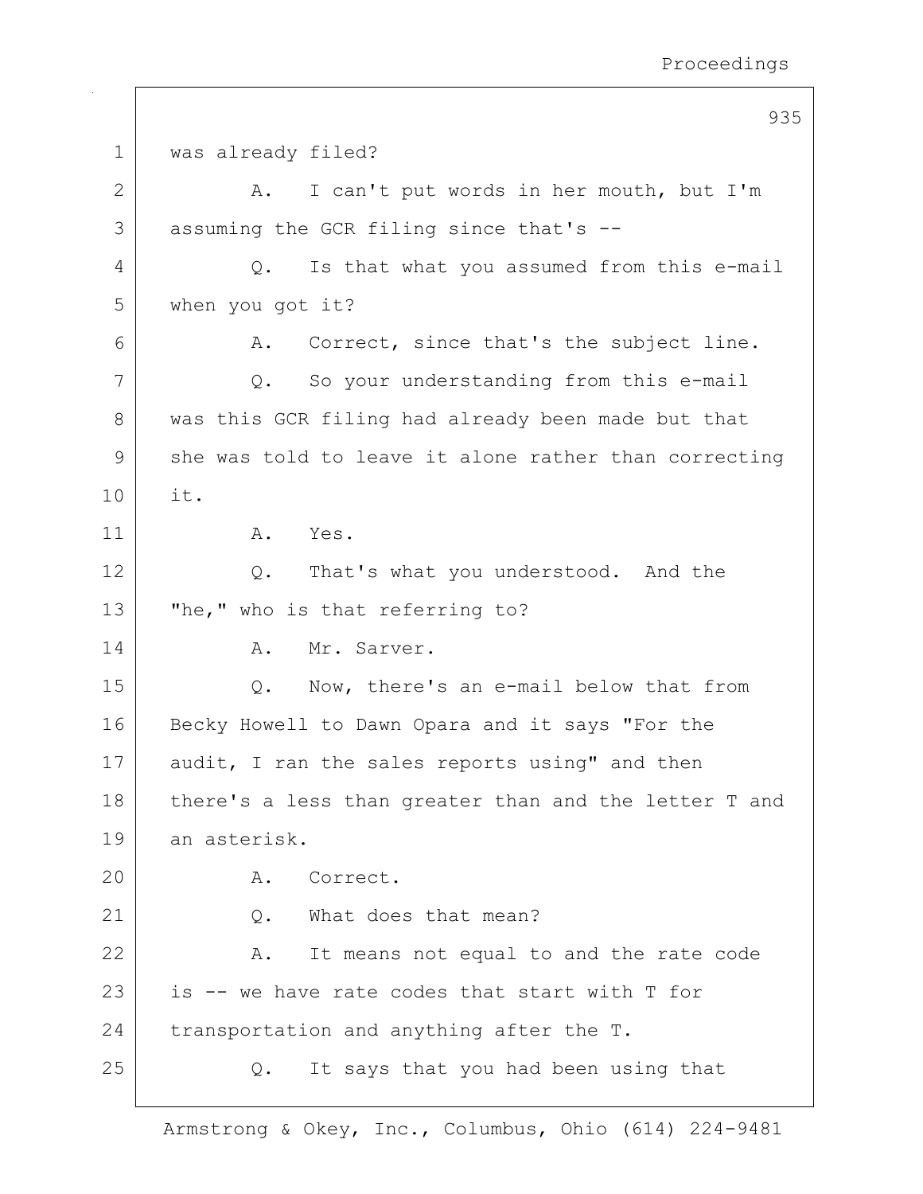was already filed?

A. I can't put words in her mouth, but I'm assuming the GCR filing since that's --

Q. Is that what you assumed from this e-mail when you got it?

A. Correct, since that's the subject line.

Q. So your understanding from this e-mail was this GCR filing had already been made but that she was told to leave it alone rather than correcting it.

A. Yes.

Q. That's what you understood. And the "he," who is that referring to?

A. Mr. Sarver.

Q. Now, there's an e-mail below that from Becky Howell to Dawn Opara and it says "For the audit, I ran the sales reports using" and then there's a less than greater than and the letter T and an asterisk.

A. Correct.

Q. What does that mean?

A. It means not equal to and the rate code is -- we have rate codes that start with T for transportation and anything after the T.

Q. It says that you had been using that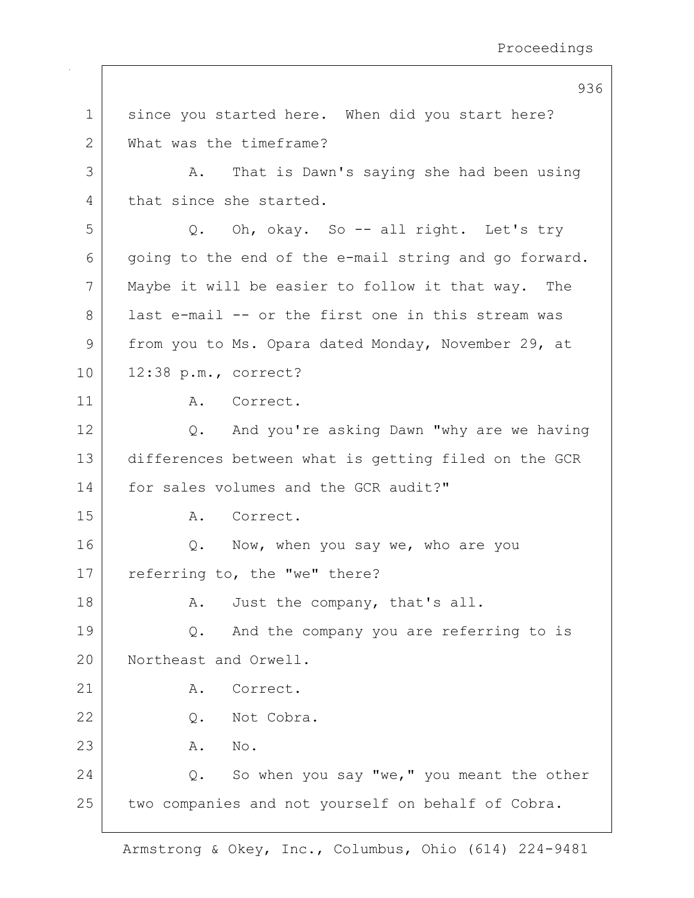since you started here. When did you start here? What was the timeframe?

A. That is Dawn's saying she had been using that since she started.

Q. Oh, okay. So -- all right. Let's try going to the end of the e-mail string and go forward. Maybe it will be easier to follow it that way. The last e-mail -- or the first one in this stream was from you to Ms. Opara dated Monday, November 29, at 12:38 p.m., correct?

A. Correct.

Q. And you're asking Dawn "why are we having differences between what is getting filed on the GCR for sales volumes and the GCR audit?"

A. Correct.

Q. Now, when you say we, who are you referring to, the "we" there?

A. Just the company, that's all.

Q. And the company you are referring to is Northeast and Orwell.

A. Correct.

Q. Not Cobra.

A. No.

Q. So when you say "we," you meant the other two companies and not yourself on behalf of Cobra.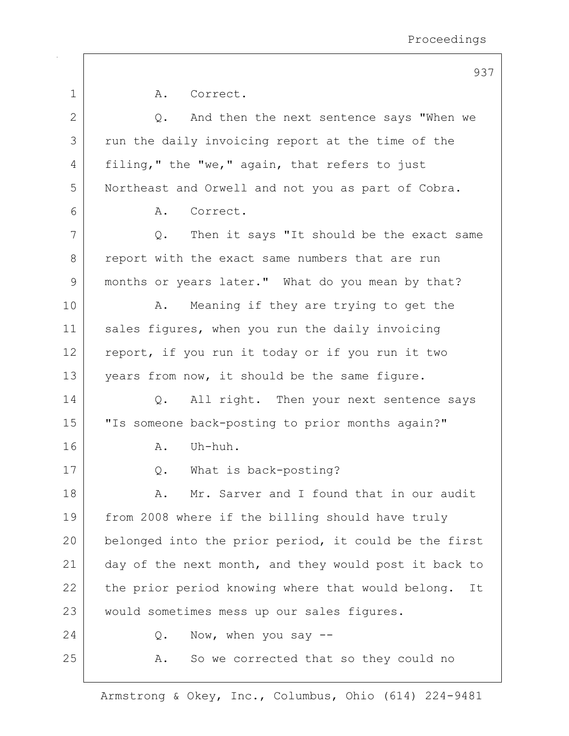A. Correct.

Q. And then the next sentence says "When we run the daily invoicing report at the time of the filing," the "we," again, that refers to just Northeast and Orwell and not you as part of Cobra.

A. Correct.

Q. Then it says "It should be the exact same report with the exact same numbers that are run months or years later." What do you mean by that?

A. Meaning if they are trying to get the sales figures, when you run the daily invoicing report, if you run it today or if you run it two years from now, it should be the same figure.

Q. All right. Then your next sentence says "Is someone back-posting to prior months again?"

A. Uh-huh.

Q. What is back-posting?

A. Mr. Sarver and I found that in our audit from 2008 where if the billing should have truly belonged into the prior period, it could be the first day of the next month, and they would post it back to the prior period knowing where that would belong. It would sometimes mess up our sales figures.

Q. Now, when you say --

A. So we corrected that so they could no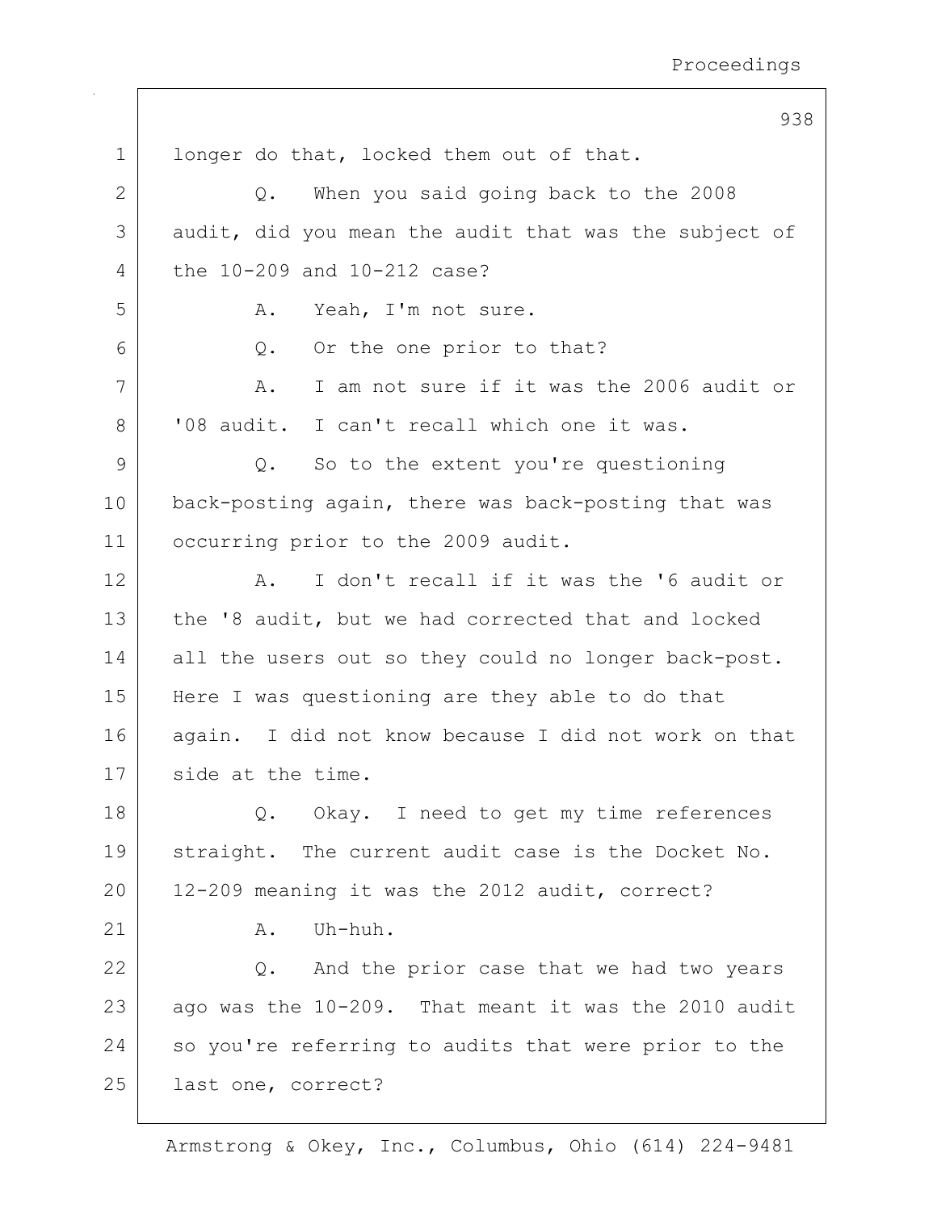1 longer do that, locked them out of that.

2 Q. When you said going back to the 2008

3 audit, did you mean the audit that was the subject of

4 the 10-209 and 10-212 case?

5 A. Yeah, I'm not sure.

6 Q. Or the one prior to that?

7 A. I am not sure if it was the 2006 audit or

8 '08 audit. I can't recall which one it was.

9 Q. So to the extent you're questioning

10 back-posting again, there was back-posting that was

11 occurring prior to the 2009 audit.

12 A. I don't recall if it was the '6 audit or

13 the '8 audit, but we had corrected that and locked

14 all the users out so they could no longer back-post.

15 Here I was questioning are they able to do that

16 again. I did not know because I did not work on that

17 side at the time.

18 Q. Okay. I need to get my time references

19 straight. The current audit case is the Docket No.

20 12-209 meaning it was the 2012 audit, correct?

21 A. Uh-huh.

22 Q. And the prior case that we had two years

23 ago was the 10-209. That meant it was the 2010 audit

24 so you're referring to audits that were prior to the

25 last one, correct?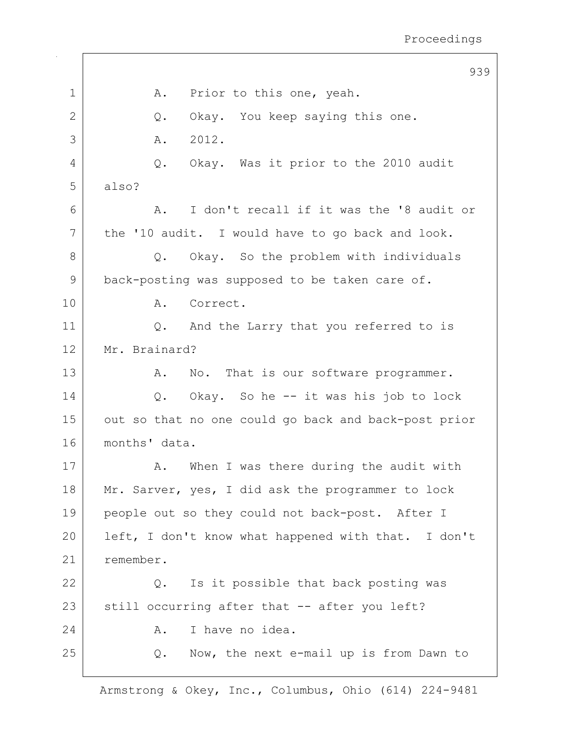A. Prior to this one, yeah.

Q. Okay. You keep saying this one.

A. 2012.

Q. Okay. Was it prior to the 2010 audit also?

A. I don't recall if it was the '8 audit or the '10 audit. I would have to go back and look.

Q. Okay. So the problem with individuals back-posting was supposed to be taken care of.

A. Correct.

Q. And the Larry that you referred to is Mr. Brainard?

A. No. That is our software programmer.

Q. Okay. So he -- it was his job to lock out so that no one could go back and back-post prior months' data.

A. When I was there during the audit with Mr. Sarver, yes, I did ask the programmer to lock people out so they could not back-post. After I left, I don't know what happened with that. I don't remember.

Q. Is it possible that back posting was still occurring after that -- after you left?

A. I have no idea.

Q. Now, the next e-mail up is from Dawn to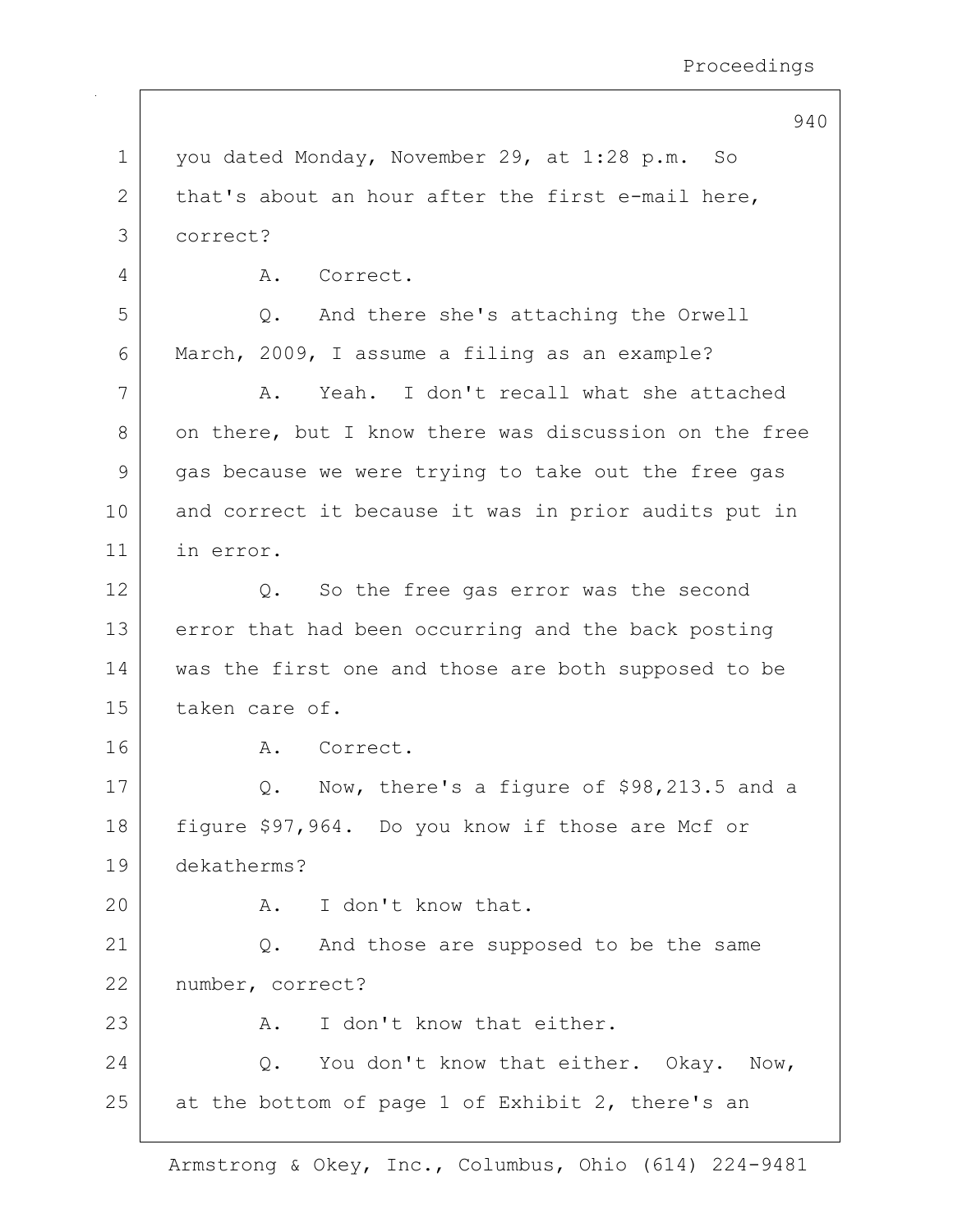1 you dated Monday, November 29, at 1:28 p.m. So
2 that's about an hour after the first e-mail here,
3 correct?

4 A. Correct.

5 Q. And there she's attaching the Orwell
6 March, 2009, I assume a filing as an example?

7 A. Yeah. I don't recall what she attached
8 on there, but I know there was discussion on the free
9 gas because we were trying to take out the free gas
10 and correct it because it was in prior audits put in
11 in error.

12 Q. So the free gas error was the second
13 error that had been occurring and the back posting
14 was the first one and those are both supposed to be
15 taken care of.

16 A. Correct.

17 Q. Now, there's a figure of $98,213.5 and a
18 figure $97,964. Do you know if those are Mcf or
19 dekatherms?

20 A. I don't know that.

21 Q. And those are supposed to be the same
22 number, correct?

23 A. I don't know that either.

24 Q. You don't know that either. Okay. Now,
25 at the bottom of page 1 of Exhibit 2, there's an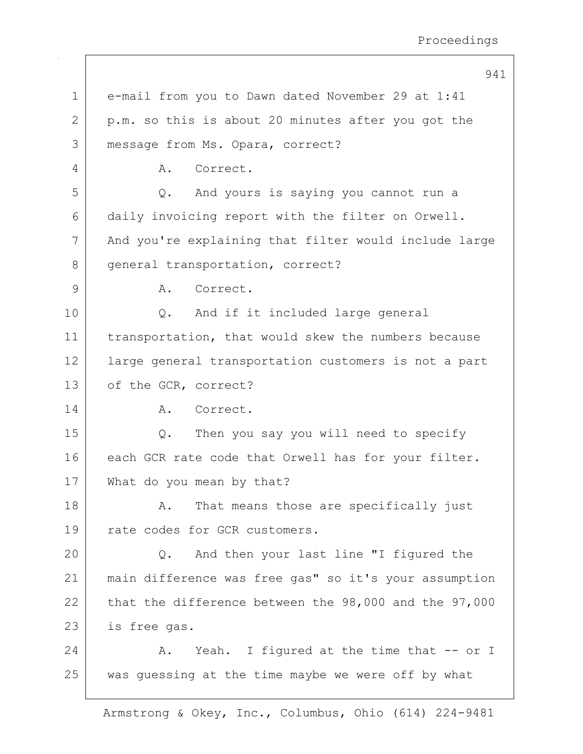1 e-mail from you to Dawn dated November 29 at 1:41
2 p.m. so this is about 20 minutes after you got the
3 message from Ms. Opara, correct?
4 A. Correct.
5 Q. And yours is saying you cannot run a
6 daily invoicing report with the filter on Orwell.
7 And you're explaining that filter would include large
8 general transportation, correct?
9 A. Correct.
10 Q. And if it included large general
11 transportation, that would skew the numbers because
12 large general transportation customers is not a part
13 of the GCR, correct?
14 A. Correct.
15 Q. Then you say you will need to specify
16 each GCR rate code that Orwell has for your filter.
17 What do you mean by that?
18 A. That means those are specifically just
19 rate codes for GCR customers.
20 Q. And then your last line "I figured the
21 main difference was free gas" so it's your assumption
22 that the difference between the 98,000 and the 97,000
23 is free gas.
24 A. Yeah. I figured at the time that -- or I
25 was guessing at the time maybe we were off by what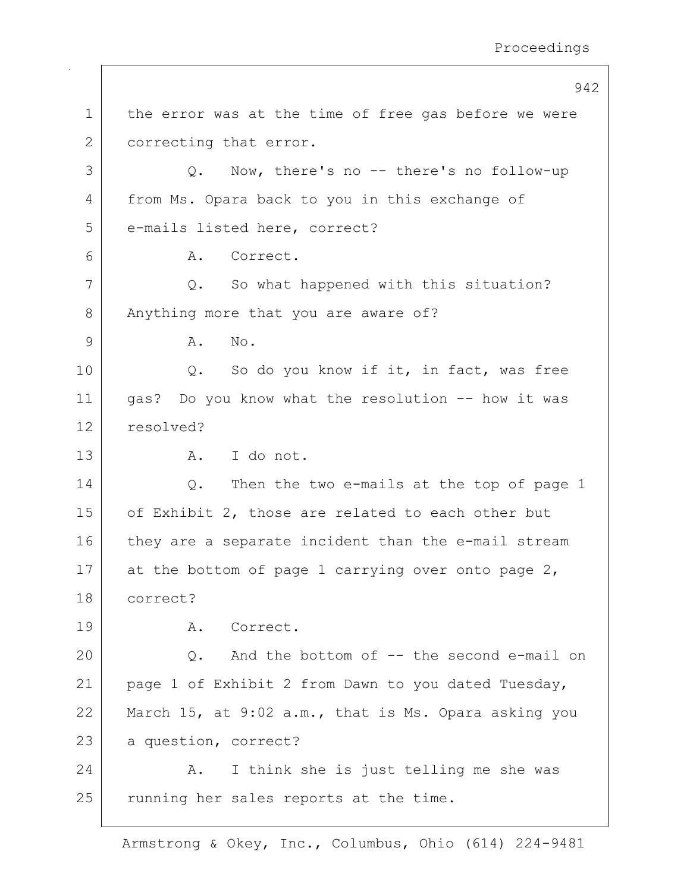the error was at the time of free gas before we were correcting that error.

Q. Now, there's no -- there's no follow-up from Ms. Opara back to you in this exchange of e-mails listed here, correct?

A. Correct.

Q. So what happened with this situation? Anything more that you are aware of?

A. No.

Q. So do you know if it, in fact, was free gas? Do you know what the resolution -- how it was resolved?

A. I do not.

Q. Then the two e-mails at the top of page 1 of Exhibit 2, those are related to each other but they are a separate incident than the e-mail stream at the bottom of page 1 carrying over onto page 2, correct?

A. Correct.

Q. And the bottom of -- the second e-mail on page 1 of Exhibit 2 from Dawn to you dated Tuesday, March 15, at 9:02 a.m., that is Ms. Opara asking you a question, correct?

A. I think she is just telling me she was running her sales reports at the time.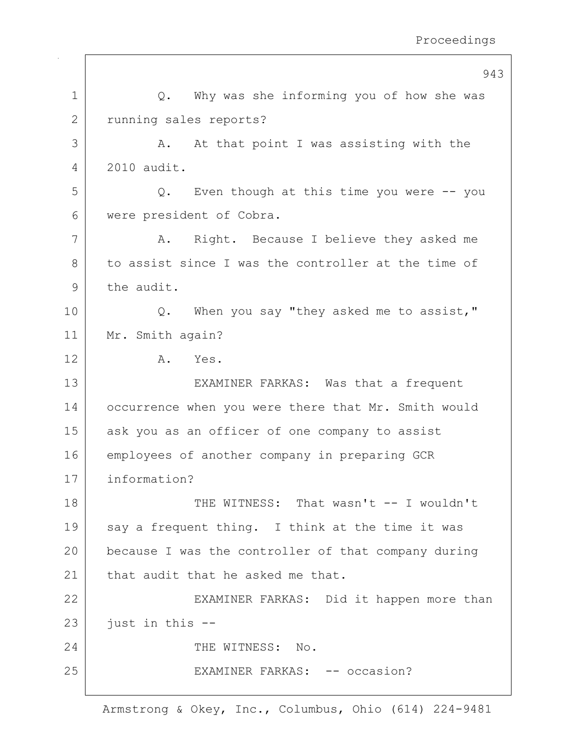Q. Why was she informing you of how she was running sales reports?

A. At that point I was assisting with the 2010 audit.

Q. Even though at this time you were -- you were president of Cobra.

A. Right. Because I believe they asked me to assist since I was the controller at the time of the audit.

Q. When you say "they asked me to assist," Mr. Smith again?

A. Yes.

EXAMINER FARKAS: Was that a frequent occurrence when you were there that Mr. Smith would ask you as an officer of one company to assist employees of another company in preparing GCR information?

THE WITNESS: That wasn't -- I wouldn't say a frequent thing. I think at the time it was because I was the controller of that company during that audit that he asked me that.

EXAMINER FARKAS: Did it happen more than just in this --

THE WITNESS: No.

EXAMINER FARKAS: -- occasion?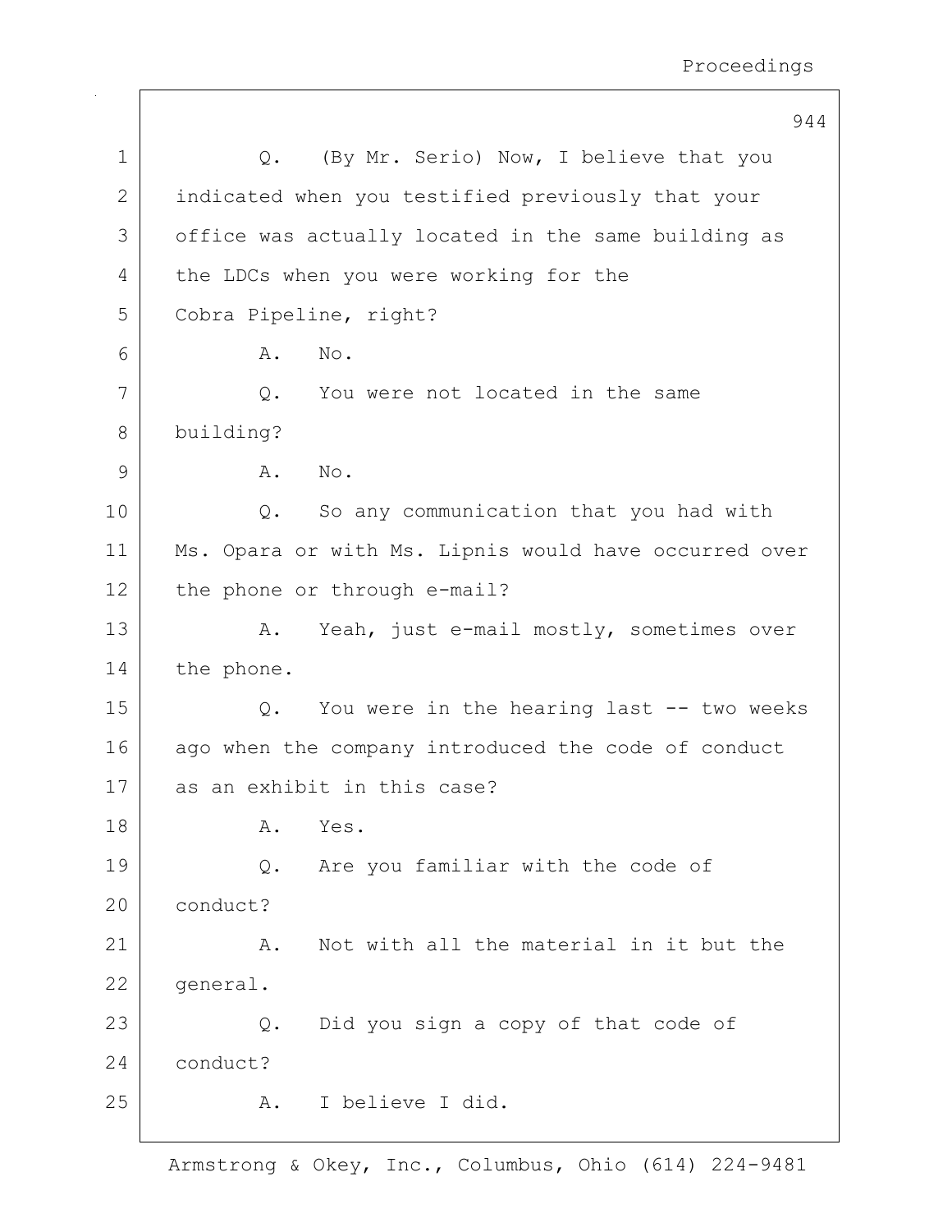1 Q. (By Mr. Serio) Now, I believe that you
2 indicated when you testified previously that your
3 office was actually located in the same building as
4 the LDCs when you were working for the
5 Cobra Pipeline, right?
6 A. No.
7 Q. You were not located in the same
8 building?
9 A. No.
10 Q. So any communication that you had with
11 Ms. Opara or with Ms. Lipnis would have occurred over
12 the phone or through e-mail?
13 A. Yeah, just e-mail mostly, sometimes over
14 the phone.
15 Q. You were in the hearing last -- two weeks
16 ago when the company introduced the code of conduct
17 as an exhibit in this case?
18 A. Yes.
19 Q. Are you familiar with the code of
20 conduct?
21 A. Not with all the material in it but the
22 general.
23 Q. Did you sign a copy of that code of
24 conduct?
25 A. I believe I did.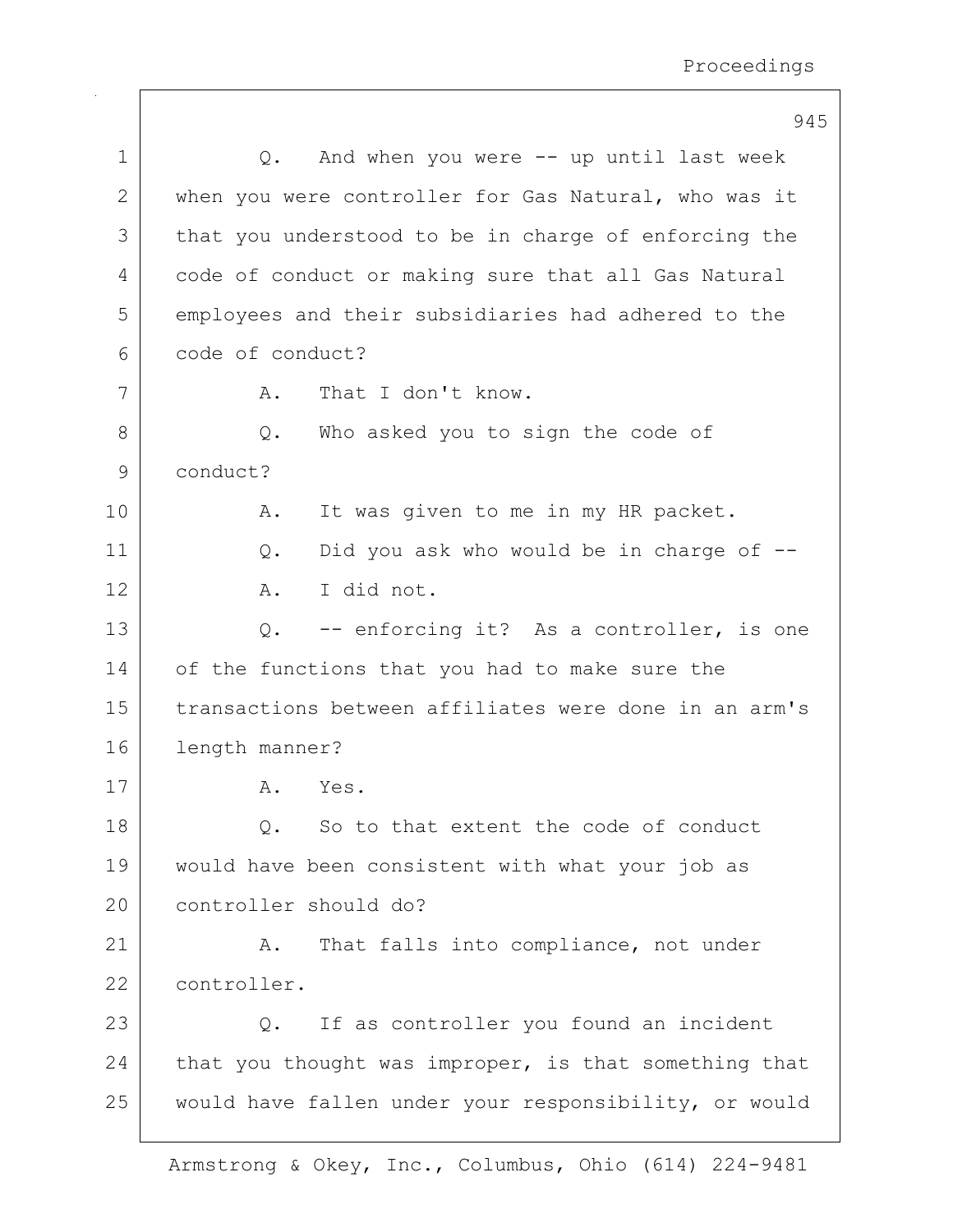Q. And when you were -- up until last week when you were controller for Gas Natural, who was it that you understood to be in charge of enforcing the code of conduct or making sure that all Gas Natural employees and their subsidiaries had adhered to the code of conduct?

A. That I don't know.

Q. Who asked you to sign the code of conduct?

A. It was given to me in my HR packet.

Q. Did you ask who would be in charge of --

A. I did not.

Q. -- enforcing it? As a controller, is one of the functions that you had to make sure the transactions between affiliates were done in an arm's length manner?

A. Yes.

Q. So to that extent the code of conduct would have been consistent with what your job as controller should do?

A. That falls into compliance, not under controller.

Q. If as controller you found an incident that you thought was improper, is that something that would have fallen under your responsibility, or would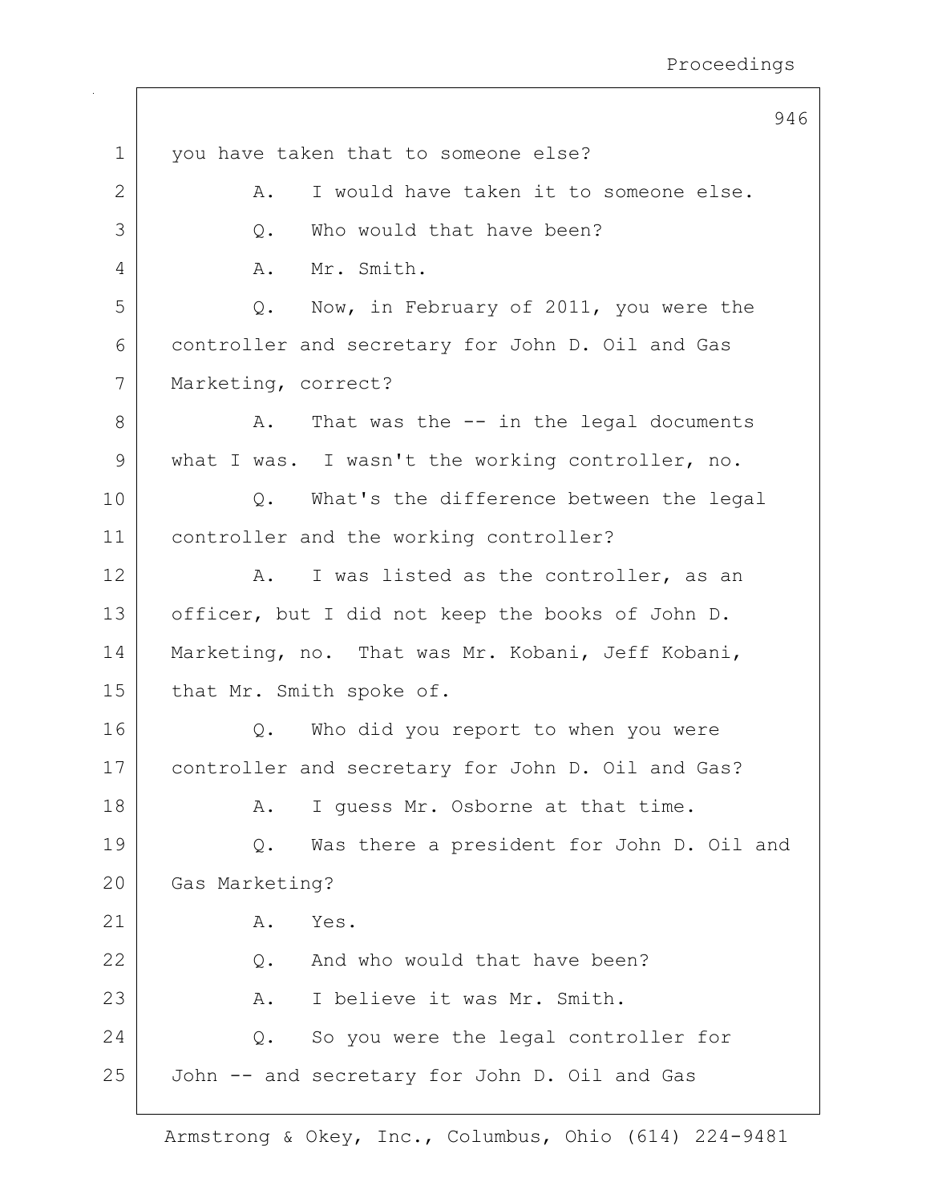you have taken that to someone else?

A. I would have taken it to someone else.

Q. Who would that have been?

A. Mr. Smith.

Q. Now, in February of 2011, you were the controller and secretary for John D. Oil and Gas Marketing, correct?

A. That was the -- in the legal documents what I was. I wasn't the working controller, no.

Q. What's the difference between the legal controller and the working controller?

A. I was listed as the controller, as an officer, but I did not keep the books of John D. Marketing, no. That was Mr. Kobani, Jeff Kobani, that Mr. Smith spoke of.

Q. Who did you report to when you were controller and secretary for John D. Oil and Gas?

A. I guess Mr. Osborne at that time.

Q. Was there a president for John D. Oil and Gas Marketing?

A. Yes.

Q. And who would that have been?

A. I believe it was Mr. Smith.

Q. So you were the legal controller for John -- and secretary for John D. Oil and Gas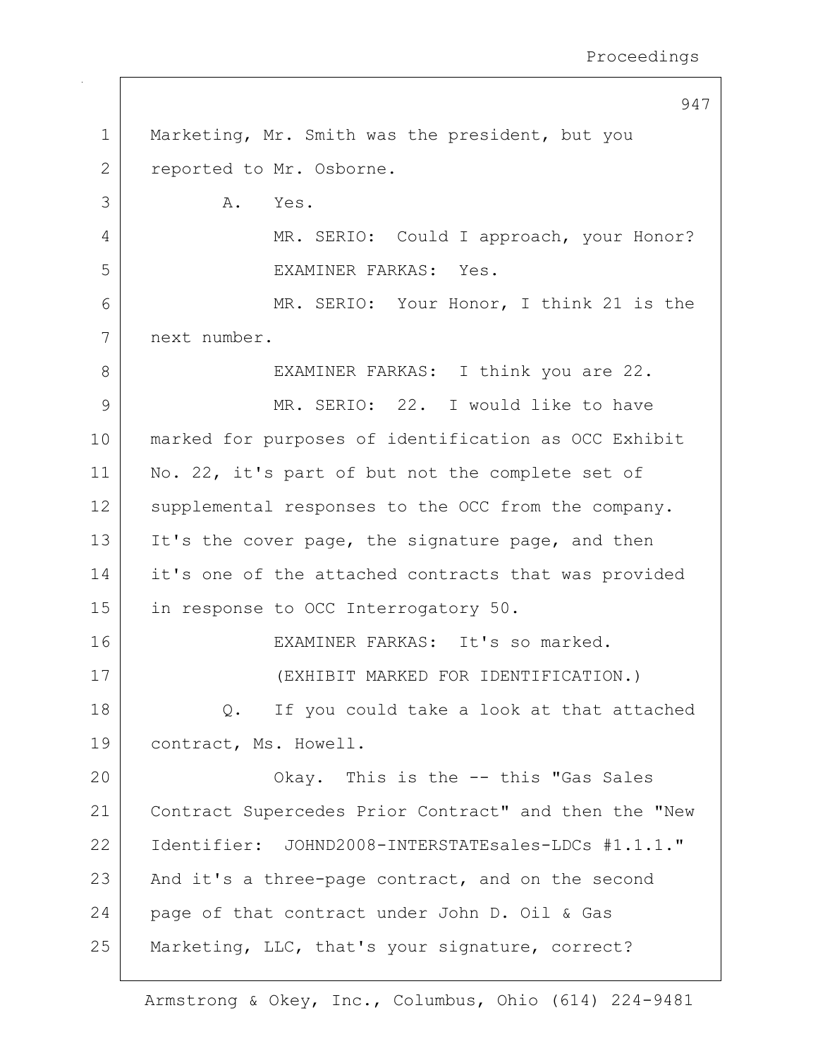Marketing, Mr. Smith was the president, but you reported to Mr. Osborne.

A. Yes.

MR. SERIO: Could I approach, your Honor?

EXAMINER FARKAS: Yes.

MR. SERIO: Your Honor, I think 21 is the next number.

EXAMINER FARKAS: I think you are 22.

MR. SERIO: 22. I would like to have marked for purposes of identification as OCC Exhibit No. 22, it's part of but not the complete set of supplemental responses to the OCC from the company. It's the cover page, the signature page, and then it's one of the attached contracts that was provided in response to OCC Interrogatory 50.

EXAMINER FARKAS: It's so marked.

(EXHIBIT MARKED FOR IDENTIFICATION.)

Q. If you could take a look at that attached contract, Ms. Howell.

Okay. This is the -- this "Gas Sales Contract Supercedes Prior Contract" and then the "New Identifier: JOHND2008-INTERSTATEsales-LDCs #1.1.1." And it's a three-page contract, and on the second page of that contract under John D. Oil & Gas Marketing, LLC, that's your signature, correct?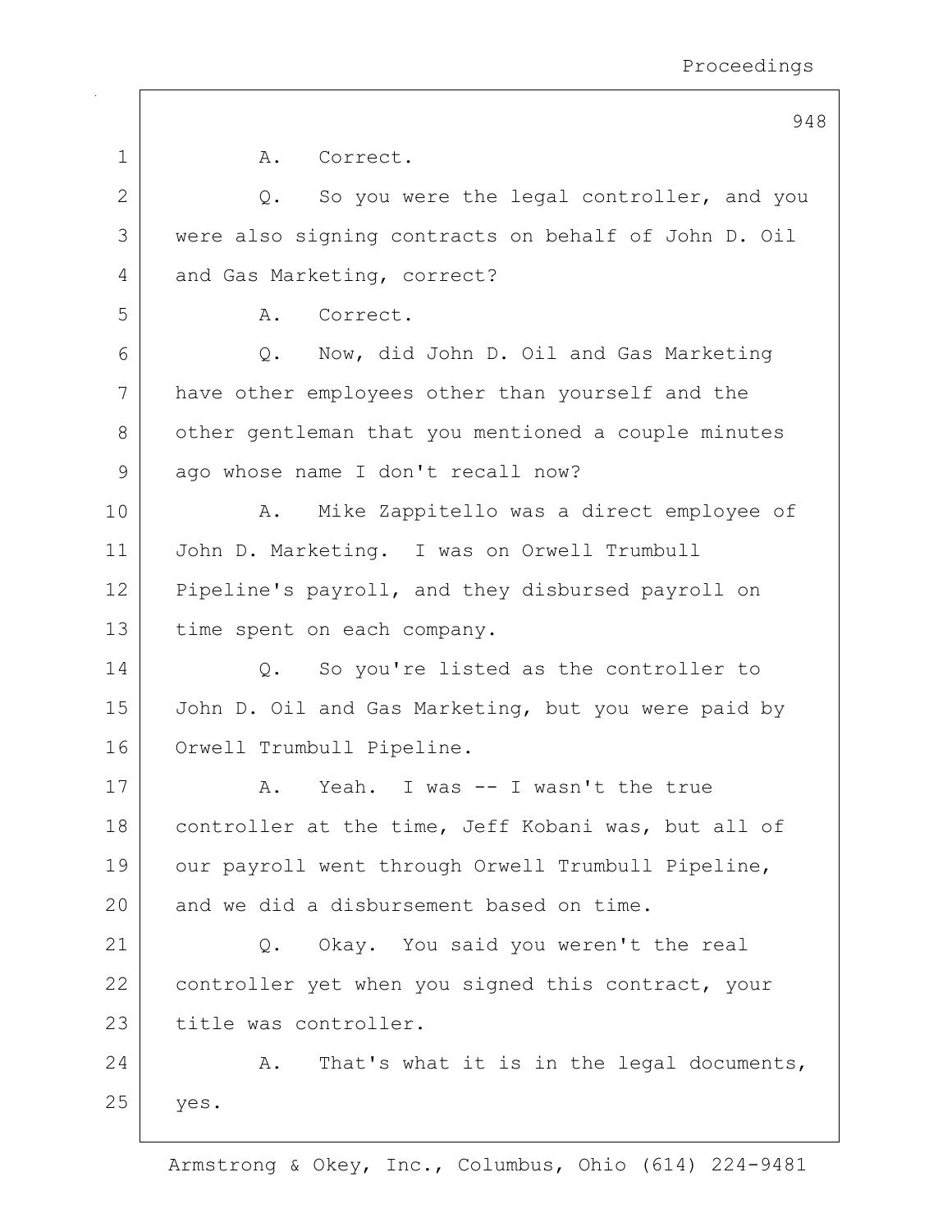A. Correct.

Q. So you were the legal controller, and you were also signing contracts on behalf of John D. Oil and Gas Marketing, correct?

A. Correct.

Q. Now, did John D. Oil and Gas Marketing have other employees other than yourself and the other gentleman that you mentioned a couple minutes ago whose name I don't recall now?

A. Mike Zappitello was a direct employee of John D. Marketing. I was on Orwell Trumbull Pipeline's payroll, and they disbursed payroll on time spent on each company.

Q. So you're listed as the controller to John D. Oil and Gas Marketing, but you were paid by Orwell Trumbull Pipeline.

A. Yeah. I was -- I wasn't the true controller at the time, Jeff Kobani was, but all of our payroll went through Orwell Trumbull Pipeline, and we did a disbursement based on time.

Q. Okay. You said you weren't the real controller yet when you signed this contract, your title was controller.

A. That's what it is in the legal documents, yes.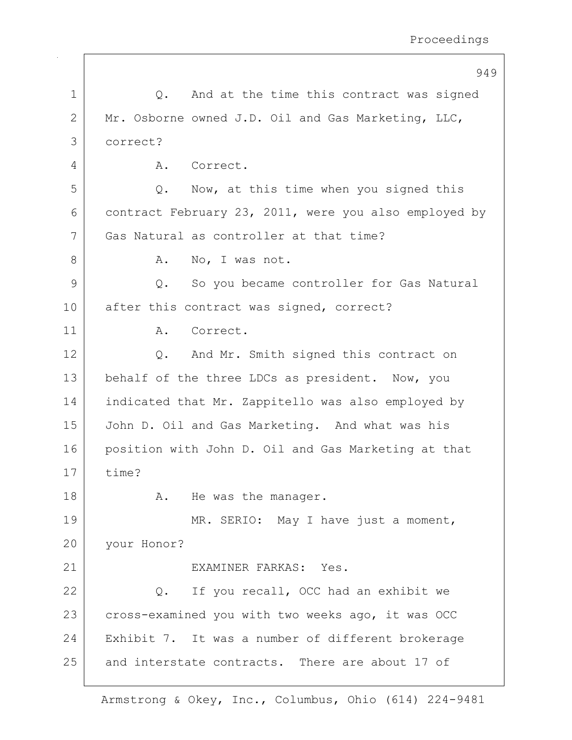1 Q. And at the time this contract was signed
2 Mr. Osborne owned J.D. Oil and Gas Marketing, LLC,
3 correct?
4 A. Correct.
5 Q. Now, at this time when you signed this
6 contract February 23, 2011, were you also employed by
7 Gas Natural as controller at that time?
8 A. No, I was not.
9 Q. So you became controller for Gas Natural
10 after this contract was signed, correct?
11 A. Correct.
12 Q. And Mr. Smith signed this contract on
13 behalf of the three LDCs as president. Now, you
14 indicated that Mr. Zappitello was also employed by
15 John D. Oil and Gas Marketing. And what was his
16 position with John D. Oil and Gas Marketing at that
17 time?
18 A. He was the manager.
19 MR. SERIO: May I have just a moment,
20 your Honor?
21 EXAMINER FARKAS: Yes.
22 Q. If you recall, OCC had an exhibit we
23 cross-examined you with two weeks ago, it was OCC
24 Exhibit 7. It was a number of different brokerage
25 and interstate contracts. There are about 17 of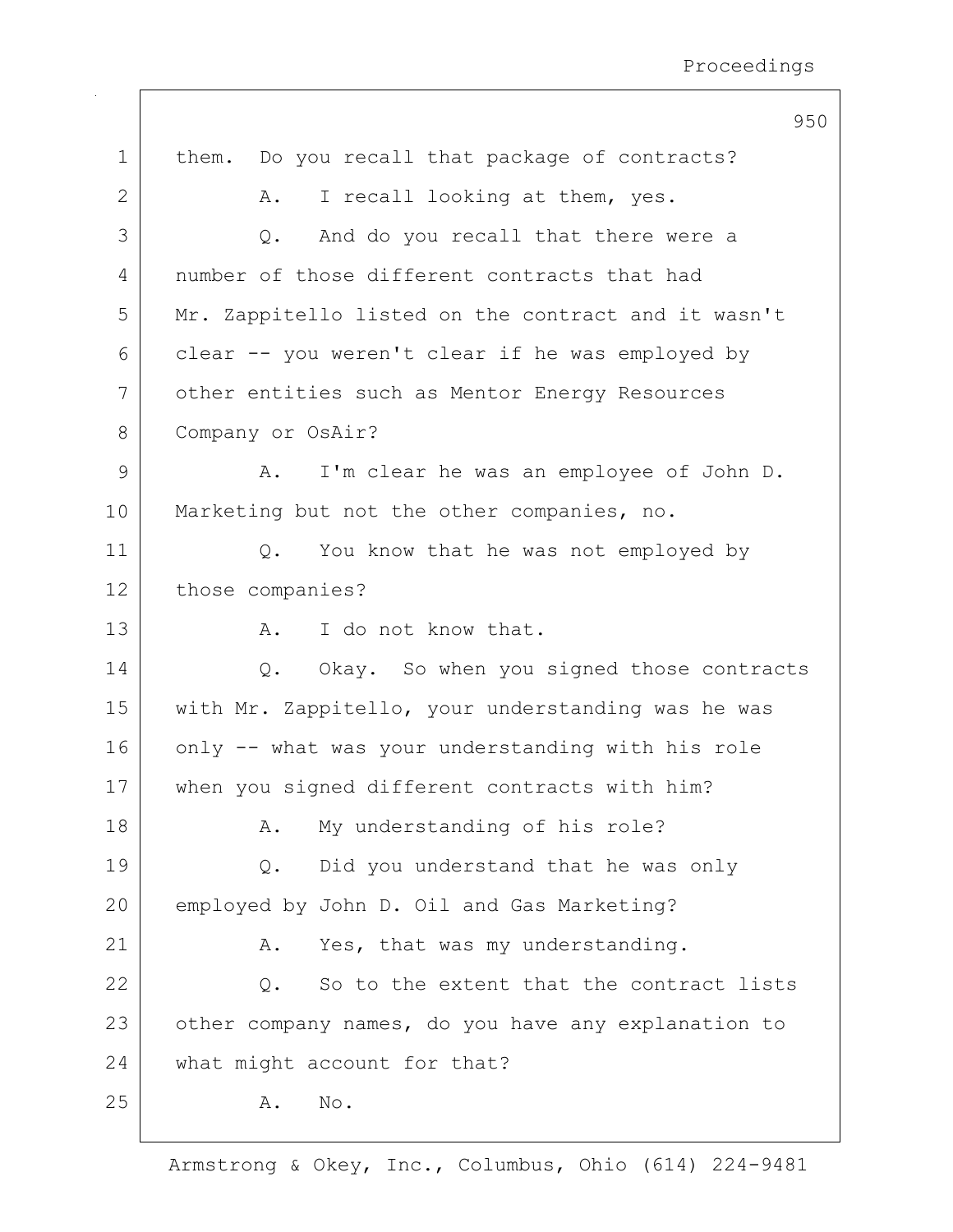them. Do you recall that package of contracts?

A. I recall looking at them, yes.

Q. And do you recall that there were a number of those different contracts that had Mr. Zappitello listed on the contract and it wasn't clear -- you weren't clear if he was employed by other entities such as Mentor Energy Resources Company or OsAir?

A. I'm clear he was an employee of John D. Marketing but not the other companies, no.

Q. You know that he was not employed by those companies?

A. I do not know that.

Q. Okay. So when you signed those contracts with Mr. Zappitello, your understanding was he was only -- what was your understanding with his role when you signed different contracts with him?

A. My understanding of his role?

Q. Did you understand that he was only employed by John D. Oil and Gas Marketing?

A. Yes, that was my understanding.

Q. So to the extent that the contract lists other company names, do you have any explanation to what might account for that?

A. No.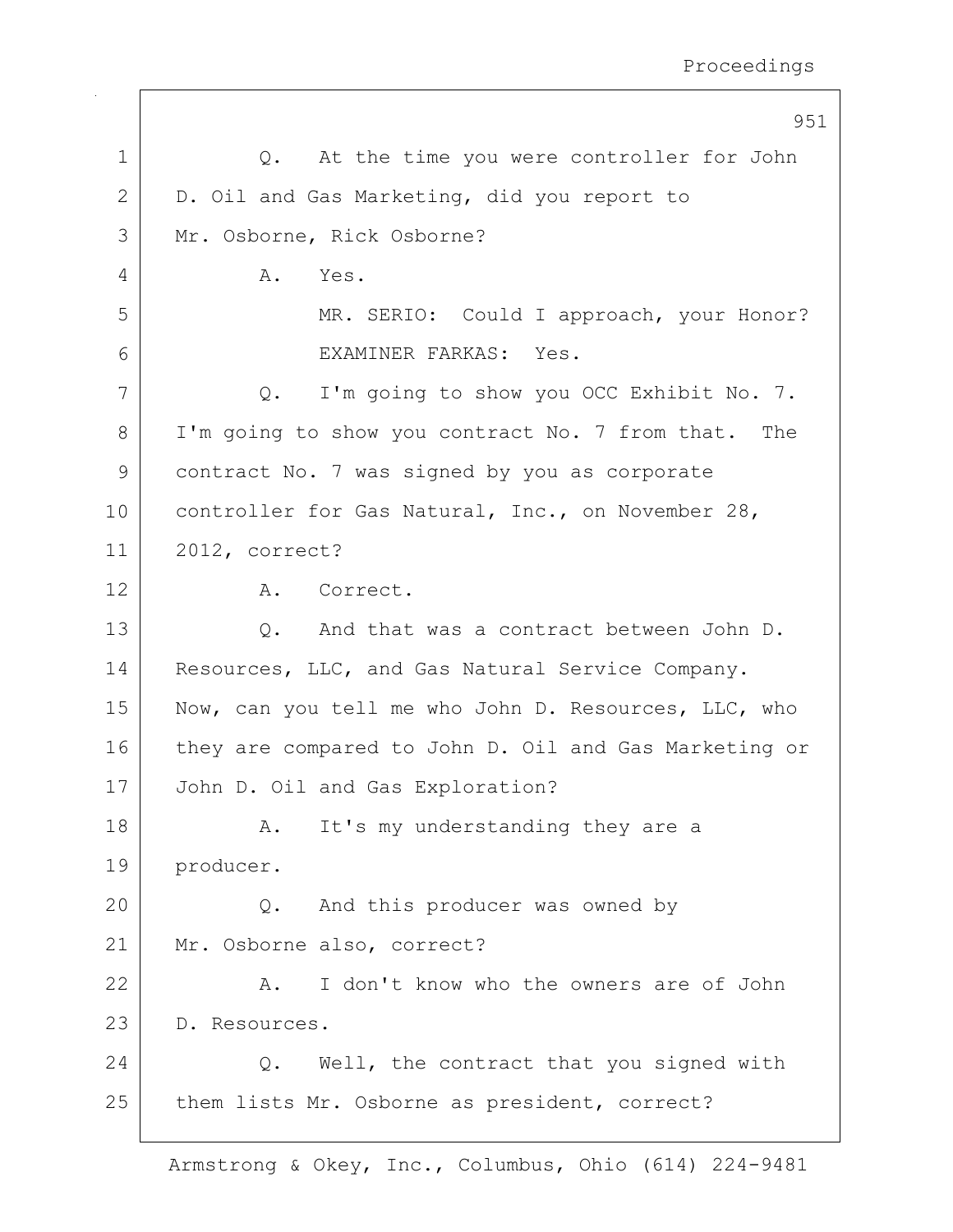Q. At the time you were controller for John D. Oil and Gas Marketing, did you report to Mr. Osborne, Rick Osborne?

A. Yes.

MR. SERIO: Could I approach, your Honor?

EXAMINER FARKAS: Yes.

Q. I'm going to show you OCC Exhibit No. 7. I'm going to show you contract No. 7 from that. The contract No. 7 was signed by you as corporate controller for Gas Natural, Inc., on November 28, 2012, correct?

A. Correct.

Q. And that was a contract between John D. Resources, LLC, and Gas Natural Service Company. Now, can you tell me who John D. Resources, LLC, who they are compared to John D. Oil and Gas Marketing or John D. Oil and Gas Exploration?

A. It's my understanding they are a producer.

Q. And this producer was owned by Mr. Osborne also, correct?

A. I don't know who the owners are of John D. Resources.

Q. Well, the contract that you signed with them lists Mr. Osborne as president, correct?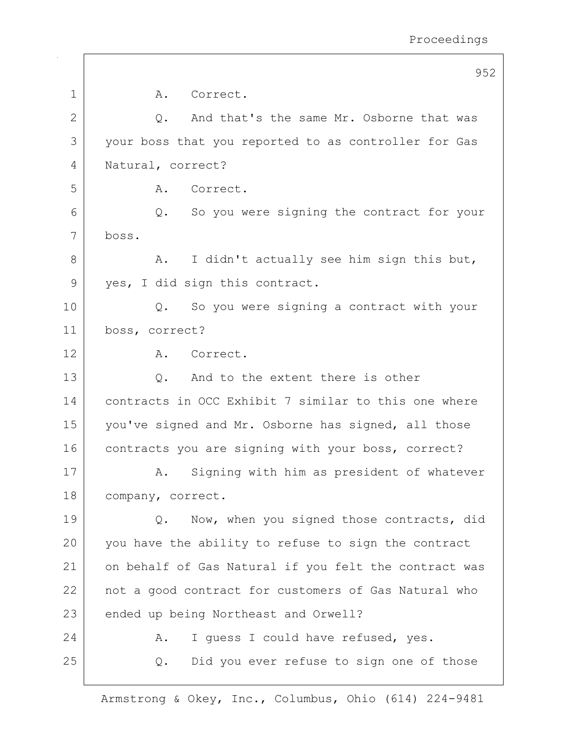A. Correct.

Q. And that's the same Mr. Osborne that was your boss that you reported to as controller for Gas Natural, correct?

A. Correct.

Q. So you were signing the contract for your boss.

A. I didn't actually see him sign this but, yes, I did sign this contract.

Q. So you were signing a contract with your boss, correct?

A. Correct.

Q. And to the extent there is other contracts in OCC Exhibit 7 similar to this one where you've signed and Mr. Osborne has signed, all those contracts you are signing with your boss, correct?

A. Signing with him as president of whatever company, correct.

Q. Now, when you signed those contracts, did you have the ability to refuse to sign the contract on behalf of Gas Natural if you felt the contract was not a good contract for customers of Gas Natural who ended up being Northeast and Orwell?

A. I guess I could have refused, yes.

Q. Did you ever refuse to sign one of those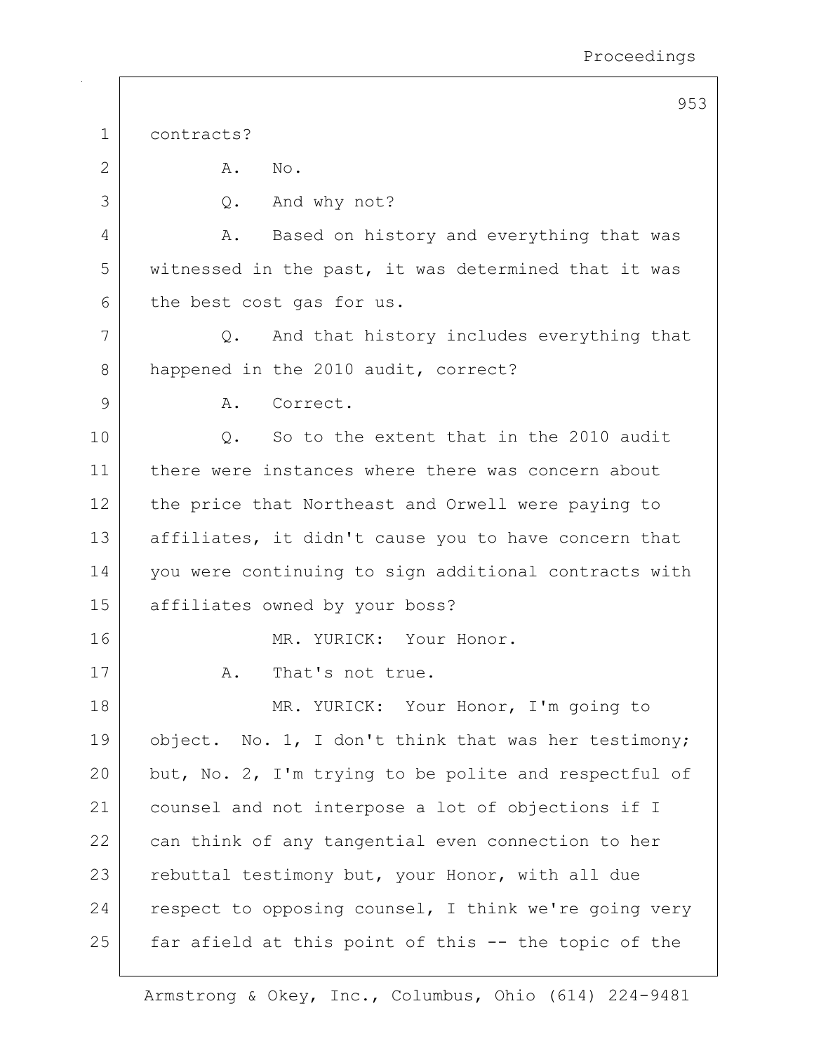contracts?

A. No.

Q. And why not?

A. Based on history and everything that was witnessed in the past, it was determined that it was the best cost gas for us.

Q. And that history includes everything that happened in the 2010 audit, correct?

A. Correct.

Q. So to the extent that in the 2010 audit there were instances where there was concern about the price that Northeast and Orwell were paying to affiliates, it didn't cause you to have concern that you were continuing to sign additional contracts with affiliates owned by your boss?

MR. YURICK: Your Honor.

A. That's not true.

MR. YURICK: Your Honor, I'm going to object. No. 1, I don't think that was her testimony; but, No. 2, I'm trying to be polite and respectful of counsel and not interpose a lot of objections if I can think of any tangential even connection to her rebuttal testimony but, your Honor, with all due respect to opposing counsel, I think we're going very far afield at this point of this -- the topic of the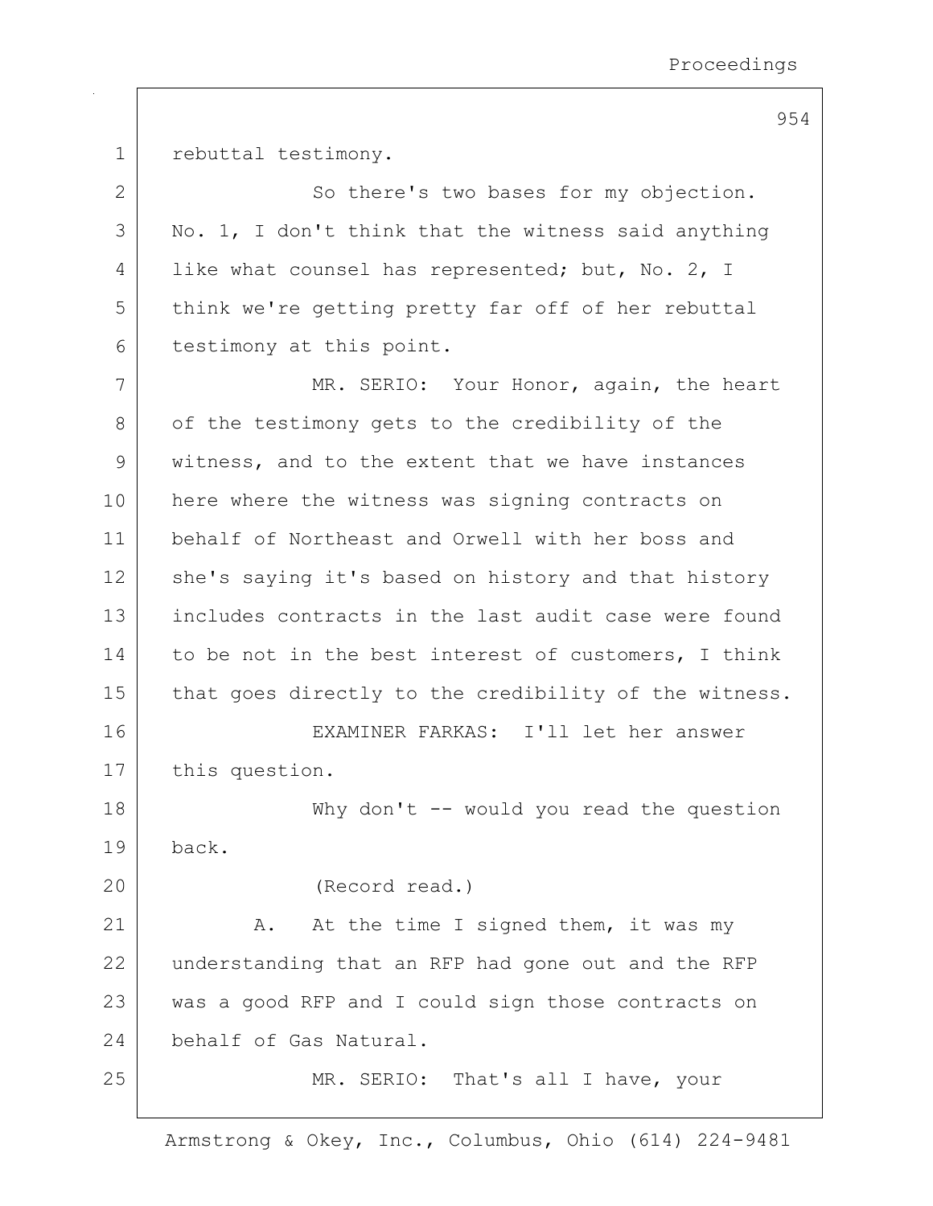rebuttal testimony.

So there's two bases for my objection. No. 1, I don't think that the witness said anything like what counsel has represented; but, No. 2, I think we're getting pretty far off of her rebuttal testimony at this point.

MR. SERIO: Your Honor, again, the heart of the testimony gets to the credibility of the witness, and to the extent that we have instances here where the witness was signing contracts on behalf of Northeast and Orwell with her boss and she's saying it's based on history and that history includes contracts in the last audit case were found to be not in the best interest of customers, I think that goes directly to the credibility of the witness.

EXAMINER FARKAS: I'll let her answer this question.

Why don't -- would you read the question back.

(Record read.)

A. At the time I signed them, it was my understanding that an RFP had gone out and the RFP was a good RFP and I could sign those contracts on behalf of Gas Natural.

MR. SERIO: That's all I have, your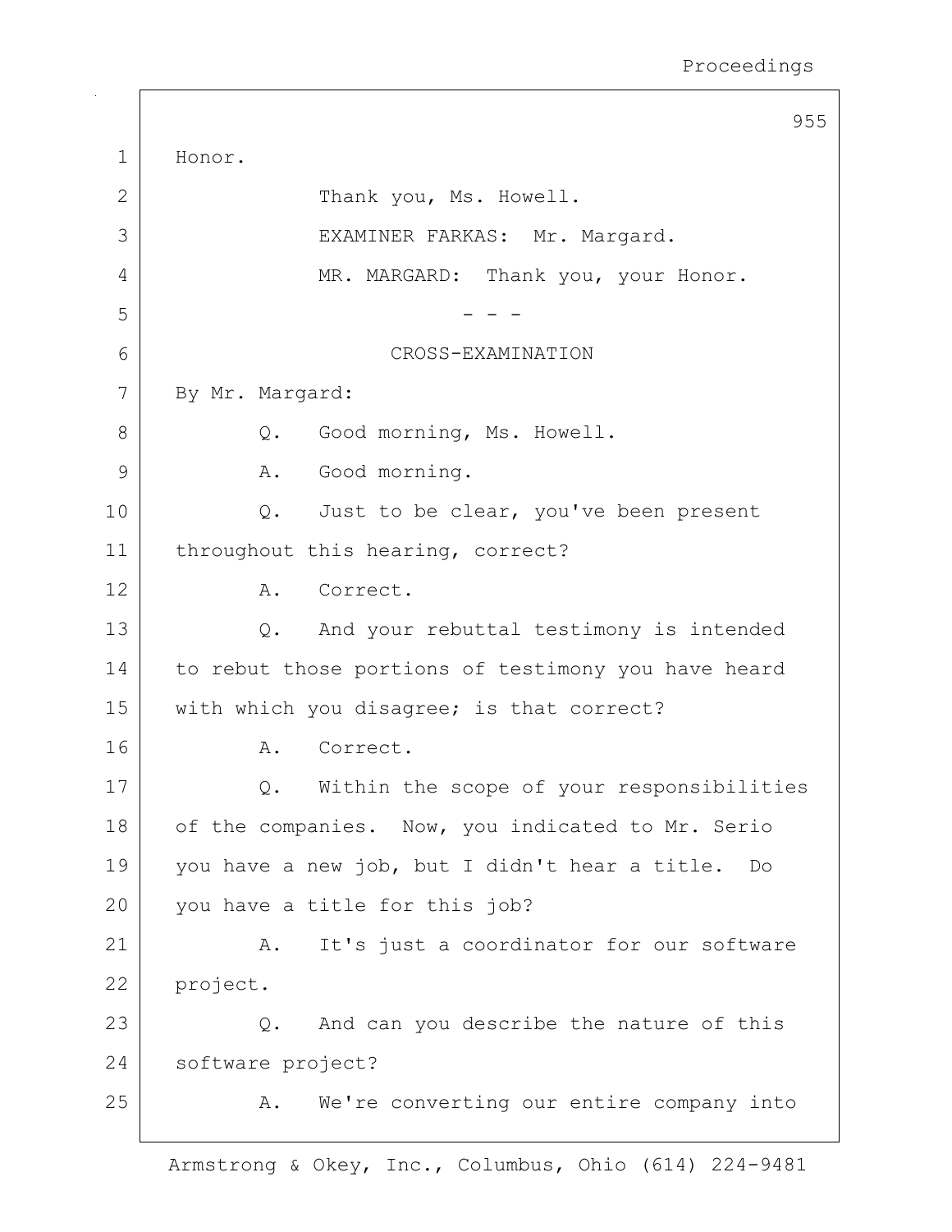Honor.

Thank you, Ms. Howell.

EXAMINER FARKAS: Mr. Margard.

MR. MARGARD: Thank you, your Honor.

- - -

CROSS-EXAMINATION

By Mr. Margard:

Q. Good morning, Ms. Howell.

A. Good morning.

Q. Just to be clear, you've been present throughout this hearing, correct?

A. Correct.

Q. And your rebuttal testimony is intended to rebut those portions of testimony you have heard with which you disagree; is that correct?

A. Correct.

Q. Within the scope of your responsibilities of the companies. Now, you indicated to Mr. Serio you have a new job, but I didn't hear a title. Do you have a title for this job?

A. It's just a coordinator for our software project.

Q. And can you describe the nature of this software project?

A. We're converting our entire company into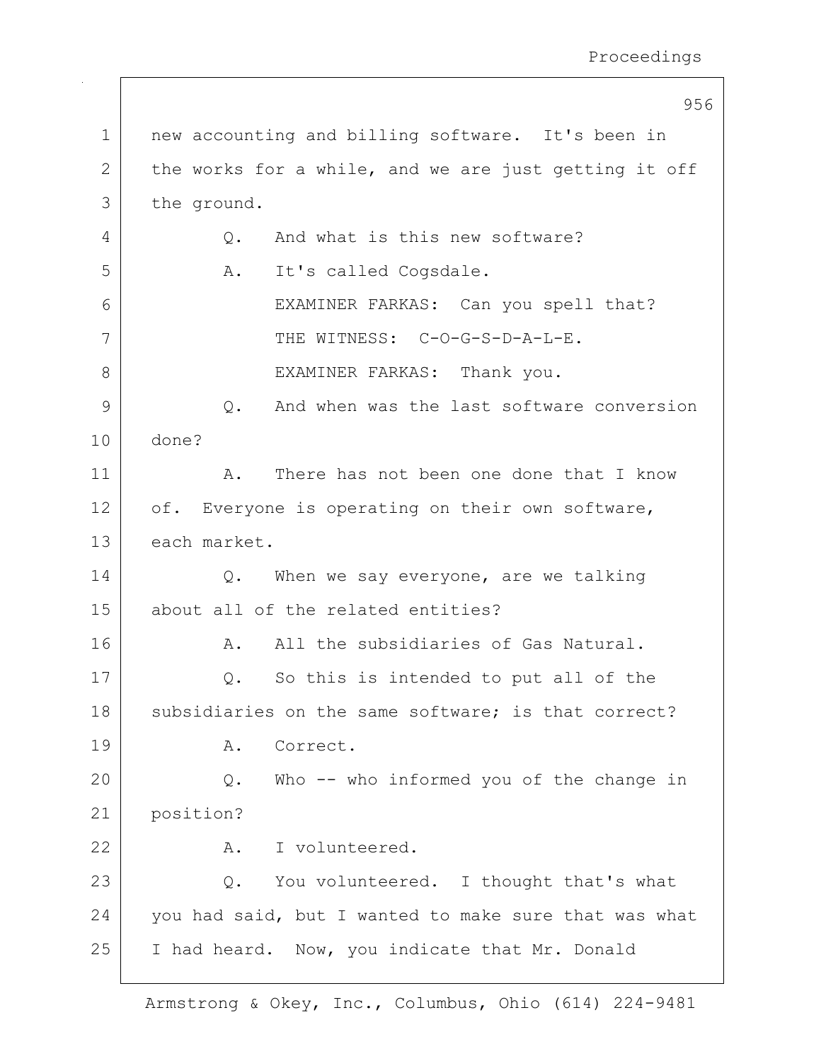new accounting and billing software. It's been in the works for a while, and we are just getting it off the ground.

Q. And what is this new software?

A. It's called Cogsdale.

EXAMINER FARKAS: Can you spell that?

THE WITNESS: C-O-G-S-D-A-L-E.

EXAMINER FARKAS: Thank you.

Q. And when was the last software conversion done?

A. There has not been one done that I know of. Everyone is operating on their own software, each market.

Q. When we say everyone, are we talking about all of the related entities?

A. All the subsidiaries of Gas Natural.

Q. So this is intended to put all of the subsidiaries on the same software; is that correct?

A. Correct.

Q. Who -- who informed you of the change in position?

A. I volunteered.

Q. You volunteered. I thought that's what you had said, but I wanted to make sure that was what I had heard. Now, you indicate that Mr. Donald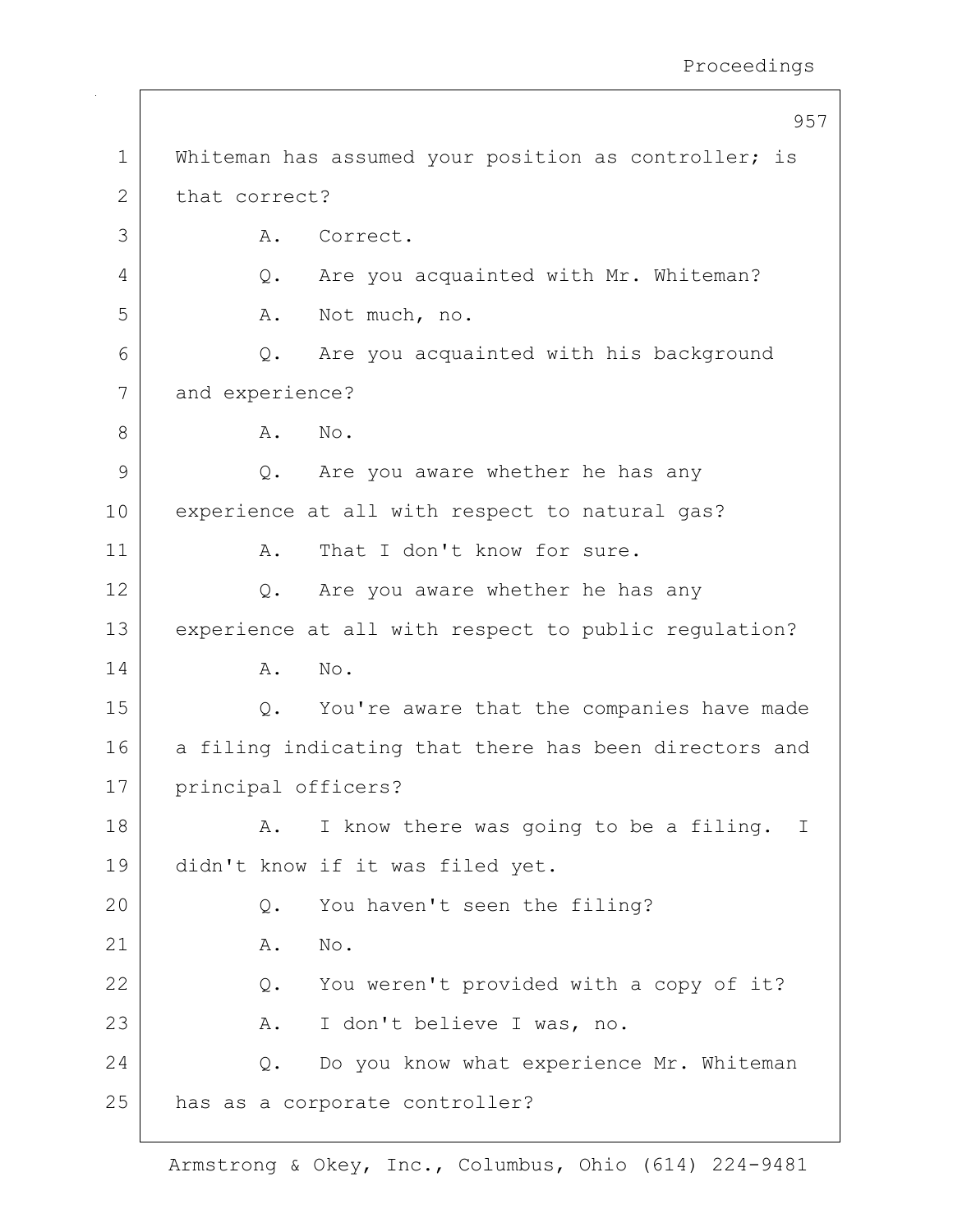Whiteman has assumed your position as controller; is that correct?

A. Correct.

Q. Are you acquainted with Mr. Whiteman?

A. Not much, no.

Q. Are you acquainted with his background and experience?

A. No.

Q. Are you aware whether he has any experience at all with respect to natural gas?

A. That I don't know for sure.

Q. Are you aware whether he has any experience at all with respect to public regulation?

A. No.

Q. You're aware that the companies have made a filing indicating that there has been directors and principal officers?

A. I know there was going to be a filing. I didn't know if it was filed yet.

Q. You haven't seen the filing?

A. No.

Q. You weren't provided with a copy of it?

A. I don't believe I was, no.

Q. Do you know what experience Mr. Whiteman has as a corporate controller?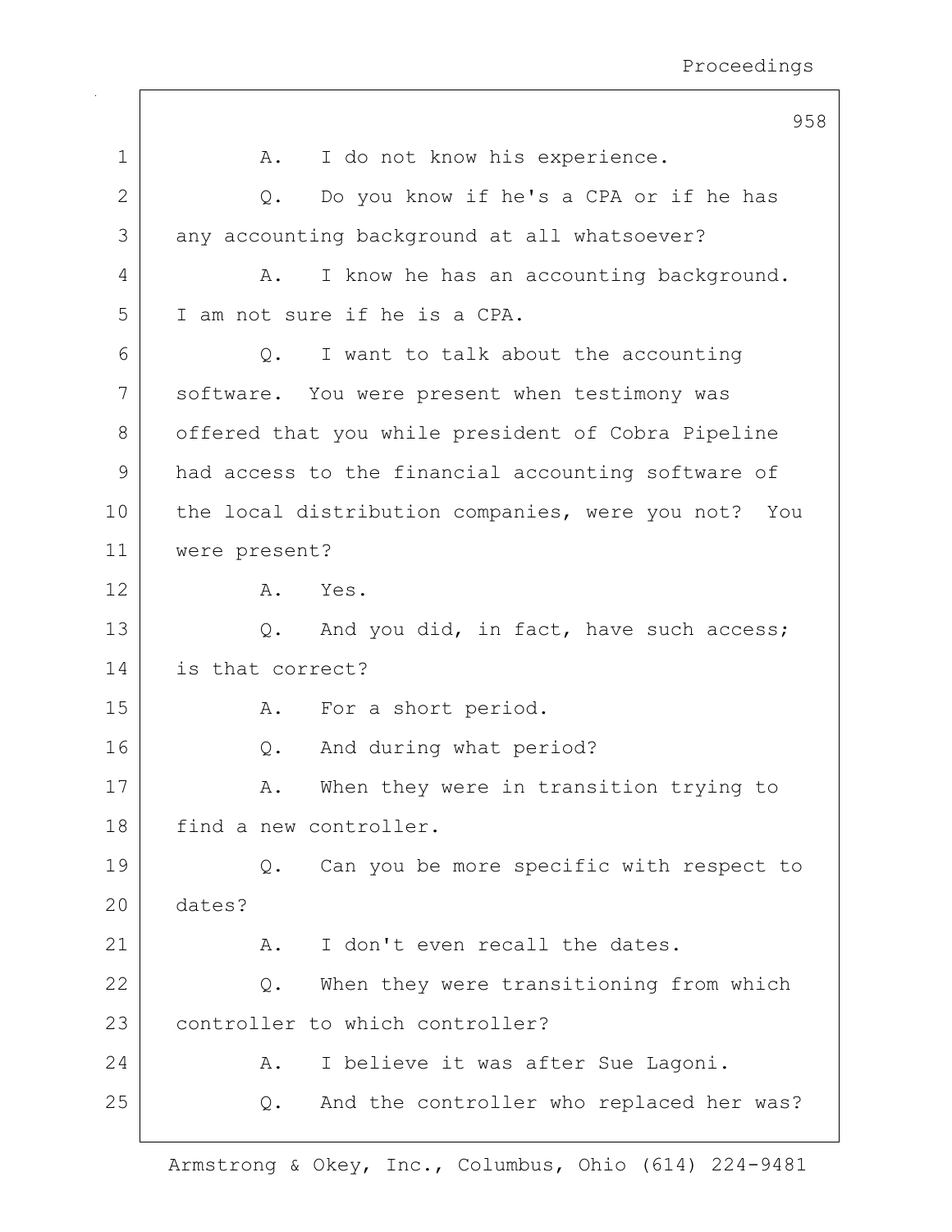1 A. I do not know his experience.

2 Q. Do you know if he's a CPA or if he has

3 any accounting background at all whatsoever?

4 A. I know he has an accounting background.

5 I am not sure if he is a CPA.

6 Q. I want to talk about the accounting

7 software. You were present when testimony was

8 offered that you while president of Cobra Pipeline

9 had access to the financial accounting software of

10 the local distribution companies, were you not? You

11 were present?

12 A. Yes.

13 Q. And you did, in fact, have such access;

14 is that correct?

15 A. For a short period.

16 Q. And during what period?

17 A. When they were in transition trying to

18 find a new controller.

19 Q. Can you be more specific with respect to

20 dates?

21 A. I don't even recall the dates.

22 Q. When they were transitioning from which

23 controller to which controller?

24 A. I believe it was after Sue Lagoni.

25 Q. And the controller who replaced her was?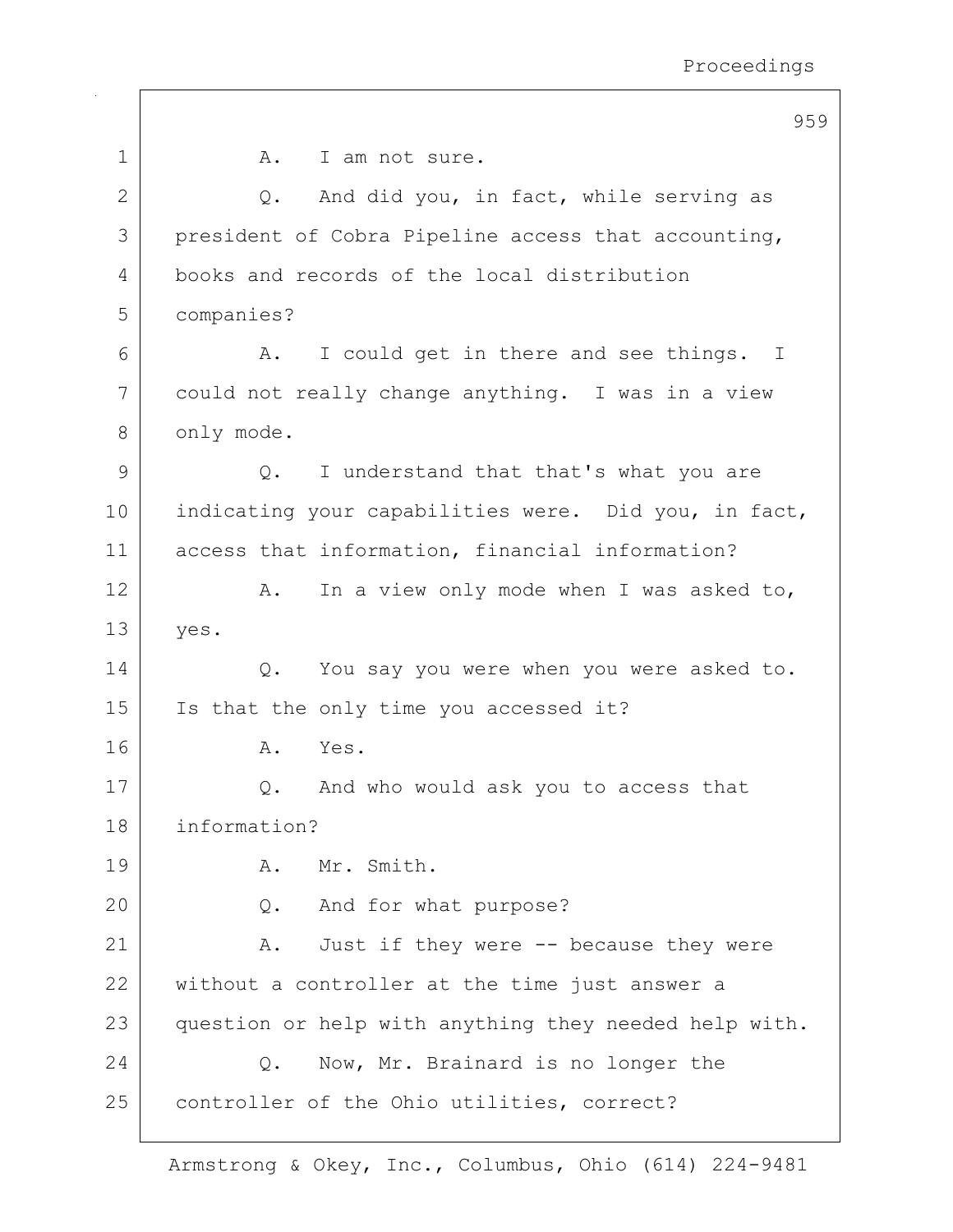A. I am not sure.

Q. And did you, in fact, while serving as president of Cobra Pipeline access that accounting, books and records of the local distribution companies?

A. I could get in there and see things. I could not really change anything. I was in a view only mode.

Q. I understand that that's what you are indicating your capabilities were. Did you, in fact, access that information, financial information?

A. In a view only mode when I was asked to, yes.

Q. You say you were when you were asked to. Is that the only time you accessed it?

A. Yes.

Q. And who would ask you to access that information?

A. Mr. Smith.

Q. And for what purpose?

A. Just if they were -- because they were without a controller at the time just answer a question or help with anything they needed help with.

Q. Now, Mr. Brainard is no longer the controller of the Ohio utilities, correct?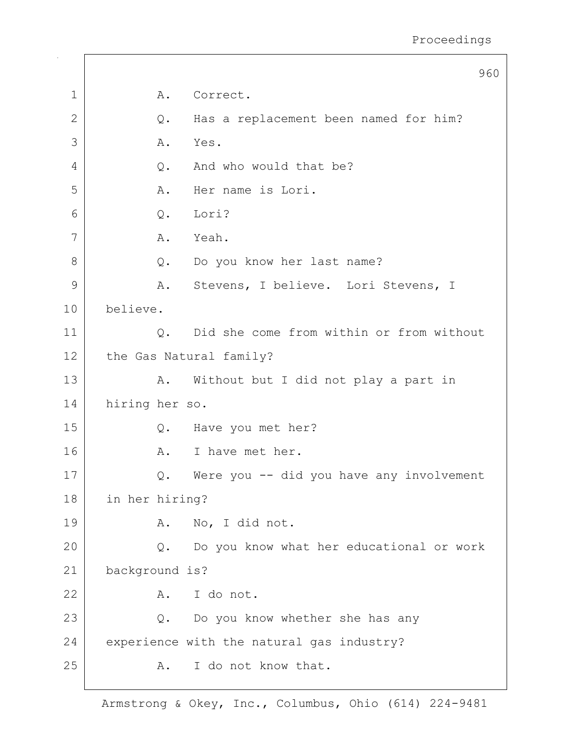A. Correct.

Q. Has a replacement been named for him?

A. Yes.

Q. And who would that be?

A. Her name is Lori.

Q. Lori?

A. Yeah.

Q. Do you know her last name?

A. Stevens, I believe. Lori Stevens, I believe.

Q. Did she come from within or from without the Gas Natural family?

A. Without but I did not play a part in hiring her so.

Q. Have you met her?

A. I have met her.

Q. Were you -- did you have any involvement in her hiring?

A. No, I did not.

Q. Do you know what her educational or work background is?

A. I do not.

Q. Do you know whether she has any experience with the natural gas industry?

A. I do not know that.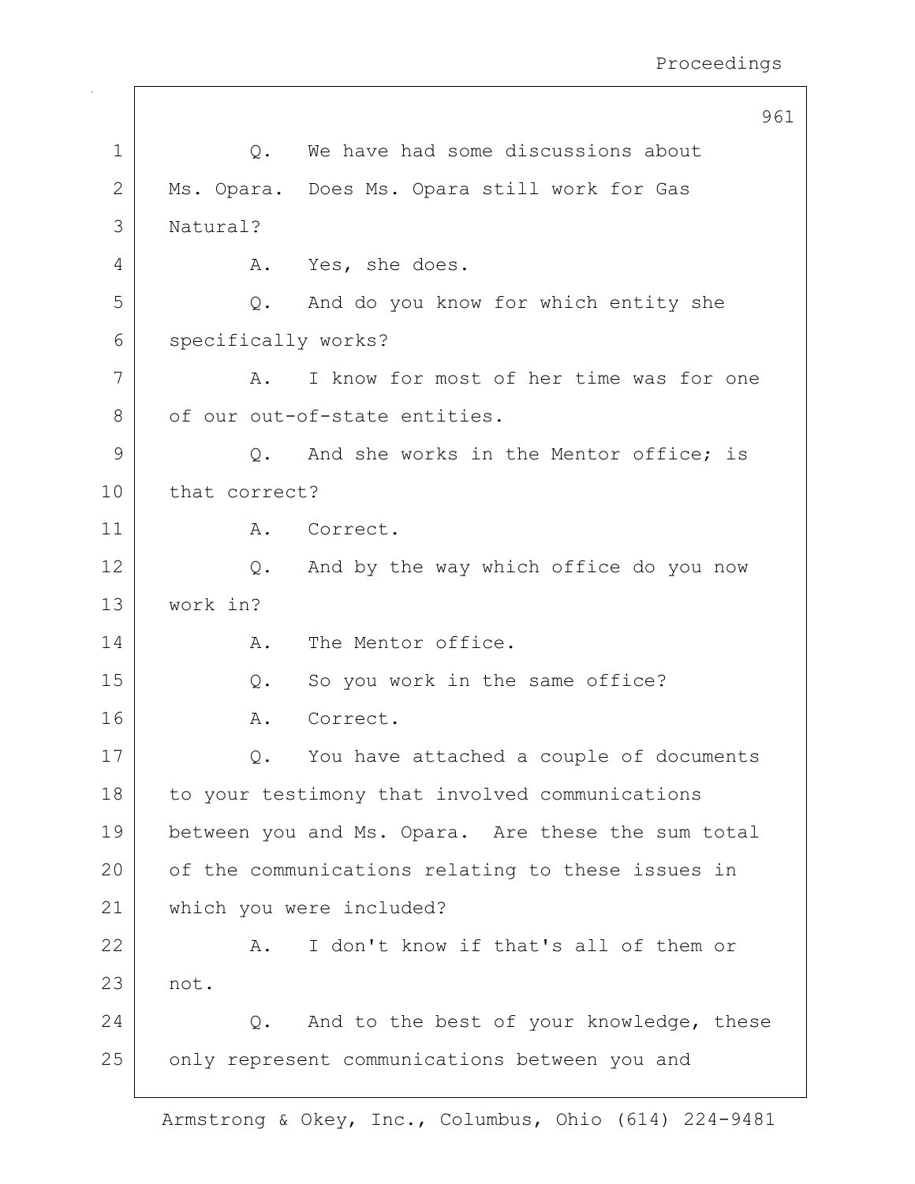Q. We have had some discussions about Ms. Opara. Does Ms. Opara still work for Gas Natural?

A. Yes, she does.

Q. And do you know for which entity she specifically works?

A. I know for most of her time was for one of our out-of-state entities.

Q. And she works in the Mentor office; is that correct?

A. Correct.

Q. And by the way which office do you now work in?

A. The Mentor office.

Q. So you work in the same office?

A. Correct.

Q. You have attached a couple of documents to your testimony that involved communications between you and Ms. Opara. Are these the sum total of the communications relating to these issues in which you were included?

A. I don't know if that's all of them or not.

Q. And to the best of your knowledge, these only represent communications between you and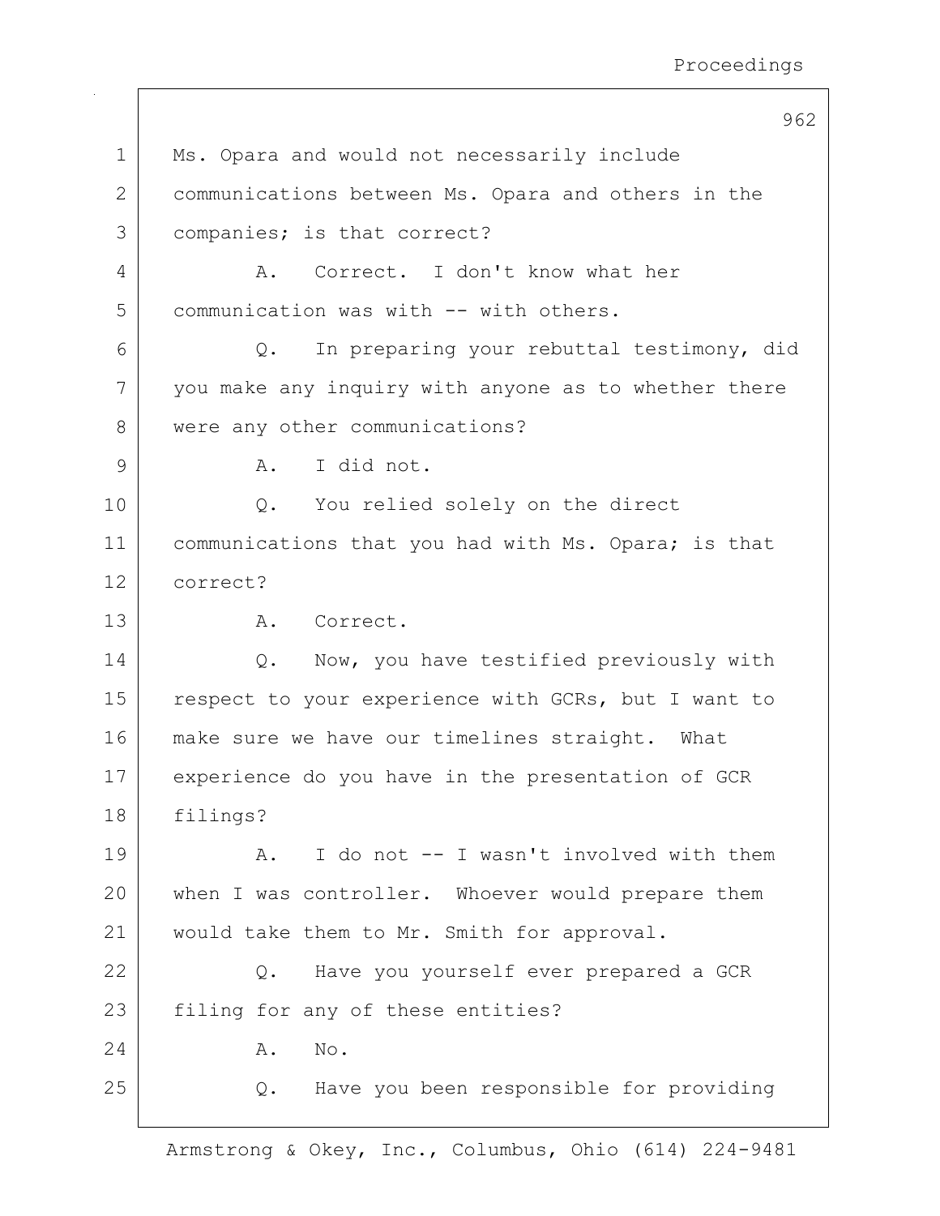1 Ms. Opara and would not necessarily include
2 communications between Ms. Opara and others in the
3 companies; is that correct?
4 A. Correct. I don't know what her
5 communication was with -- with others.
6 Q. In preparing your rebuttal testimony, did
7 you make any inquiry with anyone as to whether there
8 were any other communications?
9 A. I did not.
10 Q. You relied solely on the direct
11 communications that you had with Ms. Opara; is that
12 correct?
13 A. Correct.
14 Q. Now, you have testified previously with
15 respect to your experience with GCRs, but I want to
16 make sure we have our timelines straight. What
17 experience do you have in the presentation of GCR
18 filings?
19 A. I do not -- I wasn't involved with them
20 when I was controller. Whoever would prepare them
21 would take them to Mr. Smith for approval.
22 Q. Have you yourself ever prepared a GCR
23 filing for any of these entities?
24 A. No.
25 Q. Have you been responsible for providing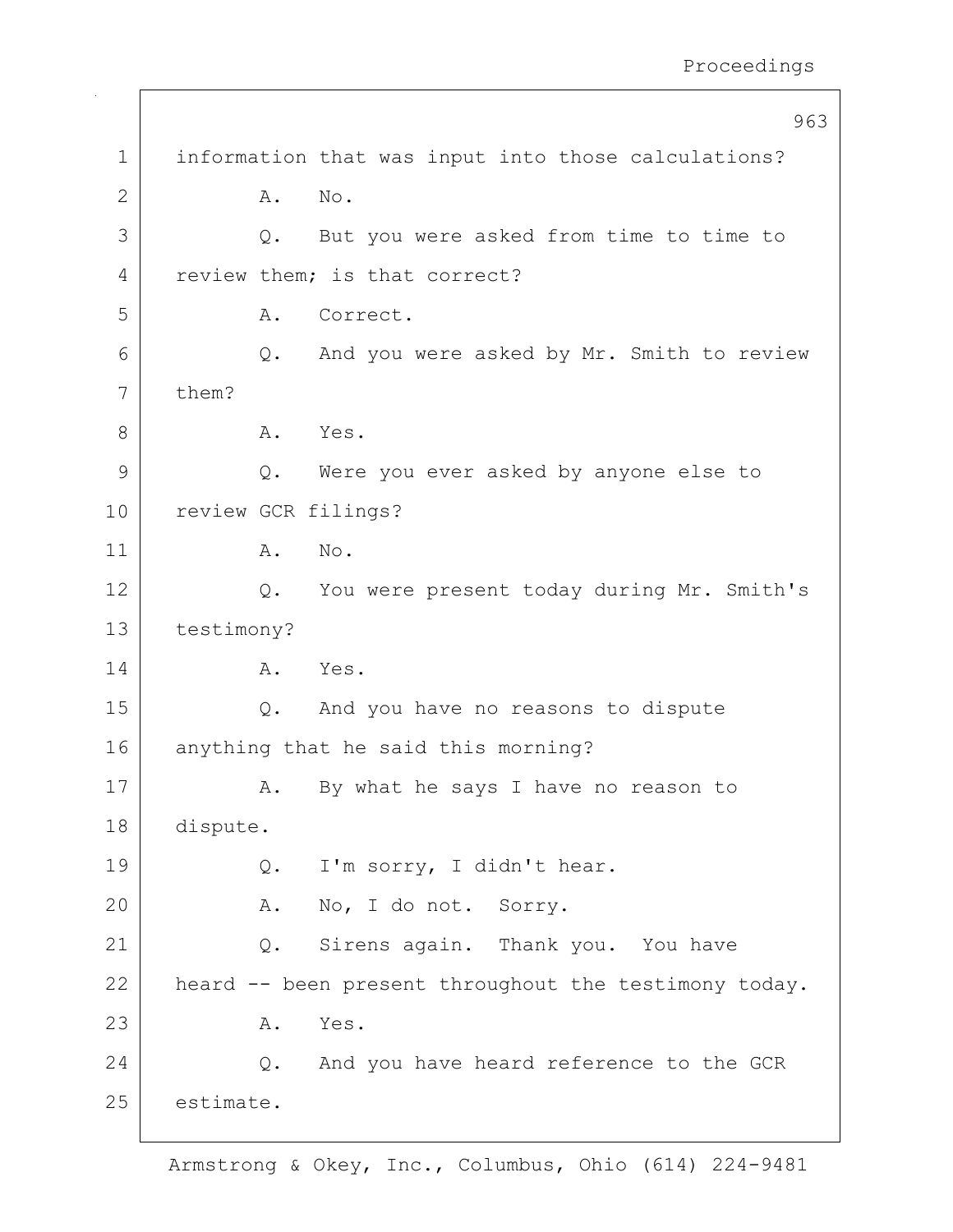1 information that was input into those calculations?

2 A. No.

3 Q. But you were asked from time to time to

4 review them; is that correct?

5 A. Correct.

6 Q. And you were asked by Mr. Smith to review

7 them?

8 A. Yes.

9 Q. Were you ever asked by anyone else to

10 review GCR filings?

11 A. No.

12 Q. You were present today during Mr. Smith's

13 testimony?

14 A. Yes.

15 Q. And you have no reasons to dispute

16 anything that he said this morning?

17 A. By what he says I have no reason to

18 dispute.

19 Q. I'm sorry, I didn't hear.

20 A. No, I do not. Sorry.

21 Q. Sirens again. Thank you. You have

22 heard -- been present throughout the testimony today.

23 A. Yes.

24 Q. And you have heard reference to the GCR

25 estimate.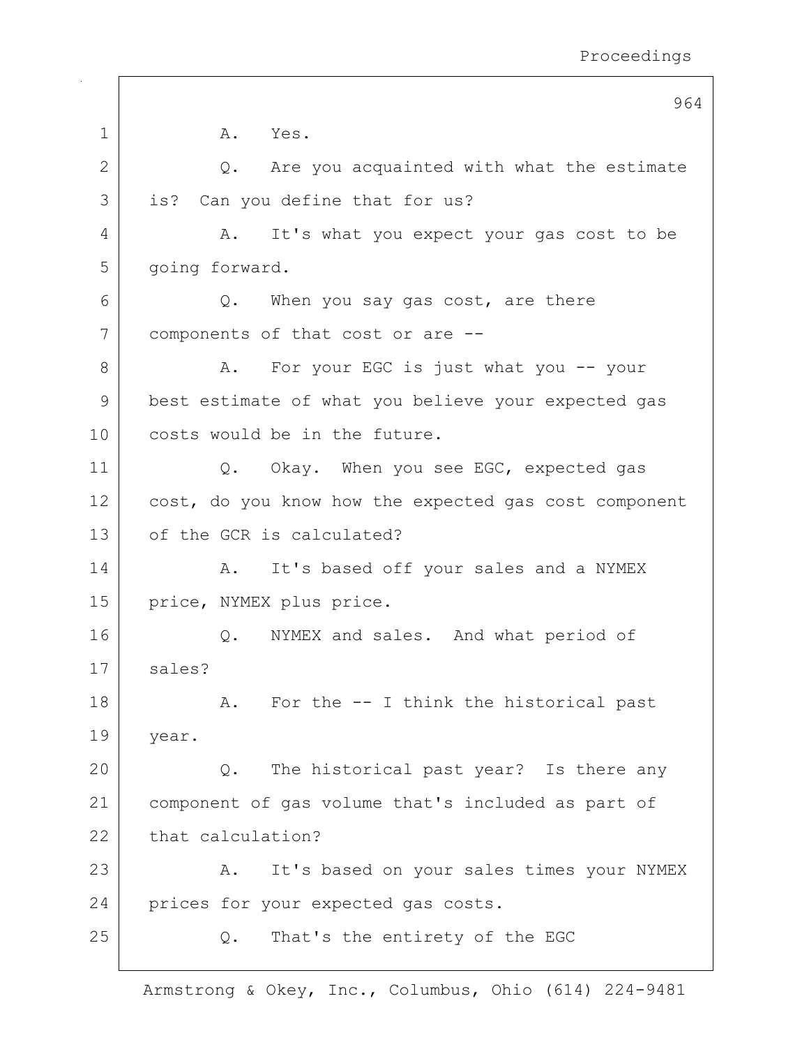1 A. Yes.

2 Q. Are you acquainted with what the estimate

3 is? Can you define that for us?

4 A. It's what you expect your gas cost to be

5 going forward.

6 Q. When you say gas cost, are there

7 components of that cost or are --

8 A. For your EGC is just what you -- your

9 best estimate of what you believe your expected gas

10 costs would be in the future.

11 Q. Okay. When you see EGC, expected gas

12 cost, do you know how the expected gas cost component

13 of the GCR is calculated?

14 A. It's based off your sales and a NYMEX

15 price, NYMEX plus price.

16 Q. NYMEX and sales. And what period of

17 sales?

18 A. For the -- I think the historical past

19 year.

20 Q. The historical past year? Is there any

21 component of gas volume that's included as part of

22 that calculation?

23 A. It's based on your sales times your NYMEX

24 prices for your expected gas costs.

25 Q. That's the entirety of the EGC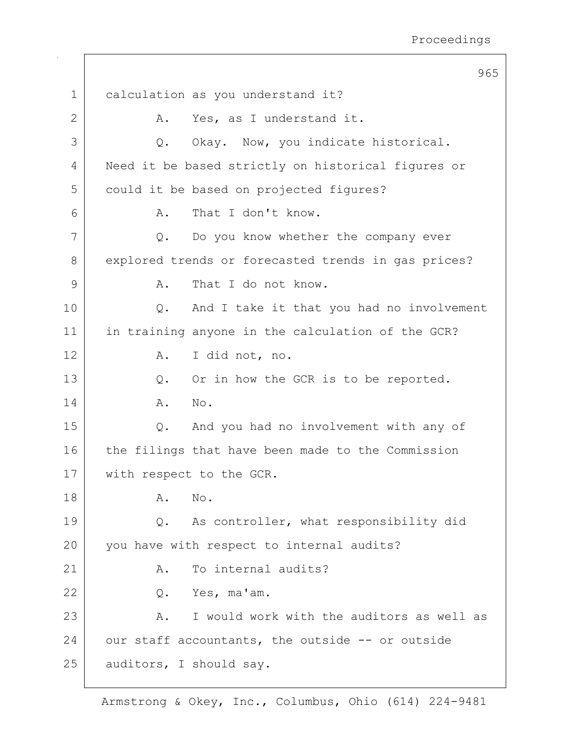calculation as you understand it?

A. Yes, as I understand it.

Q. Okay. Now, you indicate historical. Need it be based strictly on historical figures or could it be based on projected figures?

A. That I don't know.

Q. Do you know whether the company ever explored trends or forecasted trends in gas prices?

A. That I do not know.

Q. And I take it that you had no involvement in training anyone in the calculation of the GCR?

A. I did not, no.

Q. Or in how the GCR is to be reported.

A. No.

Q. And you had no involvement with any of the filings that have been made to the Commission with respect to the GCR.

A. No.

Q. As controller, what responsibility did you have with respect to internal audits?

A. To internal audits?

Q. Yes, ma'am.

A. I would work with the auditors as well as our staff accountants, the outside -- or outside auditors, I should say.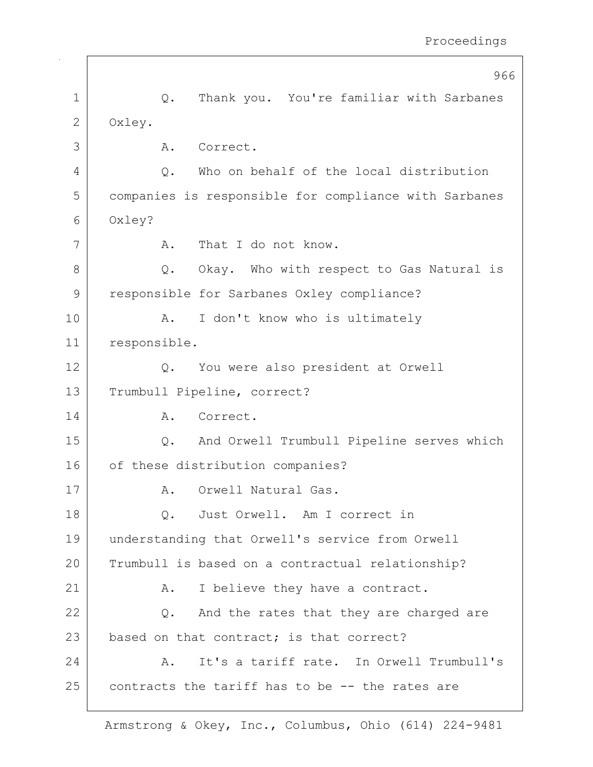Q. Thank you. You're familiar with Sarbanes Oxley.

A. Correct.

Q. Who on behalf of the local distribution companies is responsible for compliance with Sarbanes Oxley?

A. That I do not know.

Q. Okay. Who with respect to Gas Natural is responsible for Sarbanes Oxley compliance?

A. I don't know who is ultimately responsible.

Q. You were also president at Orwell Trumbull Pipeline, correct?

A. Correct.

Q. And Orwell Trumbull Pipeline serves which of these distribution companies?

A. Orwell Natural Gas.

Q. Just Orwell. Am I correct in understanding that Orwell's service from Orwell Trumbull is based on a contractual relationship?

A. I believe they have a contract.

Q. And the rates that they are charged are based on that contract; is that correct?

A. It's a tariff rate. In Orwell Trumbull's contracts the tariff has to be -- the rates are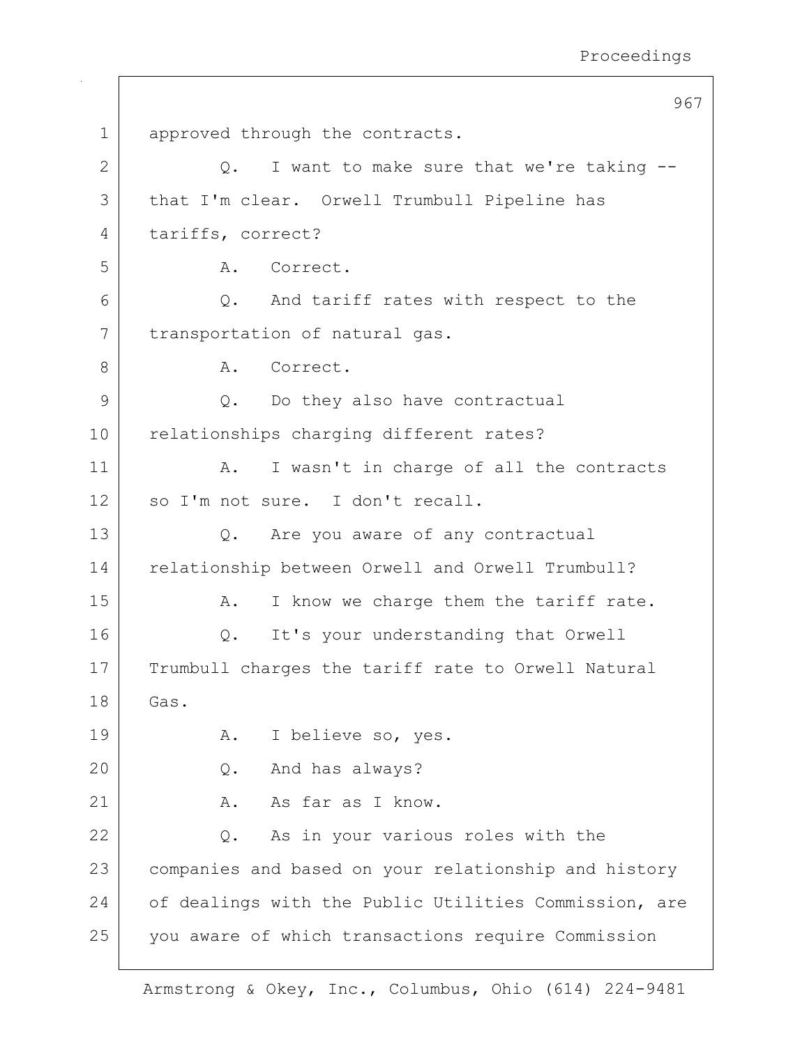approved through the contracts.

Q. I want to make sure that we're taking -- that I'm clear. Orwell Trumbull Pipeline has tariffs, correct?

A. Correct.

Q. And tariff rates with respect to the transportation of natural gas.

A. Correct.

Q. Do they also have contractual relationships charging different rates?

A. I wasn't in charge of all the contracts so I'm not sure. I don't recall.

Q. Are you aware of any contractual relationship between Orwell and Orwell Trumbull?

A. I know we charge them the tariff rate.

Q. It's your understanding that Orwell Trumbull charges the tariff rate to Orwell Natural Gas.

A. I believe so, yes.

Q. And has always?

A. As far as I know.

Q. As in your various roles with the companies and based on your relationship and history of dealings with the Public Utilities Commission, are you aware of which transactions require Commission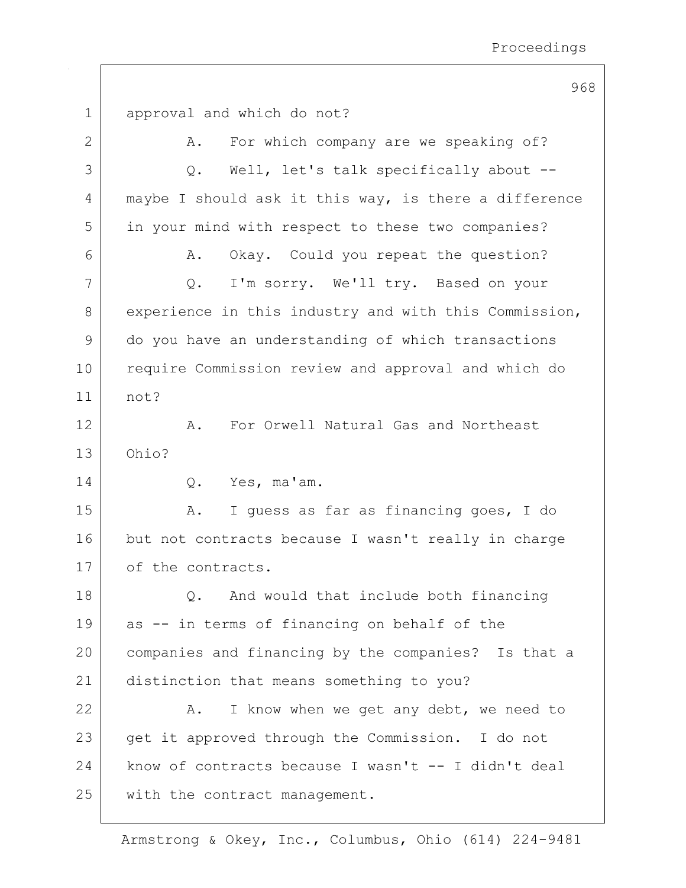approval and which do not?

A. For which company are we speaking of?

Q. Well, let's talk specifically about -- maybe I should ask it this way, is there a difference in your mind with respect to these two companies?

A. Okay. Could you repeat the question?

Q. I'm sorry. We'll try. Based on your experience in this industry and with this Commission, do you have an understanding of which transactions require Commission review and approval and which do not?

A. For Orwell Natural Gas and Northeast Ohio?

Q. Yes, ma'am.

A. I guess as far as financing goes, I do but not contracts because I wasn't really in charge of the contracts.

Q. And would that include both financing as -- in terms of financing on behalf of the companies and financing by the companies? Is that a distinction that means something to you?

A. I know when we get any debt, we need to get it approved through the Commission. I do not know of contracts because I wasn't -- I didn't deal with the contract management.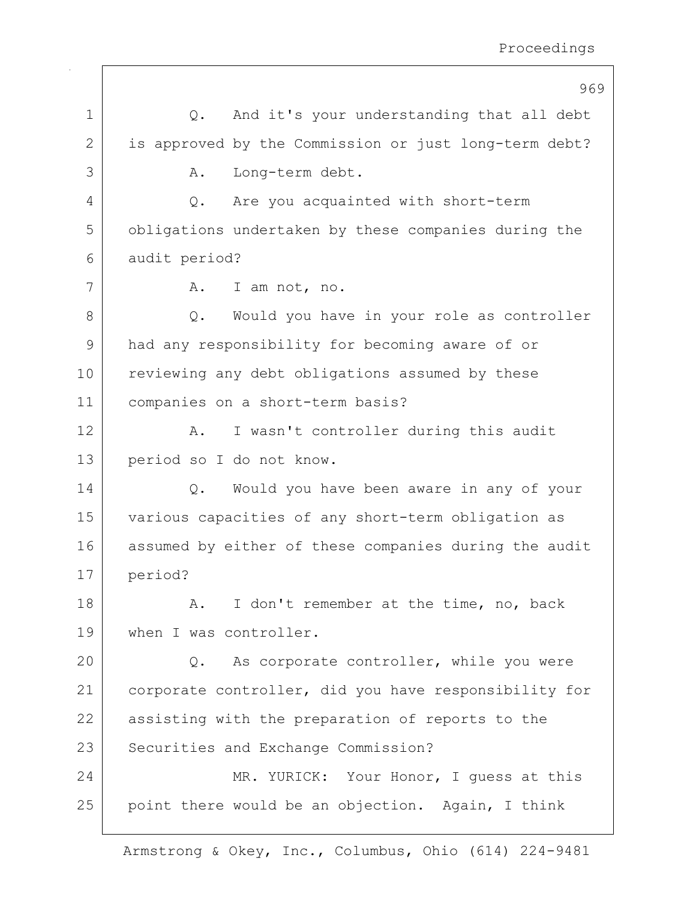Q. And it's your understanding that all debt is approved by the Commission or just long-term debt?

A. Long-term debt.

Q. Are you acquainted with short-term obligations undertaken by these companies during the audit period?

A. I am not, no.

Q. Would you have in your role as controller had any responsibility for becoming aware of or reviewing any debt obligations assumed by these companies on a short-term basis?

A. I wasn't controller during this audit period so I do not know.

Q. Would you have been aware in any of your various capacities of any short-term obligation as assumed by either of these companies during the audit period?

A. I don't remember at the time, no, back when I was controller.

Q. As corporate controller, while you were corporate controller, did you have responsibility for assisting with the preparation of reports to the Securities and Exchange Commission?

MR. YURICK: Your Honor, I guess at this point there would be an objection. Again, I think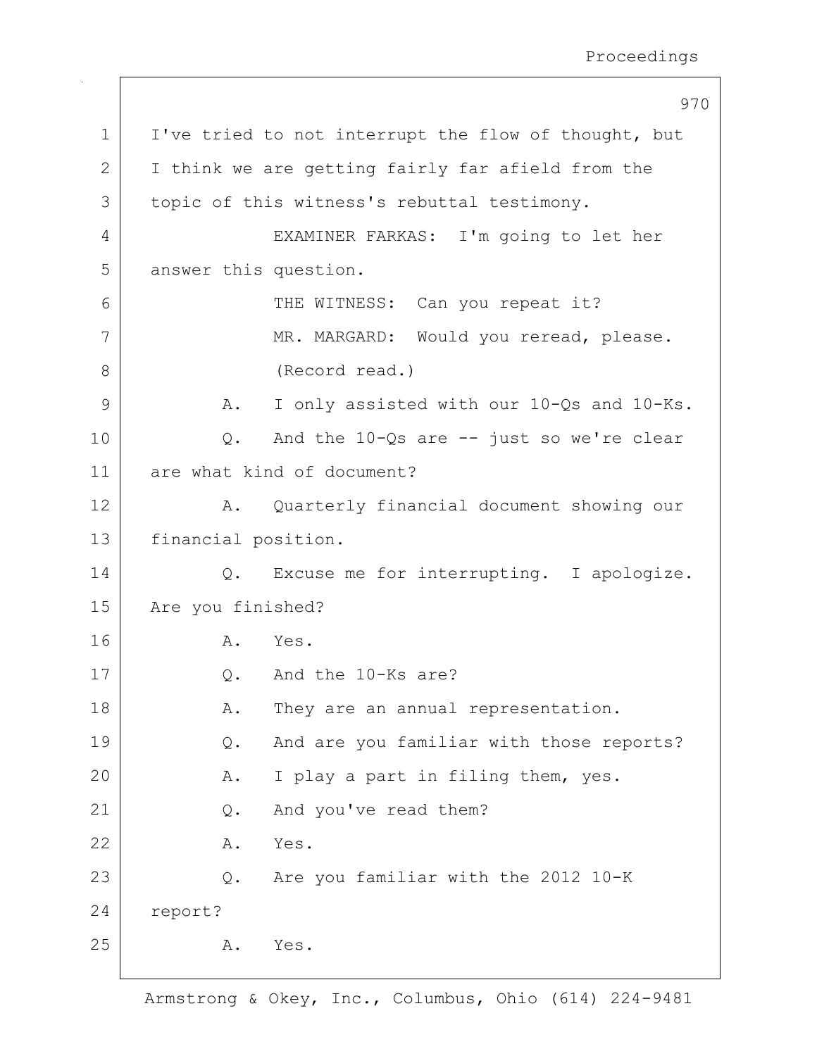1 I've tried to not interrupt the flow of thought, but
2 I think we are getting fairly far afield from the
3 topic of this witness's rebuttal testimony.
4 EXAMINER FARKAS: I'm going to let her
5 answer this question.
6 THE WITNESS: Can you repeat it?
7 MR. MARGARD: Would you reread, please.
8 (Record read.)
9 A. I only assisted with our 10-Qs and 10-Ks.
10 Q. And the 10-Qs are -- just so we're clear
11 are what kind of document?
12 A. Quarterly financial document showing our
13 financial position.
14 Q. Excuse me for interrupting. I apologize.
15 Are you finished?
16 A. Yes.
17 Q. And the 10-Ks are?
18 A. They are an annual representation.
19 Q. And are you familiar with those reports?
20 A. I play a part in filing them, yes.
21 Q. And you've read them?
22 A. Yes.
23 Q. Are you familiar with the 2012 10-K
24 report?
25 A. Yes.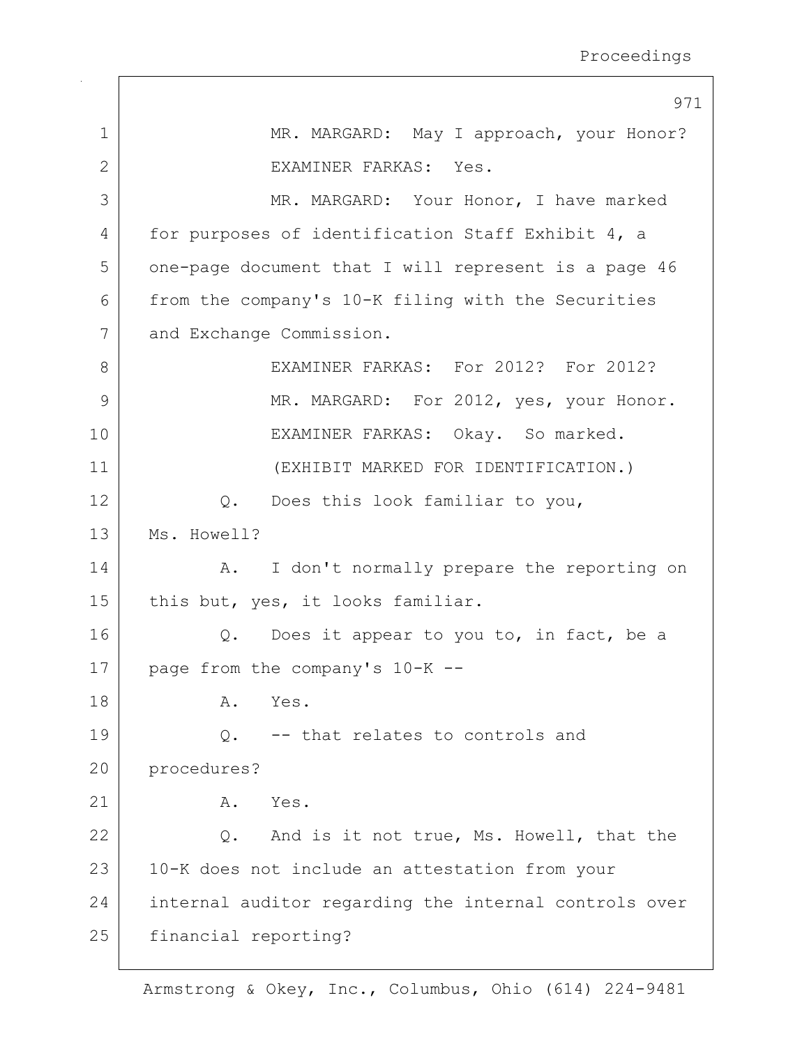MR. MARGARD: May I approach, your Honor?

EXAMINER FARKAS: Yes.

MR. MARGARD: Your Honor, I have marked for purposes of identification Staff Exhibit 4, a one-page document that I will represent is a page 46 from the company's 10-K filing with the Securities and Exchange Commission.

EXAMINER FARKAS: For 2012? For 2012?

MR. MARGARD: For 2012, yes, your Honor.

EXAMINER FARKAS: Okay. So marked.

(EXHIBIT MARKED FOR IDENTIFICATION.)

Q. Does this look familiar to you, Ms. Howell?

A. I don't normally prepare the reporting on this but, yes, it looks familiar.

Q. Does it appear to you to, in fact, be a page from the company's 10-K --

A. Yes.

Q. -- that relates to controls and procedures?

A. Yes.

Q. And is it not true, Ms. Howell, that the 10-K does not include an attestation from your internal auditor regarding the internal controls over financial reporting?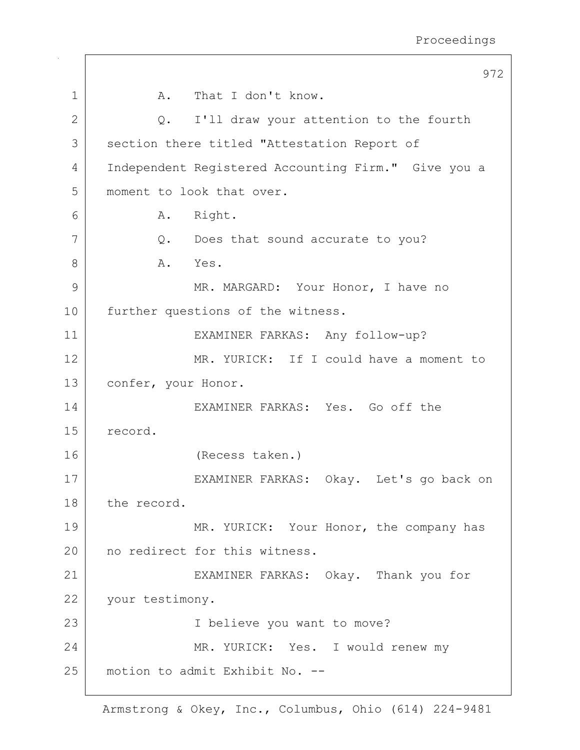1 A. That I don't know.

2 Q. I'll draw your attention to the fourth

3 section there titled "Attestation Report of

4 Independent Registered Accounting Firm." Give you a

5 moment to look that over.

6 A. Right.

7 Q. Does that sound accurate to you?

8 A. Yes.

9 MR. MARGARD: Your Honor, I have no

10 further questions of the witness.

11 EXAMINER FARKAS: Any follow-up?

12 MR. YURICK: If I could have a moment to

13 confer, your Honor.

14 EXAMINER FARKAS: Yes. Go off the

15 record.

16 (Recess taken.)

17 EXAMINER FARKAS: Okay. Let's go back on

18 the record.

19 MR. YURICK: Your Honor, the company has

20 no redirect for this witness.

21 EXAMINER FARKAS: Okay. Thank you for

22 your testimony.

23 I believe you want to move?

24 MR. YURICK: Yes. I would renew my

25 motion to admit Exhibit No. --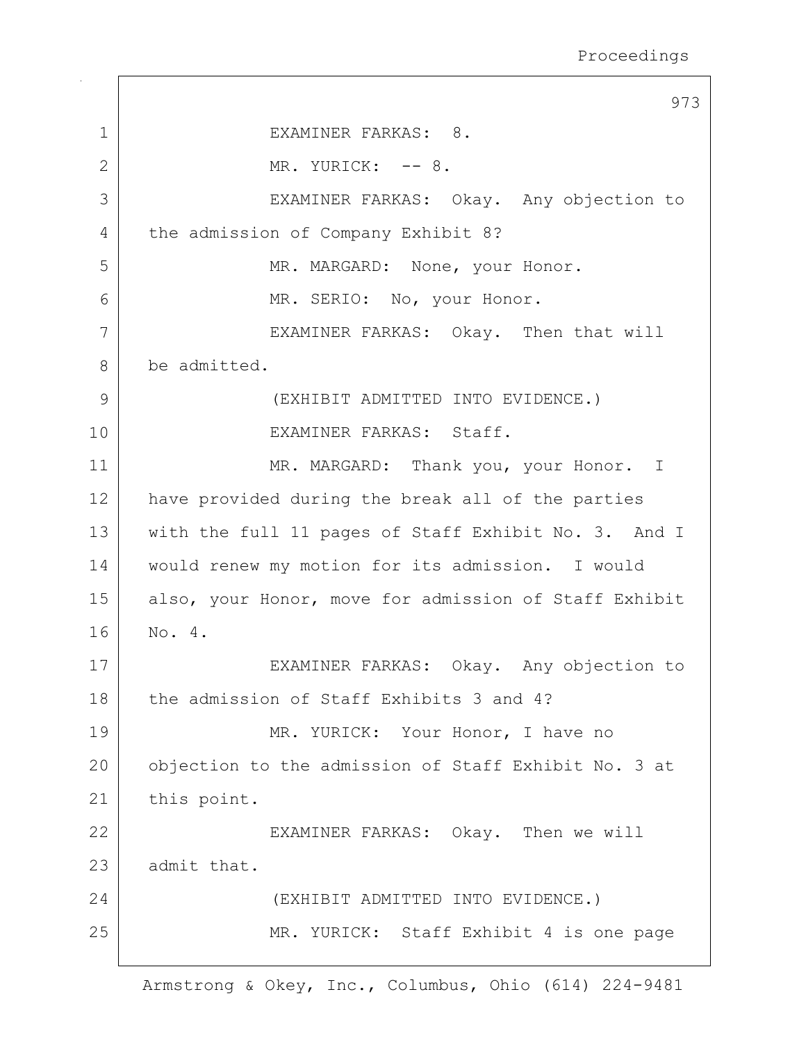EXAMINER FARKAS: 8.

MR. YURICK: -- 8.

EXAMINER FARKAS: Okay. Any objection to the admission of Company Exhibit 8?

MR. MARGARD: None, your Honor.

MR. SERIO: No, your Honor.

EXAMINER FARKAS: Okay. Then that will be admitted.

(EXHIBIT ADMITTED INTO EVIDENCE.)

EXAMINER FARKAS: Staff.

MR. MARGARD: Thank you, your Honor. I have provided during the break all of the parties with the full 11 pages of Staff Exhibit No. 3. And I would renew my motion for its admission. I would also, your Honor, move for admission of Staff Exhibit No. 4.

EXAMINER FARKAS: Okay. Any objection to the admission of Staff Exhibits 3 and 4?

MR. YURICK: Your Honor, I have no objection to the admission of Staff Exhibit No. 3 at this point.

EXAMINER FARKAS: Okay. Then we will admit that.

(EXHIBIT ADMITTED INTO EVIDENCE.)

MR. YURICK: Staff Exhibit 4 is one page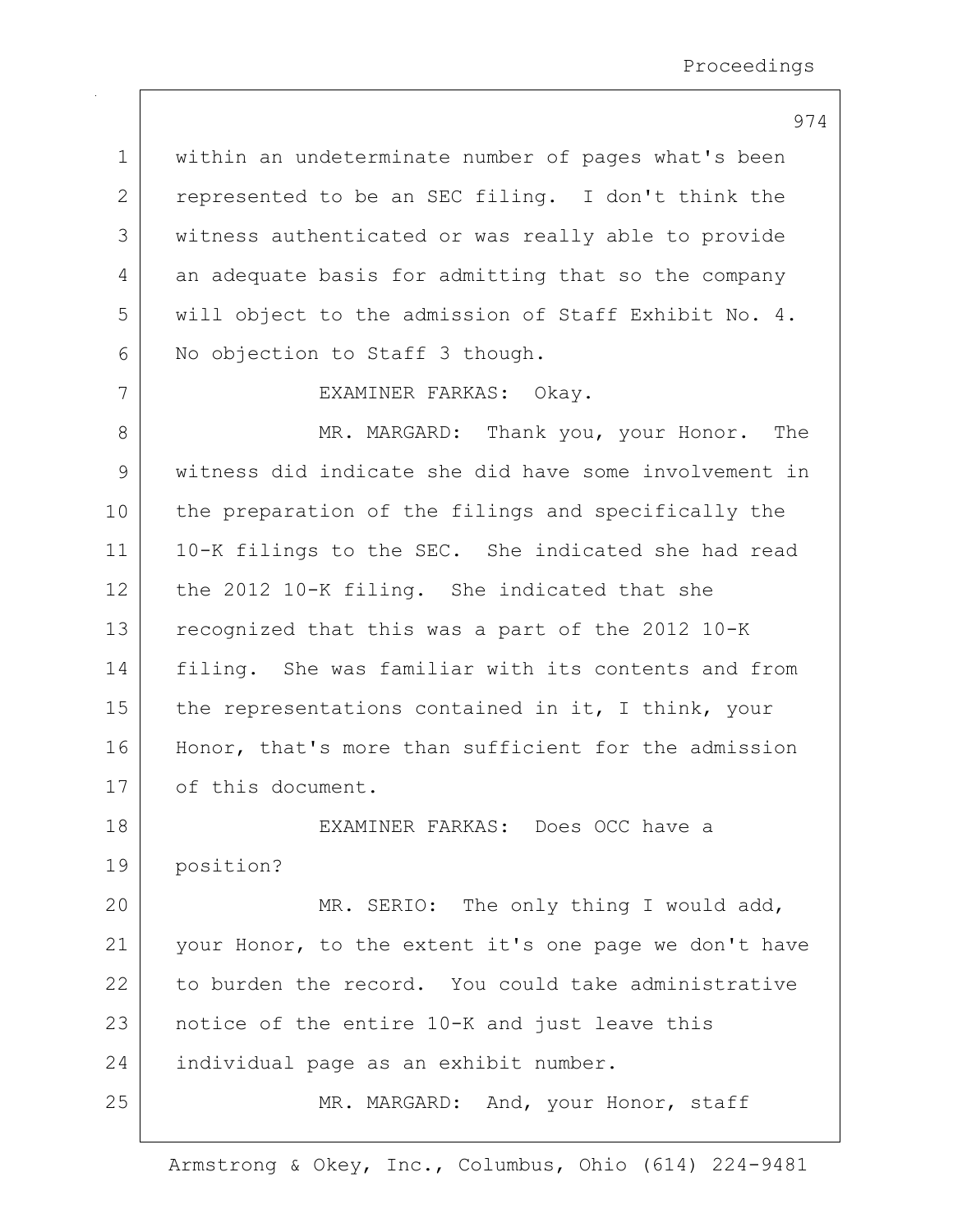within an undeterminate number of pages what's been represented to be an SEC filing. I don't think the witness authenticated or was really able to provide an adequate basis for admitting that so the company will object to the admission of Staff Exhibit No. 4. No objection to Staff 3 though.

EXAMINER FARKAS: Okay.

MR. MARGARD: Thank you, your Honor. The witness did indicate she did have some involvement in the preparation of the filings and specifically the 10-K filings to the SEC. She indicated she had read the 2012 10-K filing. She indicated that she recognized that this was a part of the 2012 10-K filing. She was familiar with its contents and from the representations contained in it, I think, your Honor, that's more than sufficient for the admission of this document.

EXAMINER FARKAS: Does OCC have a position?

MR. SERIO: The only thing I would add, your Honor, to the extent it's one page we don't have to burden the record. You could take administrative notice of the entire 10-K and just leave this individual page as an exhibit number.

MR. MARGARD: And, your Honor, staff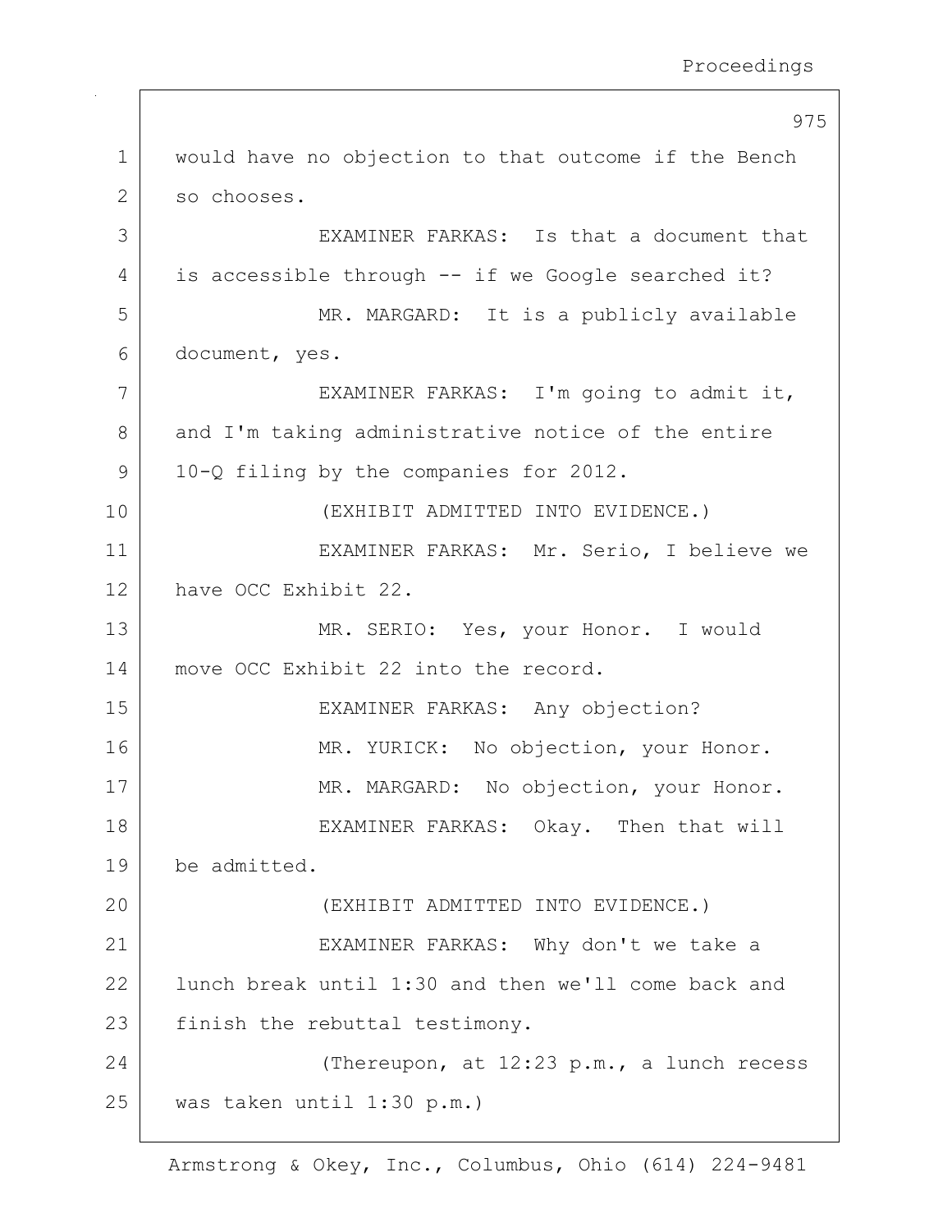would have no objection to that outcome if the Bench so chooses.

EXAMINER FARKAS: Is that a document that is accessible through -- if we Google searched it?

MR. MARGARD: It is a publicly available document, yes.

EXAMINER FARKAS: I'm going to admit it, and I'm taking administrative notice of the entire 10-Q filing by the companies for 2012.

(EXHIBIT ADMITTED INTO EVIDENCE.)

EXAMINER FARKAS: Mr. Serio, I believe we have OCC Exhibit 22.

MR. SERIO: Yes, your Honor. I would move OCC Exhibit 22 into the record.

EXAMINER FARKAS: Any objection?

MR. YURICK: No objection, your Honor.

MR. MARGARD: No objection, your Honor.

EXAMINER FARKAS: Okay. Then that will be admitted.

(EXHIBIT ADMITTED INTO EVIDENCE.)

EXAMINER FARKAS: Why don't we take a lunch break until 1:30 and then we'll come back and finish the rebuttal testimony.

(Thereupon, at 12:23 p.m., a lunch recess was taken until 1:30 p.m.)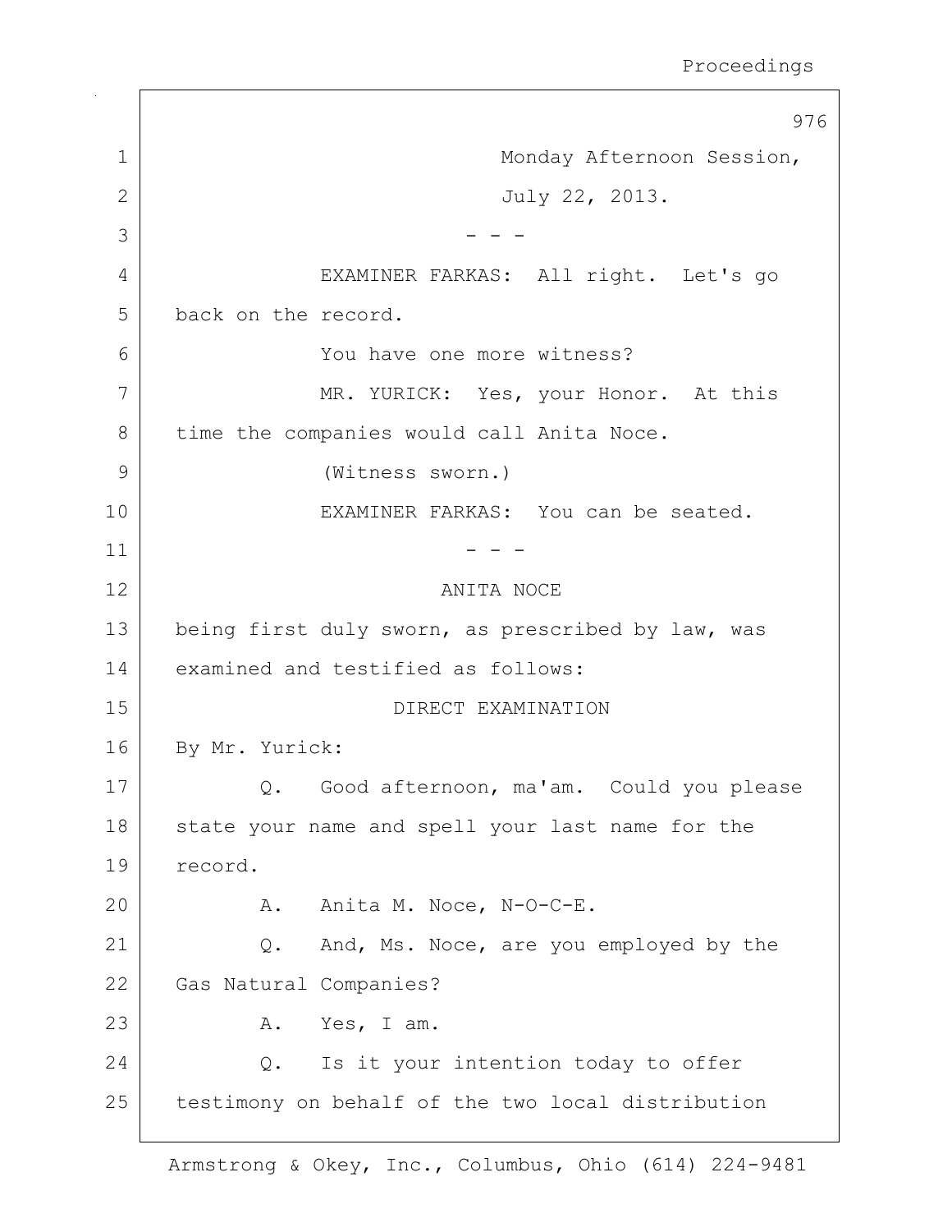Monday Afternoon Session,

July 22, 2013.

- - -

EXAMINER FARKAS: All right. Let's go back on the record.

You have one more witness?

MR. YURICK: Yes, your Honor. At this time the companies would call Anita Noce.

(Witness sworn.)

EXAMINER FARKAS: You can be seated.

- - -

ANITA NOCE

being first duly sworn, as prescribed by law, was examined and testified as follows:

DIRECT EXAMINATION

By Mr. Yurick:

Q. Good afternoon, ma'am. Could you please state your name and spell your last name for the record.

A. Anita M. Noce, N-O-C-E.

Q. And, Ms. Noce, are you employed by the Gas Natural Companies?

A. Yes, I am.

Q. Is it your intention today to offer testimony on behalf of the two local distribution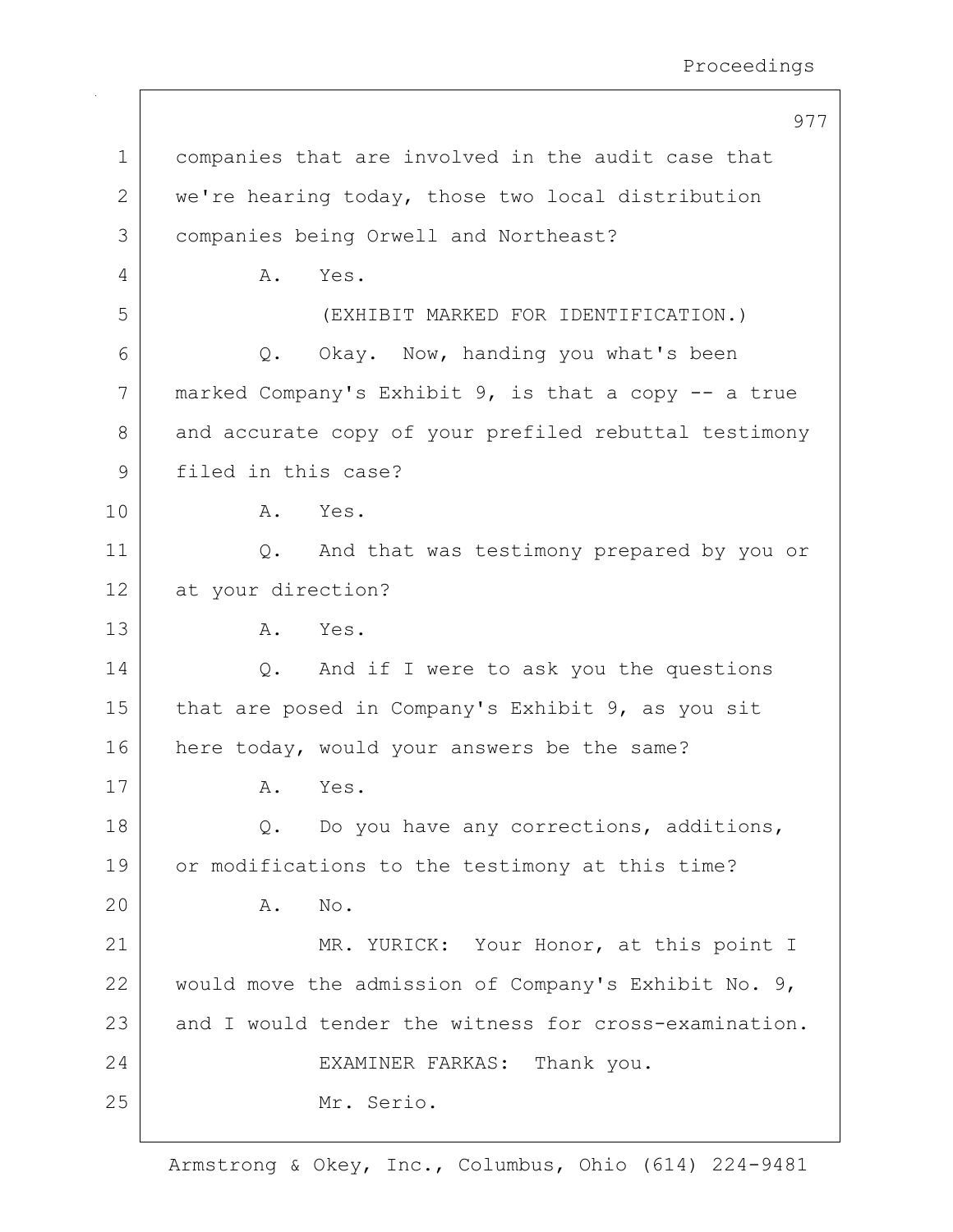companies that are involved in the audit case that we're hearing today, those two local distribution companies being Orwell and Northeast?

A. Yes.

(EXHIBIT MARKED FOR IDENTIFICATION.)

Q. Okay. Now, handing you what's been marked Company's Exhibit 9, is that a copy -- a true and accurate copy of your prefiled rebuttal testimony filed in this case?

A. Yes.

Q. And that was testimony prepared by you or at your direction?

A. Yes.

Q. And if I were to ask you the questions that are posed in Company's Exhibit 9, as you sit here today, would your answers be the same?

A. Yes.

Q. Do you have any corrections, additions, or modifications to the testimony at this time?

A. No.

MR. YURICK: Your Honor, at this point I would move the admission of Company's Exhibit No. 9, and I would tender the witness for cross-examination.

EXAMINER FARKAS: Thank you.

Mr. Serio.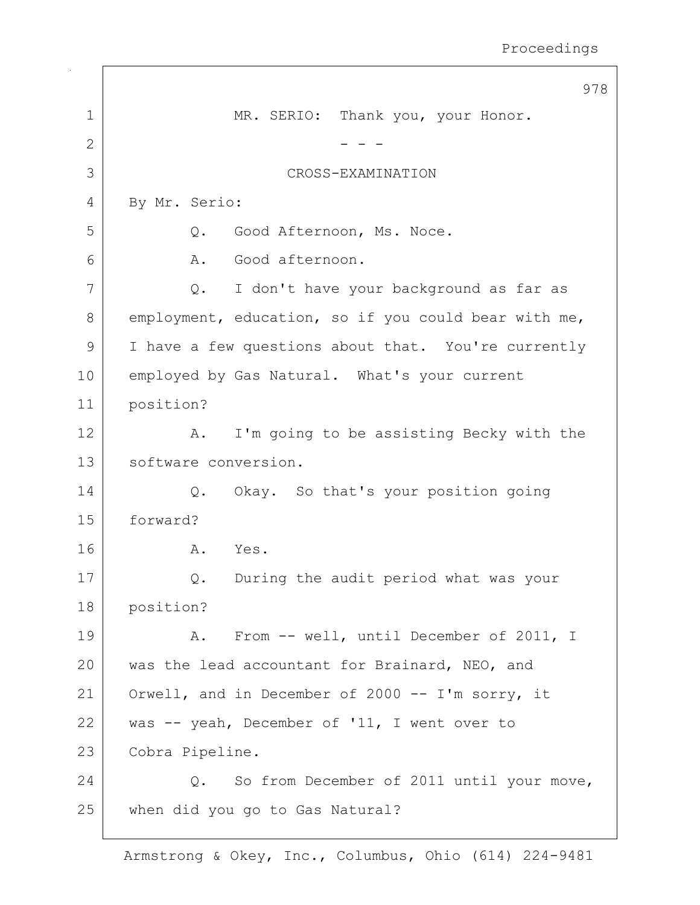MR. SERIO: Thank you, your Honor.

\- - -

CROSS-EXAMINATION

By Mr. Serio:

Q. Good Afternoon, Ms. Noce.

A. Good afternoon.

Q. I don't have your background as far as employment, education, so if you could bear with me, I have a few questions about that. You're currently employed by Gas Natural. What's your current position?

A. I'm going to be assisting Becky with the software conversion.

Q. Okay. So that's your position going forward?

A. Yes.

Q. During the audit period what was your position?

A. From -- well, until December of 2011, I was the lead accountant for Brainard, NEO, and Orwell, and in December of 2000 -- I'm sorry, it was -- yeah, December of '11, I went over to Cobra Pipeline.

Q. So from December of 2011 until your move, when did you go to Gas Natural?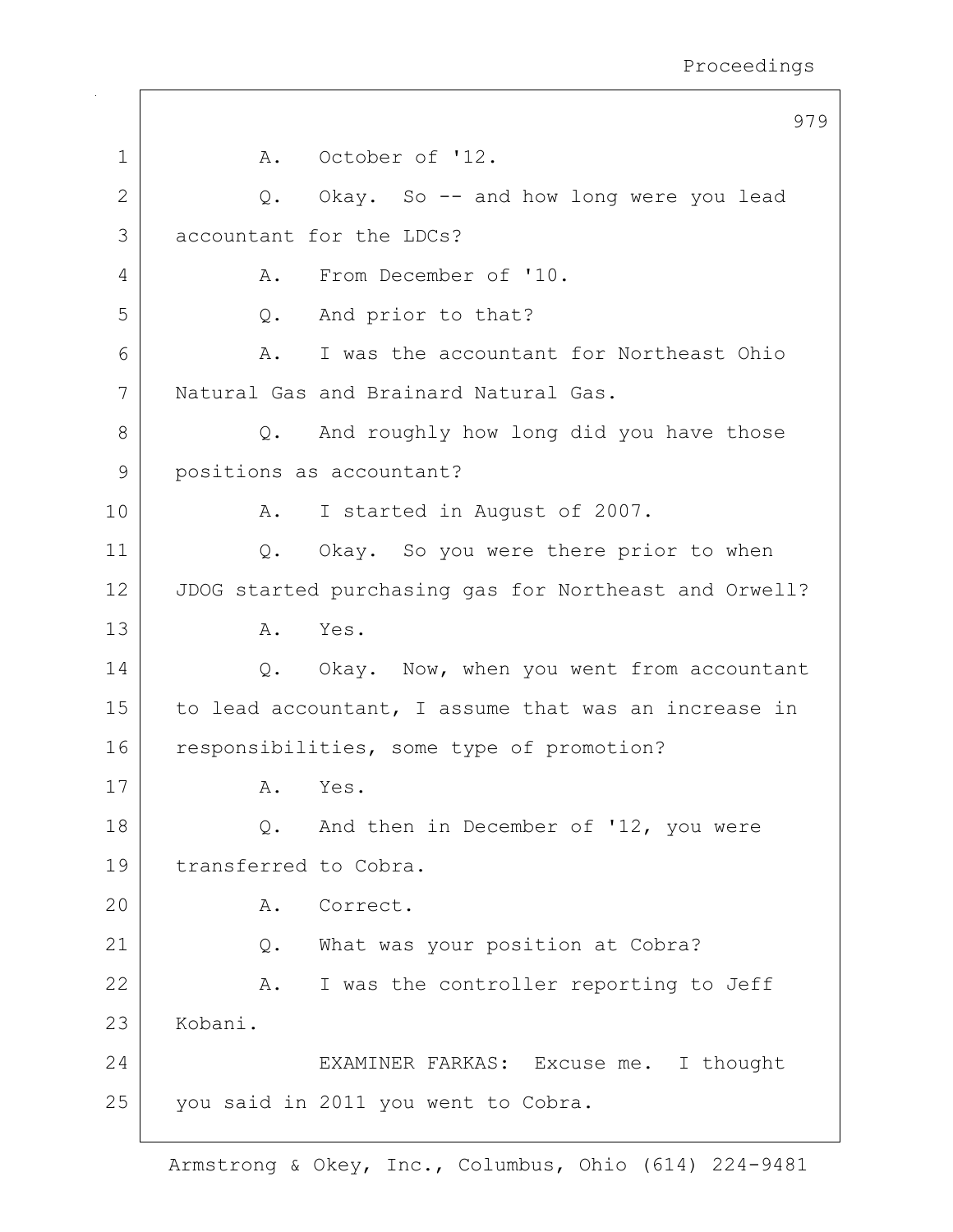1 A. October of '12.

2 Q. Okay. So -- and how long were you lead

3 accountant for the LDCs?

4 A. From December of '10.

5 Q. And prior to that?

6 A. I was the accountant for Northeast Ohio

7 Natural Gas and Brainard Natural Gas.

8 Q. And roughly how long did you have those

9 positions as accountant?

10 A. I started in August of 2007.

11 Q. Okay. So you were there prior to when

12 JDOG started purchasing gas for Northeast and Orwell?

13 A. Yes.

14 Q. Okay. Now, when you went from accountant

15 to lead accountant, I assume that was an increase in

16 responsibilities, some type of promotion?

17 A. Yes.

18 Q. And then in December of '12, you were

19 transferred to Cobra.

20 A. Correct.

21 Q. What was your position at Cobra?

22 A. I was the controller reporting to Jeff

23 Kobani.

24 EXAMINER FARKAS: Excuse me. I thought

25 you said in 2011 you went to Cobra.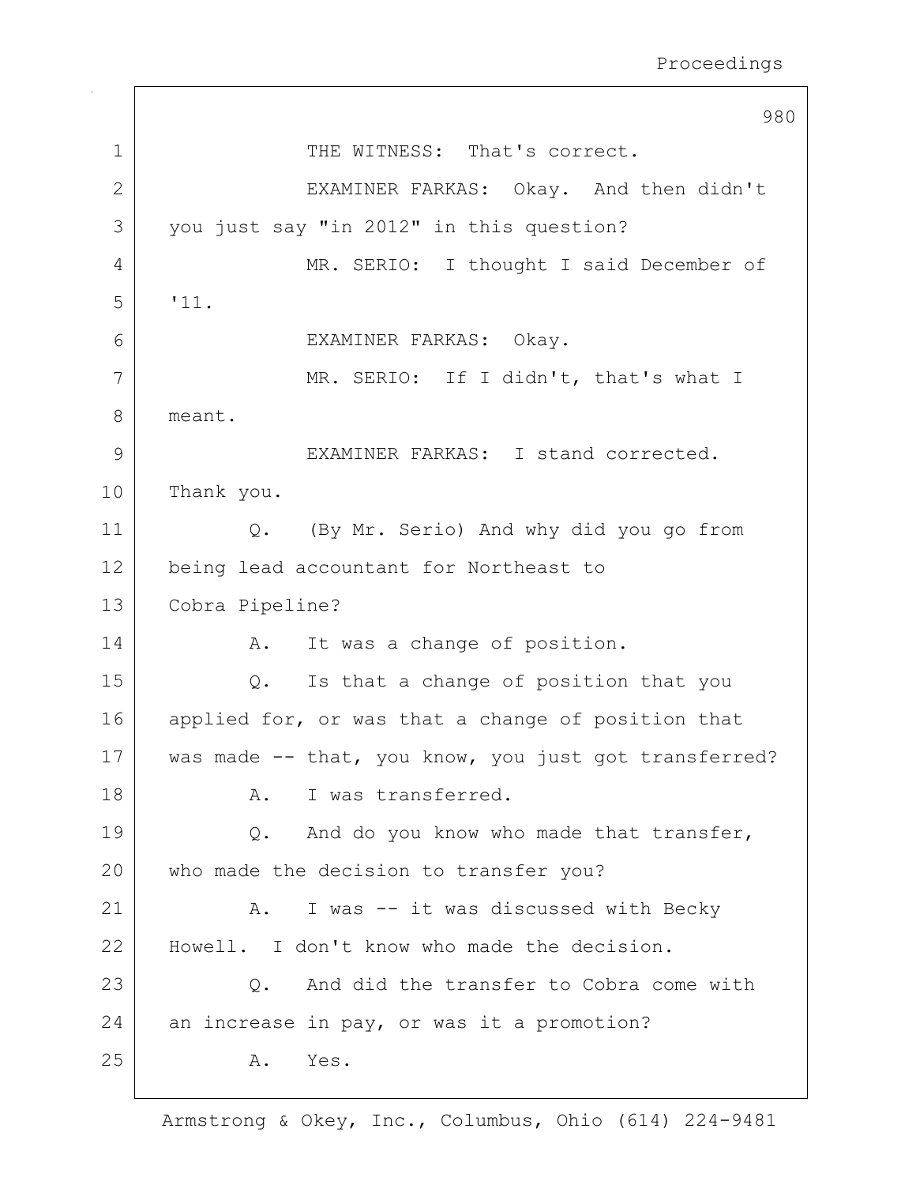THE WITNESS: That's correct.

EXAMINER FARKAS: Okay. And then didn't you just say "in 2012" in this question?

MR. SERIO: I thought I said December of '11.

EXAMINER FARKAS: Okay.

MR. SERIO: If I didn't, that's what I meant.

EXAMINER FARKAS: I stand corrected. Thank you.

Q. (By Mr. Serio) And why did you go from being lead accountant for Northeast to Cobra Pipeline?

A. It was a change of position.

Q. Is that a change of position that you applied for, or was that a change of position that was made -- that, you know, you just got transferred?

A. I was transferred.

Q. And do you know who made that transfer, who made the decision to transfer you?

A. I was -- it was discussed with Becky Howell. I don't know who made the decision.

Q. And did the transfer to Cobra come with an increase in pay, or was it a promotion?

A. Yes.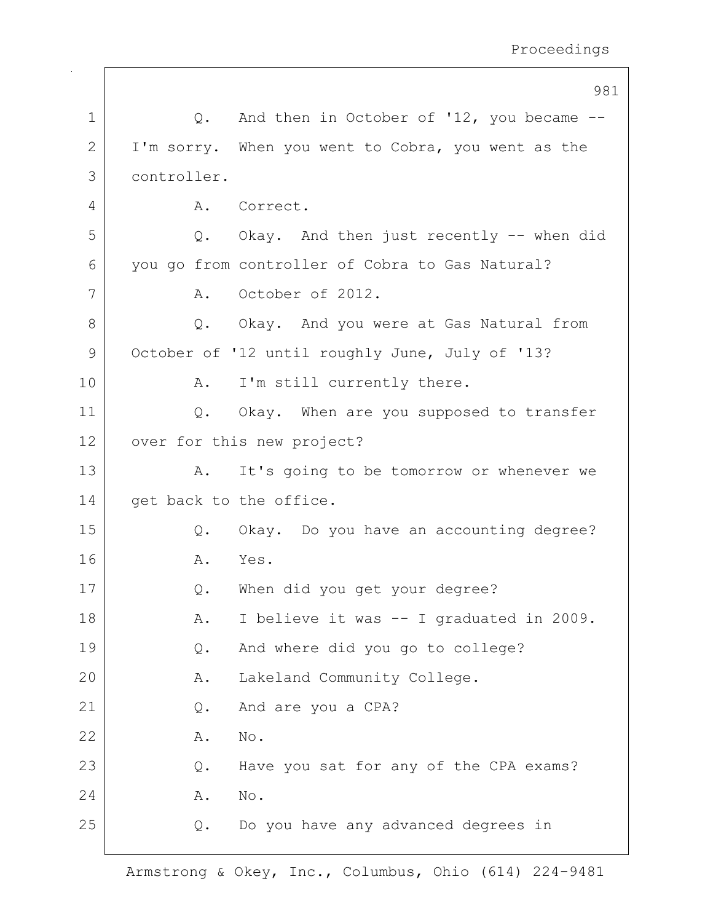Q. And then in October of '12, you became -- I'm sorry. When you went to Cobra, you went as the controller.

A. Correct.

Q. Okay. And then just recently -- when did you go from controller of Cobra to Gas Natural?

A. October of 2012.

Q. Okay. And you were at Gas Natural from October of '12 until roughly June, July of '13?

A. I'm still currently there.

Q. Okay. When are you supposed to transfer over for this new project?

A. It's going to be tomorrow or whenever we get back to the office.

Q. Okay. Do you have an accounting degree?

A. Yes.

Q. When did you get your degree?

A. I believe it was -- I graduated in 2009.

Q. And where did you go to college?

A. Lakeland Community College.

Q. And are you a CPA?

A. No.

Q. Have you sat for any of the CPA exams?

A. No.

Q. Do you have any advanced degrees in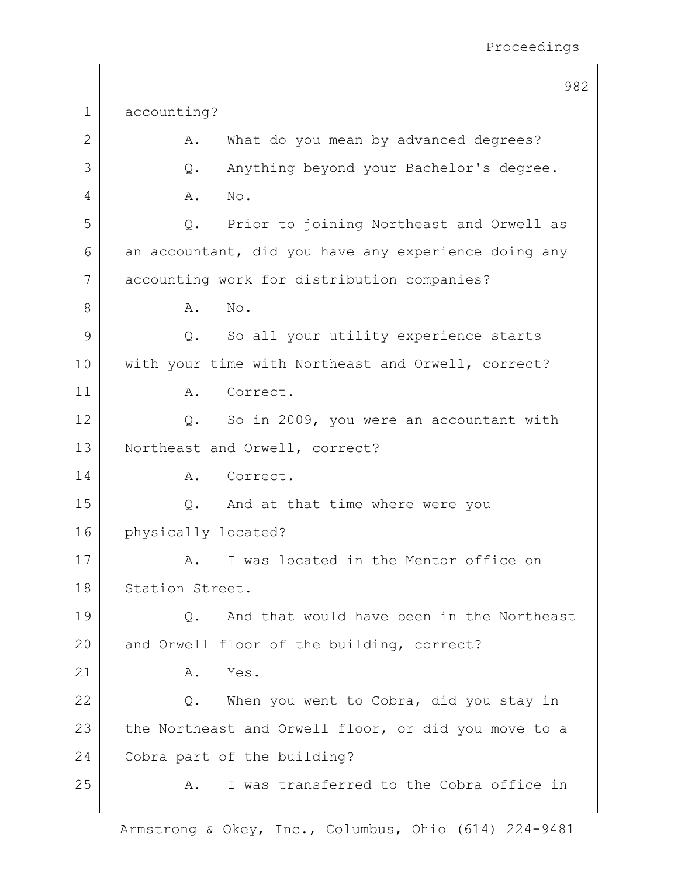accounting?

A. What do you mean by advanced degrees?

Q. Anything beyond your Bachelor's degree.

A. No.

Q. Prior to joining Northeast and Orwell as an accountant, did you have any experience doing any accounting work for distribution companies?

A. No.

Q. So all your utility experience starts with your time with Northeast and Orwell, correct?

A. Correct.

Q. So in 2009, you were an accountant with Northeast and Orwell, correct?

A. Correct.

Q. And at that time where were you physically located?

A. I was located in the Mentor office on Station Street.

Q. And that would have been in the Northeast and Orwell floor of the building, correct?

A. Yes.

Q. When you went to Cobra, did you stay in the Northeast and Orwell floor, or did you move to a Cobra part of the building?

A. I was transferred to the Cobra office in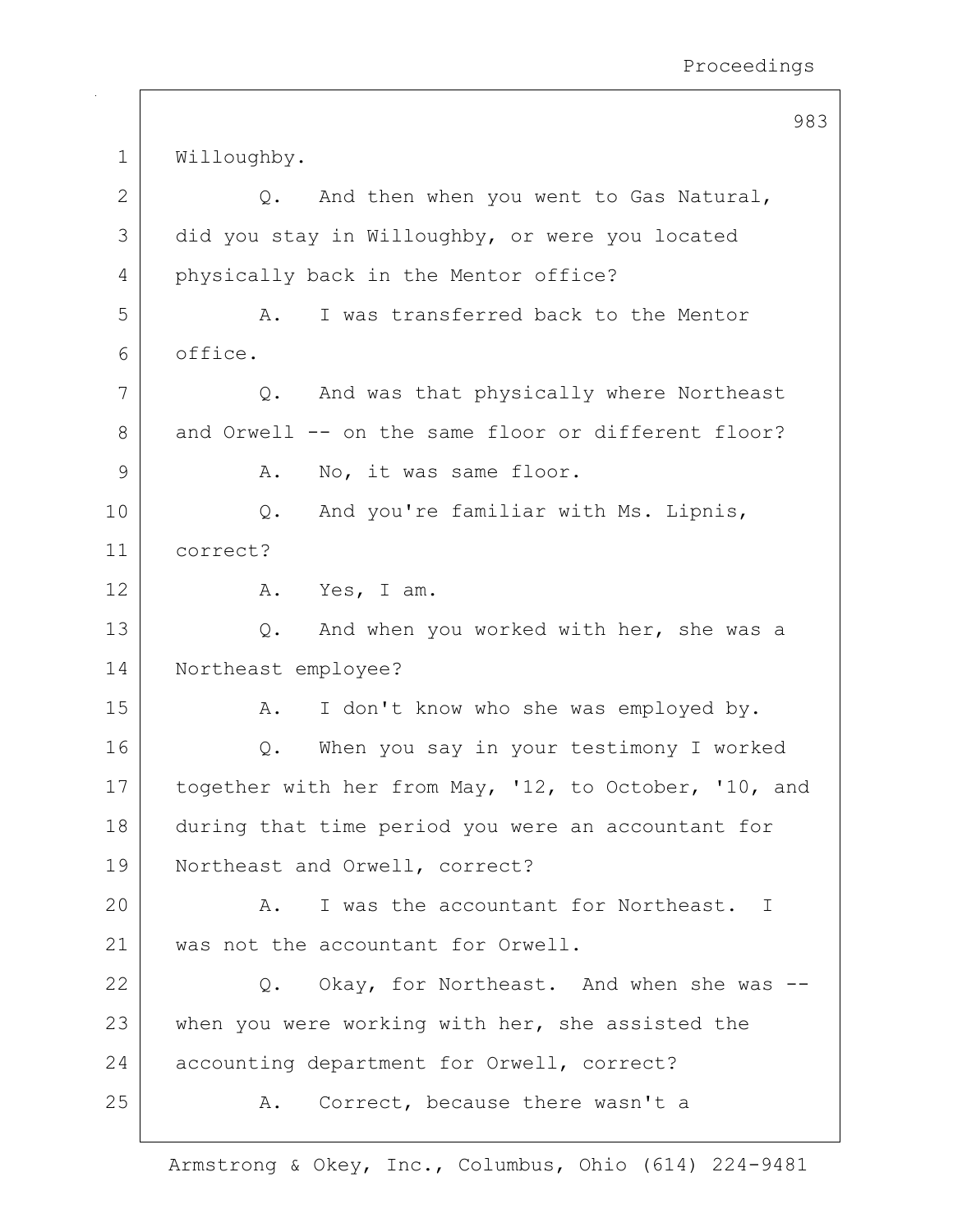Willoughby.

Q. And then when you went to Gas Natural, did you stay in Willoughby, or were you located physically back in the Mentor office?

A. I was transferred back to the Mentor office.

Q. And was that physically where Northeast and Orwell -- on the same floor or different floor?

A. No, it was same floor.

Q. And you're familiar with Ms. Lipnis, correct?

A. Yes, I am.

Q. And when you worked with her, she was a Northeast employee?

A. I don't know who she was employed by.

Q. When you say in your testimony I worked together with her from May, '12, to October, '10, and during that time period you were an accountant for Northeast and Orwell, correct?

A. I was the accountant for Northeast. I was not the accountant for Orwell.

Q. Okay, for Northeast. And when she was -- when you were working with her, she assisted the accounting department for Orwell, correct?

A. Correct, because there wasn't a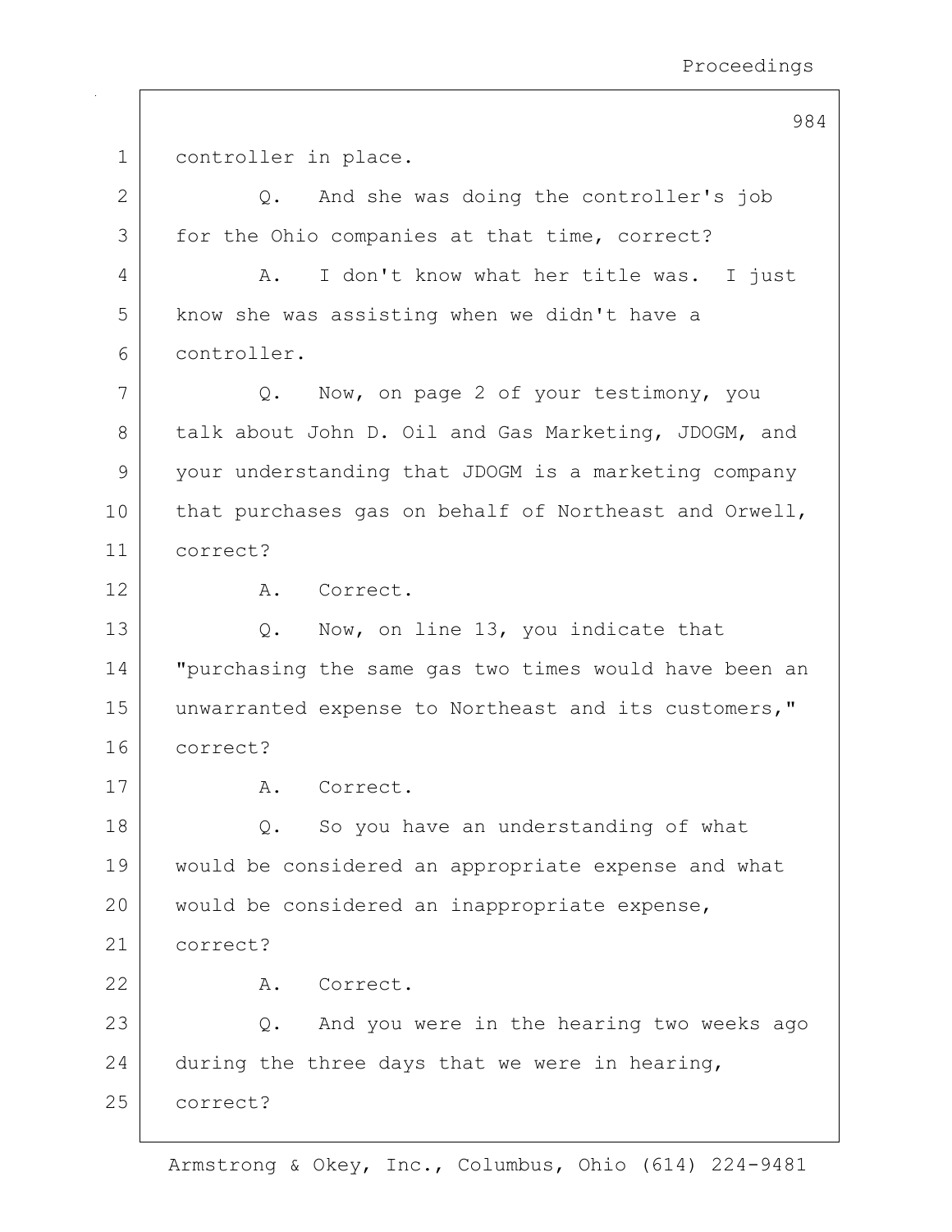controller in place.

Q. And she was doing the controller's job for the Ohio companies at that time, correct?

A. I don't know what her title was. I just know she was assisting when we didn't have a controller.

Q. Now, on page 2 of your testimony, you talk about John D. Oil and Gas Marketing, JDOGM, and your understanding that JDOGM is a marketing company that purchases gas on behalf of Northeast and Orwell, correct?

A. Correct.

Q. Now, on line 13, you indicate that "purchasing the same gas two times would have been an unwarranted expense to Northeast and its customers," correct?

A. Correct.

Q. So you have an understanding of what would be considered an appropriate expense and what would be considered an inappropriate expense, correct?

A. Correct.

Q. And you were in the hearing two weeks ago during the three days that we were in hearing, correct?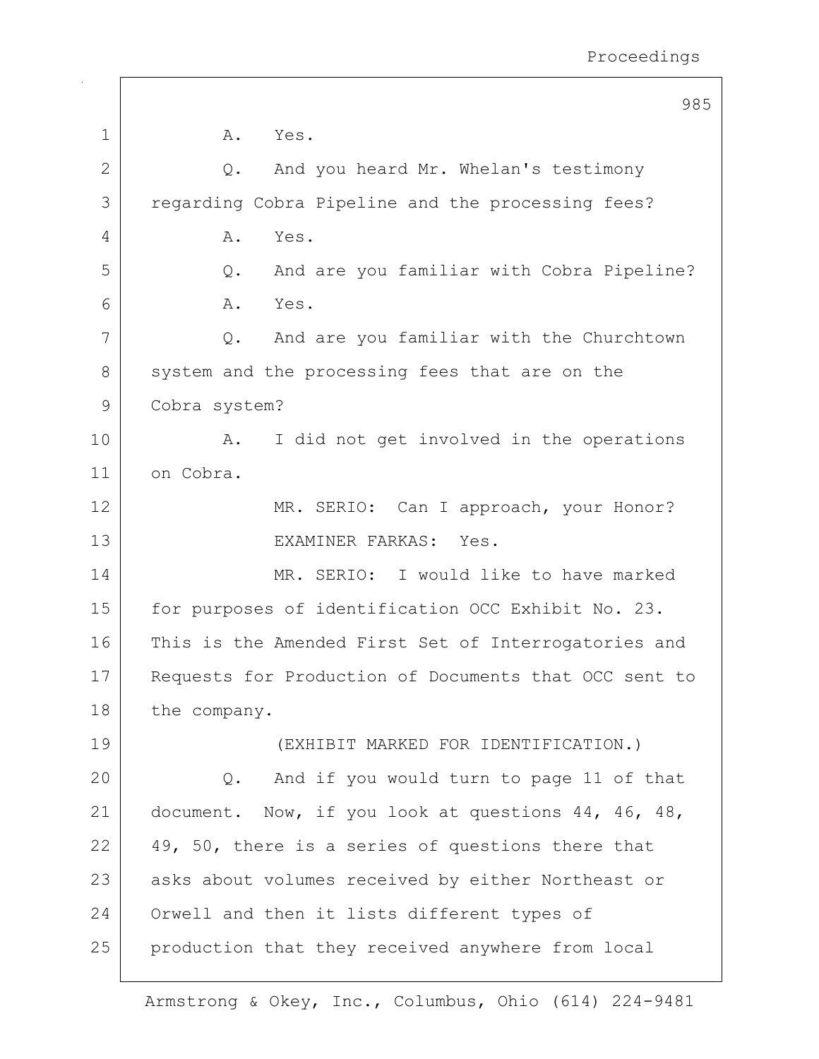A. Yes.

Q. And you heard Mr. Whelan's testimony regarding Cobra Pipeline and the processing fees?

A. Yes.

Q. And are you familiar with Cobra Pipeline?

A. Yes.

Q. And are you familiar with the Churchtown system and the processing fees that are on the Cobra system?

A. I did not get involved in the operations on Cobra.

MR. SERIO: Can I approach, your Honor?

EXAMINER FARKAS: Yes.

MR. SERIO: I would like to have marked for purposes of identification OCC Exhibit No. 23. This is the Amended First Set of Interrogatories and Requests for Production of Documents that OCC sent to the company.

(EXHIBIT MARKED FOR IDENTIFICATION.)

Q. And if you would turn to page 11 of that document. Now, if you look at questions 44, 46, 48, 49, 50, there is a series of questions there that asks about volumes received by either Northeast or Orwell and then it lists different types of production that they received anywhere from local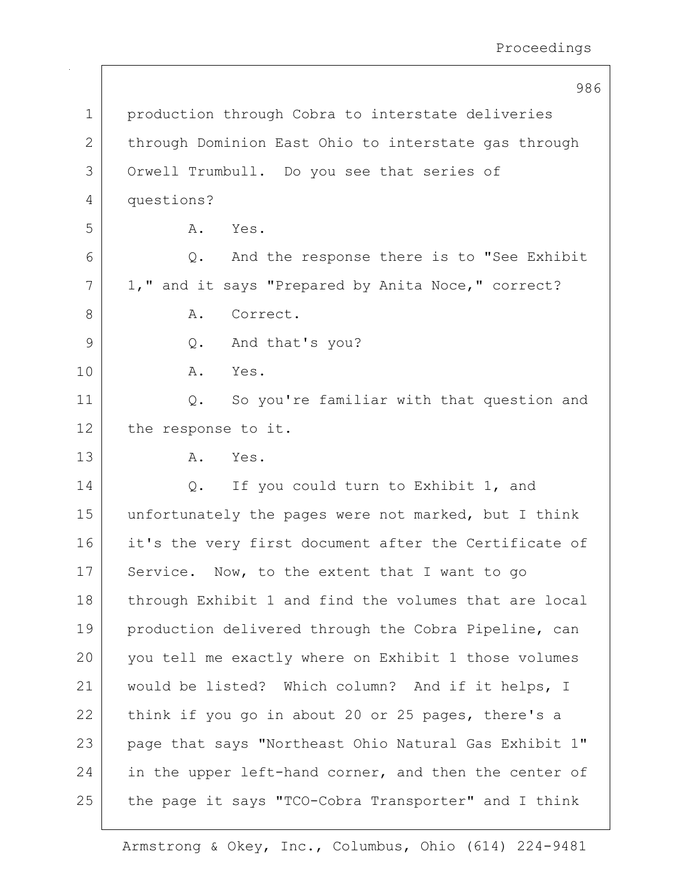production through Cobra to interstate deliveries through Dominion East Ohio to interstate gas through Orwell Trumbull. Do you see that series of questions?

A. Yes.

Q. And the response there is to "See Exhibit 1," and it says "Prepared by Anita Noce," correct?

A. Correct.

Q. And that's you?

A. Yes.

Q. So you're familiar with that question and the response to it.

A. Yes.

Q. If you could turn to Exhibit 1, and unfortunately the pages were not marked, but I think it's the very first document after the Certificate of Service. Now, to the extent that I want to go through Exhibit 1 and find the volumes that are local production delivered through the Cobra Pipeline, can you tell me exactly where on Exhibit 1 those volumes would be listed? Which column? And if it helps, I think if you go in about 20 or 25 pages, there's a page that says "Northeast Ohio Natural Gas Exhibit 1" in the upper left-hand corner, and then the center of the page it says "TCO-Cobra Transporter" and I think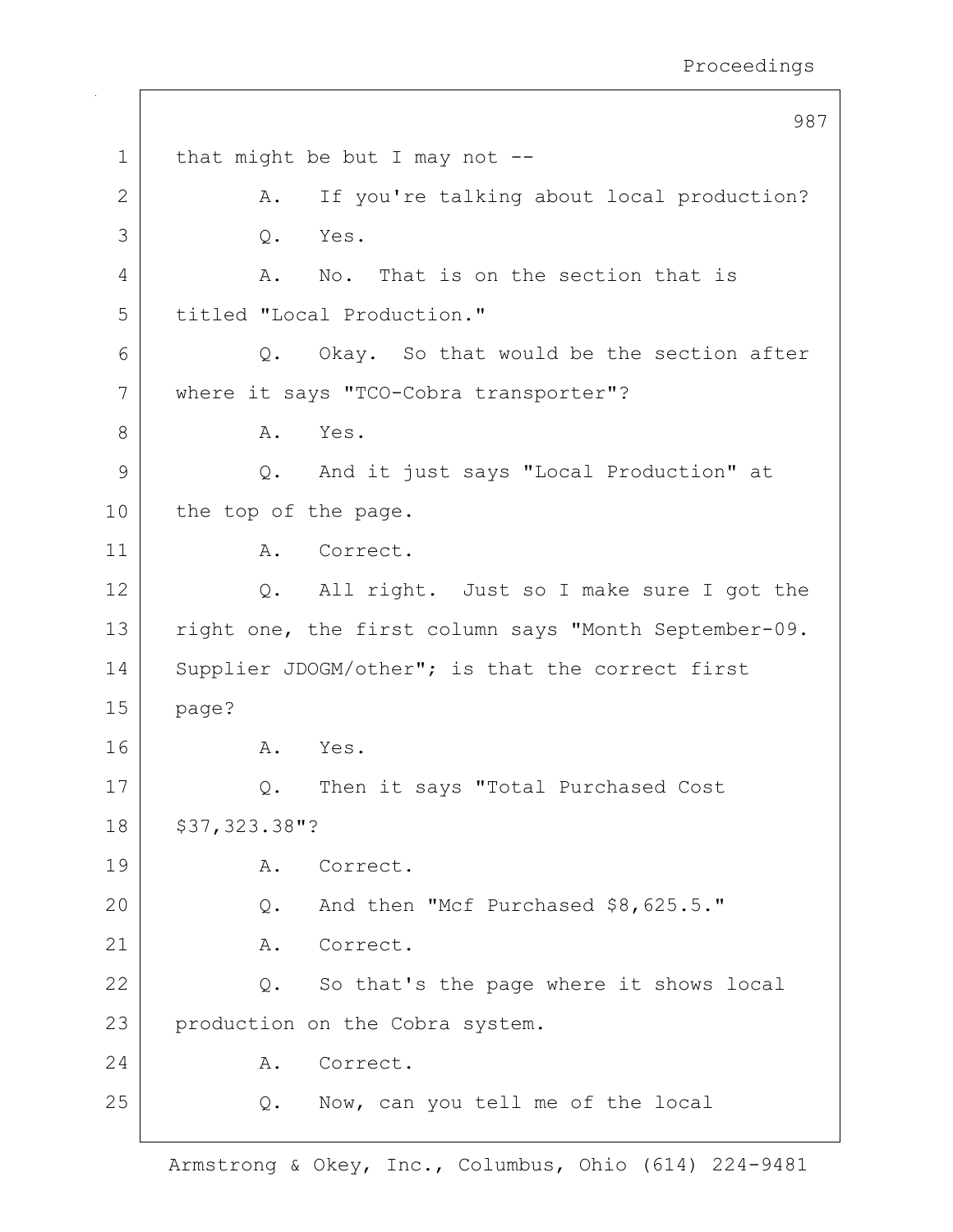1 that might be but I may not --

2 A. If you're talking about local production?

3 Q. Yes.

4 A. No. That is on the section that is

5 titled "Local Production."

6 Q. Okay. So that would be the section after

7 where it says "TCO-Cobra transporter"?

8 A. Yes.

9 Q. And it just says "Local Production" at

10 the top of the page.

11 A. Correct.

12 Q. All right. Just so I make sure I got the

13 right one, the first column says "Month September-09.

14 Supplier JDOGM/other"; is that the correct first

15 page?

16 A. Yes.

17 Q. Then it says "Total Purchased Cost

18 $37,323.38"?

19 A. Correct.

20 Q. And then "Mcf Purchased $8,625.5."

21 A. Correct.

22 Q. So that's the page where it shows local

23 production on the Cobra system.

24 A. Correct.

25 Q. Now, can you tell me of the local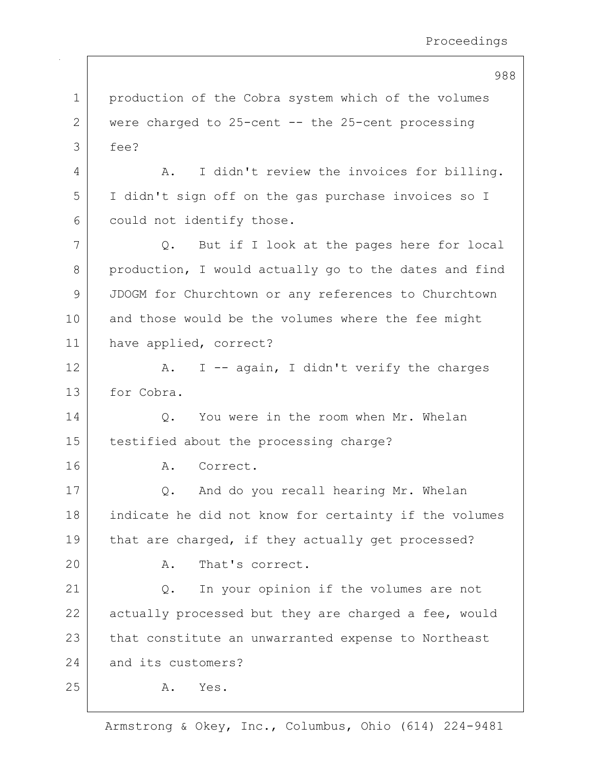production of the Cobra system which of the volumes were charged to 25-cent -- the 25-cent processing fee?

A. I didn't review the invoices for billing. I didn't sign off on the gas purchase invoices so I could not identify those.

Q. But if I look at the pages here for local production, I would actually go to the dates and find JDOGM for Churchtown or any references to Churchtown and those would be the volumes where the fee might have applied, correct?

A. I -- again, I didn't verify the charges for Cobra.

Q. You were in the room when Mr. Whelan testified about the processing charge?

A. Correct.

Q. And do you recall hearing Mr. Whelan indicate he did not know for certainty if the volumes that are charged, if they actually get processed?

A. That's correct.

Q. In your opinion if the volumes are not actually processed but they are charged a fee, would that constitute an unwarranted expense to Northeast and its customers?

A. Yes.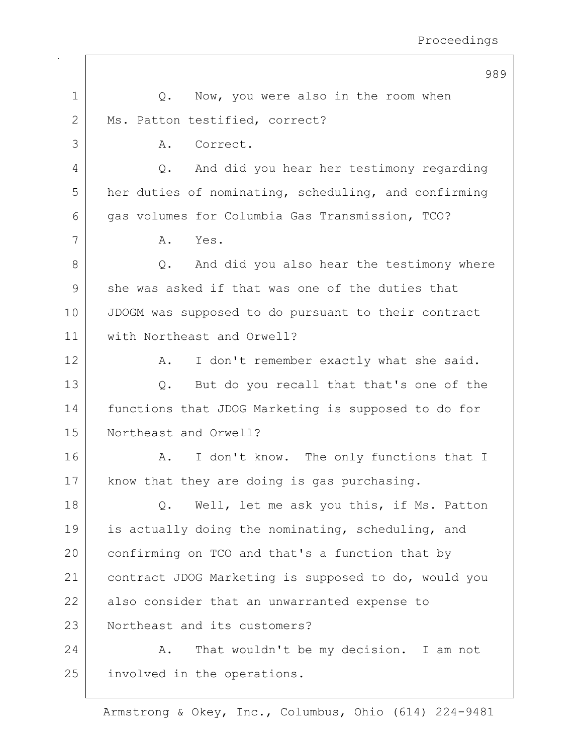Q. Now, you were also in the room when Ms. Patton testified, correct?

A. Correct.

Q. And did you hear her testimony regarding her duties of nominating, scheduling, and confirming gas volumes for Columbia Gas Transmission, TCO?

A. Yes.

Q. And did you also hear the testimony where she was asked if that was one of the duties that JDOGM was supposed to do pursuant to their contract with Northeast and Orwell?

A. I don't remember exactly what she said.

Q. But do you recall that that's one of the functions that JDOG Marketing is supposed to do for Northeast and Orwell?

A. I don't know. The only functions that I know that they are doing is gas purchasing.

Q. Well, let me ask you this, if Ms. Patton is actually doing the nominating, scheduling, and confirming on TCO and that's a function that by contract JDOG Marketing is supposed to do, would you also consider that an unwarranted expense to Northeast and its customers?

A. That wouldn't be my decision. I am not involved in the operations.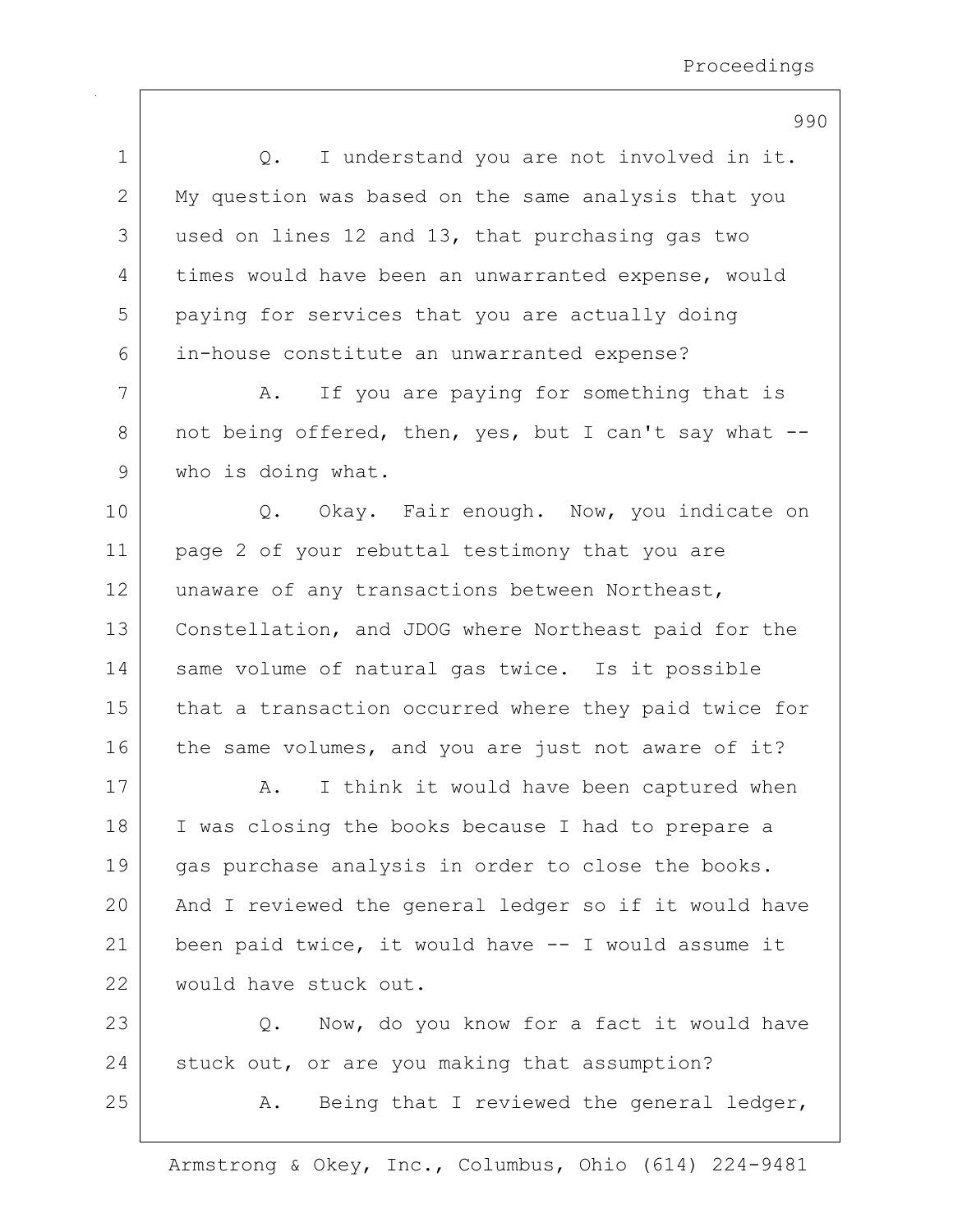Q. I understand you are not involved in it. My question was based on the same analysis that you used on lines 12 and 13, that purchasing gas two times would have been an unwarranted expense, would paying for services that you are actually doing in-house constitute an unwarranted expense?

A. If you are paying for something that is not being offered, then, yes, but I can't say what -- who is doing what.

Q. Okay. Fair enough. Now, you indicate on page 2 of your rebuttal testimony that you are unaware of any transactions between Northeast, Constellation, and JDOG where Northeast paid for the same volume of natural gas twice. Is it possible that a transaction occurred where they paid twice for the same volumes, and you are just not aware of it?

A. I think it would have been captured when I was closing the books because I had to prepare a gas purchase analysis in order to close the books. And I reviewed the general ledger so if it would have been paid twice, it would have -- I would assume it would have stuck out.

Q. Now, do you know for a fact it would have stuck out, or are you making that assumption?

A. Being that I reviewed the general ledger,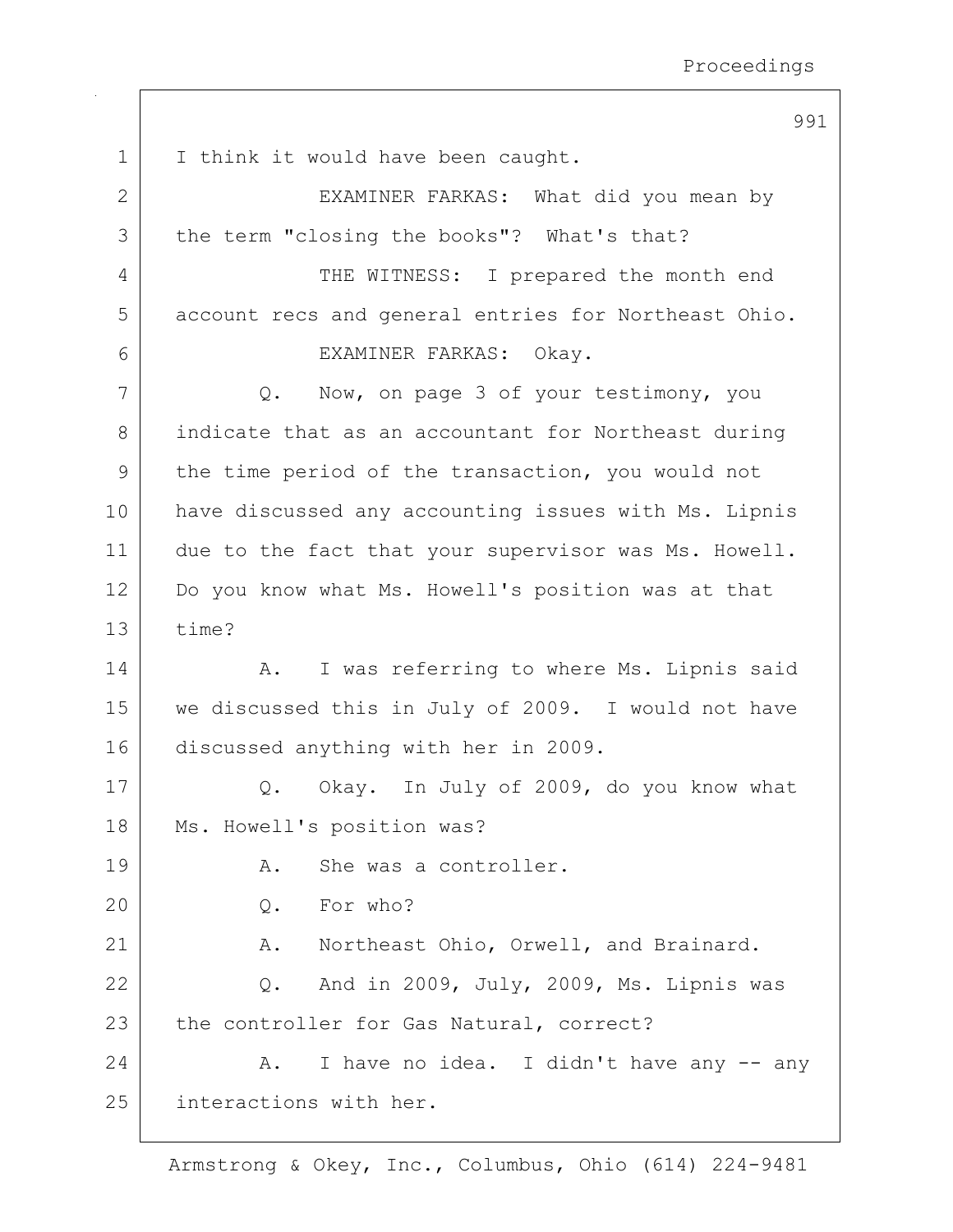I think it would have been caught.

EXAMINER FARKAS: What did you mean by the term "closing the books"? What's that?

THE WITNESS: I prepared the month end account recs and general entries for Northeast Ohio.

EXAMINER FARKAS: Okay.

Q. Now, on page 3 of your testimony, you indicate that as an accountant for Northeast during the time period of the transaction, you would not have discussed any accounting issues with Ms. Lipnis due to the fact that your supervisor was Ms. Howell. Do you know what Ms. Howell's position was at that time?

A. I was referring to where Ms. Lipnis said we discussed this in July of 2009. I would not have discussed anything with her in 2009.

Q. Okay. In July of 2009, do you know what Ms. Howell's position was?

A. She was a controller.

Q. For who?

A. Northeast Ohio, Orwell, and Brainard.

Q. And in 2009, July, 2009, Ms. Lipnis was the controller for Gas Natural, correct?

A. I have no idea. I didn't have any -- any interactions with her.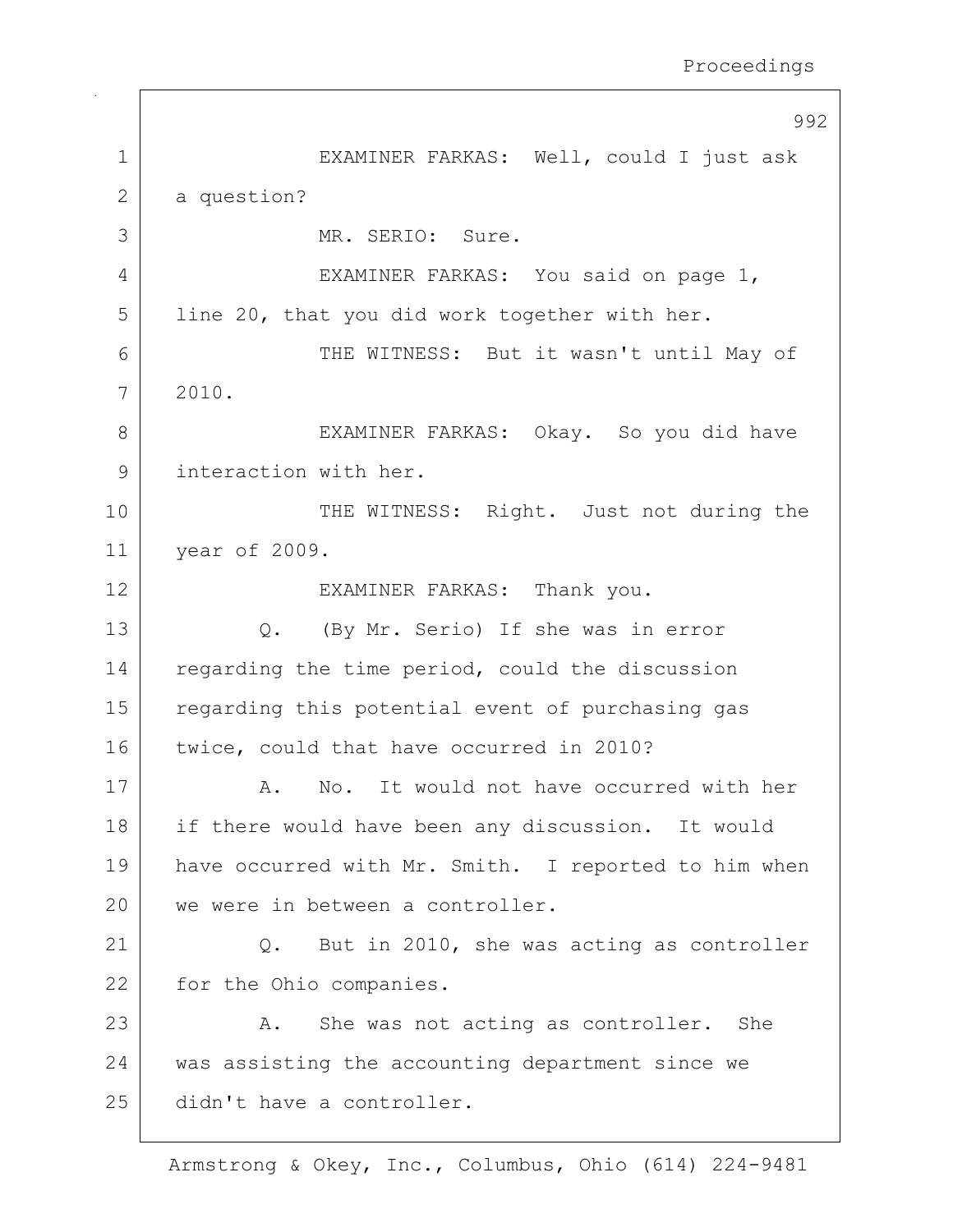EXAMINER FARKAS: Well, could I just ask a question?

MR. SERIO: Sure.

EXAMINER FARKAS: You said on page 1, line 20, that you did work together with her.

THE WITNESS: But it wasn't until May of 2010.

EXAMINER FARKAS: Okay. So you did have interaction with her.

THE WITNESS: Right. Just not during the year of 2009.

EXAMINER FARKAS: Thank you.

Q. (By Mr. Serio) If she was in error regarding the time period, could the discussion regarding this potential event of purchasing gas twice, could that have occurred in 2010?

A. No. It would not have occurred with her if there would have been any discussion. It would have occurred with Mr. Smith. I reported to him when we were in between a controller.

Q. But in 2010, she was acting as controller for the Ohio companies.

A. She was not acting as controller. She was assisting the accounting department since we didn't have a controller.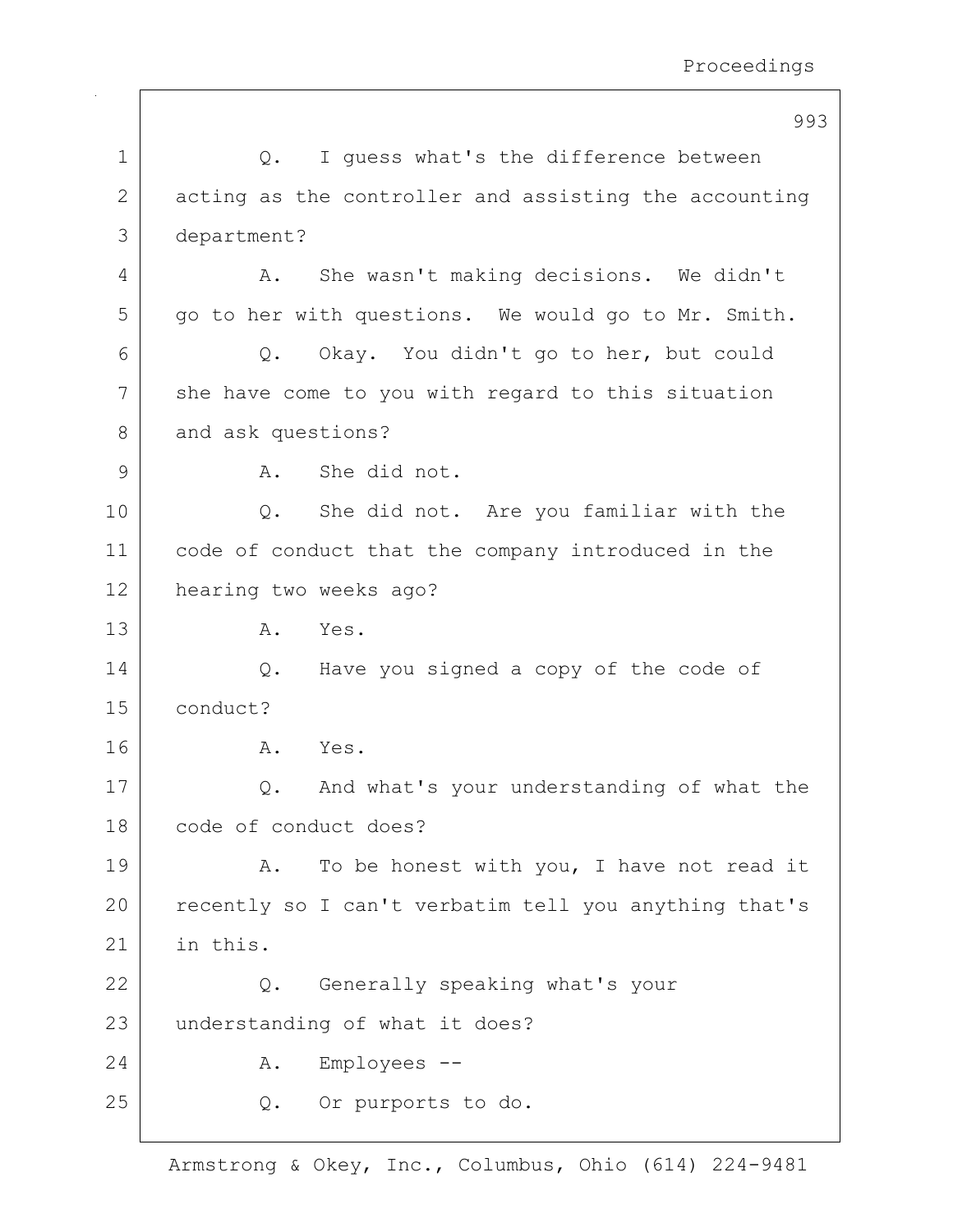Q. I guess what's the difference between acting as the controller and assisting the accounting department?

A. She wasn't making decisions. We didn't go to her with questions. We would go to Mr. Smith.

Q. Okay. You didn't go to her, but could she have come to you with regard to this situation and ask questions?

A. She did not.

Q. She did not. Are you familiar with the code of conduct that the company introduced in the hearing two weeks ago?

A. Yes.

Q. Have you signed a copy of the code of conduct?

A. Yes.

Q. And what's your understanding of what the code of conduct does?

A. To be honest with you, I have not read it recently so I can't verbatim tell you anything that's in this.

Q. Generally speaking what's your understanding of what it does?

A. Employees --

Q. Or purports to do.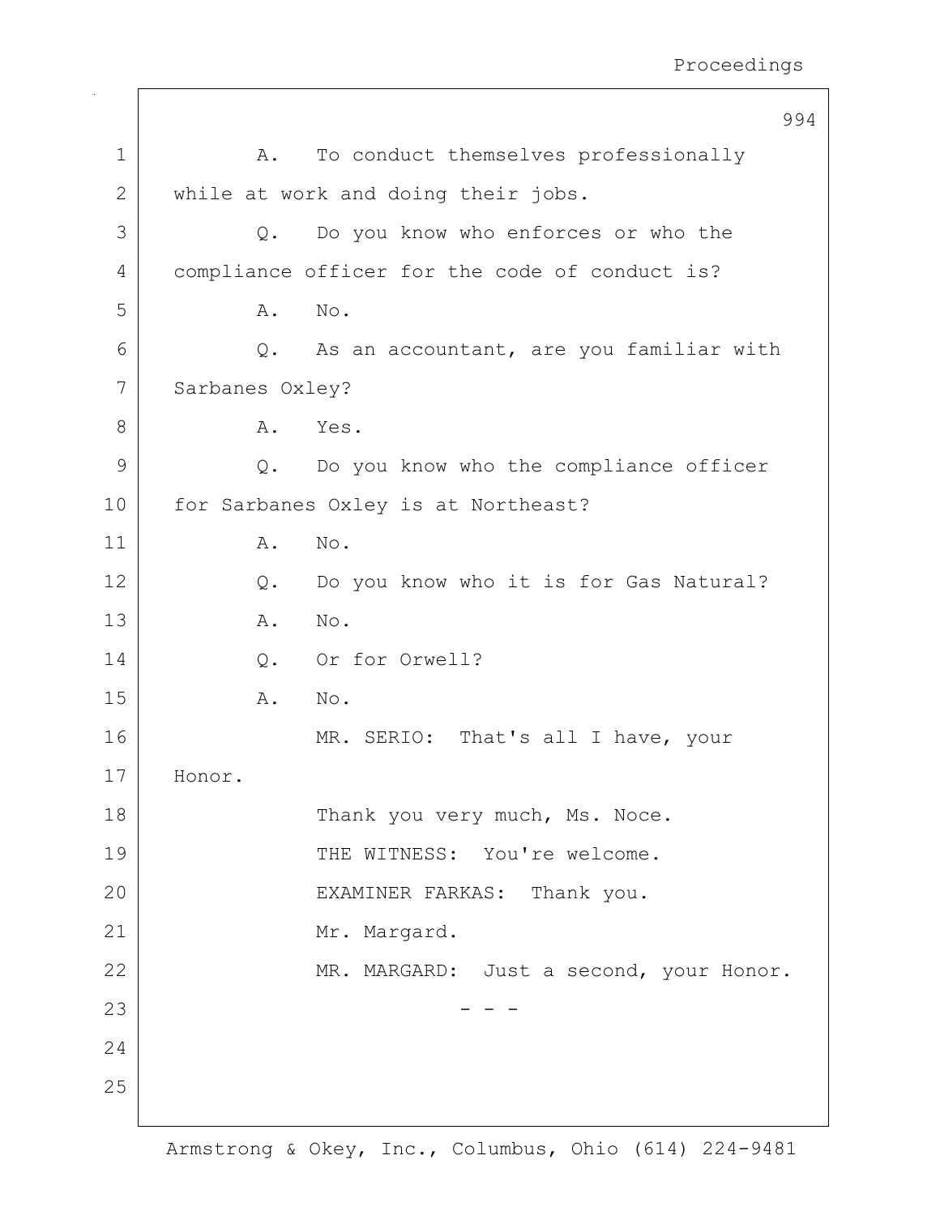A. To conduct themselves professionally while at work and doing their jobs.

Q. Do you know who enforces or who the compliance officer for the code of conduct is?

A. No.

Q. As an accountant, are you familiar with Sarbanes Oxley?

A. Yes.

Q. Do you know who the compliance officer for Sarbanes Oxley is at Northeast?

A. No.

Q. Do you know who it is for Gas Natural?

A. No.

Q. Or for Orwell?

A. No.

MR. SERIO: That's all I have, your Honor.

Thank you very much, Ms. Noce.

THE WITNESS: You're welcome.

EXAMINER FARKAS: Thank you.

Mr. Margard.

MR. MARGARD: Just a second, your Honor.

\- - -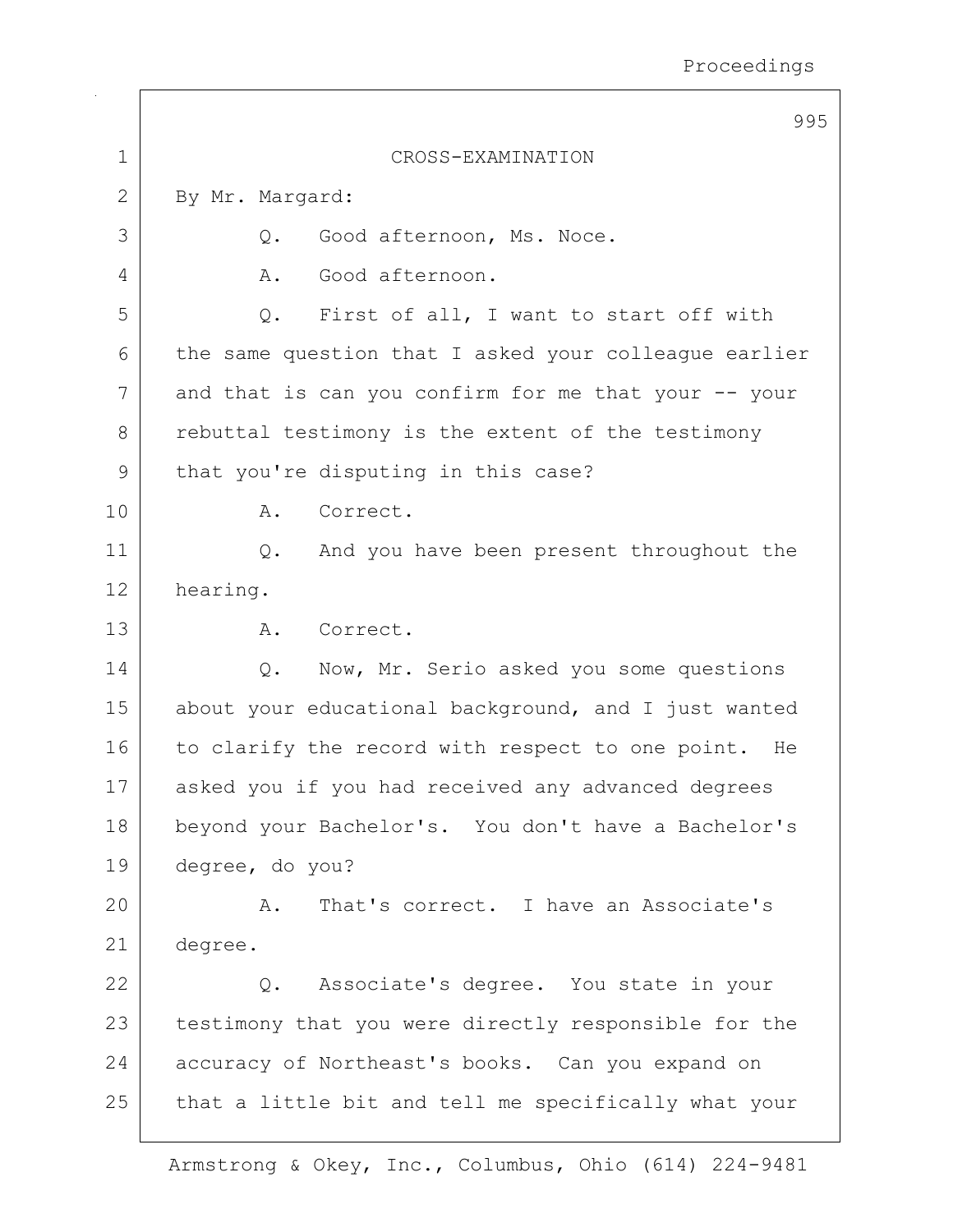CROSS-EXAMINATION

By Mr. Margard:

Q. Good afternoon, Ms. Noce.

A. Good afternoon.

Q. First of all, I want to start off with the same question that I asked your colleague earlier and that is can you confirm for me that your -- your rebuttal testimony is the extent of the testimony that you're disputing in this case?

A. Correct.

Q. And you have been present throughout the hearing.

A. Correct.

Q. Now, Mr. Serio asked you some questions about your educational background, and I just wanted to clarify the record with respect to one point. He asked you if you had received any advanced degrees beyond your Bachelor's. You don't have a Bachelor's degree, do you?

A. That's correct. I have an Associate's degree.

Q. Associate's degree. You state in your testimony that you were directly responsible for the accuracy of Northeast's books. Can you expand on that a little bit and tell me specifically what your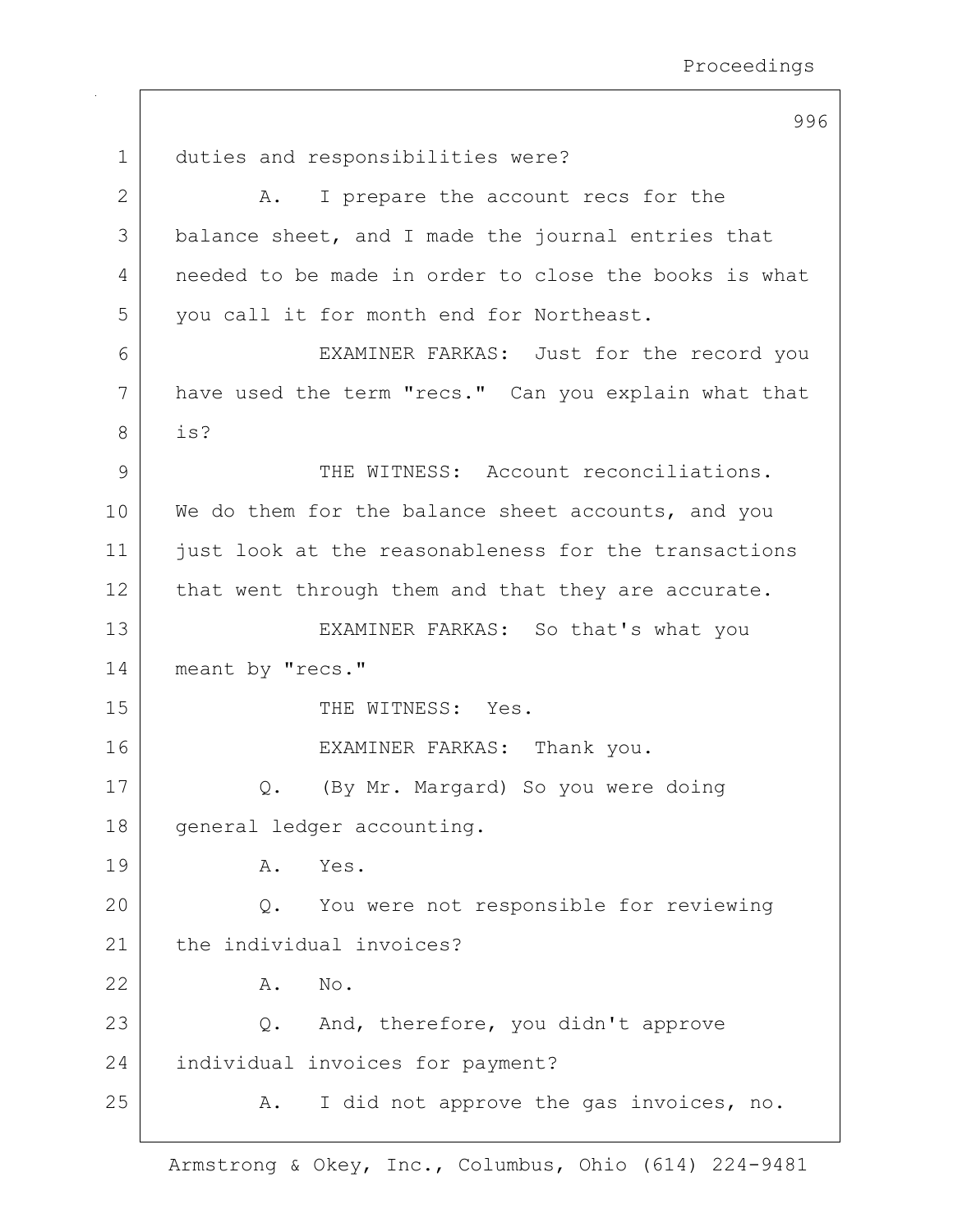duties and responsibilities were?

A. I prepare the account recs for the balance sheet, and I made the journal entries that needed to be made in order to close the books is what you call it for month end for Northeast.

EXAMINER FARKAS: Just for the record you have used the term "recs." Can you explain what that is?

THE WITNESS: Account reconciliations. We do them for the balance sheet accounts, and you just look at the reasonableness for the transactions that went through them and that they are accurate.

EXAMINER FARKAS: So that's what you meant by "recs."

THE WITNESS: Yes.

EXAMINER FARKAS: Thank you.

Q. (By Mr. Margard) So you were doing general ledger accounting.

A. Yes.

Q. You were not responsible for reviewing the individual invoices?

A. No.

Q. And, therefore, you didn't approve individual invoices for payment?

A. I did not approve the gas invoices, no.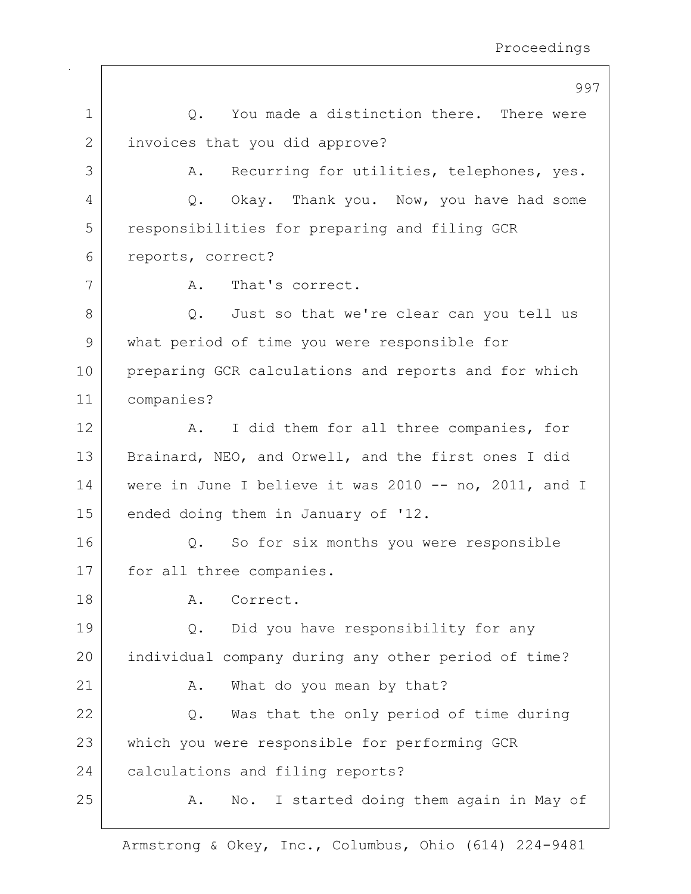Q. You made a distinction there. There were invoices that you did approve?

A. Recurring for utilities, telephones, yes.

Q. Okay. Thank you. Now, you have had some responsibilities for preparing and filing GCR reports, correct?

A. That's correct.

Q. Just so that we're clear can you tell us what period of time you were responsible for preparing GCR calculations and reports and for which companies?

A. I did them for all three companies, for Brainard, NEO, and Orwell, and the first ones I did were in June I believe it was 2010 -- no, 2011, and I ended doing them in January of '12.

Q. So for six months you were responsible for all three companies.

A. Correct.

Q. Did you have responsibility for any individual company during any other period of time?

A. What do you mean by that?

Q. Was that the only period of time during which you were responsible for performing GCR calculations and filing reports?

A. No. I started doing them again in May of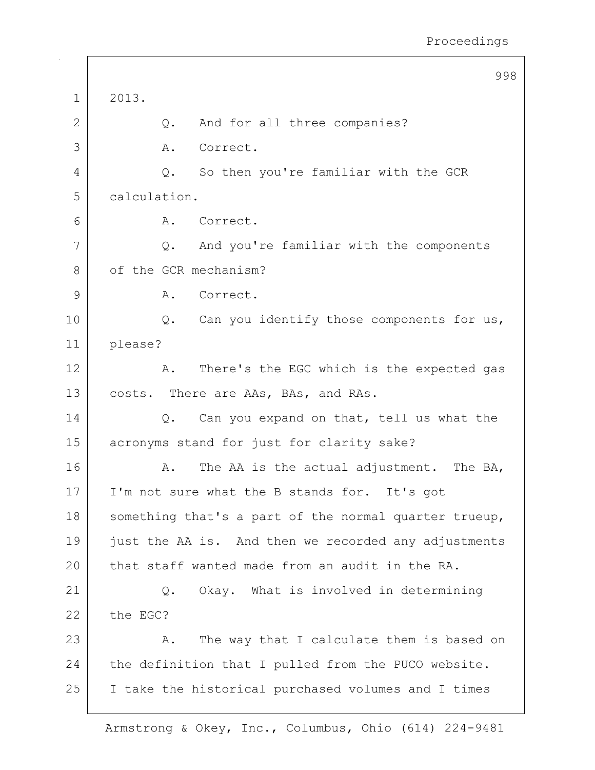2013.

Q. And for all three companies?

A. Correct.

Q. So then you're familiar with the GCR calculation.

A. Correct.

Q. And you're familiar with the components of the GCR mechanism?

A. Correct.

Q. Can you identify those components for us, please?

A. There's the EGC which is the expected gas costs. There are AAs, BAs, and RAs.

Q. Can you expand on that, tell us what the acronyms stand for just for clarity sake?

A. The AA is the actual adjustment. The BA, I'm not sure what the B stands for. It's got something that's a part of the normal quarter trueup, just the AA is. And then we recorded any adjustments that staff wanted made from an audit in the RA.

Q. Okay. What is involved in determining the EGC?

A. The way that I calculate them is based on the definition that I pulled from the PUCO website. I take the historical purchased volumes and I times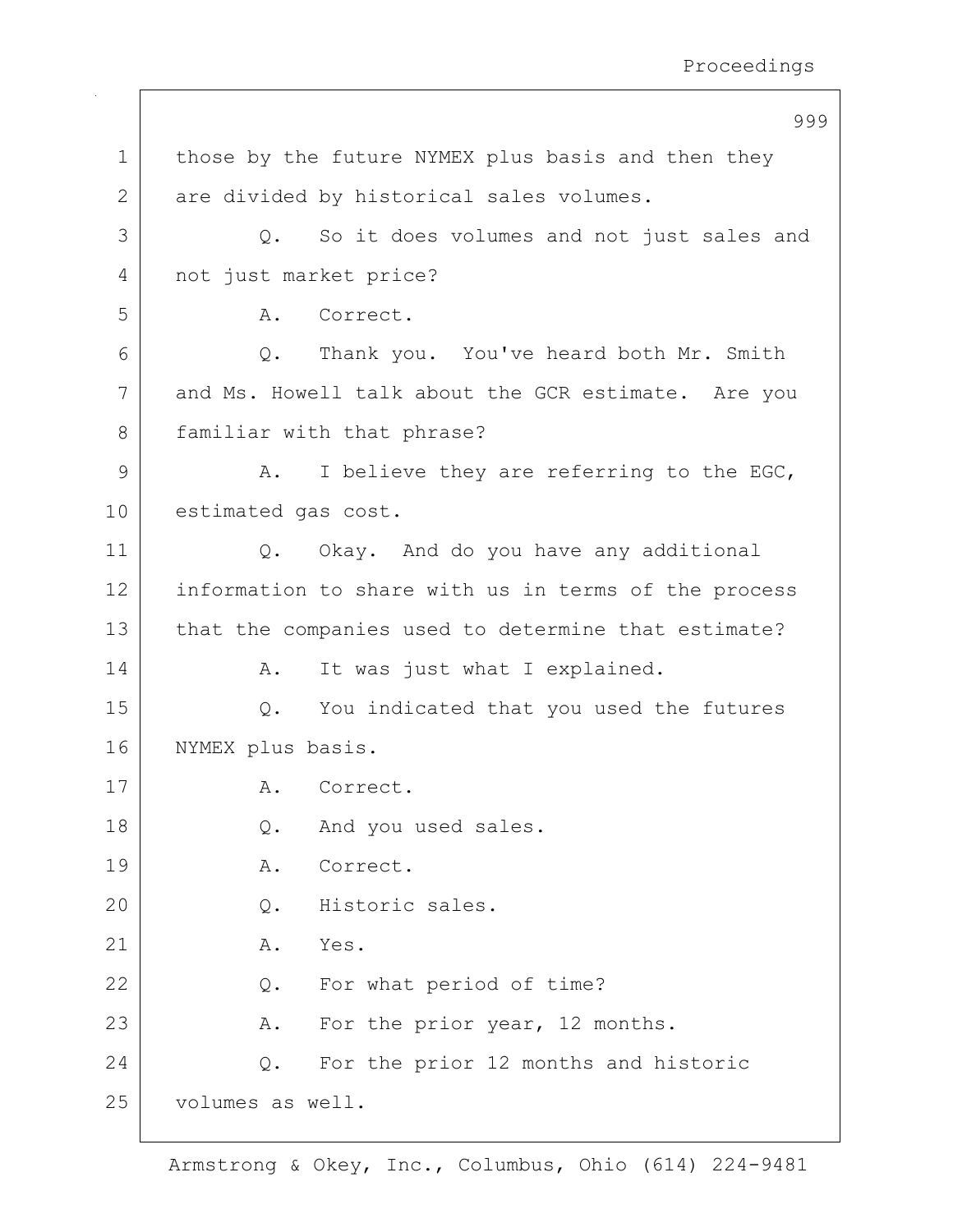those by the future NYMEX plus basis and then they are divided by historical sales volumes.

Q. So it does volumes and not just sales and not just market price?

A. Correct.

Q. Thank you. You've heard both Mr. Smith and Ms. Howell talk about the GCR estimate. Are you familiar with that phrase?

A. I believe they are referring to the EGC, estimated gas cost.

Q. Okay. And do you have any additional information to share with us in terms of the process that the companies used to determine that estimate?

A. It was just what I explained.

Q. You indicated that you used the futures NYMEX plus basis.

A. Correct.

Q. And you used sales.

A. Correct.

Q. Historic sales.

A. Yes.

Q. For what period of time?

A. For the prior year, 12 months.

Q. For the prior 12 months and historic volumes as well.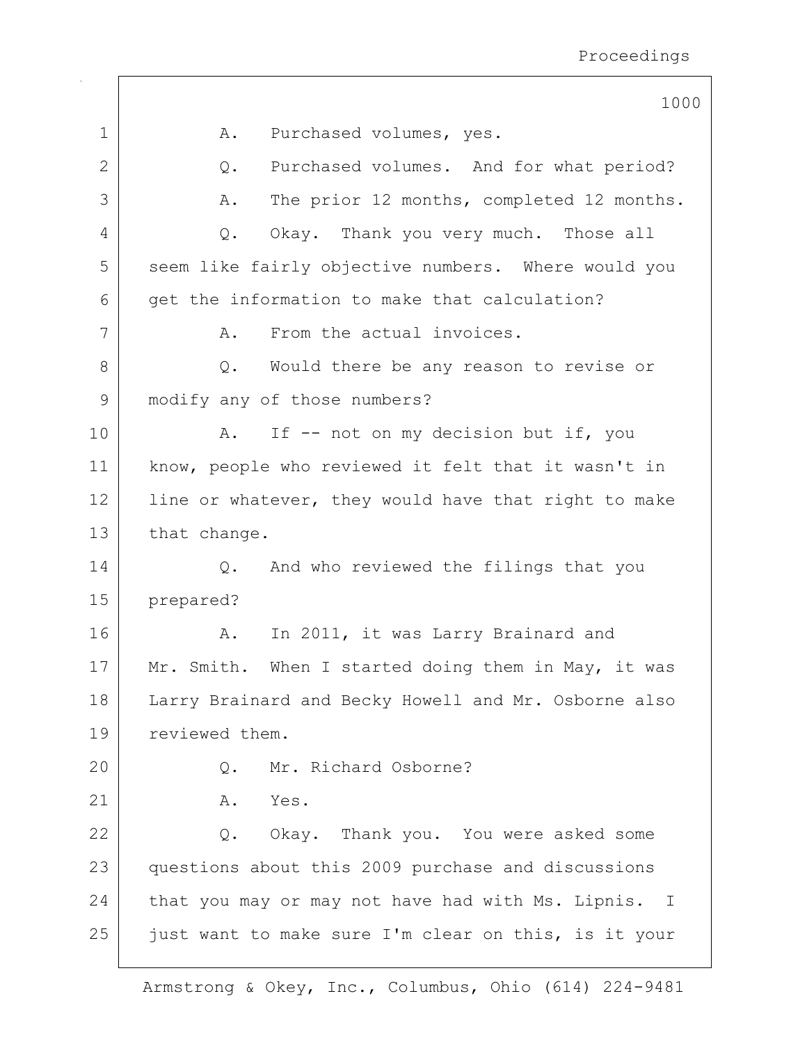A. Purchased volumes, yes.

Q. Purchased volumes. And for what period?

A. The prior 12 months, completed 12 months.

Q. Okay. Thank you very much. Those all seem like fairly objective numbers. Where would you get the information to make that calculation?

A. From the actual invoices.

Q. Would there be any reason to revise or modify any of those numbers?

A. If -- not on my decision but if, you know, people who reviewed it felt that it wasn't in line or whatever, they would have that right to make that change.

Q. And who reviewed the filings that you prepared?

A. In 2011, it was Larry Brainard and Mr. Smith. When I started doing them in May, it was Larry Brainard and Becky Howell and Mr. Osborne also reviewed them.

Q. Mr. Richard Osborne?

A. Yes.

Q. Okay. Thank you. You were asked some questions about this 2009 purchase and discussions that you may or may not have had with Ms. Lipnis. I just want to make sure I'm clear on this, is it your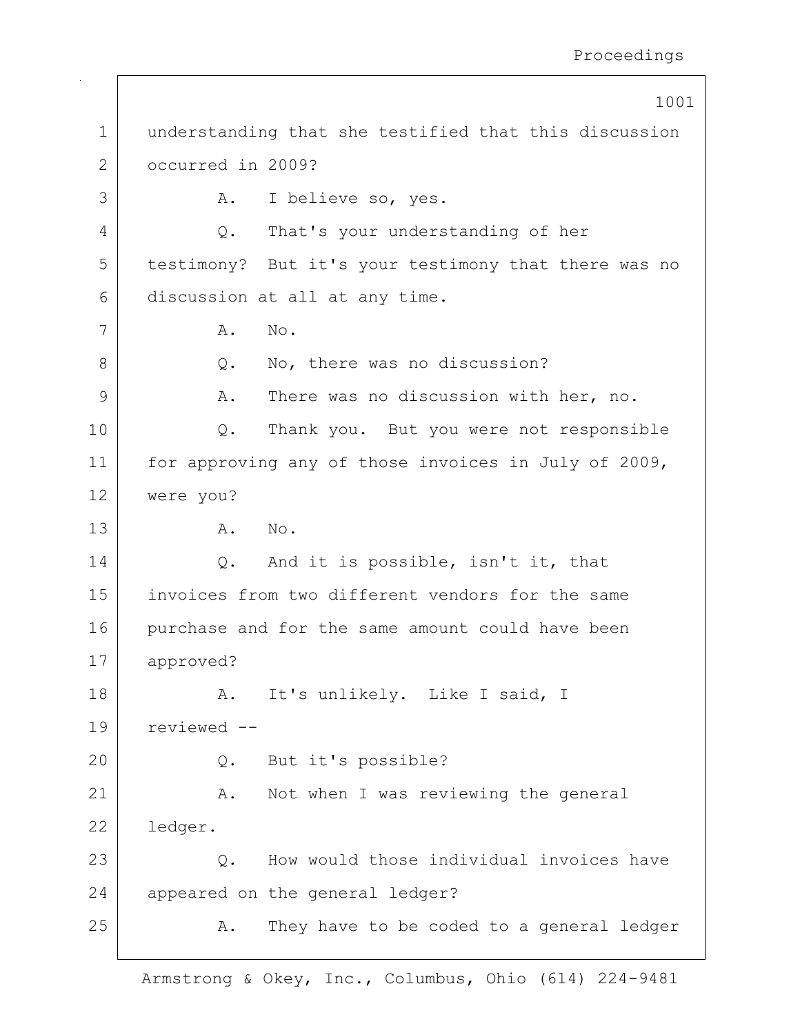understanding that she testified that this discussion occurred in 2009?

A. I believe so, yes.

Q. That's your understanding of her testimony? But it's your testimony that there was no discussion at all at any time.

A. No.

Q. No, there was no discussion?

A. There was no discussion with her, no.

Q. Thank you. But you were not responsible for approving any of those invoices in July of 2009, were you?

A. No.

Q. And it is possible, isn't it, that invoices from two different vendors for the same purchase and for the same amount could have been approved?

A. It's unlikely. Like I said, I reviewed --

Q. But it's possible?

A. Not when I was reviewing the general ledger.

Q. How would those individual invoices have appeared on the general ledger?

A. They have to be coded to a general ledger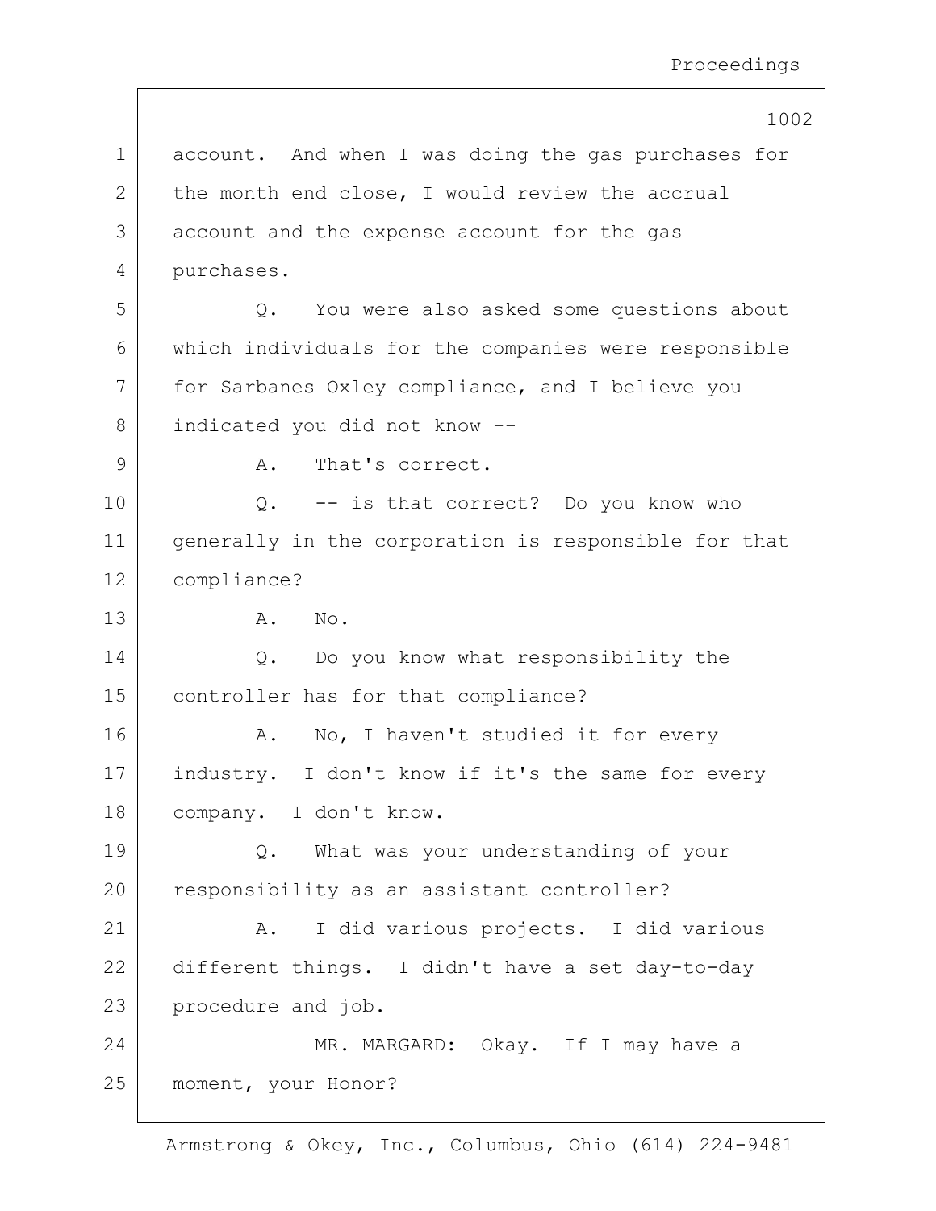account. And when I was doing the gas purchases for the month end close, I would review the accrual account and the expense account for the gas purchases.

Q. You were also asked some questions about which individuals for the companies were responsible for Sarbanes Oxley compliance, and I believe you indicated you did not know --

A. That's correct.

Q. -- is that correct? Do you know who generally in the corporation is responsible for that compliance?

A. No.

Q. Do you know what responsibility the controller has for that compliance?

A. No, I haven't studied it for every industry. I don't know if it's the same for every company. I don't know.

Q. What was your understanding of your responsibility as an assistant controller?

A. I did various projects. I did various different things. I didn't have a set day-to-day procedure and job.

MR. MARGARD: Okay. If I may have a moment, your Honor?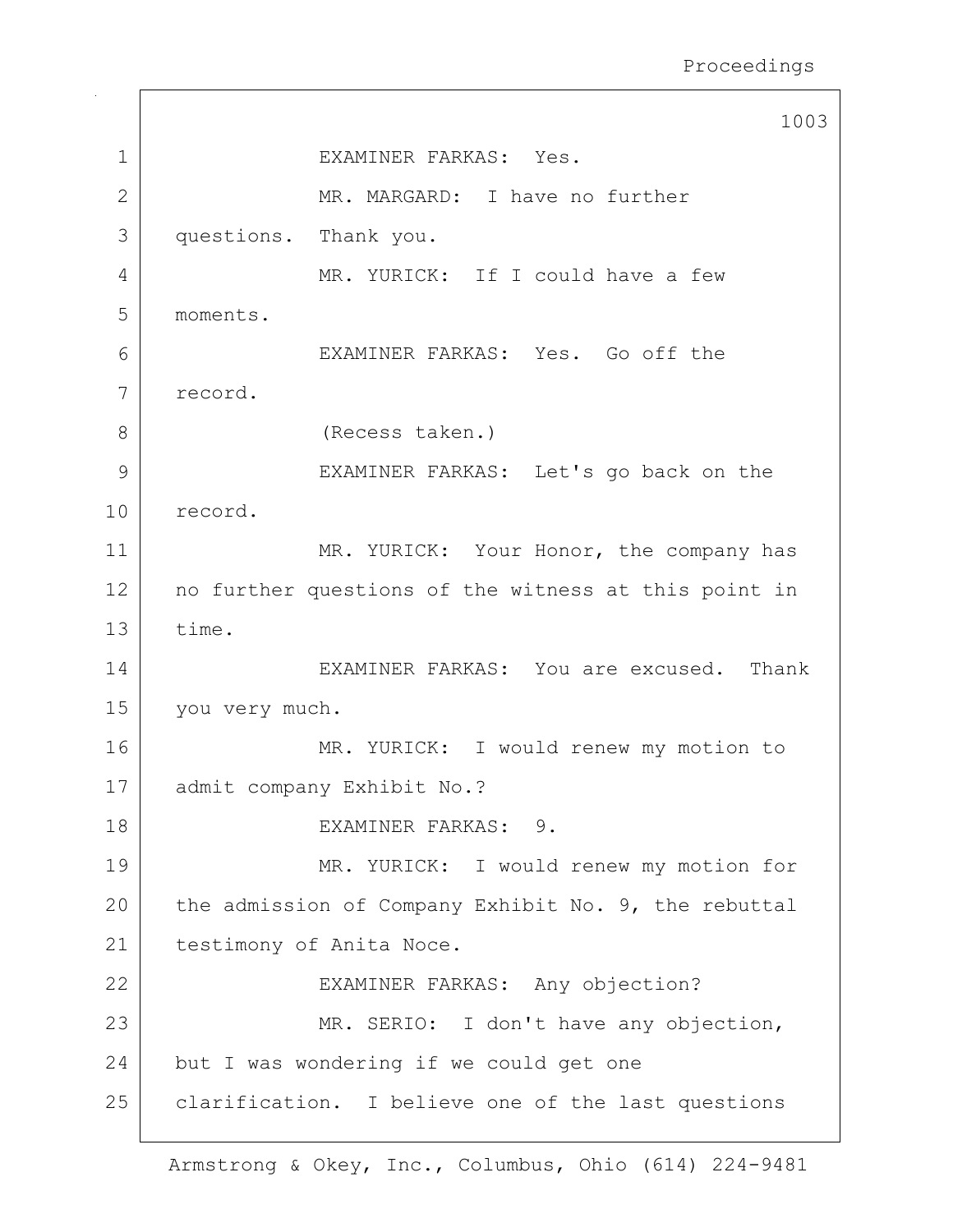EXAMINER FARKAS: Yes.

MR. MARGARD: I have no further questions. Thank you.

MR. YURICK: If I could have a few moments.

EXAMINER FARKAS: Yes. Go off the record.

(Recess taken.)

EXAMINER FARKAS: Let's go back on the record.

MR. YURICK: Your Honor, the company has no further questions of the witness at this point in time.

EXAMINER FARKAS: You are excused. Thank you very much.

MR. YURICK: I would renew my motion to admit company Exhibit No.?

EXAMINER FARKAS: 9.

MR. YURICK: I would renew my motion for the admission of Company Exhibit No. 9, the rebuttal testimony of Anita Noce.

EXAMINER FARKAS: Any objection?

MR. SERIO: I don't have any objection, but I was wondering if we could get one clarification. I believe one of the last questions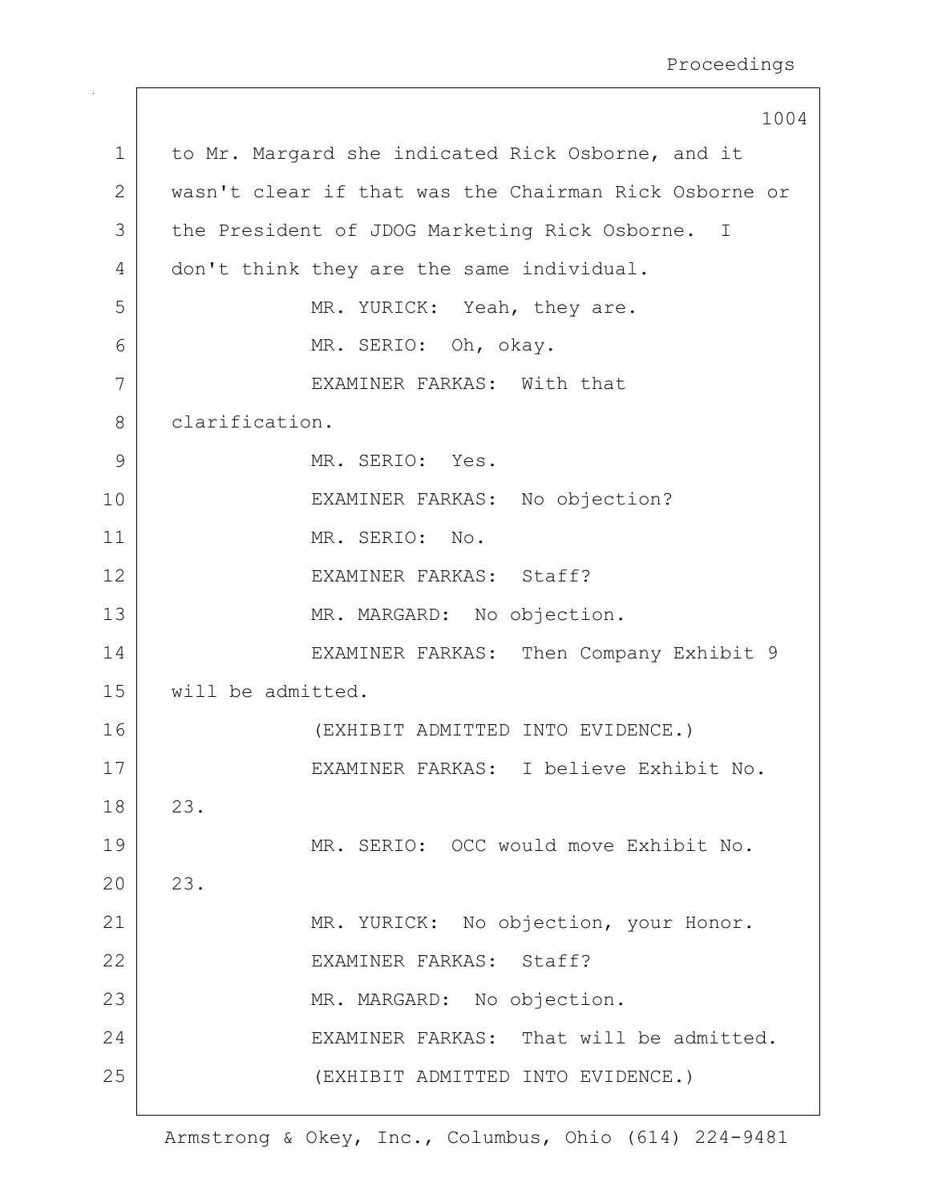to Mr. Margard she indicated Rick Osborne, and it wasn't clear if that was the Chairman Rick Osborne or the President of JDOG Marketing Rick Osborne. I don't think they are the same individual.

MR. YURICK: Yeah, they are.

MR. SERIO: Oh, okay.

EXAMINER FARKAS: With that clarification.

MR. SERIO: Yes.

EXAMINER FARKAS: No objection?

MR. SERIO: No.

EXAMINER FARKAS: Staff?

MR. MARGARD: No objection.

EXAMINER FARKAS: Then Company Exhibit 9 will be admitted.

(EXHIBIT ADMITTED INTO EVIDENCE.)

EXAMINER FARKAS: I believe Exhibit No. 23.

MR. SERIO: OCC would move Exhibit No. 23.

MR. YURICK: No objection, your Honor.

EXAMINER FARKAS: Staff?

MR. MARGARD: No objection.

EXAMINER FARKAS: That will be admitted.

(EXHIBIT ADMITTED INTO EVIDENCE.)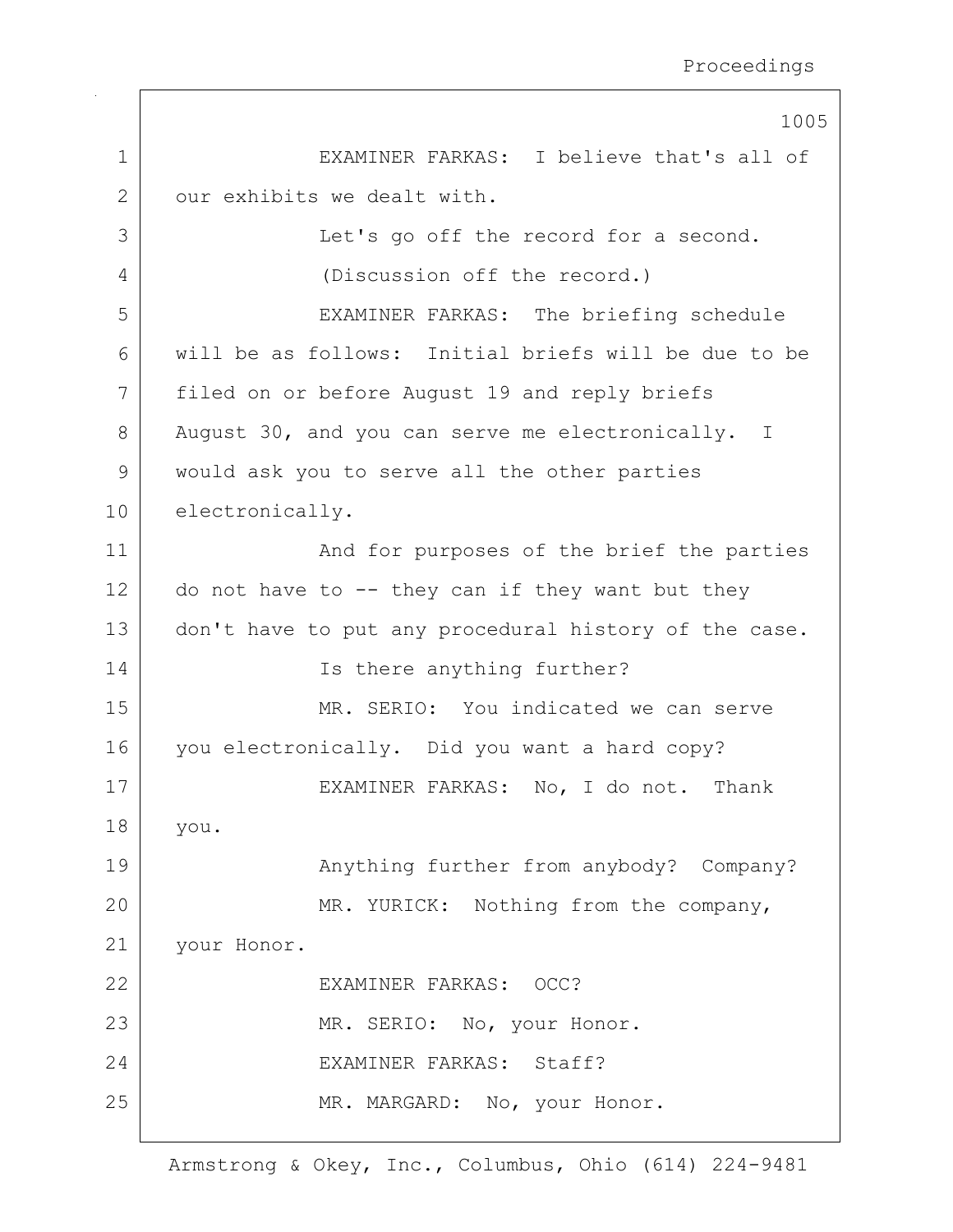EXAMINER FARKAS: I believe that's all of our exhibits we dealt with.

Let's go off the record for a second.

(Discussion off the record.)

EXAMINER FARKAS: The briefing schedule will be as follows: Initial briefs will be due to be filed on or before August 19 and reply briefs August 30, and you can serve me electronically. I would ask you to serve all the other parties electronically.

And for purposes of the brief the parties do not have to -- they can if they want but they don't have to put any procedural history of the case.

Is there anything further?

MR. SERIO: You indicated we can serve you electronically. Did you want a hard copy?

EXAMINER FARKAS: No, I do not. Thank you.

Anything further from anybody? Company?

MR. YURICK: Nothing from the company, your Honor.

EXAMINER FARKAS: OCC?

MR. SERIO: No, your Honor.

EXAMINER FARKAS: Staff?

MR. MARGARD: No, your Honor.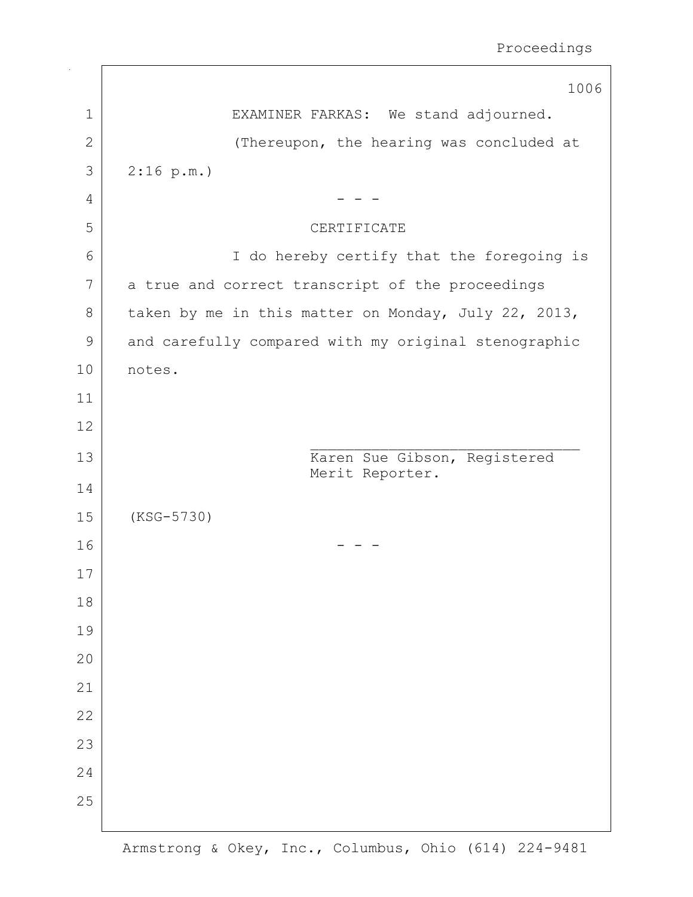EXAMINER FARKAS: We stand adjourned.

(Thereupon, the hearing was concluded at 2:16 p.m.)

\- - -

CERTIFICATE

I do hereby certify that the foregoing is a true and correct transcript of the proceedings taken by me in this matter on Monday, July 22, 2013, and carefully compared with my original stenographic notes.

\_\_\_\_\_\_\_\_\_\_\_\_\_\_\_\_\_\_\_\_\_\_\_\_\_\_\_\_\_\_\_\_
Karen Sue Gibson, Registered Merit Reporter.

(KSG-5730)

\- - -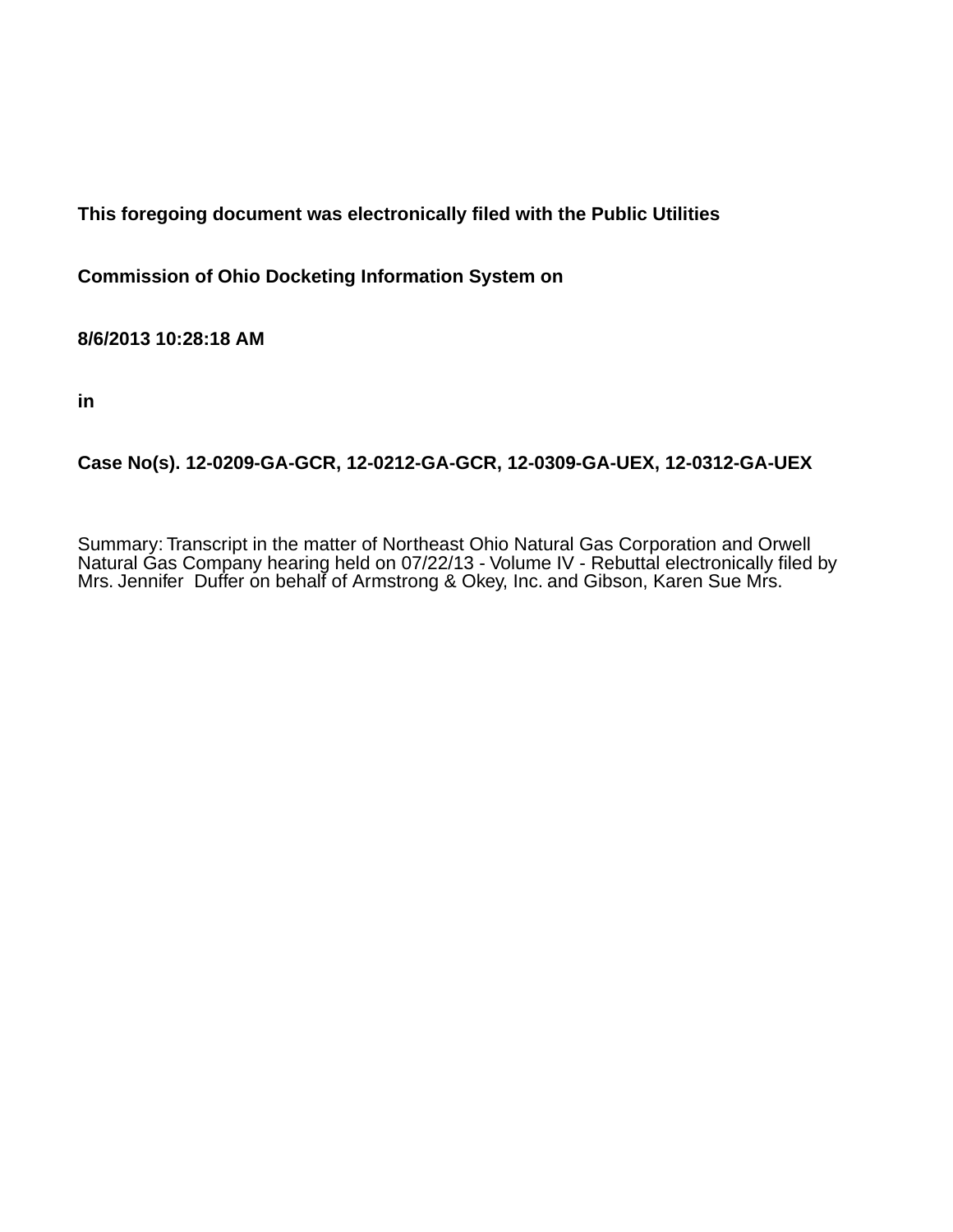**This foregoing document was electronically filed with the Public Utilities**

**Commission of Ohio Docketing Information System on**

**8/6/2013 10:28:18 AM**

**in**

**Case No(s). 12-0209-GA-GCR, 12-0212-GA-GCR, 12-0309-GA-UEX, 12-0312-GA-UEX**

Summary: Transcript in the matter of Northeast Ohio Natural Gas Corporation and Orwell Natural Gas Company hearing held on 07/22/13 - Volume IV - Rebuttal electronically filed by Mrs. Jennifer Duffer on behalf of Armstrong & Okey, Inc. and Gibson, Karen Sue Mrs.